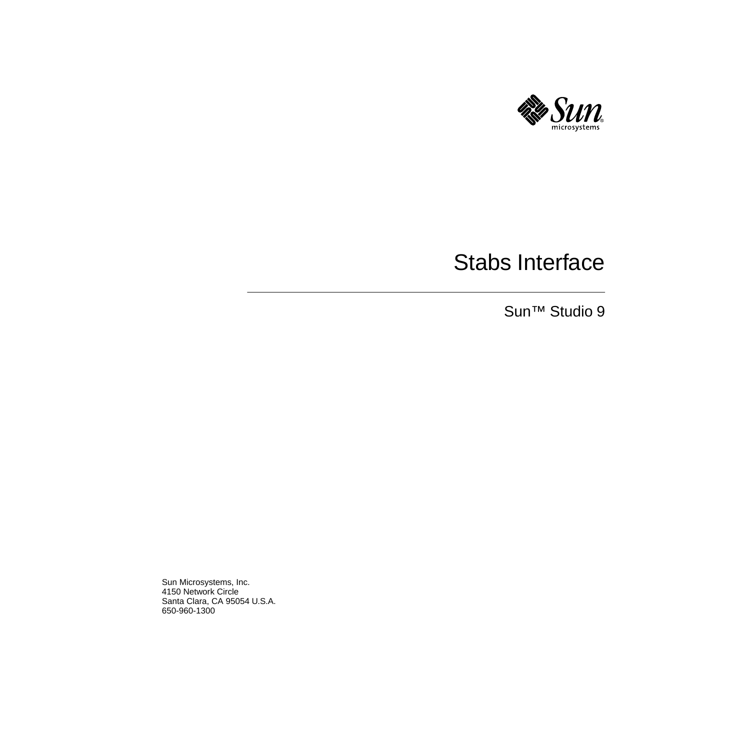# Stabs Interface

Sun™ Studio 9

Sun Microsystems, Inc.
4150 Network Circle
Santa Clara, CA 95054 U.S.A.
650-960-1300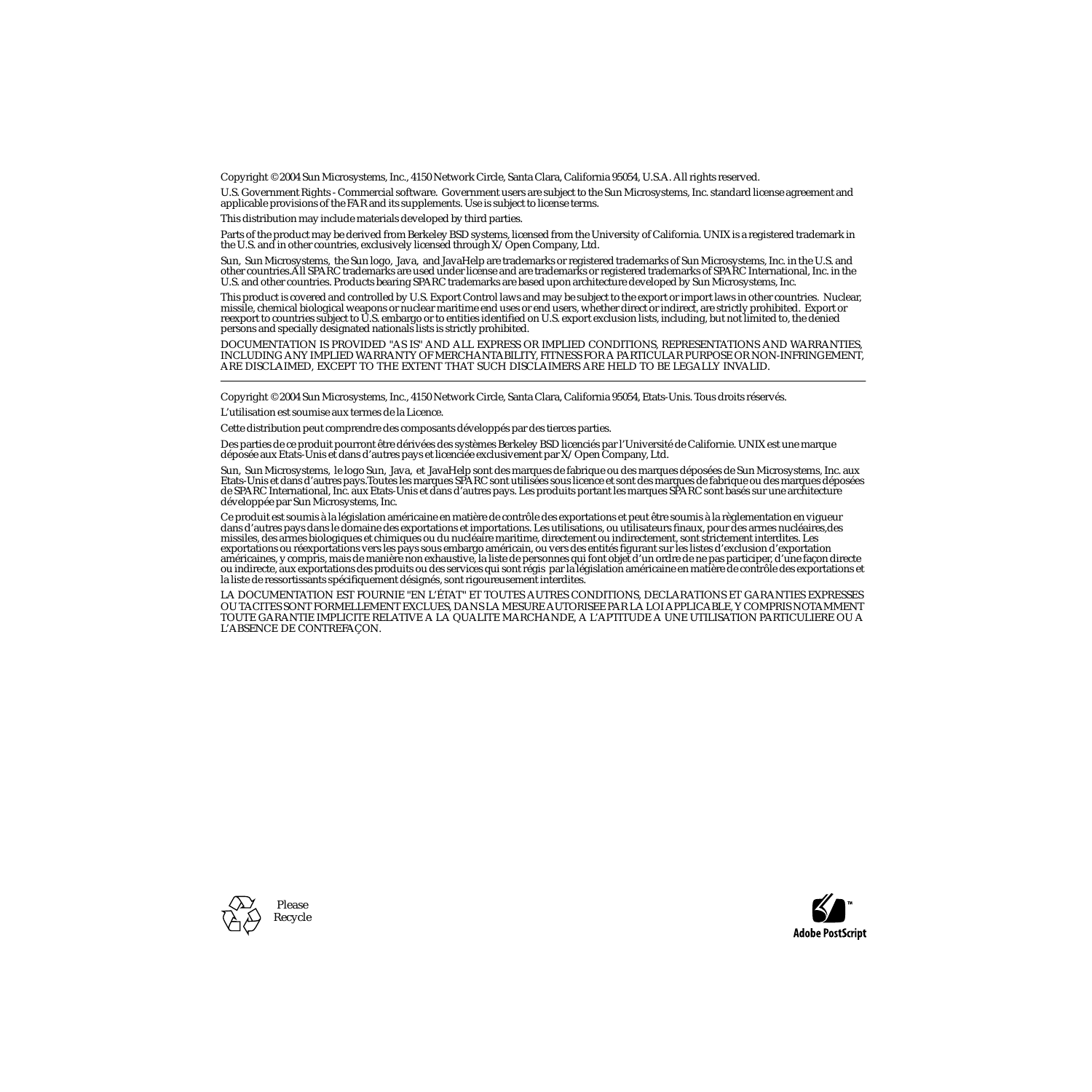Copyright © 2004 Sun Microsystems, Inc., 4150 Network Circle, Santa Clara, California 95054, U.S.A. All rights reserved.

U.S. Government Rights - Commercial software. Government users are subject to the Sun Microsystems, Inc. standard license agreement and applicable provisions of the FAR and its supplements. Use is subject to license terms.

This distribution may include materials developed by third parties.

Parts of the product may be derived from Berkeley BSD systems, licensed from the University of California. UNIX is a registered trademark in the U.S. and in other countries, exclusively licensed through X/Open Company, Ltd.

Sun, Sun Microsystems, the Sun logo, Java, and JavaHelp are trademarks or registered trademarks of Sun Microsystems, Inc. in the U.S. and other countries.All SPARC trademarks are used under license and are trademarks or registered trademarks of SPARC International, Inc. in the U.S. and other countries. Products bearing SPARC trademarks are based upon architecture developed by Sun Microsystems, Inc.

This product is covered and controlled by U.S. Export Control laws and may be subject to the export or import laws in other countries. Nuclear, missile, chemical biological weapons or nuclear maritime end uses or end users, whether direct or indirect, are strictly prohibited. Export or reexport to countries subject to U.S. embargo or to entities identified on U.S. export exclusion lists, including, but not limited to, the denied persons and specially designated nationals lists is strictly prohibited.

DOCUMENTATION IS PROVIDED "AS IS" AND ALL EXPRESS OR IMPLIED CONDITIONS, REPRESENTATIONS AND WARRANTIES, INCLUDING ANY IMPLIED WARRANTY OF MERCHANTABILITY, FITNESS FOR A PARTICULAR PURPOSE OR NON-INFRINGEMENT, ARE DISCLAIMED, EXCEPT TO THE EXTENT THAT SUCH DISCLAIMERS ARE HELD TO BE LEGALLY INVALID.

---

Copyright © 2004 Sun Microsystems, Inc., 4150 Network Circle, Santa Clara, California 95054, Etats-Unis. Tous droits réservés.

L'utilisation est soumise aux termes de la Licence.

Cette distribution peut comprendre des composants développés par des tierces parties.

Des parties de ce produit pourront être dérivées des systèmes Berkeley BSD licenciés par l'Université de Californie. UNIX est une marque déposée aux Etats-Unis et dans d'autres pays et licenciée exclusivement par X/Open Company, Ltd.

Sun, Sun Microsystems, le logo Sun, Java, et JavaHelp sont des marques de fabrique ou des marques déposées de Sun Microsystems, Inc. aux Etats-Unis et dans d'autres pays.Toutes les marques SPARC sont utilisées sous licence et sont des marques de fabrique ou des marques déposées de SPARC International, Inc. aux Etats-Unis et dans d'autres pays. Les produits portant les marques SPARC sont basés sur une architecture développée par Sun Microsystems, Inc.

Ce produit est soumis à la législation américaine en matière de contrôle des exportations et peut être soumis à la règlementation en vigueur dans d'autres pays dans le domaine des exportations et importations. Les utilisations, ou utilisateurs finaux, pour des armes nucléaires,des missiles, des armes biologiques et chimiques ou du nucléaire maritime, directement ou indirectement, sont strictement interdites. Les exportations ou réexportations vers les pays sous embargo américain, ou vers des entités figurant sur les listes d'exclusion d'exportation américaines, y compris, mais de manière non exhaustive, la liste de personnes qui font objet d'un ordre de ne pas participer, d'une façon directe ou indirecte, aux exportations des produits ou des services qui sont régis par la législation américaine en matière de contrôle des exportations et la liste de ressortissants spécifiquement désignés, sont rigoureusement interdites.

LA DOCUMENTATION EST FOURNIE "EN L'ÉTAT" ET TOUTES AUTRES CONDITIONS, DECLARATIONS ET GARANTIES EXPRESSES OU TACITES SONT FORMELLEMENT EXCLUES, DANS LA MESURE AUTORISEE PAR LA LOI APPLICABLE, Y COMPRIS NOTAMMENT TOUTE GARANTIE IMPLICITE RELATIVE A LA QUALITE MARCHANDE, A L'APTITUDE A UNE UTILISATION PARTICULIERE OU A L'ABSENCE DE CONTREFAÇON.

Please Recycle

Adobe PostScript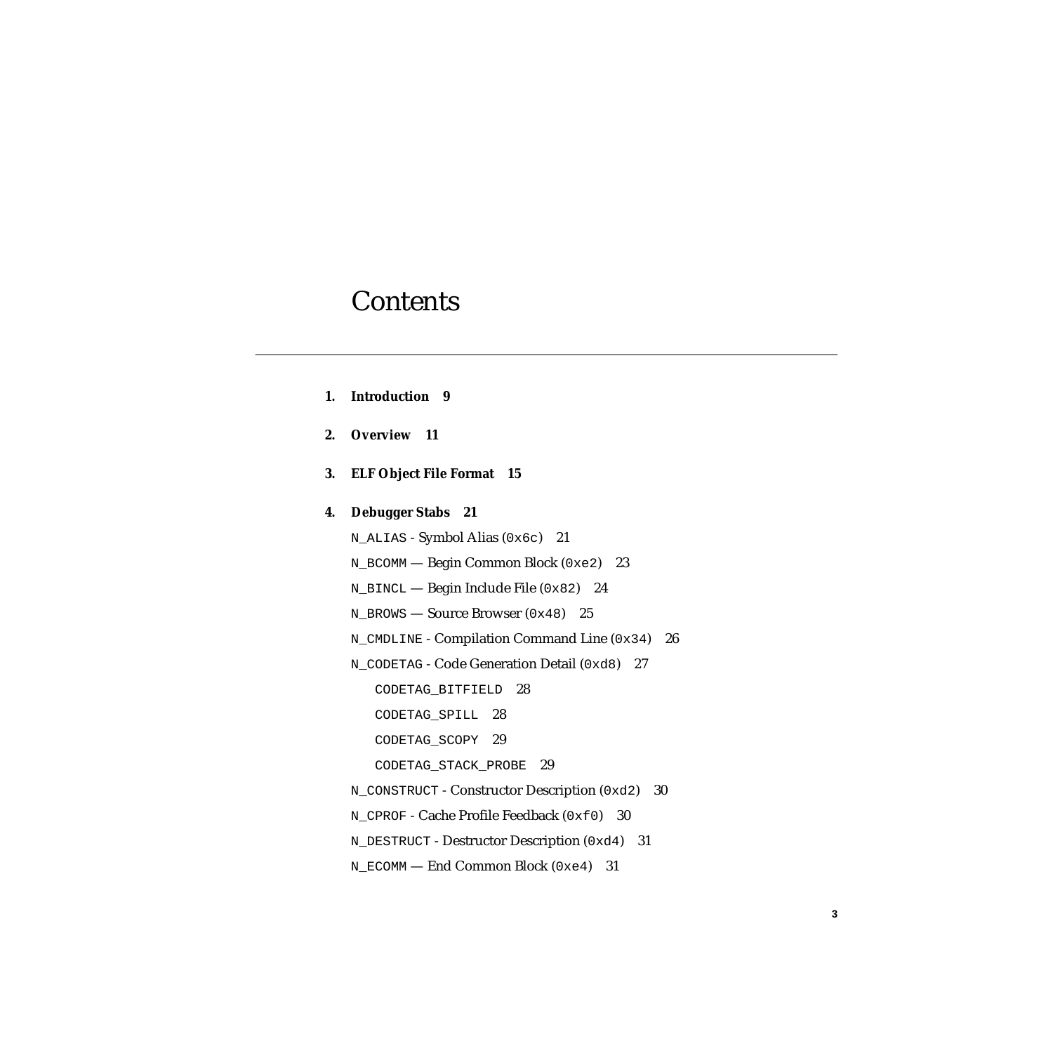# Contents

**1. Introduction 9**

**2. Overview 11**

**3. ELF Object File Format 15**

**4. Debugger Stabs 21**

`N_ALIAS` - Symbol Alias (`0x6c`) 21

`N_BCOMM` — Begin Common Block (`0xe2`) 23

`N_BINCL` — Begin Include File (`0x82`) 24

`N_BROWS` — Source Browser (`0x48`) 25

`N_CMDLINE` - Compilation Command Line (`0x34`) 26

`N_CODETAG` - Code Generation Detail (`0xd8`) 27

- `CODETAG_BITFIELD` 28
- `CODETAG_SPILL` 28
- `CODETAG_SCOPY` 29
- `CODETAG_STACK_PROBE` 29

`N_CONSTRUCT` - Constructor Description (`0xd2`) 30

`N_CPROF` - Cache Profile Feedback (`0xf0`) 30

`N_DESTRUCT` - Destructor Description (`0xd4`) 31

`N_ECOMM` — End Common Block (`0xe4`) 31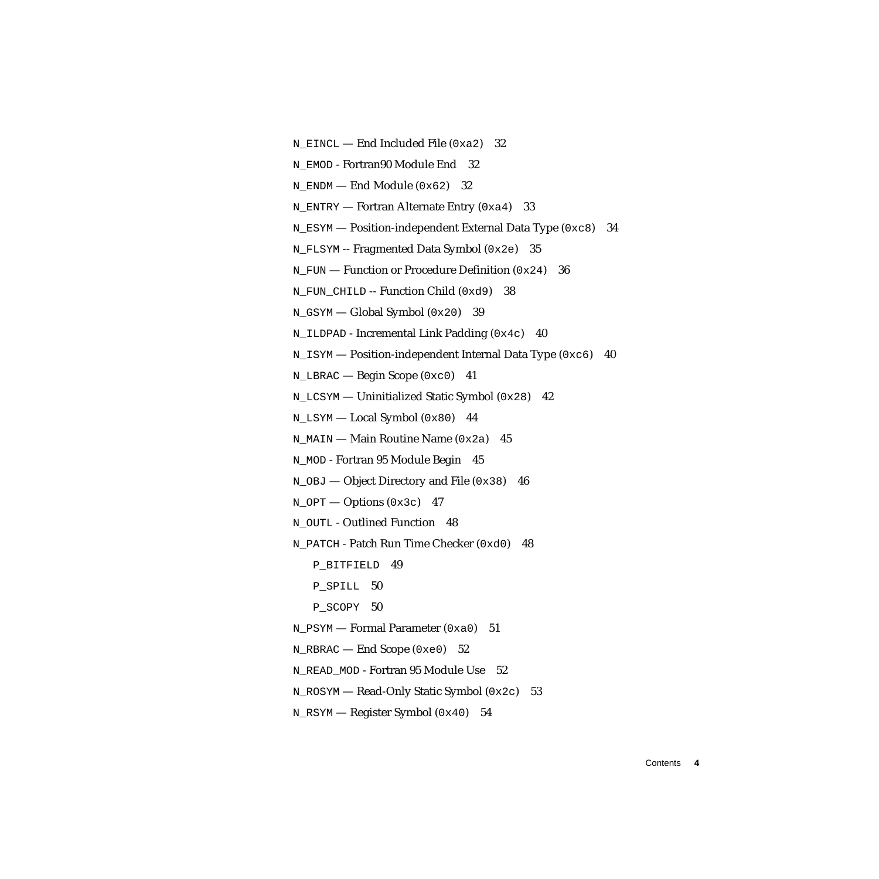N_EINCL — End Included File (0xa2) 32

N_EMOD - Fortran90 Module End 32

N_ENDM — End Module (0x62) 32

N_ENTRY — Fortran Alternate Entry (0xa4) 33

N_ESYM — Position-independent External Data Type (0xc8) 34

N_FLSYM -- Fragmented Data Symbol (0x2e) 35

N_FUN — Function or Procedure Definition (0x24) 36

N_FUN_CHILD -- Function Child (0xd9) 38

N_GSYM — Global Symbol (0x20) 39

N_ILDPAD - Incremental Link Padding (0x4c) 40

N_ISYM — Position-independent Internal Data Type (0xc6) 40

N_LBRAC — Begin Scope (0xc0) 41

N_LCSYM — Uninitialized Static Symbol (0x28) 42

N_LSYM — Local Symbol (0x80) 44

N_MAIN — Main Routine Name (0x2a) 45

N_MOD - Fortran 95 Module Begin 45

N_OBJ — Object Directory and File (0x38) 46

N_OPT — Options (0x3c) 47

N_OUTL - Outlined Function 48

N_PATCH - Patch Run Time Checker (0xd0) 48

- P_BITFIELD 49
- P_SPILL 50
- P_SCOPY 50

N_PSYM — Formal Parameter (0xa0) 51

N_RBRAC — End Scope (0xe0) 52

N_READ_MOD - Fortran 95 Module Use 52

N_ROSYM — Read-Only Static Symbol (0x2c) 53

N_RSYM — Register Symbol (0x40) 54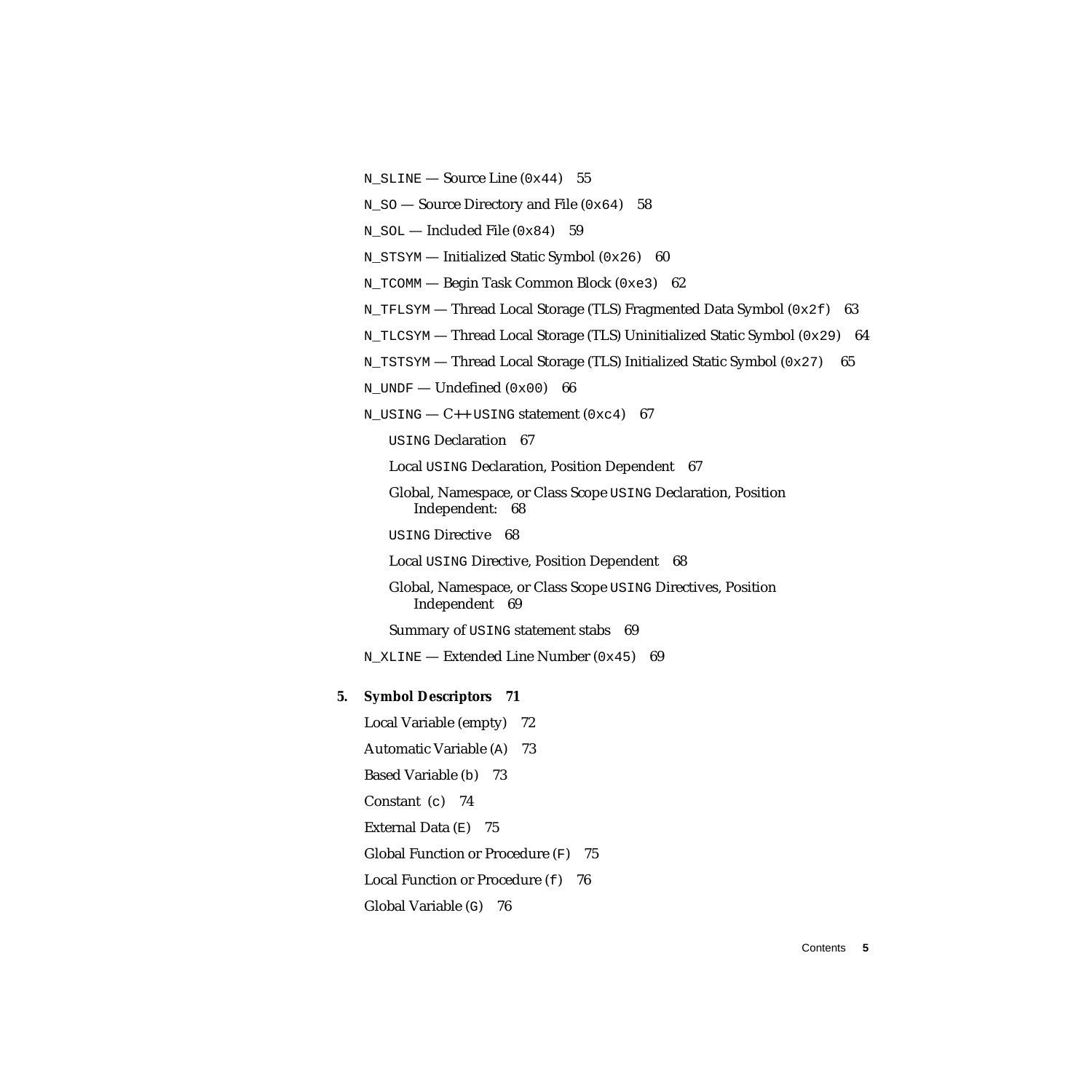- `N_SLINE` — Source Line (`0x44`) 55
- `N_SO` — Source Directory and File (`0x64`) 58
- `N_SOL` — Included File (`0x84`) 59
- `N_STSYM` — Initialized Static Symbol (`0x26`) 60
- `N_TCOMM` — Begin Task Common Block (`0xe3`) 62
- `N_TFLSYM` — Thread Local Storage (TLS) Fragmented Data Symbol (`0x2f`) 63
- `N_TLCSYM` — Thread Local Storage (TLS) Uninitialized Static Symbol (`0x29`) 64
- `N_TSTSYM` — Thread Local Storage (TLS) Initialized Static Symbol (`0x27`) 65
- `N_UNDF` — Undefined (`0x00`) 66
- `N_USING` — C++ `USING` statement (`0xc4`) 67
  - `USING` Declaration 67
  - Local `USING` Declaration, Position Dependent 67
  - Global, Namespace, or Class Scope `USING` Declaration, Position Independent: 68
  - `USING` Directive 68
  - Local `USING` Directive, Position Dependent 68
  - Global, Namespace, or Class Scope `USING` Directives, Position Independent 69
  - Summary of `USING` statement stabs 69
- `N_XLINE` — Extended Line Number (`0x45`) 69

**5. Symbol Descriptors 71**

- Local Variable (empty) 72
- Automatic Variable (`A`) 73
- Based Variable (`b`) 73
- Constant (`c`) 74
- External Data (`E`) 75
- Global Function or Procedure (`F`) 75
- Local Function or Procedure (`f`) 76
- Global Variable (`G`) 76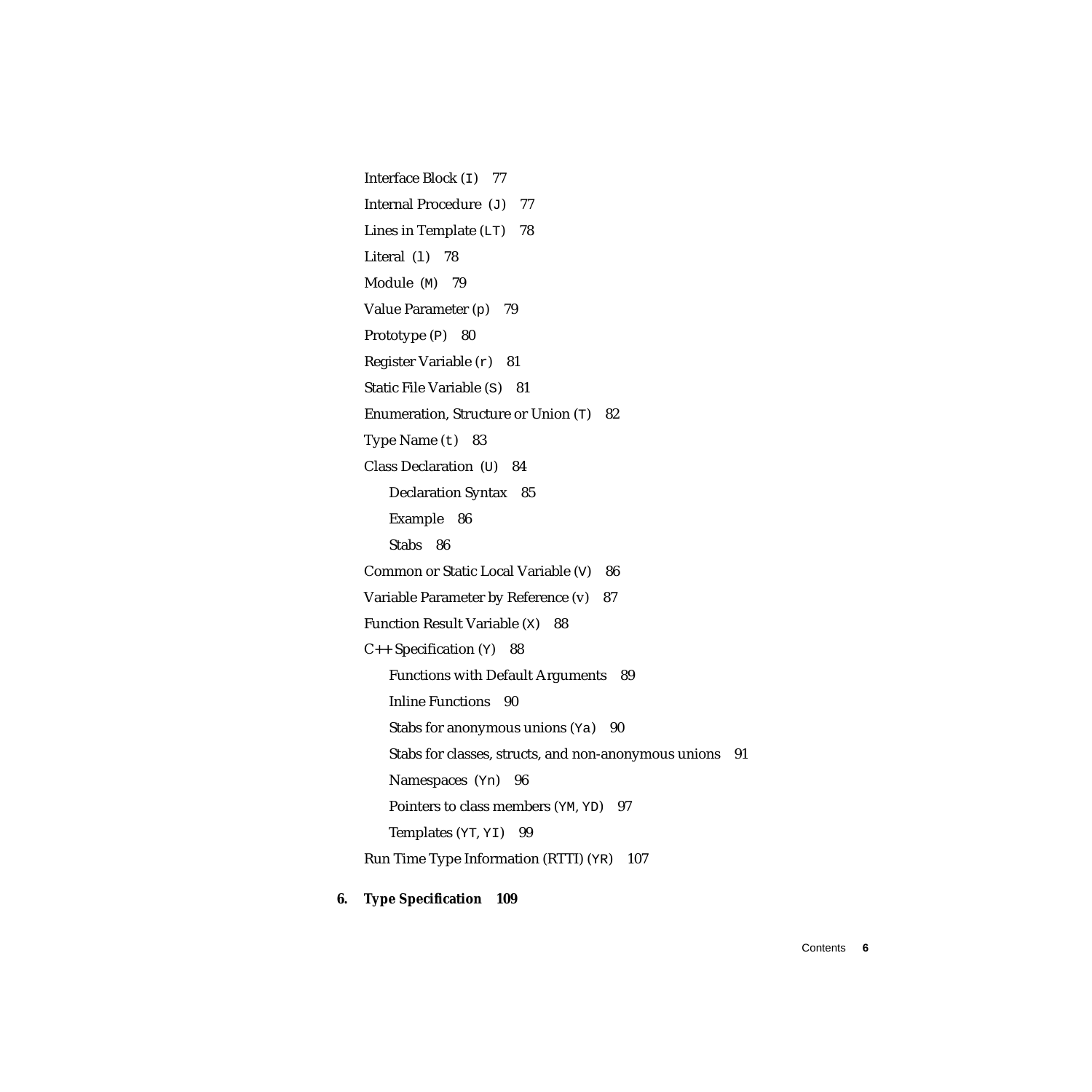Interface Block (`I`) 77

Internal Procedure (`J`) 77

Lines in Template (`LT`) 78

Literal (`l`) 78

Module (`M`) 79

Value Parameter (`p`) 79

Prototype (`P`) 80

Register Variable (`r`) 81

Static File Variable (`S`) 81

Enumeration, Structure or Union (`T`) 82

Type Name (`t`) 83

Class Declaration (`U`) 84

- Declaration Syntax 85
- Example 86
- Stabs 86

Common or Static Local Variable (`V`) 86

Variable Parameter by Reference (`v`) 87

Function Result Variable (`X`) 88

C++ Specification (`Y`) 88

- Functions with Default Arguments 89
- Inline Functions 90
- Stabs for anonymous unions (`Ya`) 90
- Stabs for classes, structs, and non-anonymous unions 91
- Namespaces (`Yn`) 96
- Pointers to class members (`YM`, `YD`) 97
- Templates (`YT`, `YI`) 99

Run Time Type Information (RTTI) (`YR`) 107

**6. Type Specification 109**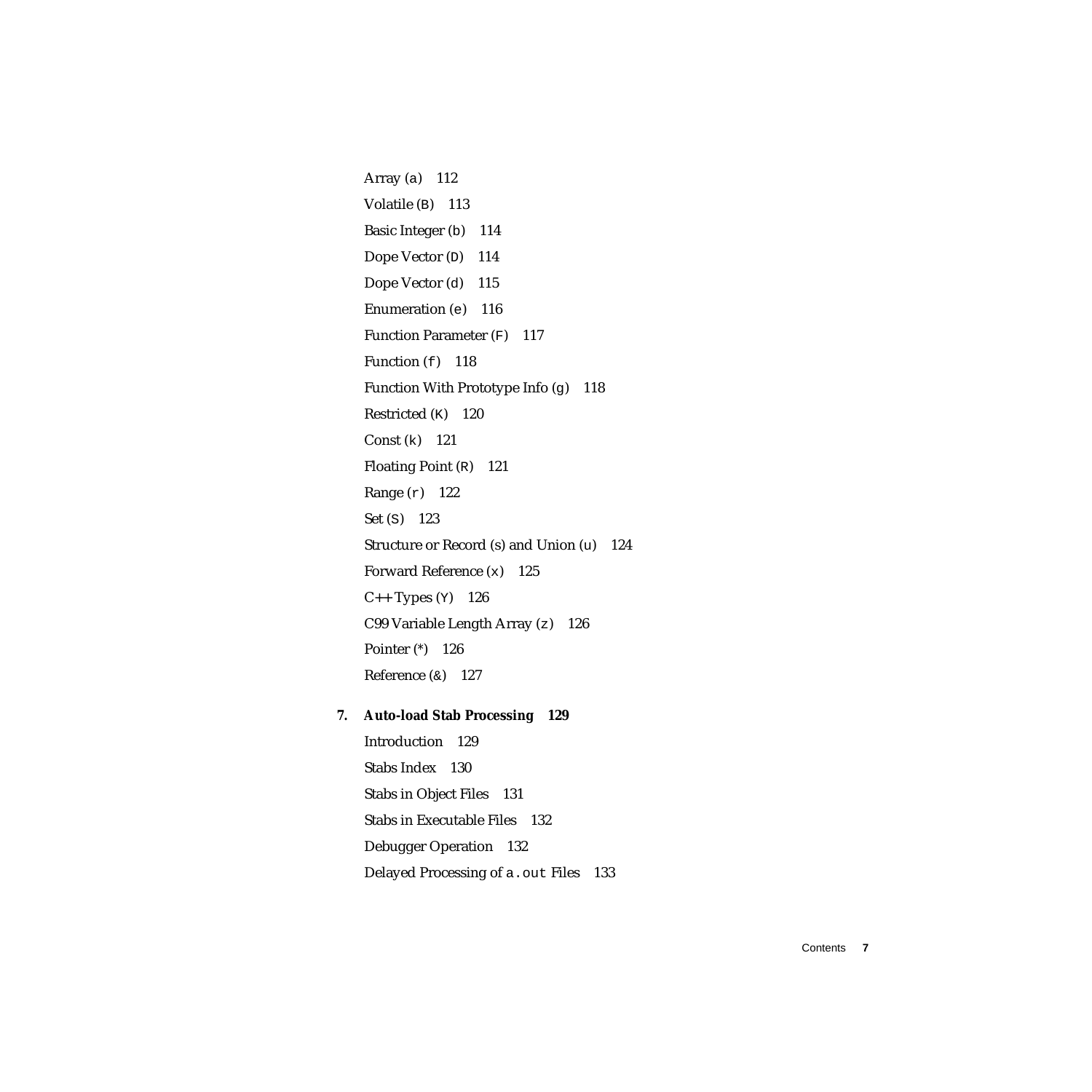Array (a) 112

Volatile (B) 113

Basic Integer (b) 114

Dope Vector (D) 114

Dope Vector (d) 115

Enumeration (e) 116

Function Parameter (F) 117

Function (f) 118

Function With Prototype Info (g) 118

Restricted (K) 120

Const (k) 121

Floating Point (R) 121

Range (r) 122

Set (S) 123

Structure or Record (s) and Union (u) 124

Forward Reference (x) 125

C++ Types (Y) 126

C99 Variable Length Array (z) 126

Pointer (*) 126

Reference (&) 127

**7. Auto-load Stab Processing 129**

Introduction 129

Stabs Index 130

Stabs in Object Files 131

Stabs in Executable Files 132

Debugger Operation 132

Delayed Processing of a.out Files 133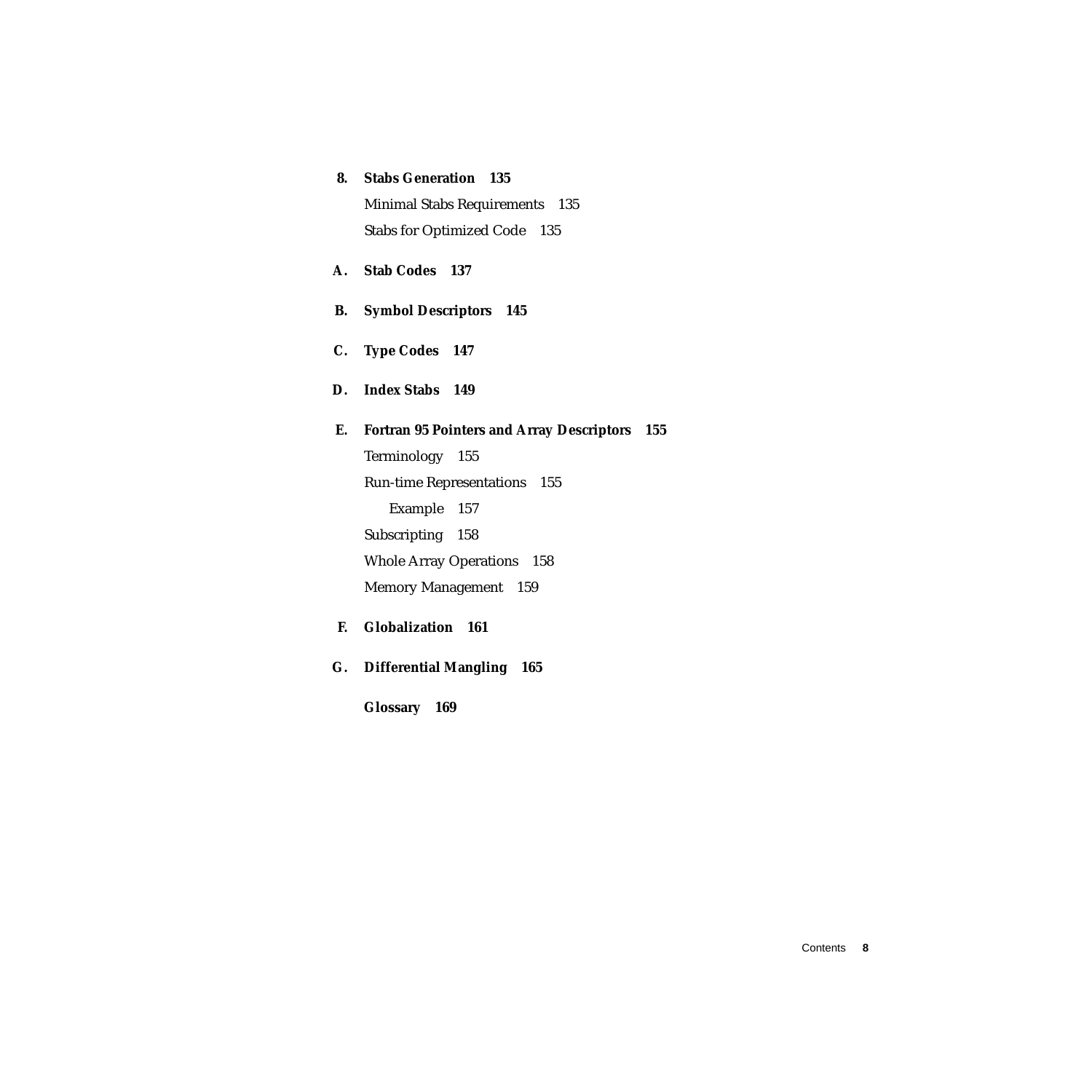**8. Stabs Generation 135**

Minimal Stabs Requirements 135

Stabs for Optimized Code 135

**A. Stab Codes 137**

**B. Symbol Descriptors 145**

**C. Type Codes 147**

**D. Index Stabs 149**

**E. Fortran 95 Pointers and Array Descriptors 155**

Terminology 155

Run-time Representations 155

- Example 157

Subscripting 158

Whole Array Operations 158

Memory Management 159

**F. Globalization 161**

**G. Differential Mangling 165**

**Glossary 169**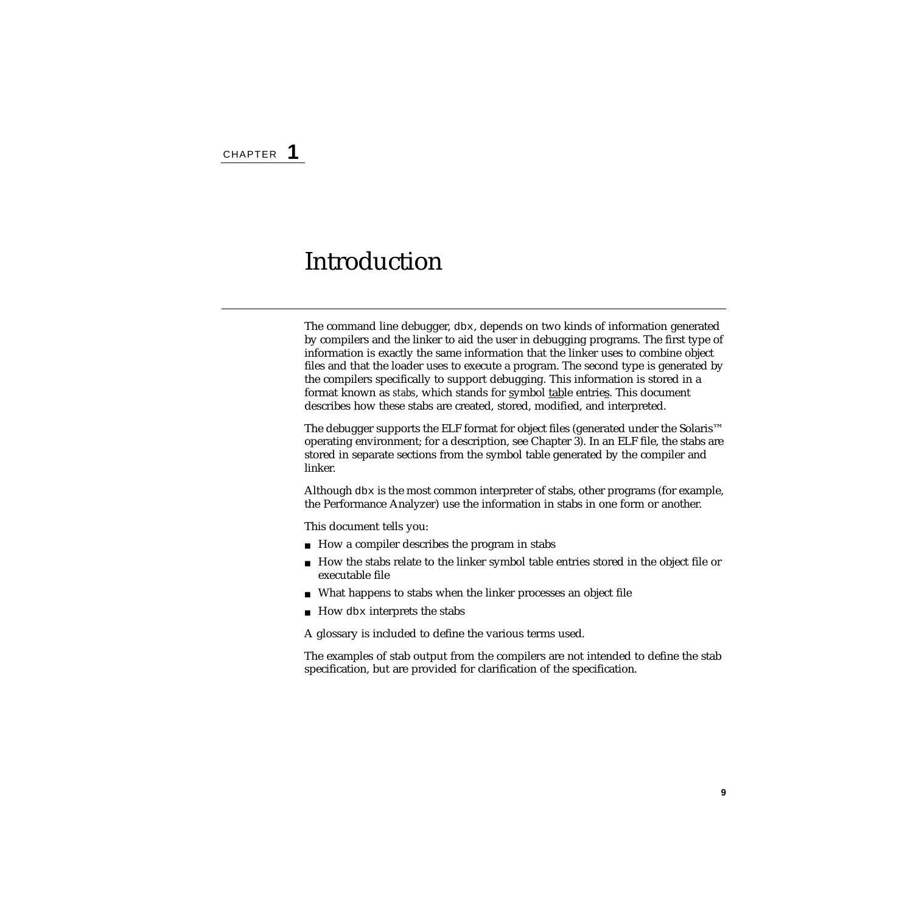CHAPTER **1**

# Introduction

The command line debugger, `dbx`, depends on two kinds of information generated by compilers and the linker to aid the user in debugging programs. The first type of information is exactly the same information that the linker uses to combine object files and that the loader uses to execute a program. The second type is generated by the compilers specifically to support debugging. This information is stored in a format known as *stabs*, which stands for symbol table entries. This document describes how these stabs are created, stored, modified, and interpreted.

The debugger supports the ELF format for object files (generated under the Solaris™ operating environment; for a description, see Chapter 3). In an ELF file, the stabs are stored in separate sections from the symbol table generated by the compiler and linker.

Although `dbx` is the most common interpreter of stabs, other programs (for example, the Performance Analyzer) use the information in stabs in one form or another.

This document tells you:

- How a compiler describes the program in stabs
- How the stabs relate to the linker symbol table entries stored in the object file or executable file
- What happens to stabs when the linker processes an object file
- How `dbx` interprets the stabs

A glossary is included to define the various terms used.

The examples of stab output from the compilers are not intended to define the stab specification, but are provided for clarification of the specification.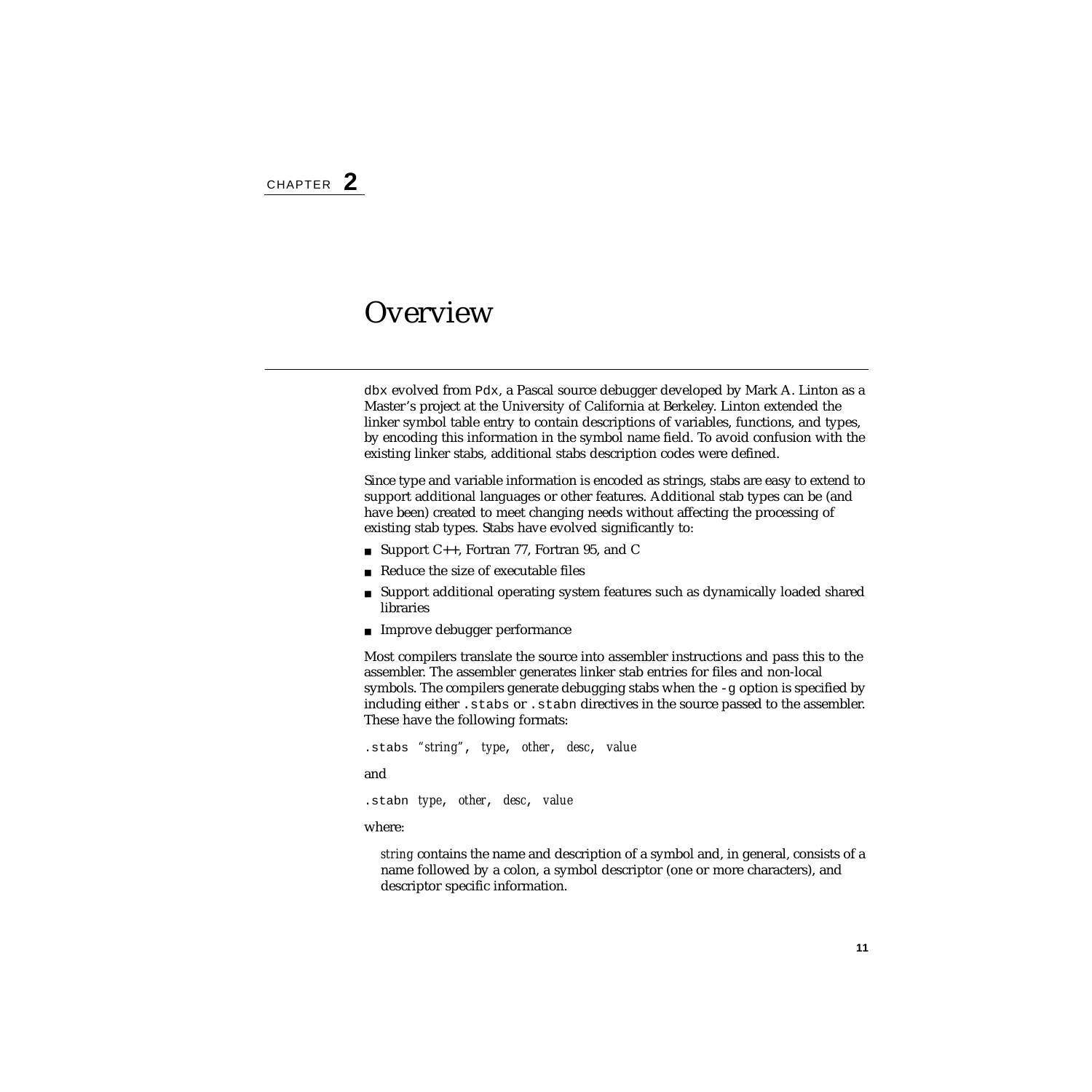CHAPTER 2

# Overview

`dbx` evolved from `Pdx`, a Pascal source debugger developed by Mark A. Linton as a Master's project at the University of California at Berkeley. Linton extended the linker symbol table entry to contain descriptions of variables, functions, and types, by encoding this information in the symbol name field. To avoid confusion with the existing linker stabs, additional stabs description codes were defined.

Since type and variable information is encoded as strings, stabs are easy to extend to support additional languages or other features. Additional stab types can be (and have been) created to meet changing needs without affecting the processing of existing stab types. Stabs have evolved significantly to:

- Support C++, Fortran 77, Fortran 95, and C
- Reduce the size of executable files
- Support additional operating system features such as dynamically loaded shared libraries
- Improve debugger performance

Most compilers translate the source into assembler instructions and pass this to the assembler. The assembler generates linker stab entries for files and non-local symbols. The compilers generate debugging stabs when the `-g` option is specified by including either `.stabs` or `.stabn` directives in the source passed to the assembler. These have the following formats:

`.stabs "`*string*`",` *type*, *other*, *desc*, *value*

and

`.stabn` *type*, *other*, *desc*, *value*

where:

*string* contains the name and description of a symbol and, in general, consists of a name followed by a colon, a symbol descriptor (one or more characters), and descriptor specific information.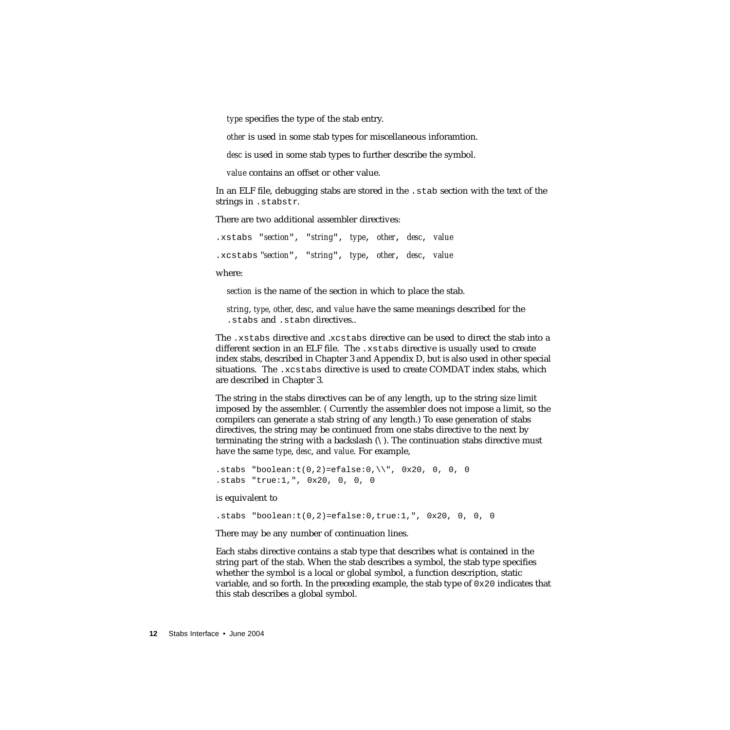*type* specifies the type of the stab entry.

*other* is used in some stab types for miscellaneous inforamtion.

*desc* is used in some stab types to further describe the symbol.

*value* contains an offset or other value.

In an ELF file, debugging stabs are stored in the `.stab` section with the text of the strings in `.stabstr`.

There are two additional assembler directives:

`.xstabs "`*section*`", "`*string*`",` *type*, *other*, *desc*, *value*

`.xcstabs "`*section*`", "`*string*`",` *type*, *other*, *desc*, *value*

where:

*section* is the name of the section in which to place the stab.

*string*, *type*, *other*, *desc*, and *value* have the same meanings described for the `.stabs` and `.stabn` directives..

The `.xstabs` directive and `.xcstabs` directive can be used to direct the stab into a different section in an ELF file. The `.xstabs` directive is usually used to create index stabs, described in Chapter 3 and Appendix D, but is also used in other special situations. The `.xcstabs` directive is used to create COMDAT index stabs, which are described in Chapter 3.

The string in the stabs directives can be of any length, up to the string size limit imposed by the assembler. ( Currently the assembler does not impose a limit, so the compilers can generate a stab string of any length.) To ease generation of stabs directives, the string may be continued from one stabs directive to the next by terminating the string with a backslash (\ ). The continuation stabs directive must have the same *type*, *desc*, and *value*. For example,

```
.stabs "boolean:t(0,2)=efalse:0,\\", 0x20, 0, 0, 0
.stabs "true:1,", 0x20, 0, 0, 0
```

is equivalent to

```
.stabs "boolean:t(0,2)=efalse:0,true:1,", 0x20, 0, 0, 0
```

There may be any number of continuation lines.

Each stabs directive contains a stab type that describes what is contained in the string part of the stab. When the stab describes a symbol, the stab type specifies whether the symbol is a local or global symbol, a function description, static variable, and so forth. In the preceding example, the stab type of `0x20` indicates that this stab describes a global symbol.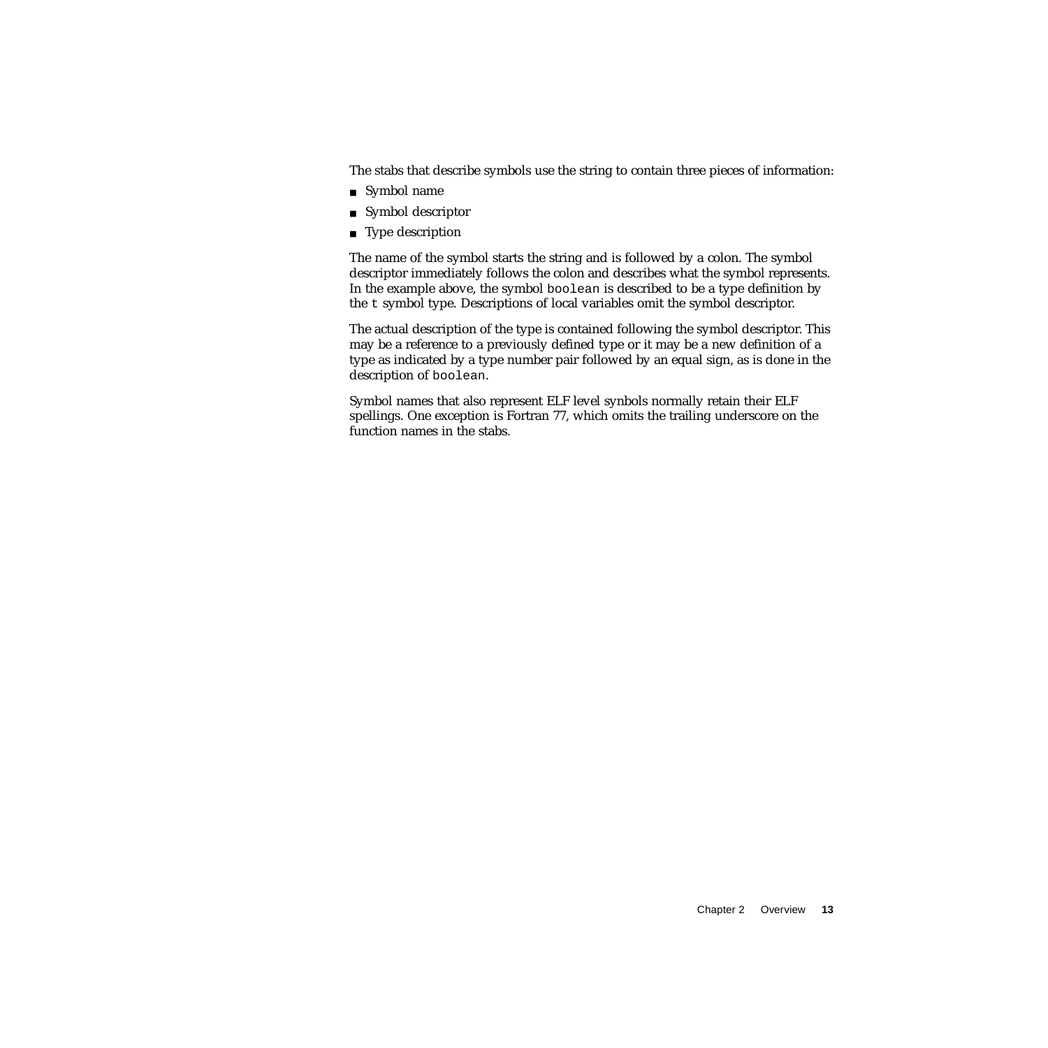The stabs that describe symbols use the string to contain three pieces of information:

- Symbol name
- Symbol descriptor
- Type description

The name of the symbol starts the string and is followed by a colon. The symbol descriptor immediately follows the colon and describes what the symbol represents. In the example above, the symbol `boolean` is described to be a type definition by the `t` symbol type. Descriptions of local variables omit the symbol descriptor.

The actual description of the type is contained following the symbol descriptor. This may be a reference to a previously defined type or it may be a new definition of a type as indicated by a type number pair followed by an equal sign, as is done in the description of `boolean`.

Symbol names that also represent ELF level synbols normally retain their ELF spellings. One exception is Fortran 77, which omits the trailing underscore on the function names in the stabs.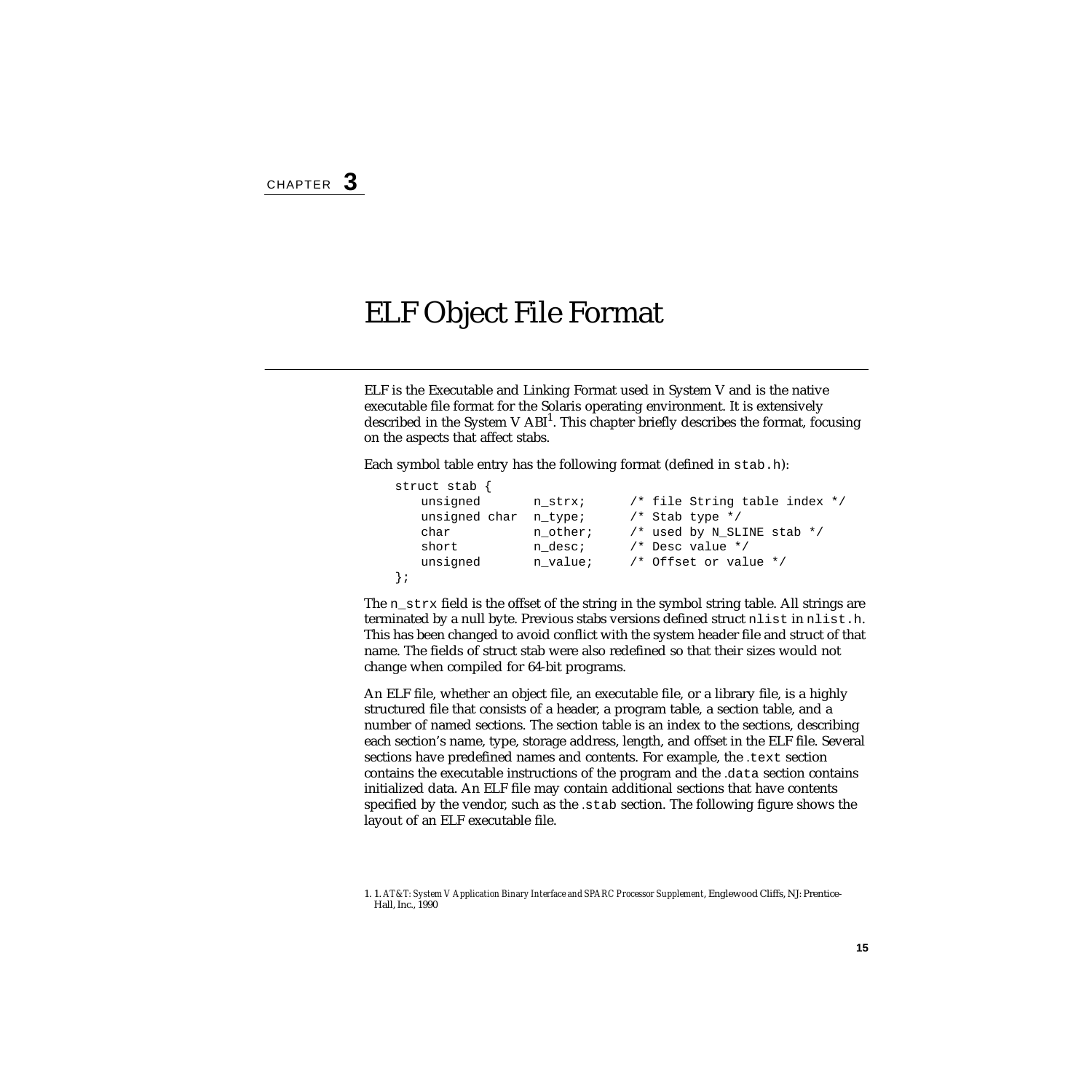CHAPTER **3**

# ELF Object File Format

ELF is the Executable and Linking Format used in System V and is the native executable file format for the Solaris operating environment. It is extensively described in the System V ABI[1]. This chapter briefly describes the format, focusing on the aspects that affect stabs.

Each symbol table entry has the following format (defined in `stab.h`):

```
struct stab {
    unsigned       n_strx;      /* file String table index */
    unsigned char  n_type;      /* Stab type */
    char           n_other;     /* used by N_SLINE stab */
    short          n_desc;      /* Desc value */
    unsigned       n_value;     /* Offset or value */
};
```

The `n_strx` field is the offset of the string in the symbol string table. All strings are terminated by a null byte. Previous stabs versions defined struct `nlist` in `nlist.h`. This has been changed to avoid conflict with the system header file and struct of that name. The fields of struct stab were also redefined so that their sizes would not change when compiled for 64-bit programs.

An ELF file, whether an object file, an executable file, or a library file, is a highly structured file that consists of a header, a program table, a section table, and a number of named sections. The section table is an index to the sections, describing each section's name, type, storage address, length, and offset in the ELF file. Several sections have predefined names and contents. For example, the `.text` section contains the executable instructions of the program and the `.data` section contains initialized data. An ELF file may contain additional sections that have contents specified by the vendor, such as the `.stab` section. The following figure shows the layout of an ELF executable file.

1. 1. *AT&T: System V Application Binary Interface and SPARC Processor Supplement*, Englewood Cliffs, NJ: Prentice-Hall, Inc., 1990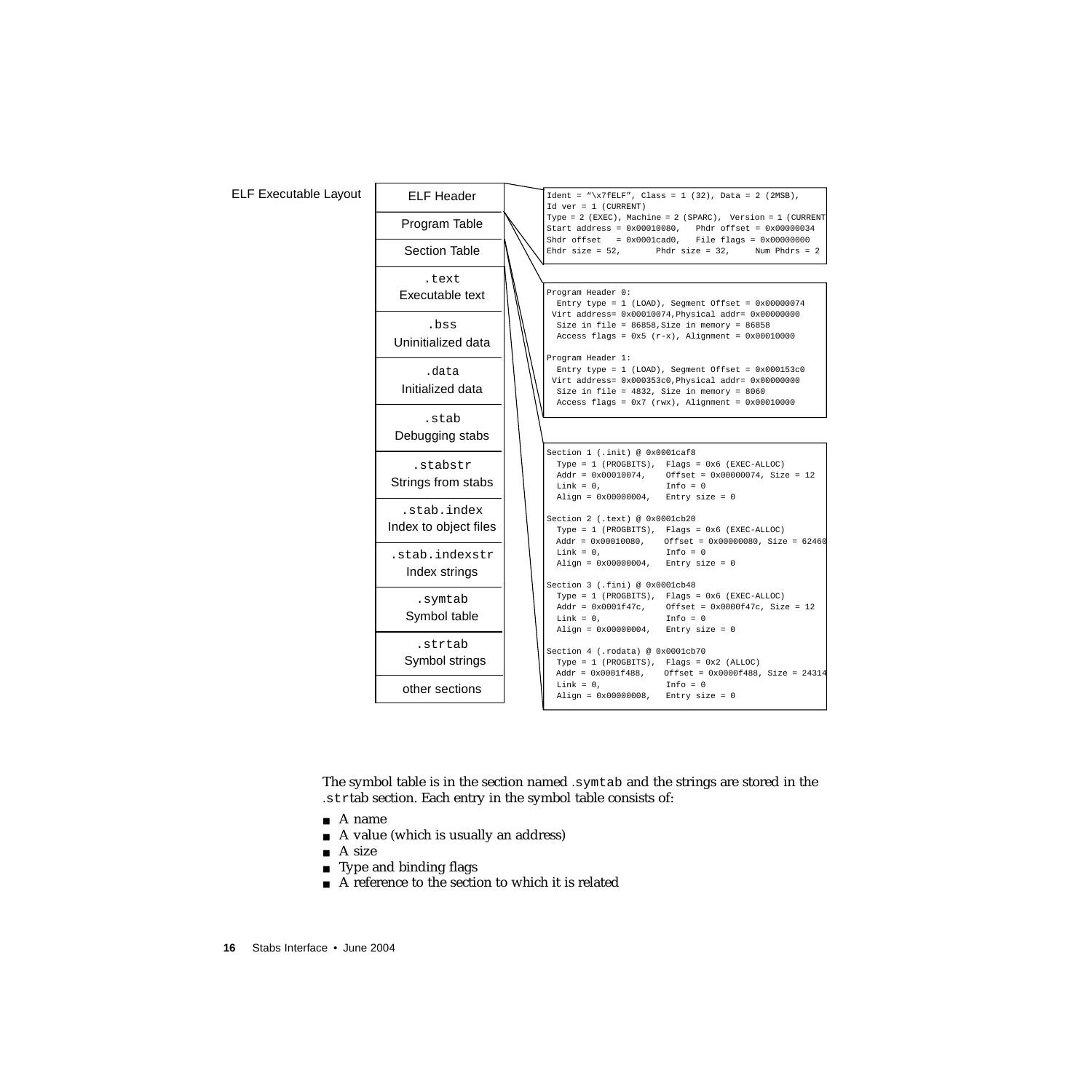ELF Executable Layout

| |
|---|
| ELF Header |
| Program Table |
| Section Table |
| .text<br>Executable text |
| .bss<br>Uninitialized data |
| .data<br>Initialized data |
| .stab<br>Debugging stabs |
| .stabstr<br>Strings from stabs |
| .stab.index<br>Index to object files |
| .stab.indexstr<br>Index strings |
| .symtab<br>Symbol table |
| .strtab<br>Symbol strings |
| other sections |

```
Ident = "\x7fELF", Class = 1 (32), Data = 2 (2MSB),
Id ver = 1 (CURRENT)
Type = 2 (EXEC), Machine = 2 (SPARC), Version = 1 (CURRENT
Start address = 0x00010080,   Phdr offset = 0x00000034
Shdr offset   = 0x0001cad0,   File flags = 0x00000000
Ehdr size = 52,       Phdr size = 32,     Num Phdrs = 2
```

```
Program Header 0:
  Entry type = 1 (LOAD), Segment Offset = 0x00000074
 Virt address= 0x00010074,Physical addr= 0x00000000
  Size in file = 86858,Size in memory = 86858
  Access flags = 0x5 (r-x), Alignment = 0x00010000

Program Header 1:
  Entry type = 1 (LOAD), Segment Offset = 0x000153c0
 Virt address= 0x000353c0,Physical addr= 0x00000000
  Size in file = 4832, Size in memory = 8060
  Access flags = 0x7 (rwx), Alignment = 0x00010000
```

```
Section 1 (.init) @ 0x0001caf8
  Type = 1 (PROGBITS),  Flags = 0x6 (EXEC-ALLOC)
  Addr = 0x00010074,    Offset = 0x00000074, Size = 12
  Link = 0,             Info = 0
  Align = 0x00000004,   Entry size = 0

Section 2 (.text) @ 0x0001cb20
  Type = 1 (PROGBITS),  Flags = 0x6 (EXEC-ALLOC)
  Addr = 0x00010080,    Offset = 0x00000080, Size = 62460
  Link = 0,             Info = 0
  Align = 0x00000004,   Entry size = 0

Section 3 (.fini) @ 0x0001cb48
  Type = 1 (PROGBITS),  Flags = 0x6 (EXEC-ALLOC)
  Addr = 0x0001f47c,    Offset = 0x0000f47c, Size = 12
  Link = 0,             Info = 0
  Align = 0x00000004,   Entry size = 0

Section 4 (.rodata) @ 0x0001cb70
  Type = 1 (PROGBITS),  Flags = 0x2 (ALLOC)
  Addr = 0x0001f488,    Offset = 0x0000f488, Size = 24314
  Link = 0,             Info = 0
  Align = 0x00000008,   Entry size = 0
```

The symbol table is in the section named `.symtab` and the strings are stored in the `.strtab` section. Each entry in the symbol table consists of:

- A name
- A value (which is usually an address)
- A size
- Type and binding flags
- A reference to the section to which it is related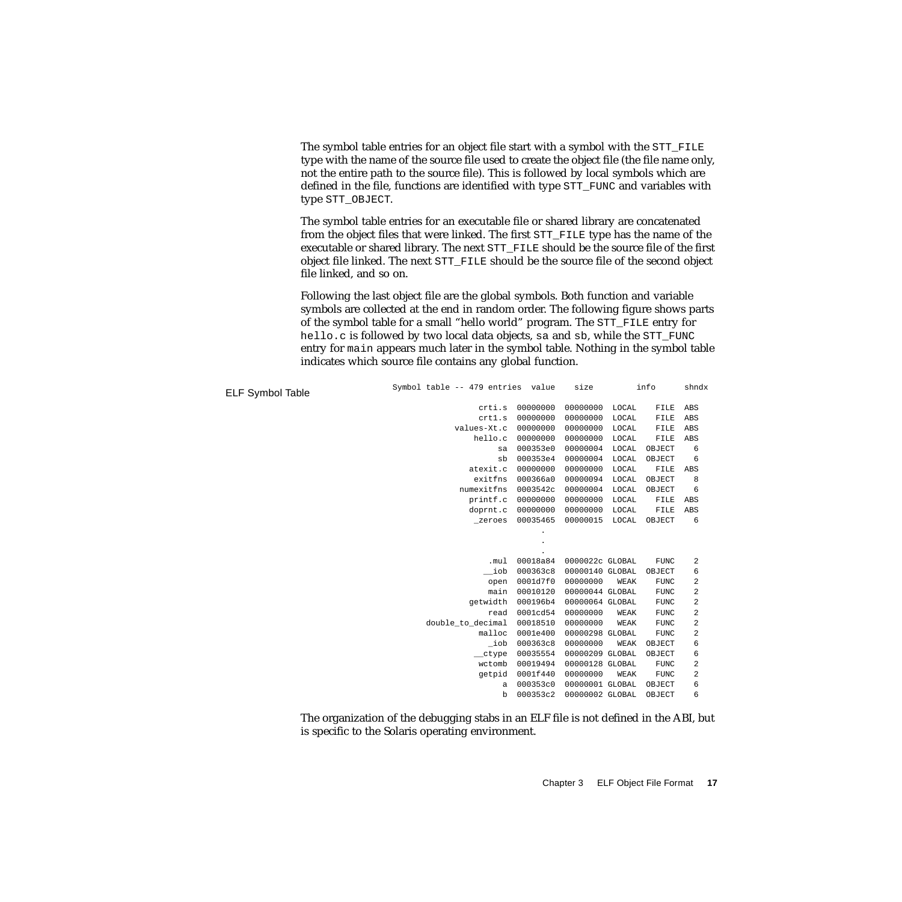The symbol table entries for an object file start with a symbol with the `STT_FILE` type with the name of the source file used to create the object file (the file name only, not the entire path to the source file). This is followed by local symbols which are defined in the file, functions are identified with type `STT_FUNC` and variables with type `STT_OBJECT`.

The symbol table entries for an executable file or shared library are concatenated from the object files that were linked. The first `STT_FILE` type has the name of the executable or shared library. The next `STT_FILE` should be the source file of the first object file linked. The next `STT_FILE` should be the source file of the second object file linked, and so on.

Following the last object file are the global symbols. Both function and variable symbols are collected at the end in random order. The following figure shows parts of the symbol table for a small "hello world" program. The `STT_FILE` entry for `hello.c` is followed by two local data objects, `sa` and `sb`, while the `STT_FUNC` entry for `main` appears much later in the symbol table. Nothing in the symbol table indicates which source file contains any global function.

ELF Symbol Table

```
Symbol table -- 479 entries  value    size        info      shndx

                 crti.s  00000000  00000000  LOCAL    FILE  ABS
                 crt1.s  00000000  00000000  LOCAL    FILE  ABS
            values-Xt.c  00000000  00000000  LOCAL    FILE  ABS
                hello.c  00000000  00000000  LOCAL    FILE  ABS
                     sa  000353e0  00000004  LOCAL  OBJECT    6
                     sb  000353e4  00000004  LOCAL  OBJECT    6
               atexit.c  00000000  00000000  LOCAL    FILE  ABS
                exitfns  000366a0  00000094  LOCAL  OBJECT    8
             numexitfns  0003542c  00000004  LOCAL  OBJECT    6
               printf.c  00000000  00000000  LOCAL    FILE  ABS
               doprnt.c  00000000  00000000  LOCAL    FILE  ABS
                _zeroes  00035465  00000015  LOCAL  OBJECT    6
                             .
                             .
                             .
                   .mul  00018a84  0000022c GLOBAL    FUNC    2
                  __iob  000363c8  00000140 GLOBAL  OBJECT    6
                   open  0001d7f0  00000000   WEAK    FUNC    2
                   main  00010120  00000044 GLOBAL    FUNC    2
               getwidth  000196b4  00000064 GLOBAL    FUNC    2
                   read  0001cd54  00000000   WEAK    FUNC    2
      double_to_decimal  00018510  00000000   WEAK    FUNC    2
                 malloc  0001e400  00000298 GLOBAL    FUNC    2
                   _iob  000363c8  00000000   WEAK  OBJECT    6
                __ctype  00035554  00000209 GLOBAL  OBJECT    6
                 wctomb  00019494  00000128 GLOBAL    FUNC    2
                 getpid  0001f440  00000000   WEAK    FUNC    2
                      a  000353c0  00000001 GLOBAL  OBJECT    6
                      b  000353c2  00000002 GLOBAL  OBJECT    6
```

The organization of the debugging stabs in an ELF file is not defined in the ABI, but is specific to the Solaris operating environment.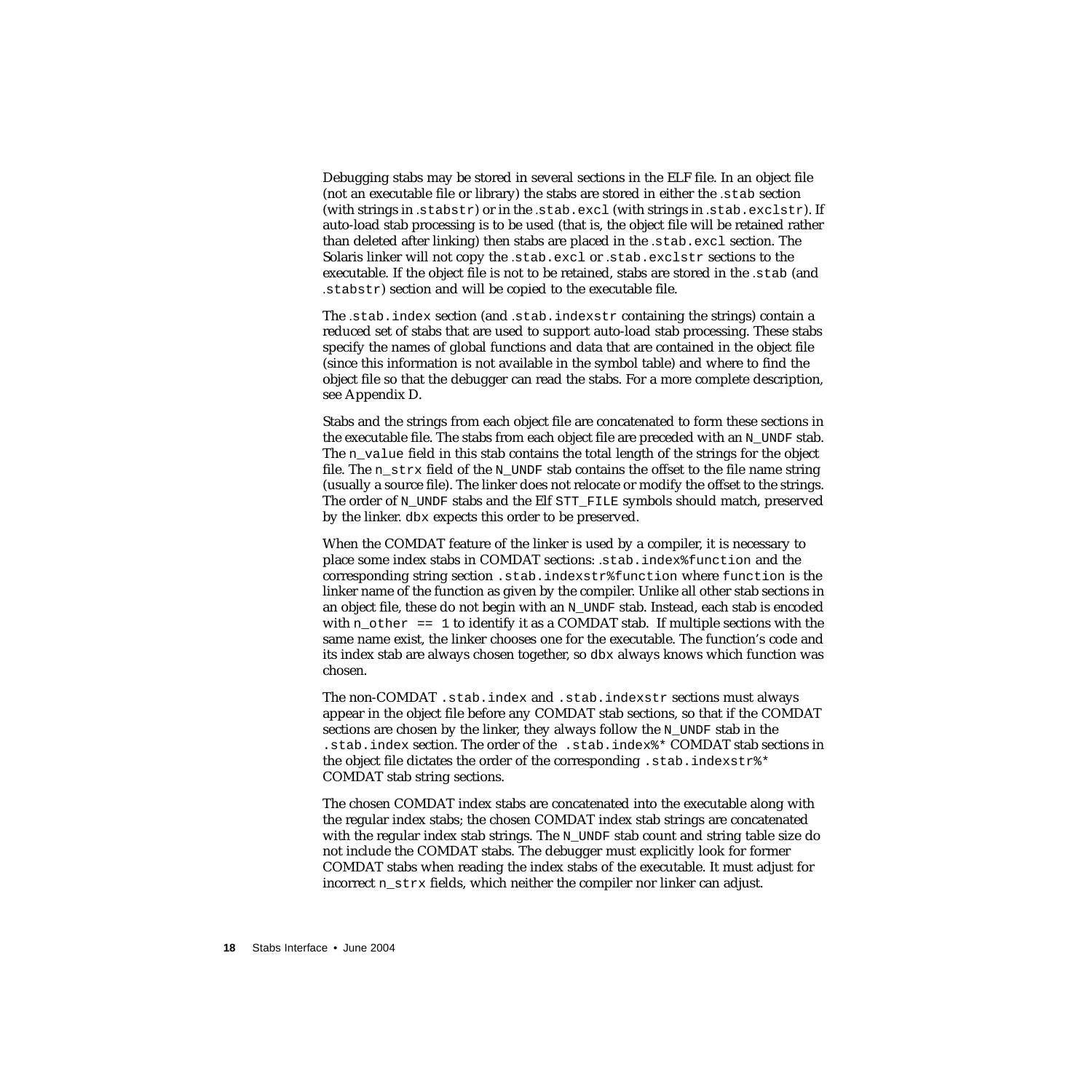Debugging stabs may be stored in several sections in the ELF file. In an object file (not an executable file or library) the stabs are stored in either the `.stab` section (with strings in `.stabstr`) or in the `.stab.excl` (with strings in `.stab.exclstr`). If auto-load stab processing is to be used (that is, the object file will be retained rather than deleted after linking) then stabs are placed in the `.stab.excl` section. The Solaris linker will not copy the `.stab.excl` or `.stab.exclstr` sections to the executable. If the object file is not to be retained, stabs are stored in the `.stab` (and `.stabstr`) section and will be copied to the executable file.

The `.stab.index` section (and `.stab.indexstr` containing the strings) contain a reduced set of stabs that are used to support auto-load stab processing. These stabs specify the names of global functions and data that are contained in the object file (since this information is not available in the symbol table) and where to find the object file so that the debugger can read the stabs. For a more complete description, see Appendix D.

Stabs and the strings from each object file are concatenated to form these sections in the executable file. The stabs from each object file are preceded with an `N_UNDF` stab. The `n_value` field in this stab contains the total length of the strings for the object file. The `n_strx` field of the `N_UNDF` stab contains the offset to the file name string (usually a source file). The linker does not relocate or modify the offset to the strings. The order of `N_UNDF` stabs and the Elf `STT_FILE` symbols should match, preserved by the linker. `dbx` expects this order to be preserved.

When the COMDAT feature of the linker is used by a compiler, it is necessary to place some index stabs in COMDAT sections: `.stab.index%function` and the corresponding string section `.stab.indexstr%function` where `function` is the linker name of the function as given by the compiler. Unlike all other stab sections in an object file, these do not begin with an `N_UNDF` stab. Instead, each stab is encoded with `n_other == 1` to identify it as a COMDAT stab. If multiple sections with the same name exist, the linker chooses one for the executable. The function's code and its index stab are always chosen together, so `dbx` always knows which function was chosen.

The non-COMDAT `.stab.index` and `.stab.indexstr` sections must always appear in the object file before any COMDAT stab sections, so that if the COMDAT sections are chosen by the linker, they always follow the `N_UNDF` stab in the `.stab.index` section. The order of the `.stab.index%*` COMDAT stab sections in the object file dictates the order of the corresponding `.stab.indexstr%*` COMDAT stab string sections.

The chosen COMDAT index stabs are concatenated into the executable along with the regular index stabs; the chosen COMDAT index stab strings are concatenated with the regular index stab strings. The `N_UNDF` stab count and string table size do not include the COMDAT stabs. The debugger must explicitly look for former COMDAT stabs when reading the index stabs of the executable. It must adjust for incorrect `n_strx` fields, which neither the compiler nor linker can adjust.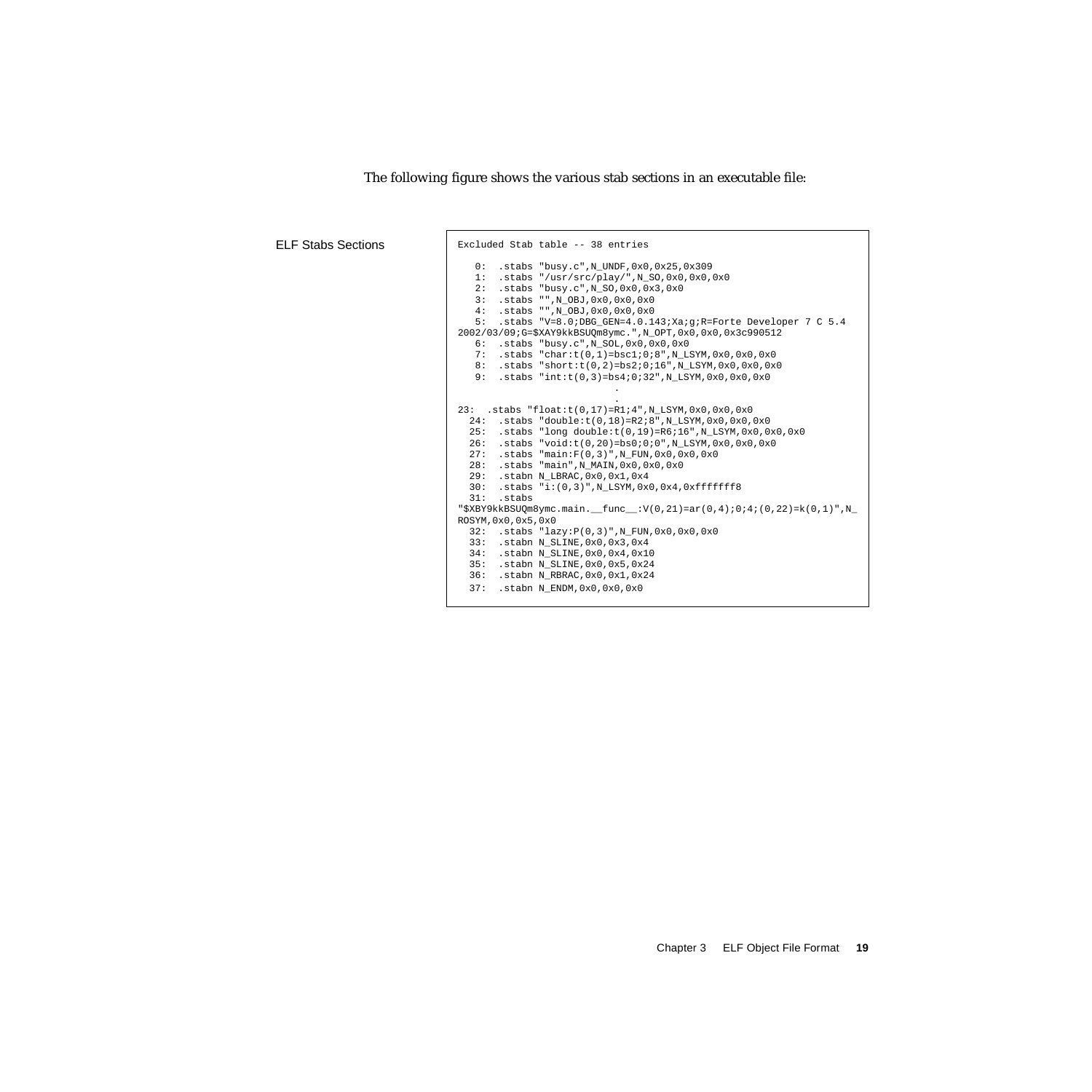The following figure shows the various stab sections in an executable file:

ELF Stabs Sections

```
Excluded Stab table -- 38 entries

   0:  .stabs "busy.c",N_UNDF,0x0,0x25,0x309
   1:  .stabs "/usr/src/play/",N_SO,0x0,0x0,0x0
   2:  .stabs "busy.c",N_SO,0x0,0x3,0x0
   3:  .stabs "",N_OBJ,0x0,0x0,0x0
   4:  .stabs "",N_OBJ,0x0,0x0,0x0
   5:  .stabs "V=8.0;DBG_GEN=4.0.143;Xa;g;R=Forte Developer 7 C 5.4
2002/03/09;G=$XAY9kkBSUQm8ymc.",N_OPT,0x0,0x0,0x3c990512
   6:  .stabs "busy.c",N_SOL,0x0,0x0,0x0
   7:  .stabs "char:t(0,1)=bsc1;0;8",N_LSYM,0x0,0x0,0x0
   8:  .stabs "short:t(0,2)=bs2;0;16",N_LSYM,0x0,0x0,0x0
   9:  .stabs "int:t(0,3)=bs4;0;32",N_LSYM,0x0,0x0,0x0
                             .
                             .
23:  .stabs "float:t(0,17)=R1;4",N_LSYM,0x0,0x0,0x0
  24:  .stabs "double:t(0,18)=R2;8",N_LSYM,0x0,0x0,0x0
  25:  .stabs "long double:t(0,19)=R6;16",N_LSYM,0x0,0x0,0x0
  26:  .stabs "void:t(0,20)=bs0;0;0",N_LSYM,0x0,0x0,0x0
  27:  .stabs "main:F(0,3)",N_FUN,0x0,0x0,0x0
  28:  .stabs "main",N_MAIN,0x0,0x0,0x0
  29:  .stabn N_LBRAC,0x0,0x1,0x4
  30:  .stabs "i:(0,3)",N_LSYM,0x0,0x4,0xfffffff8
  31:  .stabs
"$XBY9kkBSUQm8ymc.main.__func__:V(0,21)=ar(0,4);0;4;(0,22)=k(0,1)",N_
ROSYM,0x0,0x5,0x0
  32:  .stabs "lazy:P(0,3)",N_FUN,0x0,0x0,0x0
  33:  .stabn N_SLINE,0x0,0x3,0x4
  34:  .stabn N_SLINE,0x0,0x4,0x10
  35:  .stabn N_SLINE,0x0,0x5,0x24
  36:  .stabn N_RBRAC,0x0,0x1,0x24
  37:  .stabn N_ENDM,0x0,0x0,0x0
```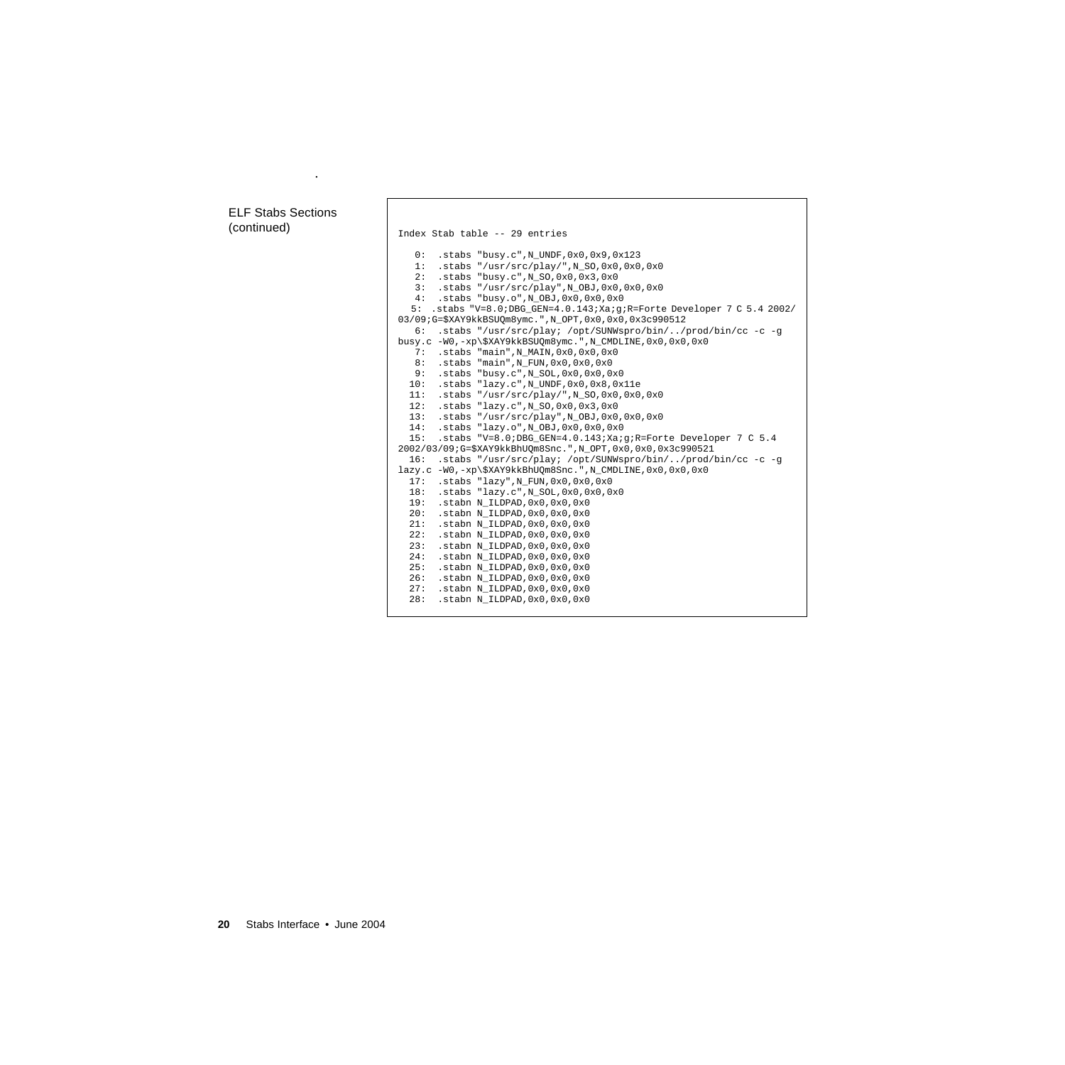ELF Stabs Sections (continued)

```
Index Stab table -- 29 entries

   0:  .stabs "busy.c",N_UNDF,0x0,0x9,0x123
   1:  .stabs "/usr/src/play/",N_SO,0x0,0x0,0x0
   2:  .stabs "busy.c",N_SO,0x0,0x3,0x0
   3:  .stabs "/usr/src/play",N_OBJ,0x0,0x0,0x0
   4:  .stabs "busy.o",N_OBJ,0x0,0x0,0x0
   5:  .stabs "V=8.0;DBG_GEN=4.0.143;Xa;g;R=Forte Developer 7 C 5.4 2002/
03/09;G=$XAY9kkBSUQm8ymc.",N_OPT,0x0,0x0,0x3c990512
   6:  .stabs "/usr/src/play; /opt/SUNWspro/bin/../prod/bin/cc -c -g
busy.c -W0,-xp\$XAY9kkBSUQm8ymc.",N_CMDLINE,0x0,0x0,0x0
   7:  .stabs "main",N_MAIN,0x0,0x0,0x0
   8:  .stabs "main",N_FUN,0x0,0x0,0x0
   9:  .stabs "busy.c",N_SOL,0x0,0x0,0x0
  10:  .stabs "lazy.c",N_UNDF,0x0,0x8,0x11e
  11:  .stabs "/usr/src/play/",N_SO,0x0,0x0,0x0
  12:  .stabs "lazy.c",N_SO,0x0,0x3,0x0
  13:  .stabs "/usr/src/play",N_OBJ,0x0,0x0,0x0
  14:  .stabs "lazy.o",N_OBJ,0x0,0x0,0x0
  15:  .stabs "V=8.0;DBG_GEN=4.0.143;Xa;g;R=Forte Developer 7 C 5.4
2002/03/09;G=$XAY9kkBhUQm8Snc.",N_OPT,0x0,0x0,0x3c990521
  16:  .stabs "/usr/src/play; /opt/SUNWspro/bin/../prod/bin/cc -c -g
lazy.c -W0,-xp\$XAY9kkBhUQm8Snc.",N_CMDLINE,0x0,0x0,0x0
  17:  .stabs "lazy",N_FUN,0x0,0x0,0x0
  18:  .stabs "lazy.c",N_SOL,0x0,0x0,0x0
  19:  .stabn N_ILDPAD,0x0,0x0,0x0
  20:  .stabn N_ILDPAD,0x0,0x0,0x0
  21:  .stabn N_ILDPAD,0x0,0x0,0x0
  22:  .stabn N_ILDPAD,0x0,0x0,0x0
  23:  .stabn N_ILDPAD,0x0,0x0,0x0
  24:  .stabn N_ILDPAD,0x0,0x0,0x0
  25:  .stabn N_ILDPAD,0x0,0x0,0x0
  26:  .stabn N_ILDPAD,0x0,0x0,0x0
  27:  .stabn N_ILDPAD,0x0,0x0,0x0
  28:  .stabn N_ILDPAD,0x0,0x0,0x0
```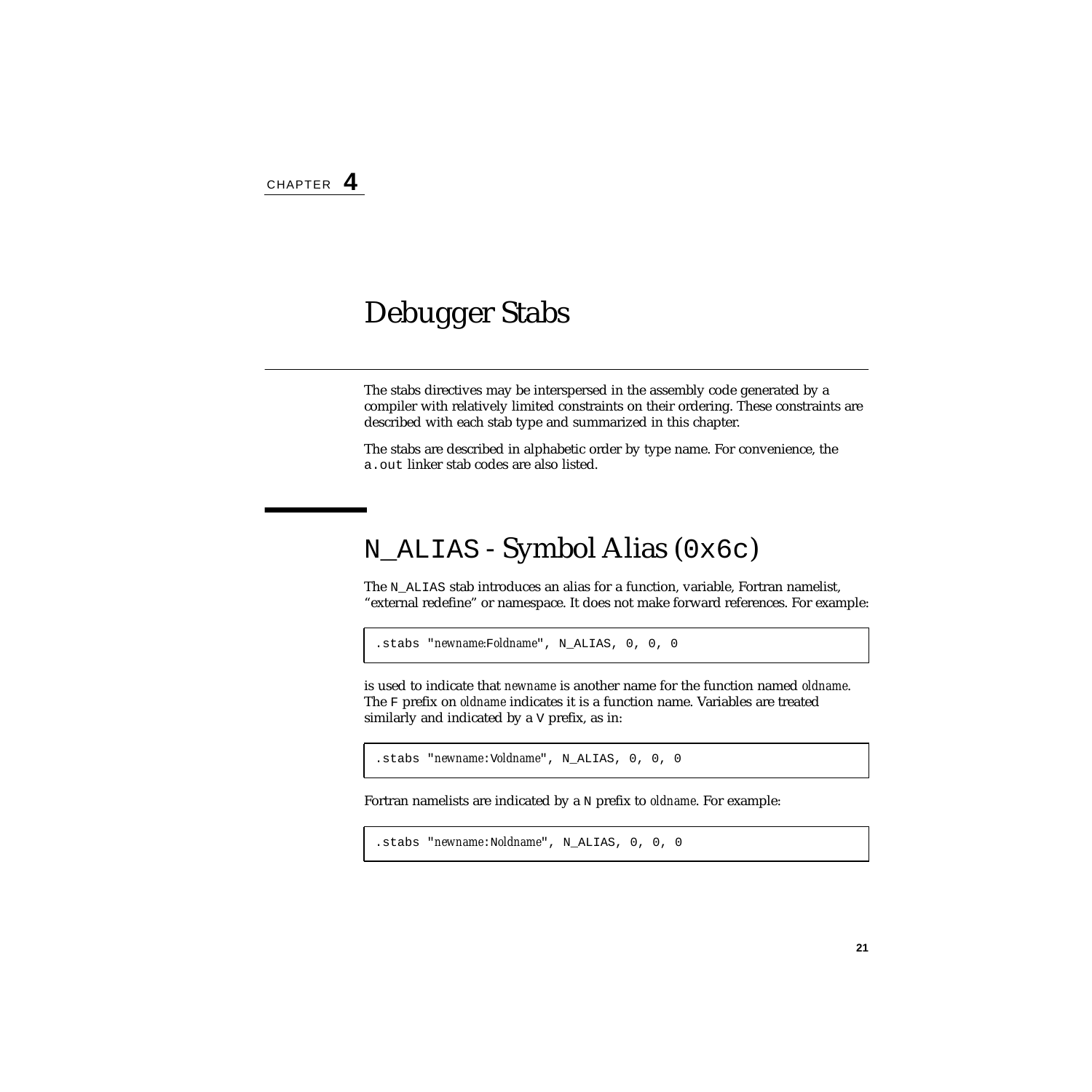CHAPTER **4**

# Debugger Stabs

The stabs directives may be interspersed in the assembly code generated by a compiler with relatively limited constraints on their ordering. These constraints are described with each stab type and summarized in this chapter.

The stabs are described in alphabetic order by type name. For convenience, the `a.out` linker stab codes are also listed.

## `N_ALIAS` - Symbol Alias (`0x6c`)

The `N_ALIAS` stab introduces an alias for a function, variable, Fortran namelist, "external redefine" or namespace. It does not make forward references. For example:

```
.stabs "newname:Foldname", N_ALIAS, 0, 0, 0
```

is used to indicate that *newname* is another name for the function named *oldname*. The `F` prefix on *oldname* indicates it is a function name. Variables are treated similarly and indicated by a `V` prefix, as in:

```
.stabs "newname:Voldname", N_ALIAS, 0, 0, 0
```

Fortran namelists are indicated by a `N` prefix to *oldname*. For example:

```
.stabs "newname:Noldname", N_ALIAS, 0, 0, 0
```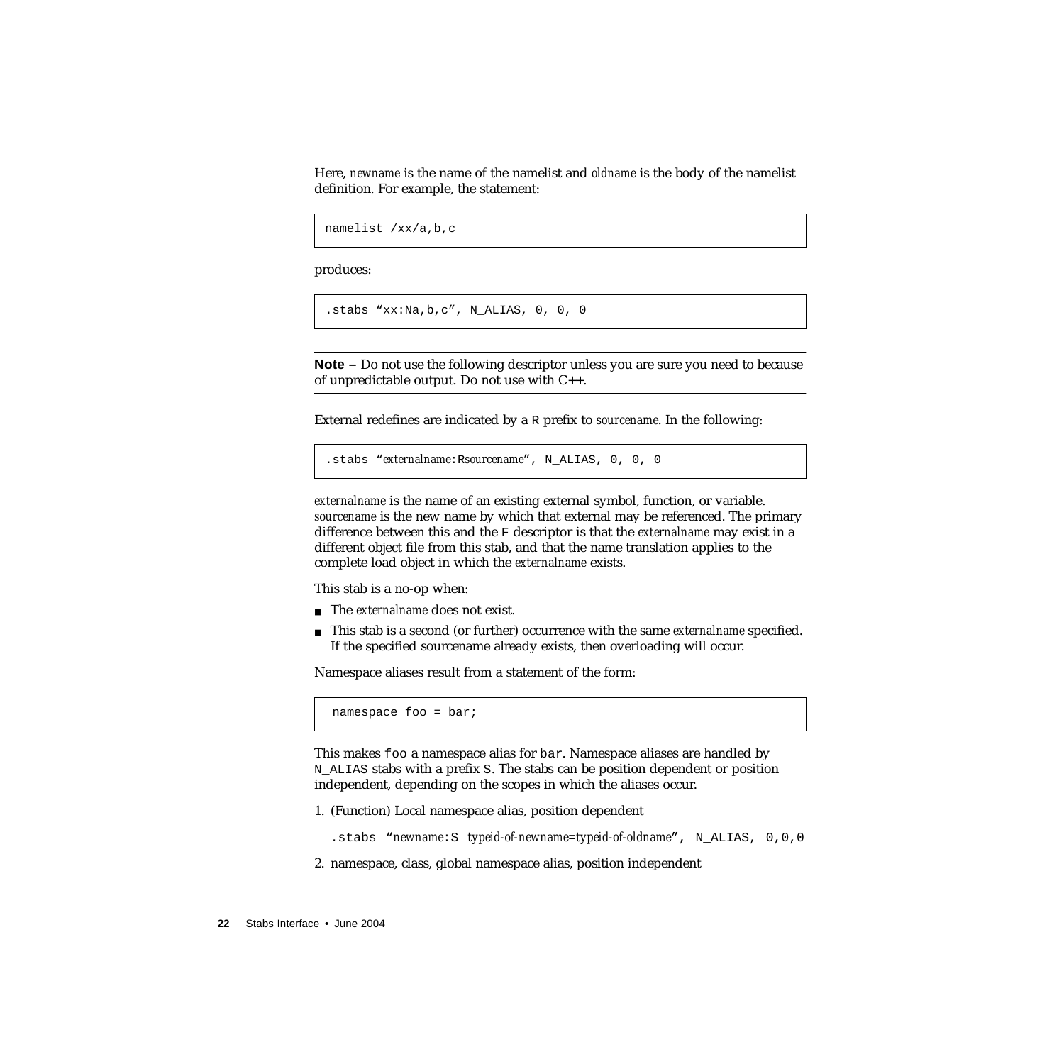Here, *newname* is the name of the namelist and *oldname* is the body of the namelist definition. For example, the statement:

```
namelist /xx/a,b,c
```

produces:

```
.stabs "xx:Na,b,c", N_ALIAS, 0, 0, 0
```

---

**Note –** Do not use the following descriptor unless you are sure you need to because of unpredictable output. Do not use with C++.

---

External redefines are indicated by a `R` prefix to *sourcename*. In the following:

```
.stabs "externalname:Rsourcename", N_ALIAS, 0, 0, 0
```

*externalname* is the name of an existing external symbol, function, or variable. *sourcename* is the new name by which that external may be referenced. The primary difference between this and the `F` descriptor is that the *externalname* may exist in a different object file from this stab, and that the name translation applies to the complete load object in which the *externalname* exists.

This stab is a no-op when:

- The *externalname* does not exist.
- This stab is a second (or further) occurrence with the same *externalname* specified. If the specified sourcename already exists, then overloading will occur.

Namespace aliases result from a statement of the form:

```
namespace foo = bar;
```

This makes `foo` a namespace alias for `bar`. Namespace aliases are handled by `N_ALIAS` stabs with a prefix `S`. The stabs can be position dependent or position independent, depending on the scopes in which the aliases occur.

1. (Function) Local namespace alias, position dependent

   ```
   .stabs "newname:S typeid-of-newname=typeid-of-oldname", N_ALIAS, 0,0,0
   ```

2. namespace, class, global namespace alias, position independent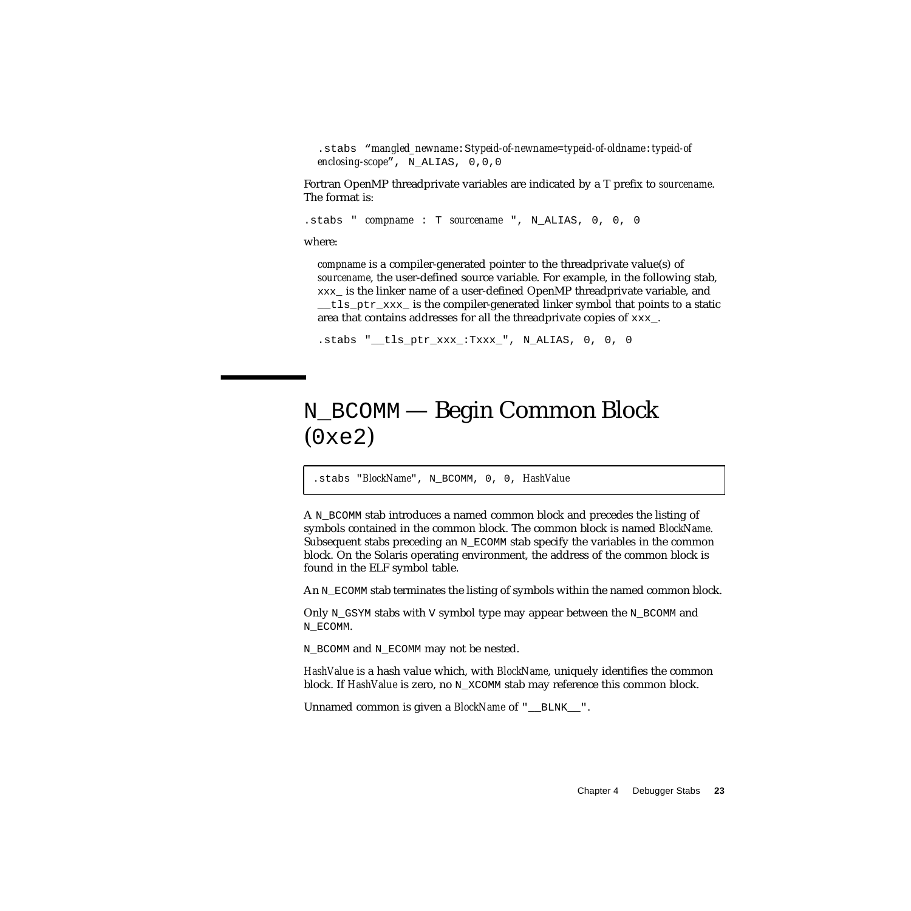```
.stabs "mangled_newname:Stypeid-of-newname=typeid-of-oldname:typeid-of enclosing-scope", N_ALIAS, 0,0,0
```

Fortran OpenMP threadprivate variables are indicated by a T prefix to *sourcename*. The format is:

```
.stabs " compname : T sourcename ", N_ALIAS, 0, 0, 0
```

where:

*compname* is a compiler-generated pointer to the threadprivate value(s) of *sourcename*, the user-defined source variable. For example, in the following stab, `xxx_` is the linker name of a user-defined OpenMP threadprivate variable, and `__tls_ptr_xxx_` is the compiler-generated linker symbol that points to a static area that contains addresses for all the threadprivate copies of `xxx_`.

```
.stabs "__tls_ptr_xxx_:Txxx_", N_ALIAS, 0, 0, 0
```

# N_BCOMM — Begin Common Block (0xe2)

```
.stabs "BlockName", N_BCOMM, 0, 0, HashValue
```

A `N_BCOMM` stab introduces a named common block and precedes the listing of symbols contained in the common block. The common block is named *BlockName*. Subsequent stabs preceding an `N_ECOMM` stab specify the variables in the common block. On the Solaris operating environment, the address of the common block is found in the ELF symbol table.

An `N_ECOMM` stab terminates the listing of symbols within the named common block.

Only `N_GSYM` stabs with `V` symbol type may appear between the `N_BCOMM` and `N_ECOMM`.

`N_BCOMM` and `N_ECOMM` may not be nested.

*HashValue* is a hash value which, with *BlockName*, uniquely identifies the common block. If *HashValue* is zero, no `N_XCOMM` stab may reference this common block.

Unnamed common is given a *BlockName* of `"__BLNK__"`.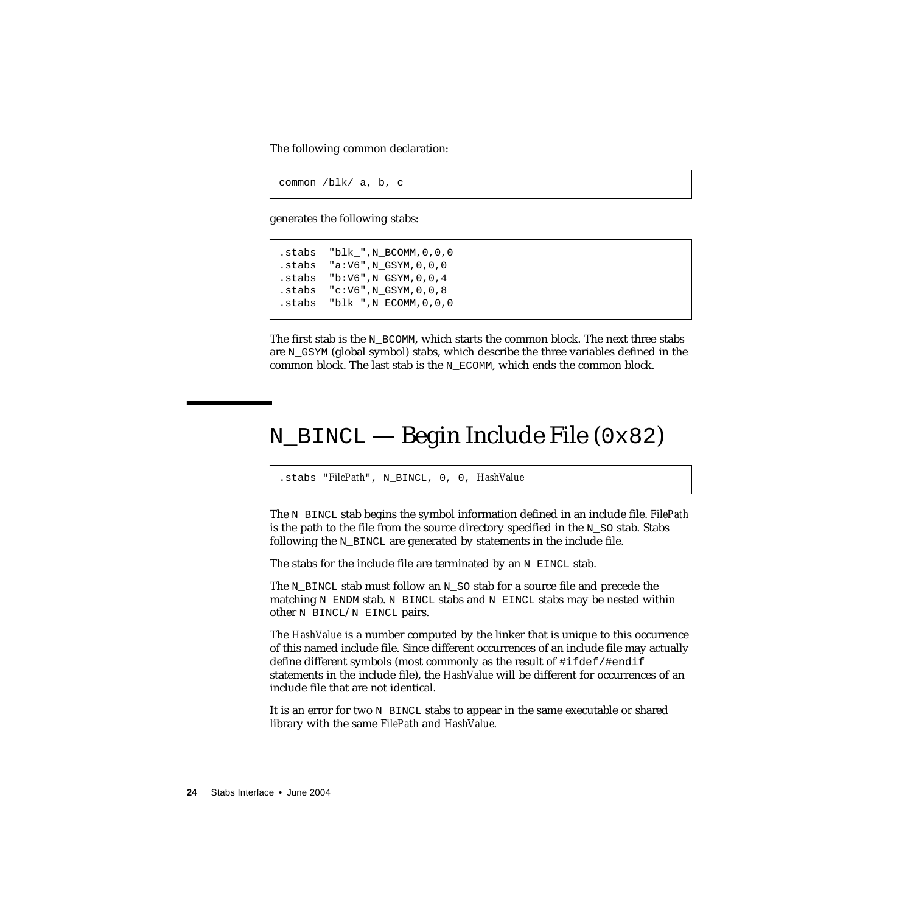The following common declaration:

```
common /blk/ a, b, c
```

generates the following stabs:

```
.stabs  "blk_",N_BCOMM,0,0,0
.stabs  "a:V6",N_GSYM,0,0,0
.stabs  "b:V6",N_GSYM,0,0,4
.stabs  "c:V6",N_GSYM,0,0,8
.stabs  "blk_",N_ECOMM,0,0,0
```

The first stab is the `N_BCOMM`, which starts the common block. The next three stabs are `N_GSYM` (global symbol) stabs, which describe the three variables defined in the common block. The last stab is the `N_ECOMM`, which ends the common block.

## `N_BINCL` — Begin Include File (`0x82`)

```
.stabs "FilePath", N_BINCL, 0, 0, HashValue
```

The `N_BINCL` stab begins the symbol information defined in an include file. *FilePath* is the path to the file from the source directory specified in the `N_SO` stab. Stabs following the `N_BINCL` are generated by statements in the include file.

The stabs for the include file are terminated by an `N_EINCL` stab.

The `N_BINCL` stab must follow an `N_SO` stab for a source file and precede the matching `N_ENDM` stab. `N_BINCL` stabs and `N_EINCL` stabs may be nested within other `N_BINCL`/`N_EINCL` pairs.

The *HashValue* is a number computed by the linker that is unique to this occurrence of this named include file. Since different occurrences of an include file may actually define different symbols (most commonly as the result of `#ifdef`/`#endif` statements in the include file), the *HashValue* will be different for occurrences of an include file that are not identical.

It is an error for two `N_BINCL` stabs to appear in the same executable or shared library with the same *FilePath* and *HashValue*.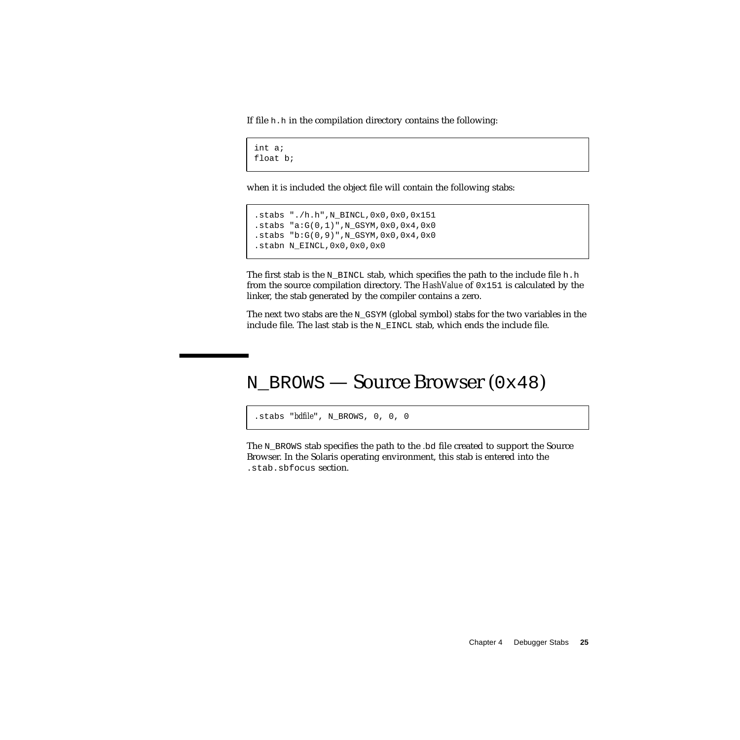If file `h.h` in the compilation directory contains the following:

```
int a;
float b;
```

when it is included the object file will contain the following stabs:

```
.stabs "./h.h",N_BINCL,0x0,0x0,0x151
.stabs "a:G(0,1)",N_GSYM,0x0,0x4,0x0
.stabs "b:G(0,9)",N_GSYM,0x0,0x4,0x0
.stabn N_EINCL,0x0,0x0,0x0
```

The first stab is the `N_BINCL` stab, which specifies the path to the include file `h.h` from the source compilation directory. The *HashValue* of `0x151` is calculated by the linker, the stab generated by the compiler contains a zero.

The next two stabs are the `N_GSYM` (global symbol) stabs for the two variables in the include file. The last stab is the `N_EINCL` stab, which ends the include file.

## `N_BROWS` — Source Browser (`0x48`)

```
.stabs "bdfile", N_BROWS, 0, 0, 0
```

The `N_BROWS` stab specifies the path to the `.bd` file created to support the Source Browser. In the Solaris operating environment, this stab is entered into the `.stab.sbfocus` section.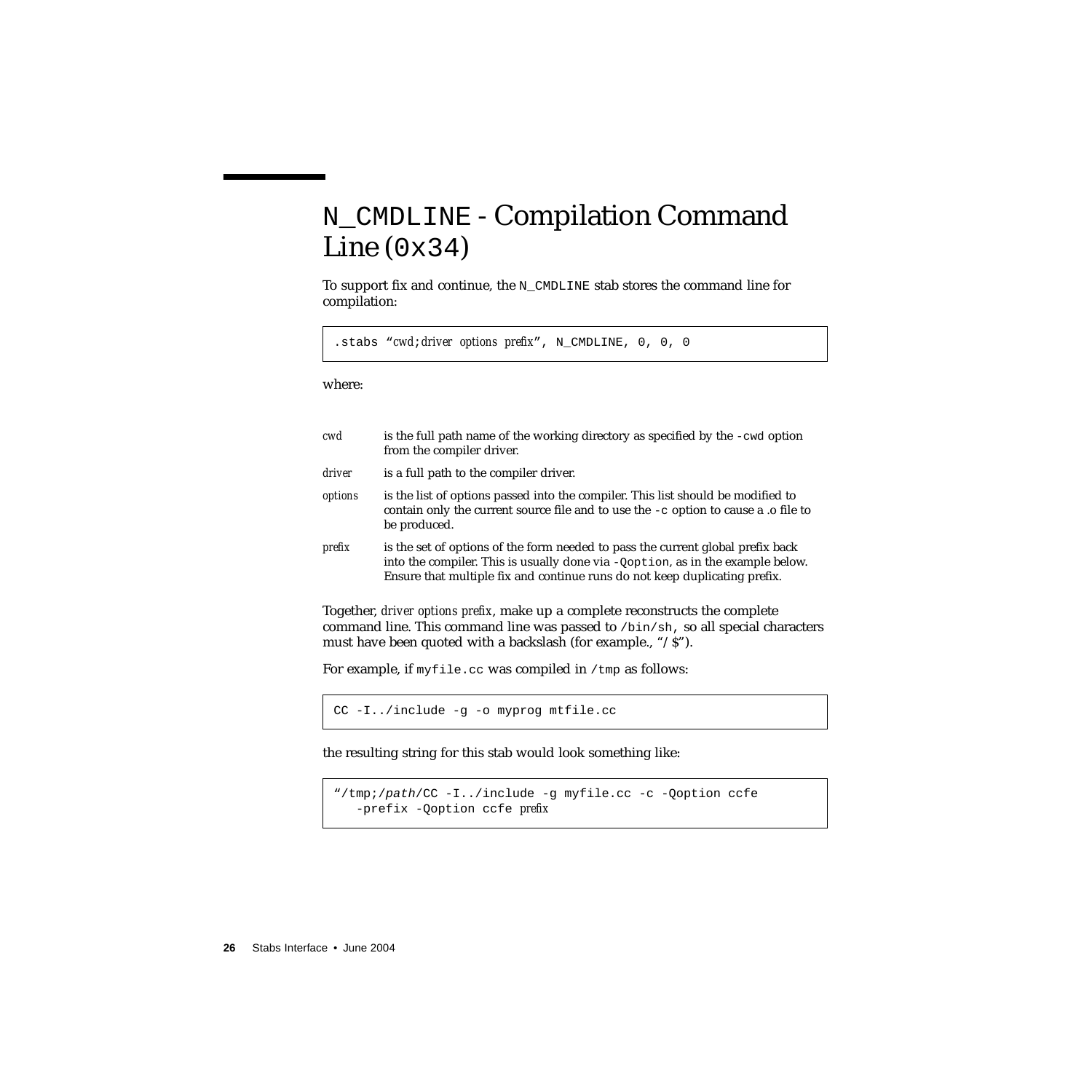# N_CMDLINE - Compilation Command Line (0x34)

To support fix and continue, the N_CMDLINE stab stores the command line for compilation:

```
.stabs "cwd;driver options prefix", N_CMDLINE, 0, 0, 0
```

where:

*cwd* is the full path name of the working directory as specified by the -cwd option from the compiler driver.

*driver* is a full path to the compiler driver.

*options* is the list of options passed into the compiler. This list should be modified to contain only the current source file and to use the -c option to cause a .o file to be produced.

*prefix* is the set of options of the form needed to pass the current global prefix back into the compiler. This is usually done via -Qoption, as in the example below. Ensure that multiple fix and continue runs do not keep duplicating prefix.

Together, *driver options prefix*, make up a complete reconstructs the complete command line. This command line was passed to /bin/sh, so all special characters must have been quoted with a backslash (for example., "/ $").

For example, if myfile.cc was compiled in /tmp as follows:

```
CC -I../include -g -o myprog mtfile.cc
```

the resulting string for this stab would look something like:

```
"/tmp;/path/CC -I../include -g myfile.cc -c -Qoption ccfe
   -prefix -Qoption ccfe prefix
```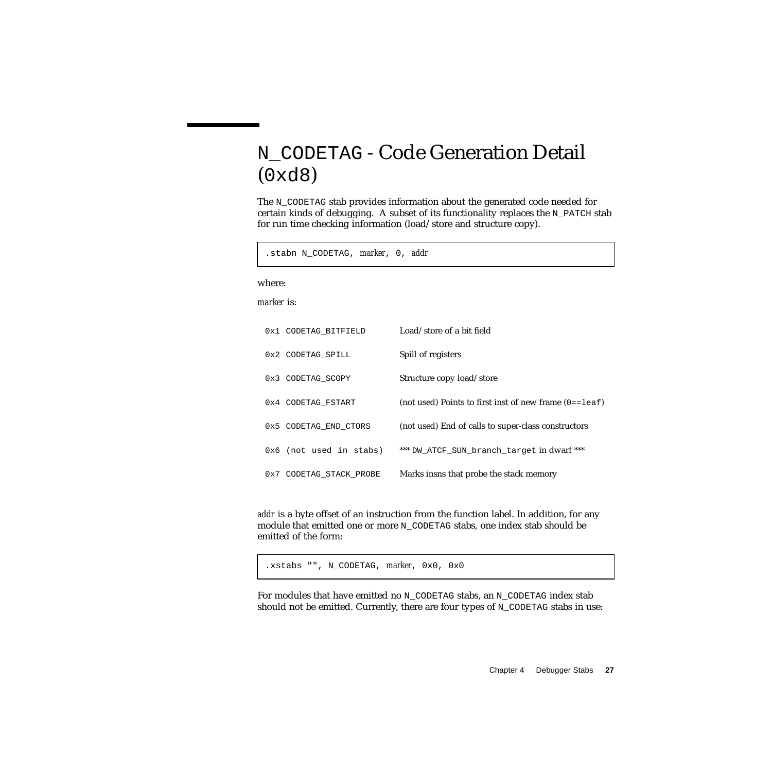# `N_CODETAG` - Code Generation Detail (`0xd8`)

The `N_CODETAG` stab provides information about the generated code needed for certain kinds of debugging. A subset of its functionality replaces the `N_PATCH` stab for run time checking information (load/store and structure copy).

```
.stabn N_CODETAG, marker, 0, addr
```

where:

*marker* is:

| | |
|---|---|
| `0x1 CODETAG_BITFIELD` | Load/store of a bit field |
| `0x2 CODETAG_SPILL` | Spill of registers |
| `0x3 CODETAG_SCOPY` | Structure copy load/store |
| `0x4 CODETAG_FSTART` | (not used) Points to first inst of new frame (`0==leaf`) |
| `0x5 CODETAG_END_CTORS` | (not used) End of calls to super-class constructors |
| `0x6 (not used in stabs)` | *** `DW_ATCF_SUN_branch_target` in dwarf *** |
| `0x7 CODETAG_STACK_PROBE` | Marks insns that probe the stack memory |

*addr* is a byte offset of an instruction from the function label. In addition, for any module that emitted one or more `N_CODETAG` stabs, one index stab should be emitted of the form:

```
.xstabs "", N_CODETAG, marker, 0x0, 0x0
```

For modules that have emitted no `N_CODETAG` stabs, an `N_CODETAG` index stab should not be emitted. Currently, there are four types of `N_CODETAG` stabs in use: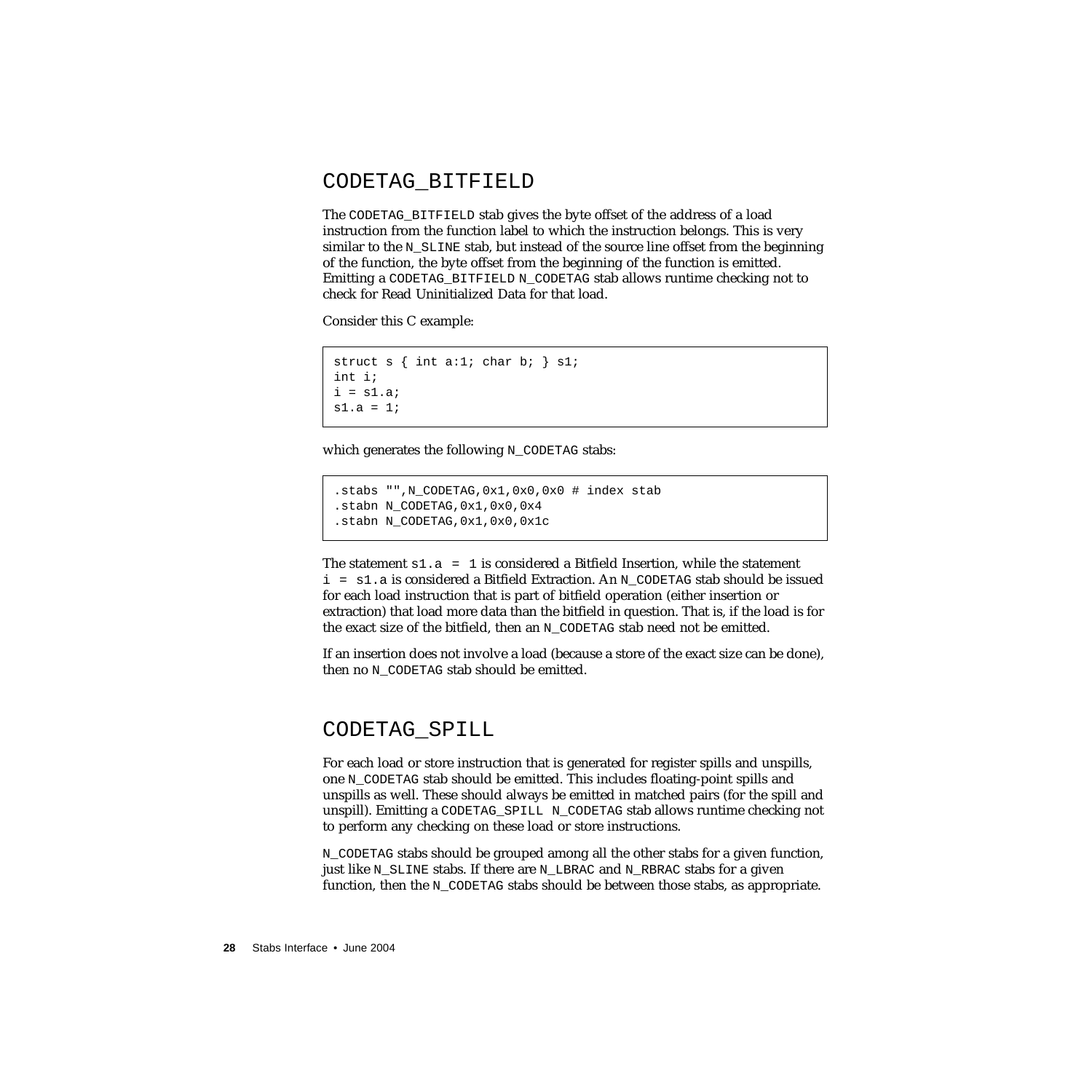## CODETAG_BITFIELD

The CODETAG_BITFIELD stab gives the byte offset of the address of a load instruction from the function label to which the instruction belongs. This is very similar to the N_SLINE stab, but instead of the source line offset from the beginning of the function, the byte offset from the beginning of the function is emitted. Emitting a CODETAG_BITFIELD N_CODETAG stab allows runtime checking not to check for Read Uninitialized Data for that load.

Consider this C example:

```
struct s { int a:1; char b; } s1;
int i;
i = s1.a;
s1.a = 1;
```

which generates the following N_CODETAG stabs:

```
.stabs "",N_CODETAG,0x1,0x0,0x0 # index stab
.stabn N_CODETAG,0x1,0x0,0x4
.stabn N_CODETAG,0x1,0x0,0x1c
```

The statement `s1.a = 1` is considered a Bitfield Insertion, while the statement `i = s1.a` is considered a Bitfield Extraction. An N_CODETAG stab should be issued for each load instruction that is part of bitfield operation (either insertion or extraction) that load more data than the bitfield in question. That is, if the load is for the exact size of the bitfield, then an N_CODETAG stab need not be emitted.

If an insertion does not involve a load (because a store of the exact size can be done), then no N_CODETAG stab should be emitted.

## CODETAG_SPILL

For each load or store instruction that is generated for register spills and unspills, one N_CODETAG stab should be emitted. This includes floating-point spills and unspills as well. These should always be emitted in matched pairs (for the spill and unspill). Emitting a CODETAG_SPILL N_CODETAG stab allows runtime checking not to perform any checking on these load or store instructions.

N_CODETAG stabs should be grouped among all the other stabs for a given function, just like N_SLINE stabs. If there are N_LBRAC and N_RBRAC stabs for a given function, then the N_CODETAG stabs should be between those stabs, as appropriate.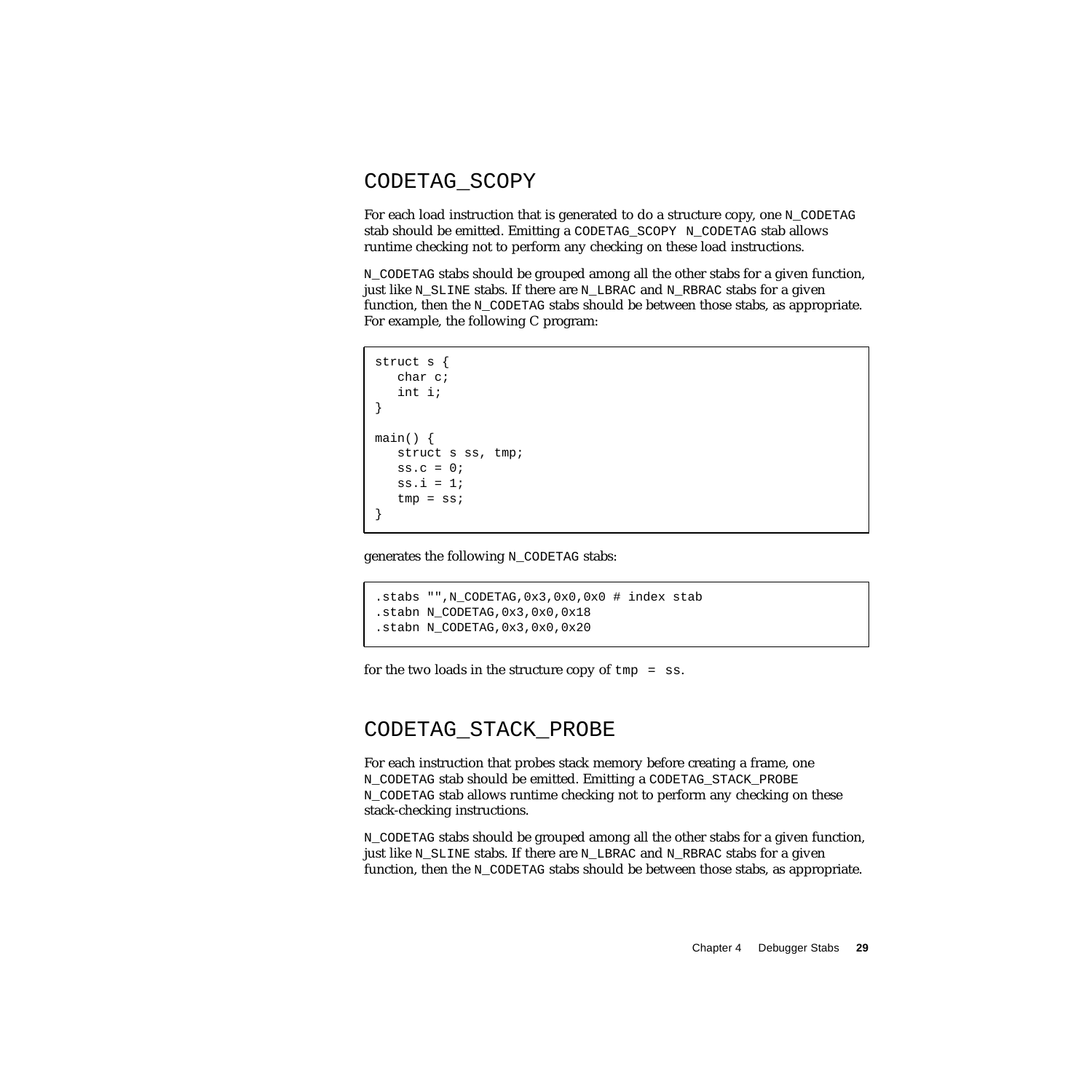## CODETAG_SCOPY

For each load instruction that is generated to do a structure copy, one `N_CODETAG` stab should be emitted. Emitting a `CODETAG_SCOPY N_CODETAG` stab allows runtime checking not to perform any checking on these load instructions.

`N_CODETAG` stabs should be grouped among all the other stabs for a given function, just like `N_SLINE` stabs. If there are `N_LBRAC` and `N_RBRAC` stabs for a given function, then the `N_CODETAG` stabs should be between those stabs, as appropriate. For example, the following C program:

```
struct s {
   char c;
   int i;
}

main() {
   struct s ss, tmp;
   ss.c = 0;
   ss.i = 1;
   tmp = ss;
}
```

generates the following `N_CODETAG` stabs:

```
.stabs "",N_CODETAG,0x3,0x0,0x0 # index stab
.stabn N_CODETAG,0x3,0x0,0x18
.stabn N_CODETAG,0x3,0x0,0x20
```

for the two loads in the structure copy of `tmp = ss`.

## CODETAG_STACK_PROBE

For each instruction that probes stack memory before creating a frame, one `N_CODETAG` stab should be emitted. Emitting a `CODETAG_STACK_PROBE N_CODETAG` stab allows runtime checking not to perform any checking on these stack-checking instructions.

`N_CODETAG` stabs should be grouped among all the other stabs for a given function, just like `N_SLINE` stabs. If there are `N_LBRAC` and `N_RBRAC` stabs for a given function, then the `N_CODETAG` stabs should be between those stabs, as appropriate.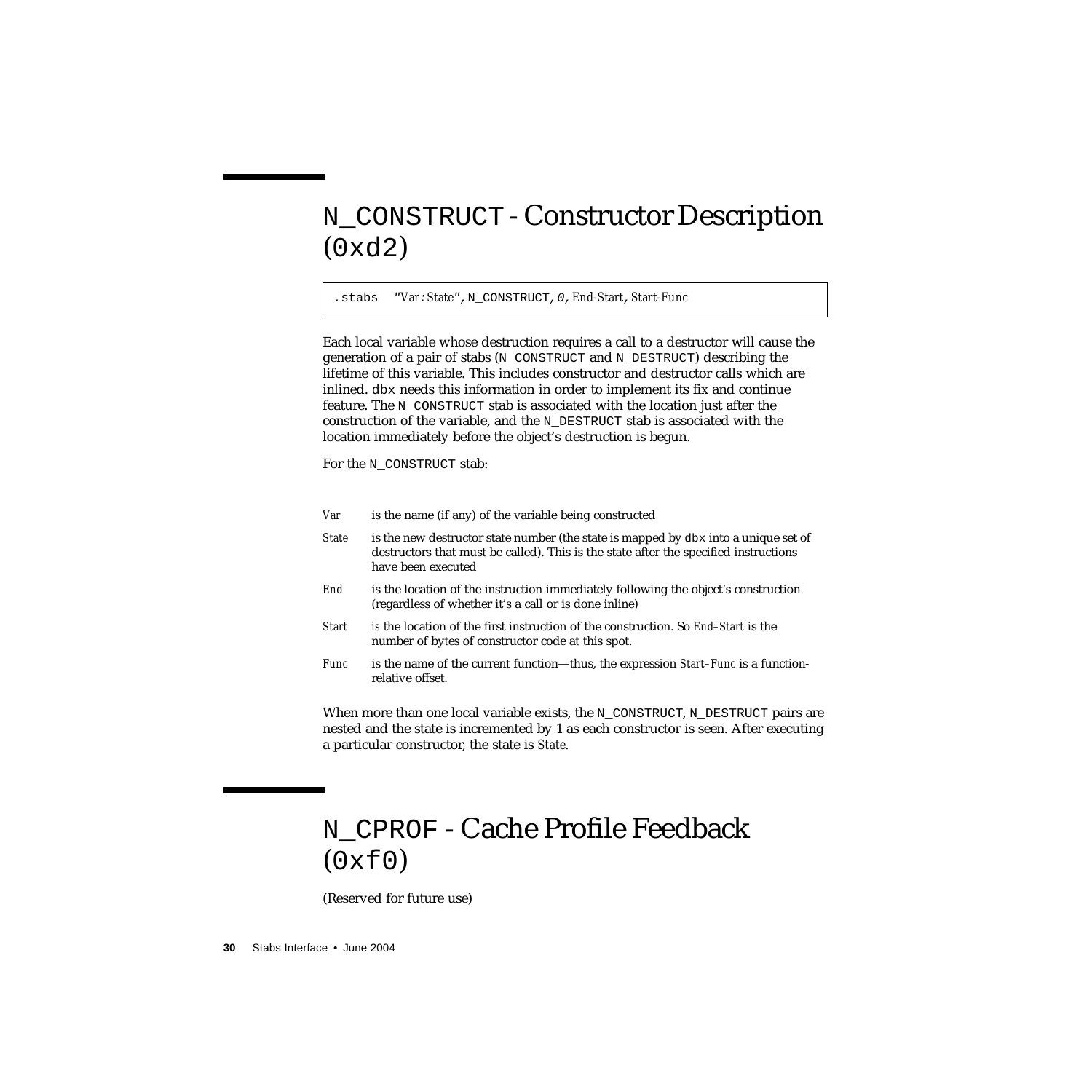# N_CONSTRUCT - Constructor Description (0xd2)

```
.stabs  "Var:State", N_CONSTRUCT, 0, End-Start, Start-Func
```

Each local variable whose destruction requires a call to a destructor will cause the generation of a pair of stabs (N_CONSTRUCT and N_DESTRUCT) describing the lifetime of this variable. This includes constructor and destructor calls which are inlined. dbx needs this information in order to implement its fix and continue feature. The N_CONSTRUCT stab is associated with the location just after the construction of the variable, and the N_DESTRUCT stab is associated with the location immediately before the object's destruction is begun.

For the N_CONSTRUCT stab:

| | |
|---|---|
| *Var* | is the name (if any) of the variable being constructed |
| *State* | is the new destructor state number (the state is mapped by dbx into a unique set of destructors that must be called). This is the state after the specified instructions have been executed |
| *End* | is the location of the instruction immediately following the object's construction (regardless of whether it's a call or is done inline) |
| *Start* | is the location of the first instruction of the construction. So *End–Start* is the number of bytes of constructor code at this spot. |
| *Func* | is the name of the current function—thus, the expression *Start–Func* is a function-relative offset. |

When more than one local variable exists, the N_CONSTRUCT, N_DESTRUCT pairs are nested and the state is incremented by 1 as each constructor is seen. After executing a particular constructor, the state is *State*.

# N_CPROF - Cache Profile Feedback (0xf0)

(Reserved for future use)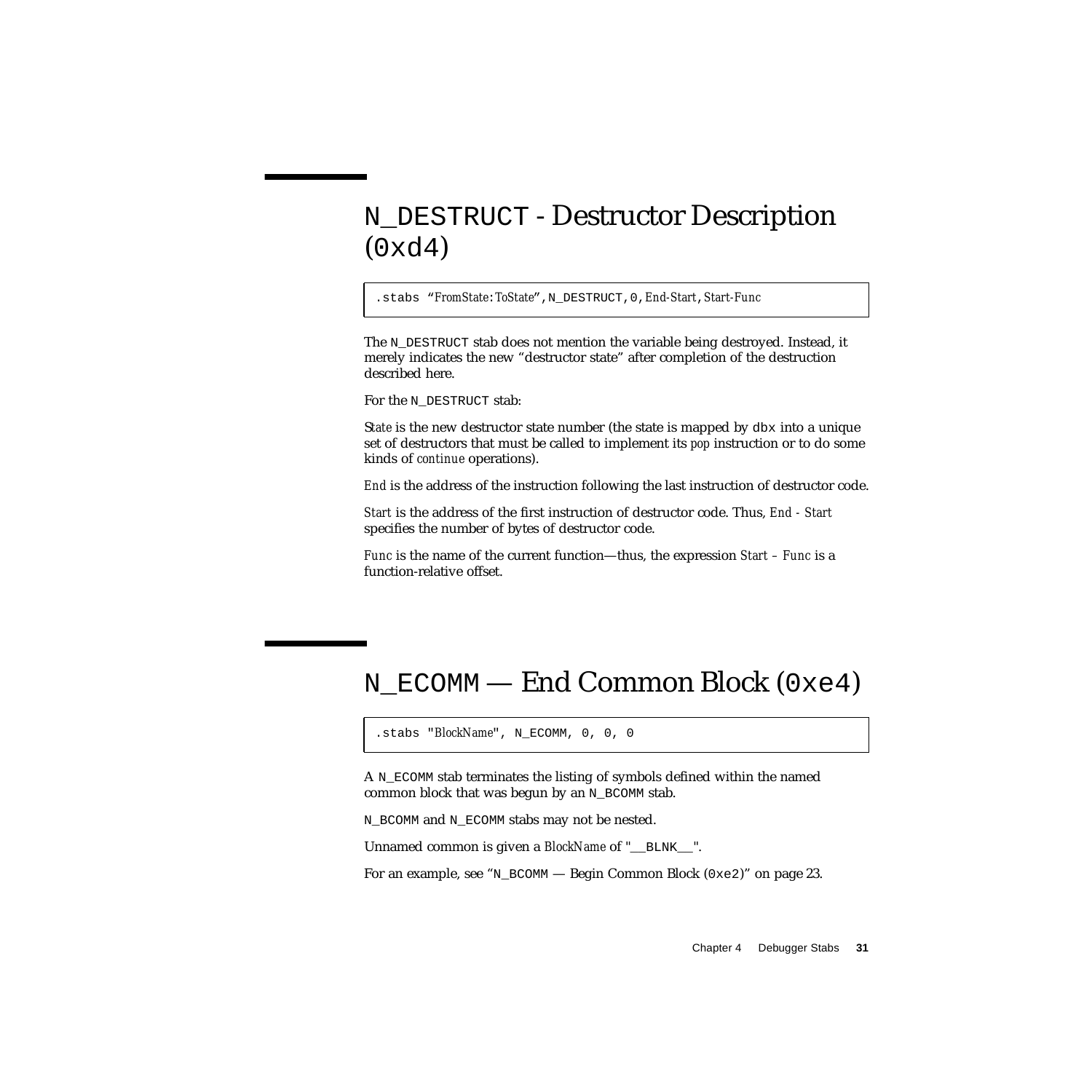## N_DESTRUCT - Destructor Description (0xd4)

```
.stabs "FromState:ToState",N_DESTRUCT,0,End-Start,Start-Func
```

The N_DESTRUCT stab does not mention the variable being destroyed. Instead, it merely indicates the new "destructor state" after completion of the destruction described here.

For the N_DESTRUCT stab:

*State* is the new destructor state number (the state is mapped by dbx into a unique set of destructors that must be called to implement its *pop* instruction or to do some kinds of *continue* operations).

*End* is the address of the instruction following the last instruction of destructor code.

*Start* is the address of the first instruction of destructor code. Thus, *End - Start* specifies the number of bytes of destructor code.

*Func* is the name of the current function—thus, the expression *Start – Func* is a function-relative offset.

## N_ECOMM — End Common Block (0xe4)

```
.stabs "BlockName", N_ECOMM, 0, 0, 0
```

A N_ECOMM stab terminates the listing of symbols defined within the named common block that was begun by an N_BCOMM stab.

N_BCOMM and N_ECOMM stabs may not be nested.

Unnamed common is given a *BlockName* of "__BLNK__".

For an example, see "N_BCOMM — Begin Common Block (0xe2)" on page 23.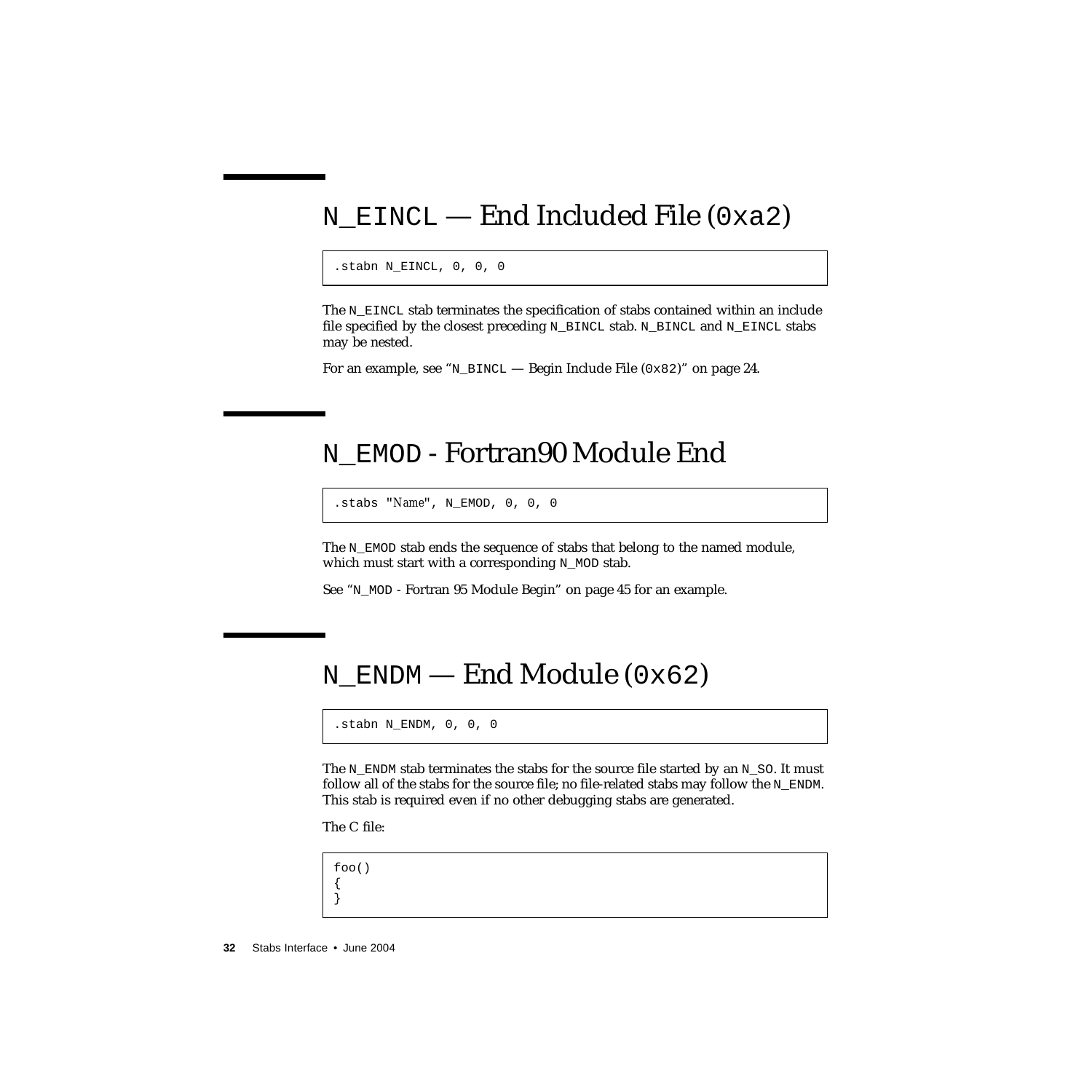# N_EINCL — End Included File (0xa2)

```
.stabn N_EINCL, 0, 0, 0
```

The N_EINCL stab terminates the specification of stabs contained within an include file specified by the closest preceding N_BINCL stab. N_BINCL and N_EINCL stabs may be nested.

For an example, see “N_BINCL — Begin Include File (0x82)” on page 24.

# N_EMOD - Fortran90 Module End

```
.stabs "Name", N_EMOD, 0, 0, 0
```

The N_EMOD stab ends the sequence of stabs that belong to the named module, which must start with a corresponding N_MOD stab.

See “N_MOD - Fortran 95 Module Begin” on page 45 for an example.

# N_ENDM — End Module (0x62)

```
.stabn N_ENDM, 0, 0, 0
```

The N_ENDM stab terminates the stabs for the source file started by an N_SO. It must follow all of the stabs for the source file; no file-related stabs may follow the N_ENDM. This stab is required even if no other debugging stabs are generated.

The C file:

```
foo()
{
}
```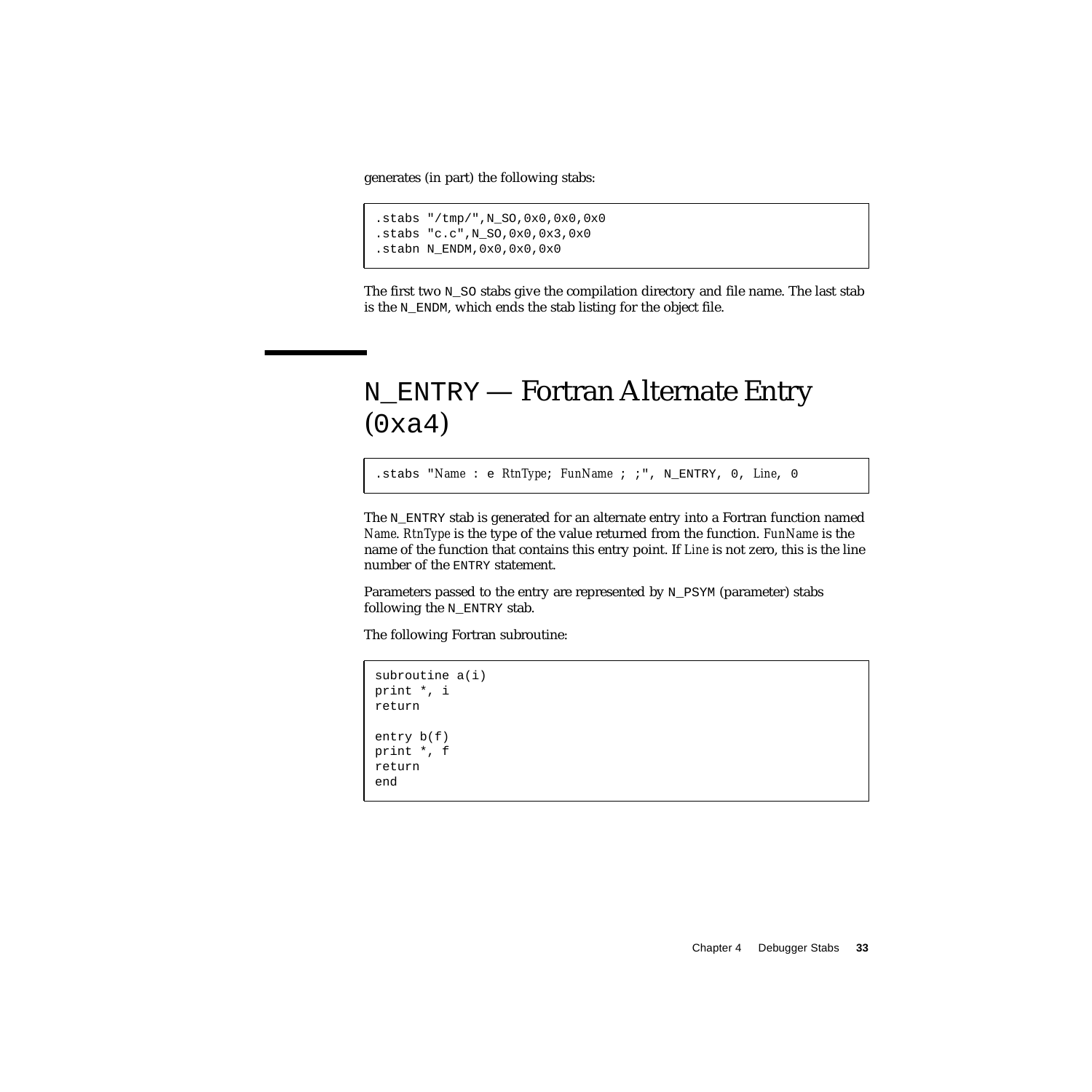generates (in part) the following stabs:

```
.stabs "/tmp/",N_SO,0x0,0x0,0x0
.stabs "c.c",N_SO,0x0,0x3,0x0
.stabn N_ENDM,0x0,0x0,0x0
```

The first two `N_SO` stabs give the compilation directory and file name. The last stab is the `N_ENDM`, which ends the stab listing for the object file.

# `N_ENTRY` — Fortran Alternate Entry (`0xa4`)

```
.stabs "Name : e RtnType; FunName ; ;", N_ENTRY, 0, Line, 0
```

The `N_ENTRY` stab is generated for an alternate entry into a Fortran function named *Name*. *RtnType* is the type of the value returned from the function. *FunName* is the name of the function that contains this entry point. If *Line* is not zero, this is the line number of the `ENTRY` statement.

Parameters passed to the entry are represented by `N_PSYM` (parameter) stabs following the `N_ENTRY` stab.

The following Fortran subroutine:

```
subroutine a(i)
print *, i
return

entry b(f)
print *, f
return
end
```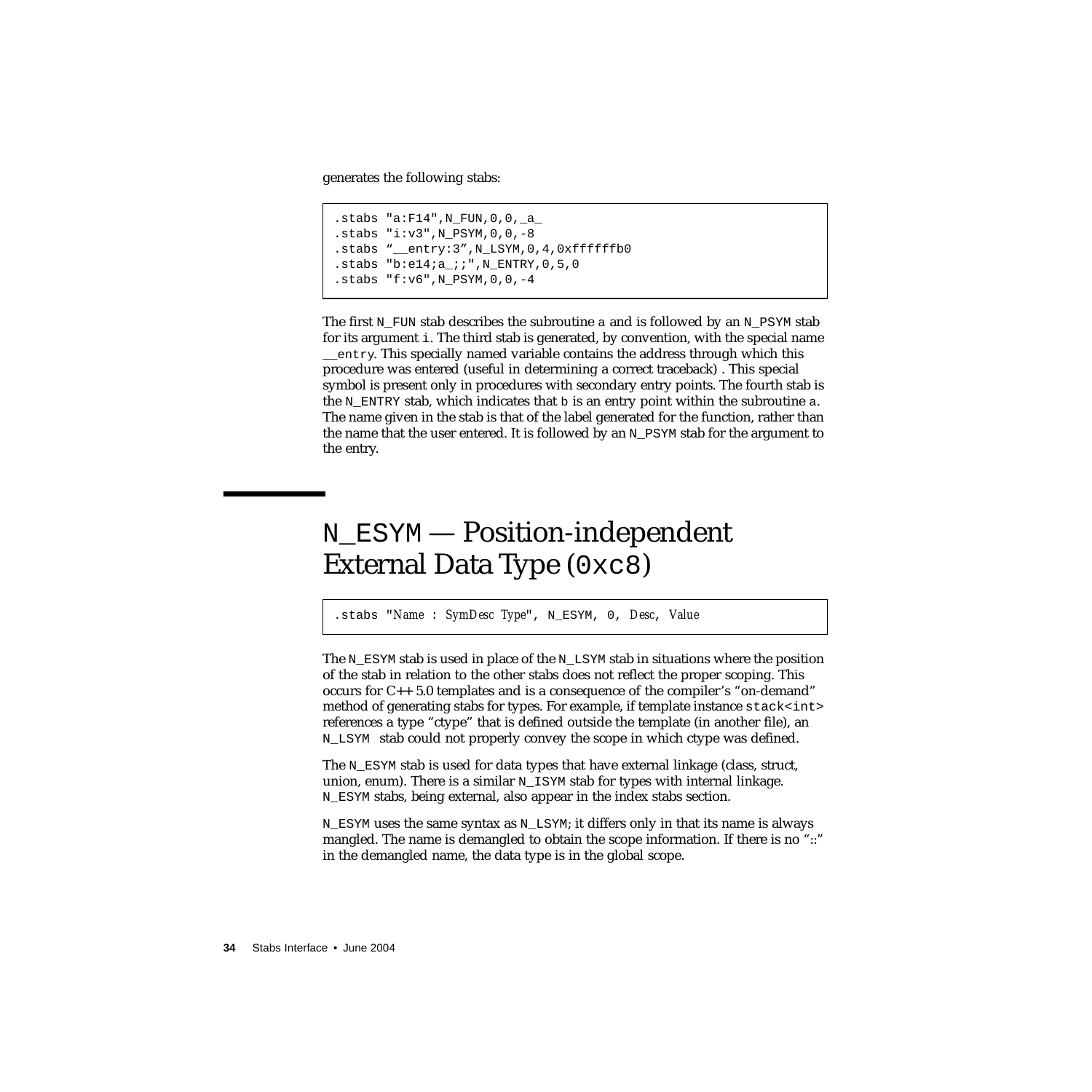generates the following stabs:

```
.stabs "a:F14",N_FUN,0,0,_a_
.stabs "i:v3",N_PSYM,0,0,-8
.stabs "__entry:3",N_LSYM,0,4,0xffffffb0
.stabs "b:e14;a_;;",N_ENTRY,0,5,0
.stabs "f:v6",N_PSYM,0,0,-4
```

The first `N_FUN` stab describes the subroutine `a` and is followed by an `N_PSYM` stab for its argument `i`. The third stab is generated, by convention, with the special name `__entry`. This specially named variable contains the address through which this procedure was entered (useful in determining a correct traceback) . This special symbol is present only in procedures with secondary entry points. The fourth stab is the `N_ENTRY` stab, which indicates that `b` is an entry point within the subroutine `a`. The name given in the stab is that of the label generated for the function, rather than the name that the user entered. It is followed by an `N_PSYM` stab for the argument to the entry.

# `N_ESYM` — Position-independent External Data Type (`0xc8`)

```
.stabs "Name : SymDesc Type", N_ESYM, 0, Desc, Value
```

The `N_ESYM` stab is used in place of the `N_LSYM` stab in situations where the position of the stab in relation to the other stabs does not reflect the proper scoping. This occurs for C++ 5.0 templates and is a consequence of the compiler's "on-demand" method of generating stabs for types. For example, if template instance `stack<int>` references a type "ctype" that is defined outside the template (in another file), an `N_LSYM` stab could not properly convey the scope in which ctype was defined.

The `N_ESYM` stab is used for data types that have external linkage (class, struct, union, enum). There is a similar `N_ISYM` stab for types with internal linkage. `N_ESYM` stabs, being external, also appear in the index stabs section.

`N_ESYM` uses the same syntax as `N_LSYM`; it differs only in that its name is always mangled. The name is demangled to obtain the scope information. If there is no "::" in the demangled name, the data type is in the global scope.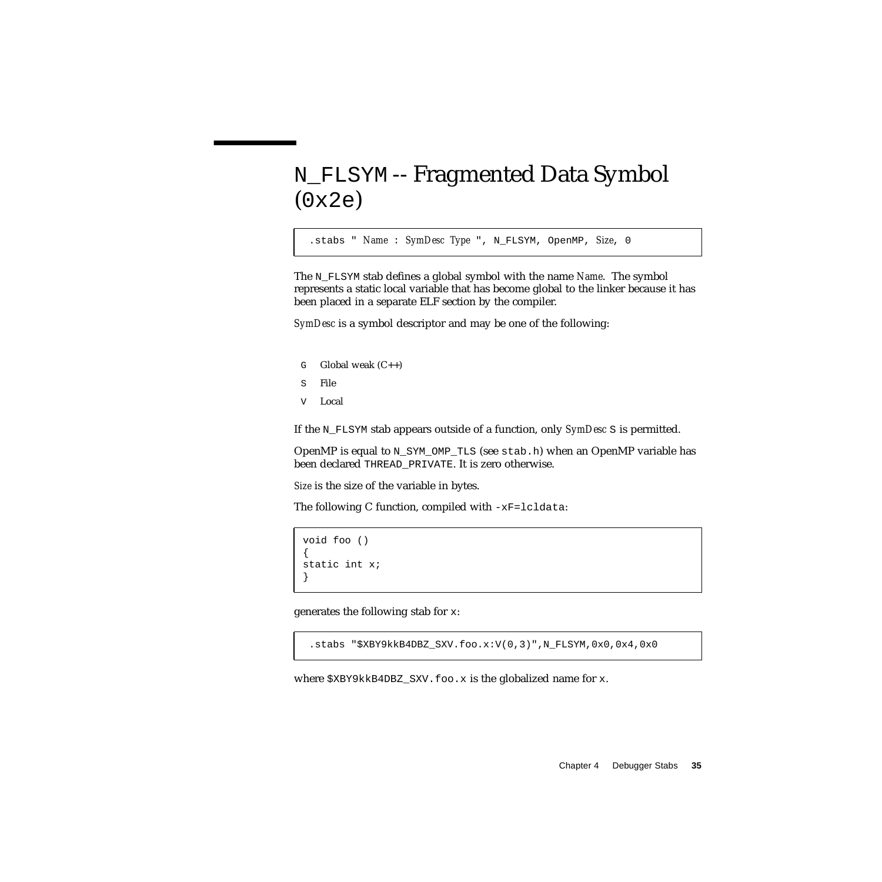# N_FLSYM -- Fragmented Data Symbol (0x2e)

```
.stabs " Name : SymDesc Type ", N_FLSYM, OpenMP, Size, 0
```

The N_FLSYM stab defines a global symbol with the name *Name*. The symbol represents a static local variable that has become global to the linker because it has been placed in a separate ELF section by the compiler.

*SymDesc* is a symbol descriptor and may be one of the following:

- G  Global weak (C++)
- S  File
- V  Local

If the N_FLSYM stab appears outside of a function, only *SymDesc* S is permitted.

OpenMP is equal to N_SYM_OMP_TLS (see stab.h) when an OpenMP variable has been declared THREAD_PRIVATE. It is zero otherwise.

*Size* is the size of the variable in bytes.

The following C function, compiled with -xF=lcldata:

```
void foo ()
{
static int x;
}
```

generates the following stab for x:

```
.stabs "$XBY9kkB4DBZ_SXV.foo.x:V(0,3)",N_FLSYM,0x0,0x4,0x0
```

where $XBY9kkB4DBZ_SXV.foo.x is the globalized name for x.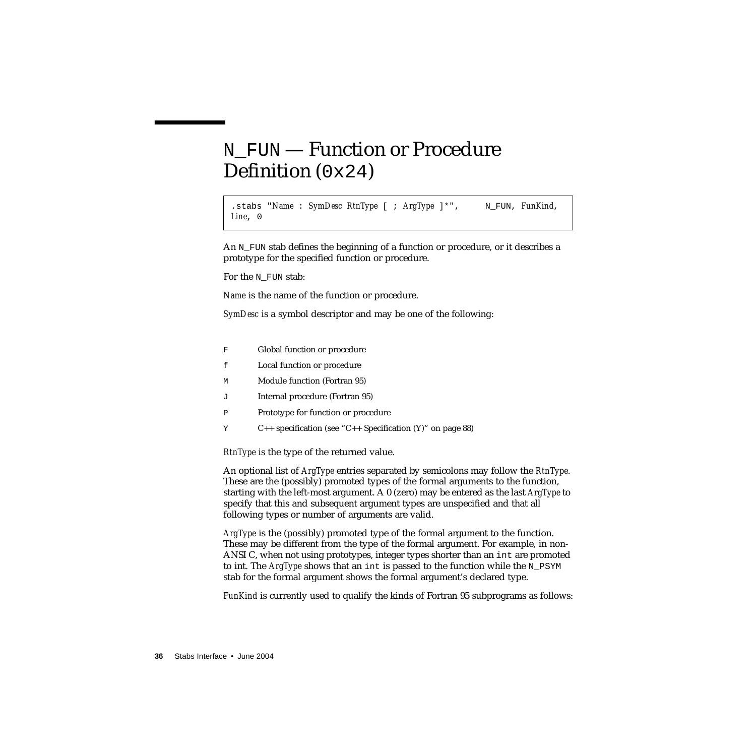# N_FUN — Function or Procedure Definition (0x24)

```
.stabs "Name : SymDesc RtnType [ ; ArgType ]*",     N_FUN, FunKind,
Line, 0
```

An N_FUN stab defines the beginning of a function or procedure, or it describes a prototype for the specified function or procedure.

For the N_FUN stab:

*Name* is the name of the function or procedure.

*SymDesc* is a symbol descriptor and may be one of the following:

| | |
|---|---|
| F | Global function or procedure |
| f | Local function or procedure |
| M | Module function (Fortran 95) |
| J | Internal procedure (Fortran 95) |
| P | Prototype for function or procedure |
| Y | C++ specification (see "C++ Specification (Y)" on page 88) |

*RtnType* is the type of the returned value.

An optional list of *ArgType* entries separated by semicolons may follow the *RtnType*. These are the (possibly) promoted types of the formal arguments to the function, starting with the left-most argument. A 0 (zero) may be entered as the last *ArgType* to specify that this and subsequent argument types are unspecified and that all following types or number of arguments are valid.

*ArgType* is the (possibly) promoted type of the formal argument to the function. These may be different from the type of the formal argument. For example, in non-ANSI C, when not using prototypes, integer types shorter than an `int` are promoted to int. The *ArgType* shows that an `int` is passed to the function while the N_PSYM stab for the formal argument shows the formal argument's declared type.

*FunKind* is currently used to qualify the kinds of Fortran 95 subprograms as follows: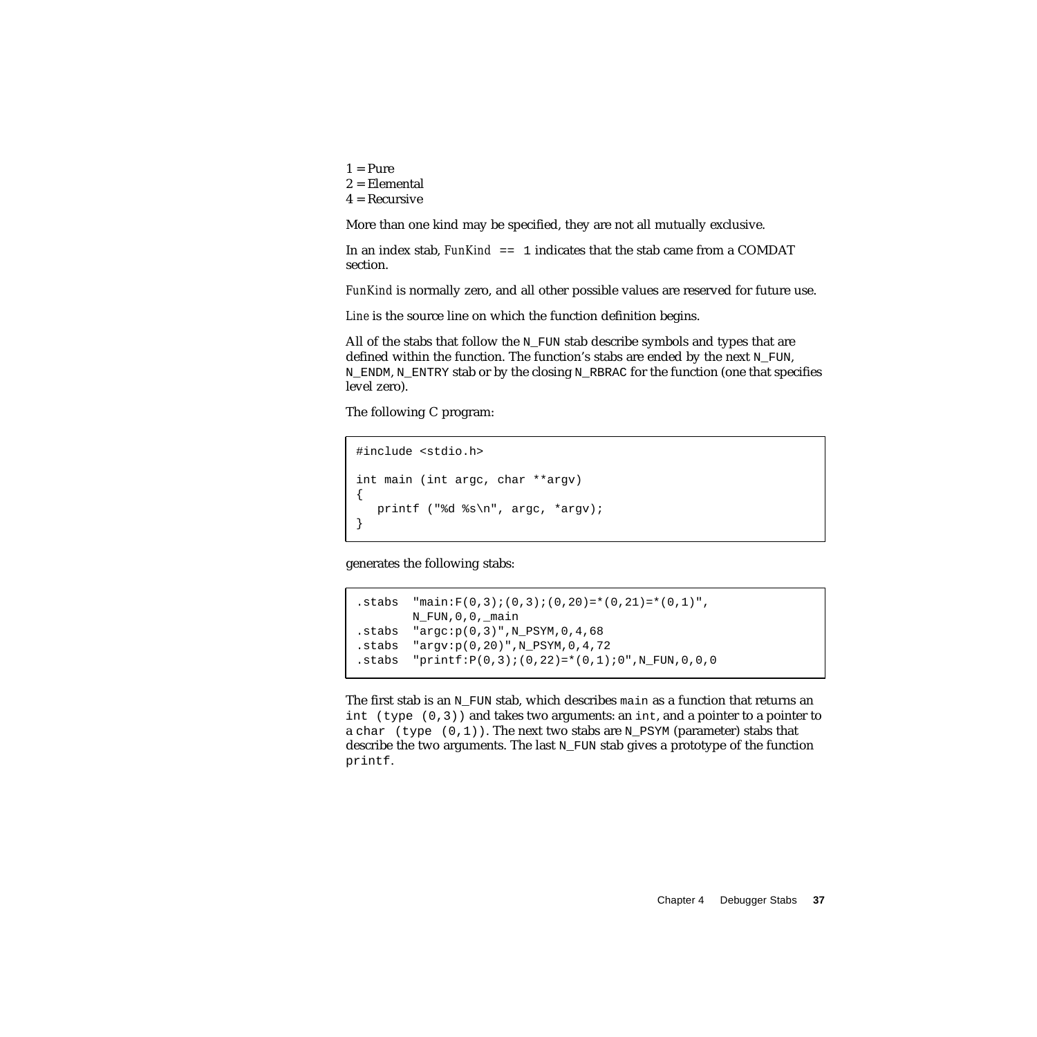1 = Pure  
2 = Elemental  
4 = Recursive

More than one kind may be specified, they are not all mutually exclusive.

In an index stab, *FunKind* `== 1` indicates that the stab came from a COMDAT section.

*FunKind* is normally zero, and all other possible values are reserved for future use.

*Line* is the source line on which the function definition begins.

All of the stabs that follow the `N_FUN` stab describe symbols and types that are defined within the function. The function's stabs are ended by the next `N_FUN`, `N_ENDM`, `N_ENTRY` stab or by the closing `N_RBRAC` for the function (one that specifies level zero).

The following C program:

```
#include <stdio.h>

int main (int argc, char **argv)
{
   printf ("%d %s\n", argc, *argv);
}
```

generates the following stabs:

```
.stabs  "main:F(0,3);(0,3);(0,20)=*(0,21)=*(0,1)",
        N_FUN,0,0,_main
.stabs  "argc:p(0,3)",N_PSYM,0,4,68
.stabs  "argv:p(0,20)",N_PSYM,0,4,72
.stabs  "printf:P(0,3);(0,22)=*(0,1);0",N_FUN,0,0,0
```

The first stab is an `N_FUN` stab, which describes `main` as a function that returns an `int (type (0,3))` and takes two arguments: an `int`, and a pointer to a pointer to a `char (type (0,1))`. The next two stabs are `N_PSYM` (parameter) stabs that describe the two arguments. The last `N_FUN` stab gives a prototype of the function `printf`.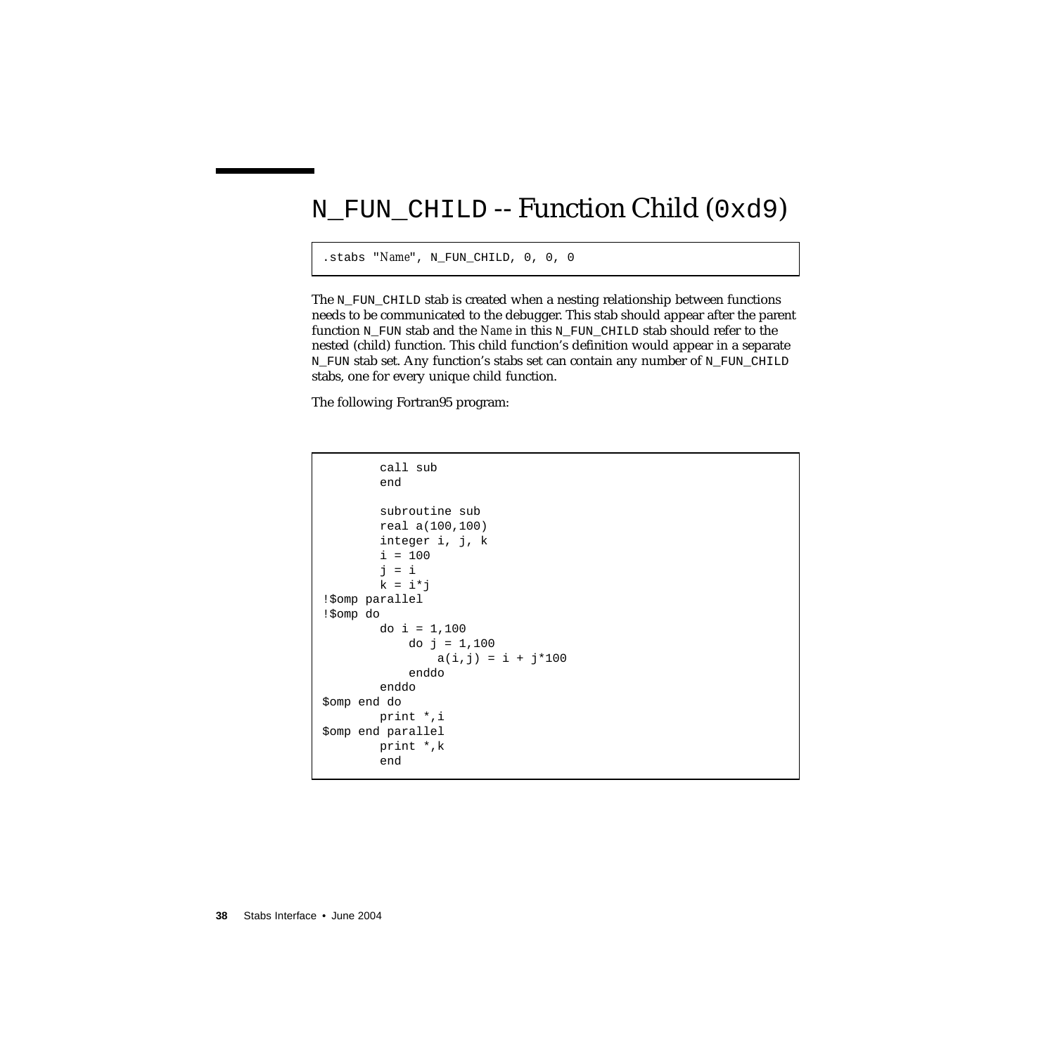# N_FUN_CHILD -- Function Child (0xd9)

```
.stabs "Name", N_FUN_CHILD, 0, 0, 0
```

The N_FUN_CHILD stab is created when a nesting relationship between functions needs to be communicated to the debugger. This stab should appear after the parent function N_FUN stab and the *Name* in this N_FUN_CHILD stab should refer to the nested (child) function. This child function's definition would appear in a separate N_FUN stab set. Any function's stabs set can contain any number of N_FUN_CHILD stabs, one for every unique child function.

The following Fortran95 program:

```
        call sub
        end

        subroutine sub
        real a(100,100)
        integer i, j, k
        i = 100
        j = i
        k = i*j
!$omp parallel
!$omp do
        do i = 1,100
            do j = 1,100
                a(i,j) = i + j*100
            enddo
        enddo
$omp end do
        print *,i
$omp end parallel
        print *,k
        end
```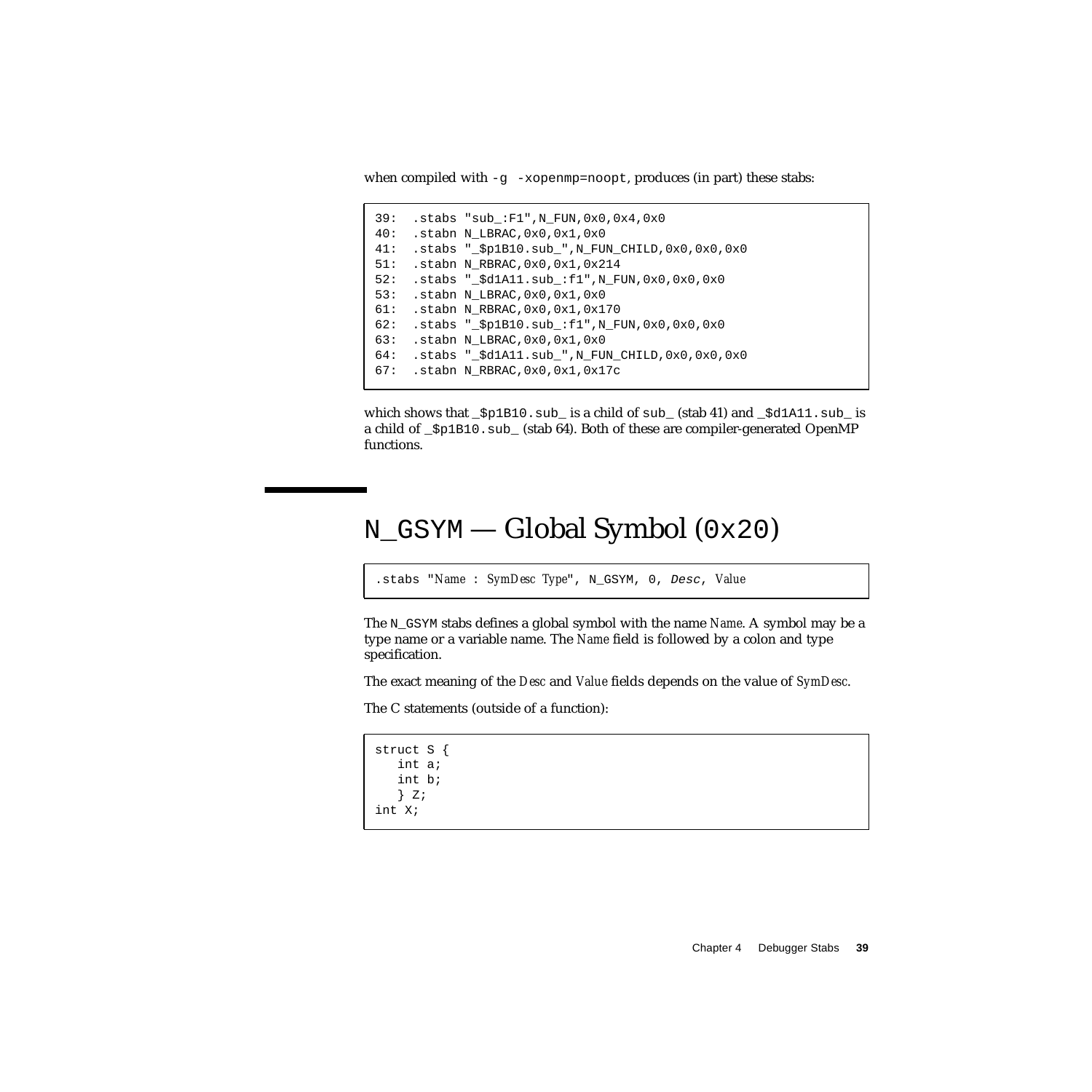when compiled with `-g -xopenmp=noopt`, produces (in part) these stabs:

```
39:  .stabs "sub_:F1",N_FUN,0x0,0x4,0x0
40:  .stabn N_LBRAC,0x0,0x1,0x0
41:  .stabs "_$p1B10.sub_",N_FUN_CHILD,0x0,0x0,0x0
51:  .stabn N_RBRAC,0x0,0x1,0x214
52:  .stabs "_$d1A11.sub_:f1",N_FUN,0x0,0x0,0x0
53:  .stabn N_LBRAC,0x0,0x1,0x0
61:  .stabn N_RBRAC,0x0,0x1,0x170
62:  .stabs "_$p1B10.sub_:f1",N_FUN,0x0,0x0,0x0
63:  .stabn N_LBRAC,0x0,0x1,0x0
64:  .stabs "_$d1A11.sub_",N_FUN_CHILD,0x0,0x0,0x0
67:  .stabn N_RBRAC,0x0,0x1,0x17c
```

which shows that `_$p1B10.sub_` is a child of `sub_` (stab 41) and `_$d1A11.sub_` is a child of `_$p1B10.sub_` (stab 64). Both of these are compiler-generated OpenMP functions.

# N_GSYM — Global Symbol (0x20)

```
.stabs "Name : SymDesc Type", N_GSYM, 0, Desc, Value
```

The `N_GSYM` stabs defines a global symbol with the name *Name*. A symbol may be a type name or a variable name. The *Name* field is followed by a colon and type specification.

The exact meaning of the *Desc* and *Value* fields depends on the value of *SymDesc*.

The C statements (outside of a function):

```
struct S {
   int a;
   int b;
   } Z;
int X;
```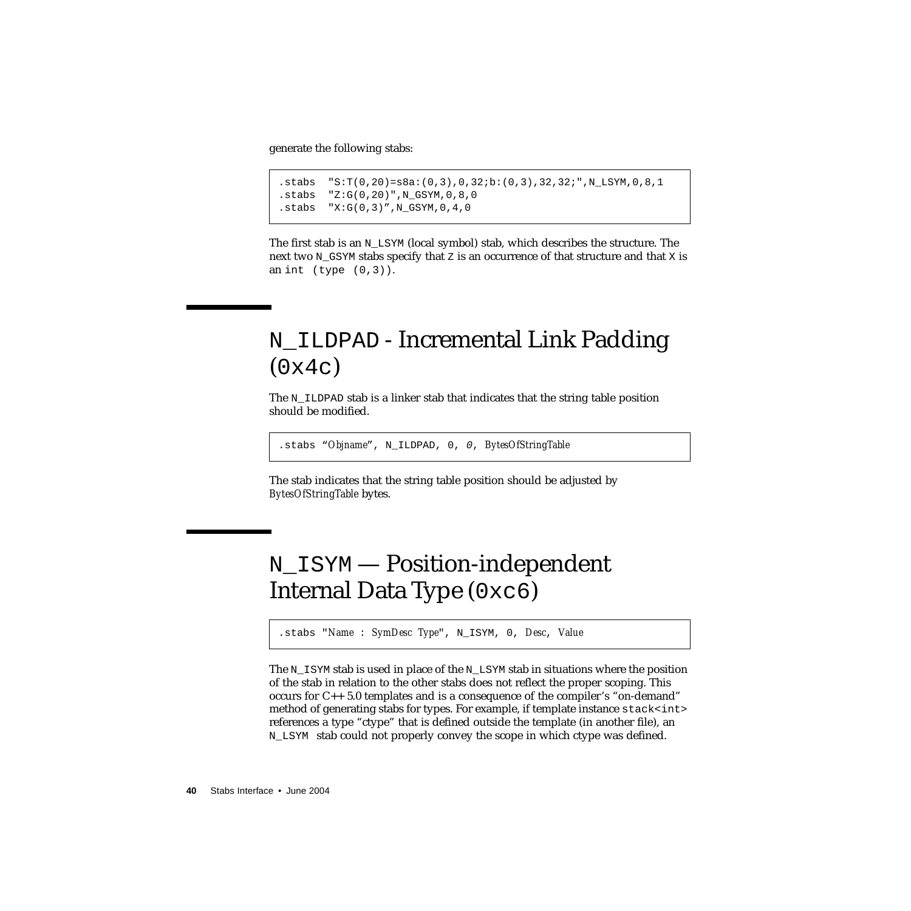generate the following stabs:

```
.stabs  "S:T(0,20)=s8a:(0,3),0,32;b:(0,3),32,32;",N_LSYM,0,8,1
.stabs  "Z:G(0,20)",N_GSYM,0,8,0
.stabs  "X:G(0,3)",N_GSYM,0,4,0
```

The first stab is an `N_LSYM` (local symbol) stab, which describes the structure. The next two `N_GSYM` stabs specify that `Z` is an occurrence of that structure and that `X` is an `int (type (0,3))`.

## `N_ILDPAD` - Incremental Link Padding (`0x4c`)

The `N_ILDPAD` stab is a linker stab that indicates that the string table position should be modified.

```
.stabs "Objname", N_ILDPAD, 0, 0, BytesOfStringTable
```

The stab indicates that the string table position should be adjusted by *BytesOfStringTable* bytes.

## `N_ISYM` — Position-independent Internal Data Type (`0xc6`)

```
.stabs "Name : SymDesc Type", N_ISYM, 0, Desc, Value
```

The `N_ISYM` stab is used in place of the `N_LSYM` stab in situations where the position of the stab in relation to the other stabs does not reflect the proper scoping. This occurs for C++ 5.0 templates and is a consequence of the compiler's "on-demand" method of generating stabs for types. For example, if template instance `stack<int>` references a type "ctype" that is defined outside the template (in another file), an `N_LSYM` stab could not properly convey the scope in which ctype was defined.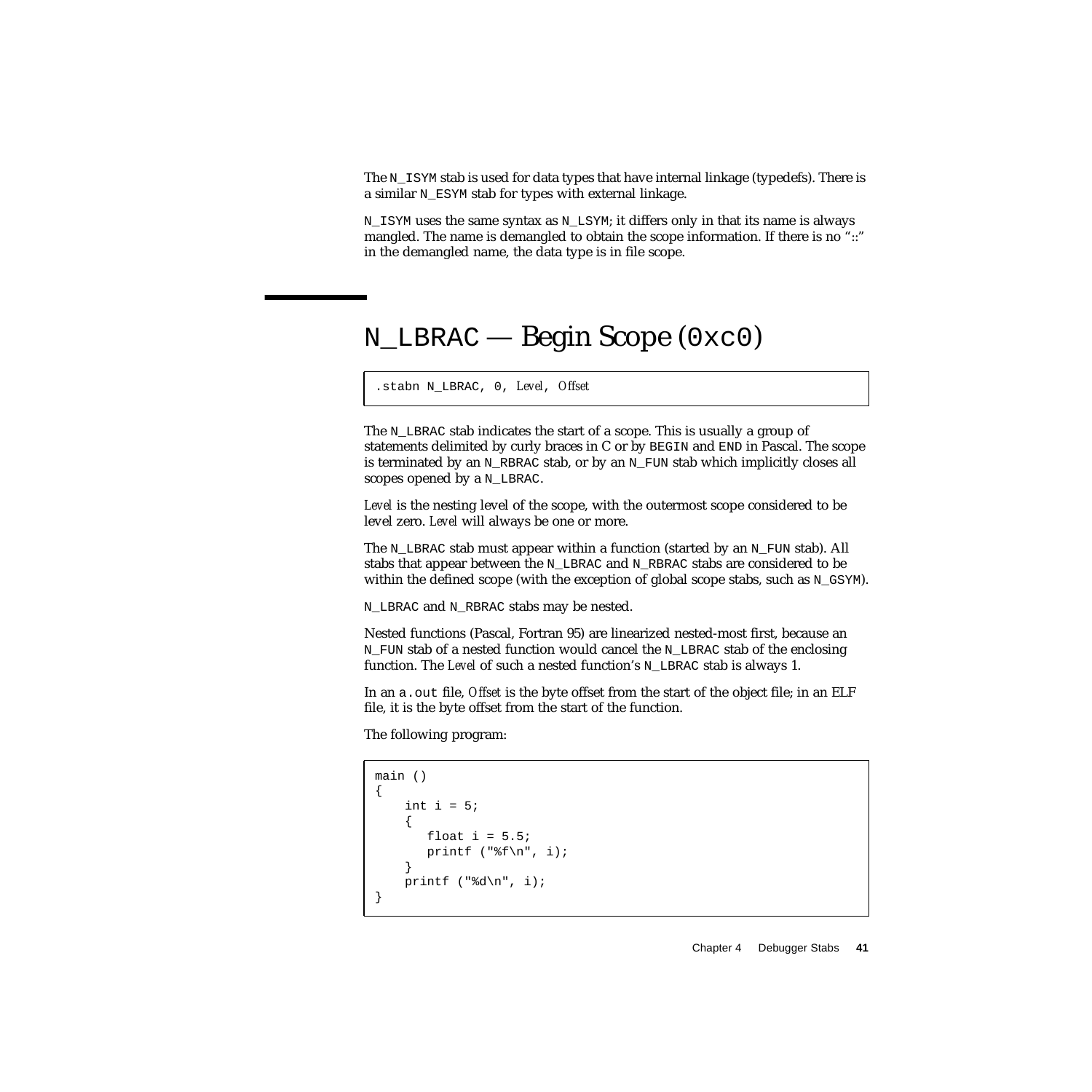The `N_ISYM` stab is used for data types that have internal linkage (typedefs). There is a similar `N_ESYM` stab for types with external linkage.

`N_ISYM` uses the same syntax as `N_LSYM`; it differs only in that its name is always mangled. The name is demangled to obtain the scope information. If there is no "::" in the demangled name, the data type is in file scope.

## `N_LBRAC` — Begin Scope (`0xc0`)

```
.stabn N_LBRAC, 0, Level, Offset
```

The `N_LBRAC` stab indicates the start of a scope. This is usually a group of statements delimited by curly braces in C or by `BEGIN` and `END` in Pascal. The scope is terminated by an `N_RBRAC` stab, or by an `N_FUN` stab which implicitly closes all scopes opened by a `N_LBRAC`.

*Level* is the nesting level of the scope, with the outermost scope considered to be level zero. *Level* will always be one or more.

The `N_LBRAC` stab must appear within a function (started by an `N_FUN` stab). All stabs that appear between the `N_LBRAC` and `N_RBRAC` stabs are considered to be within the defined scope (with the exception of global scope stabs, such as `N_GSYM`).

`N_LBRAC` and `N_RBRAC` stabs may be nested.

Nested functions (Pascal, Fortran 95) are linearized nested-most first, because an `N_FUN` stab of a nested function would cancel the `N_LBRAC` stab of the enclosing function. The *Level* of such a nested function's `N_LBRAC` stab is always 1.

In an `a.out` file, *Offset* is the byte offset from the start of the object file; in an ELF file, it is the byte offset from the start of the function.

The following program:

```
main ()
{
    int i = 5;
    {
       float i = 5.5;
       printf ("%f\n", i);
    }
    printf ("%d\n", i);
}
```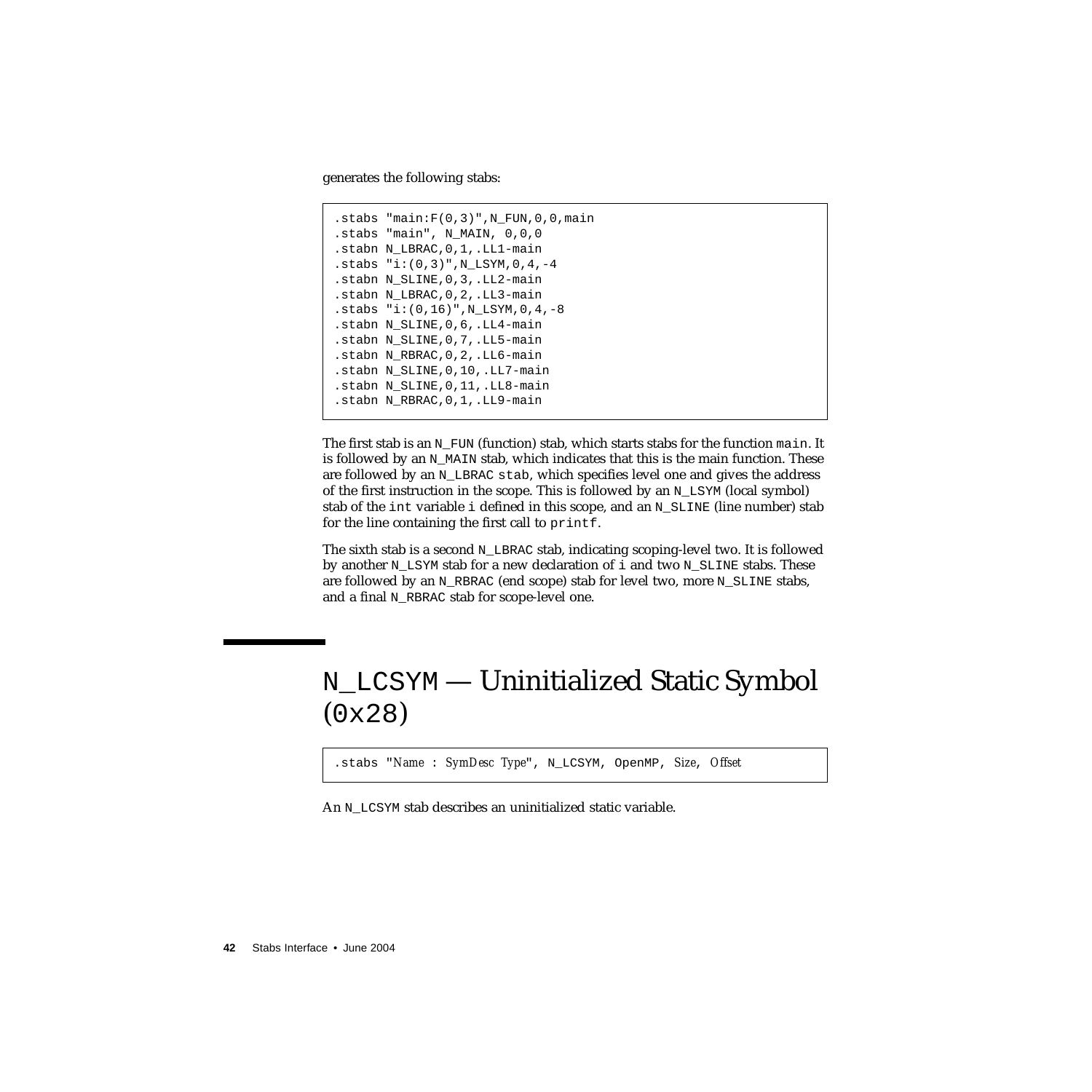generates the following stabs:

```
.stabs "main:F(0,3)",N_FUN,0,0,main
.stabs "main", N_MAIN, 0,0,0
.stabn N_LBRAC,0,1,.LL1-main
.stabs "i:(0,3)",N_LSYM,0,4,-4
.stabn N_SLINE,0,3,.LL2-main
.stabn N_LBRAC,0,2,.LL3-main
.stabs "i:(0,16)",N_LSYM,0,4,-8
.stabn N_SLINE,0,6,.LL4-main
.stabn N_SLINE,0,7,.LL5-main
.stabn N_RBRAC,0,2,.LL6-main
.stabn N_SLINE,0,10,.LL7-main
.stabn N_SLINE,0,11,.LL8-main
.stabn N_RBRAC,0,1,.LL9-main
```

The first stab is an `N_FUN` (function) stab, which starts stabs for the function `main`. It is followed by an `N_MAIN` stab, which indicates that this is the main function. These are followed by an `N_LBRAC stab`, which specifies level one and gives the address of the first instruction in the scope. This is followed by an `N_LSYM` (local symbol) stab of the `int` variable `i` defined in this scope, and an `N_SLINE` (line number) stab for the line containing the first call to `printf`.

The sixth stab is a second `N_LBRAC` stab, indicating scoping-level two. It is followed by another `N_LSYM` stab for a new declaration of `i` and two `N_SLINE` stabs. These are followed by an `N_RBRAC` (end scope) stab for level two, more `N_SLINE` stabs, and a final `N_RBRAC` stab for scope-level one.

## `N_LCSYM` — Uninitialized Static Symbol (`0x28`)

```
.stabs "Name : SymDesc Type", N_LCSYM, OpenMP, Size, Offset
```

An `N_LCSYM` stab describes an uninitialized static variable.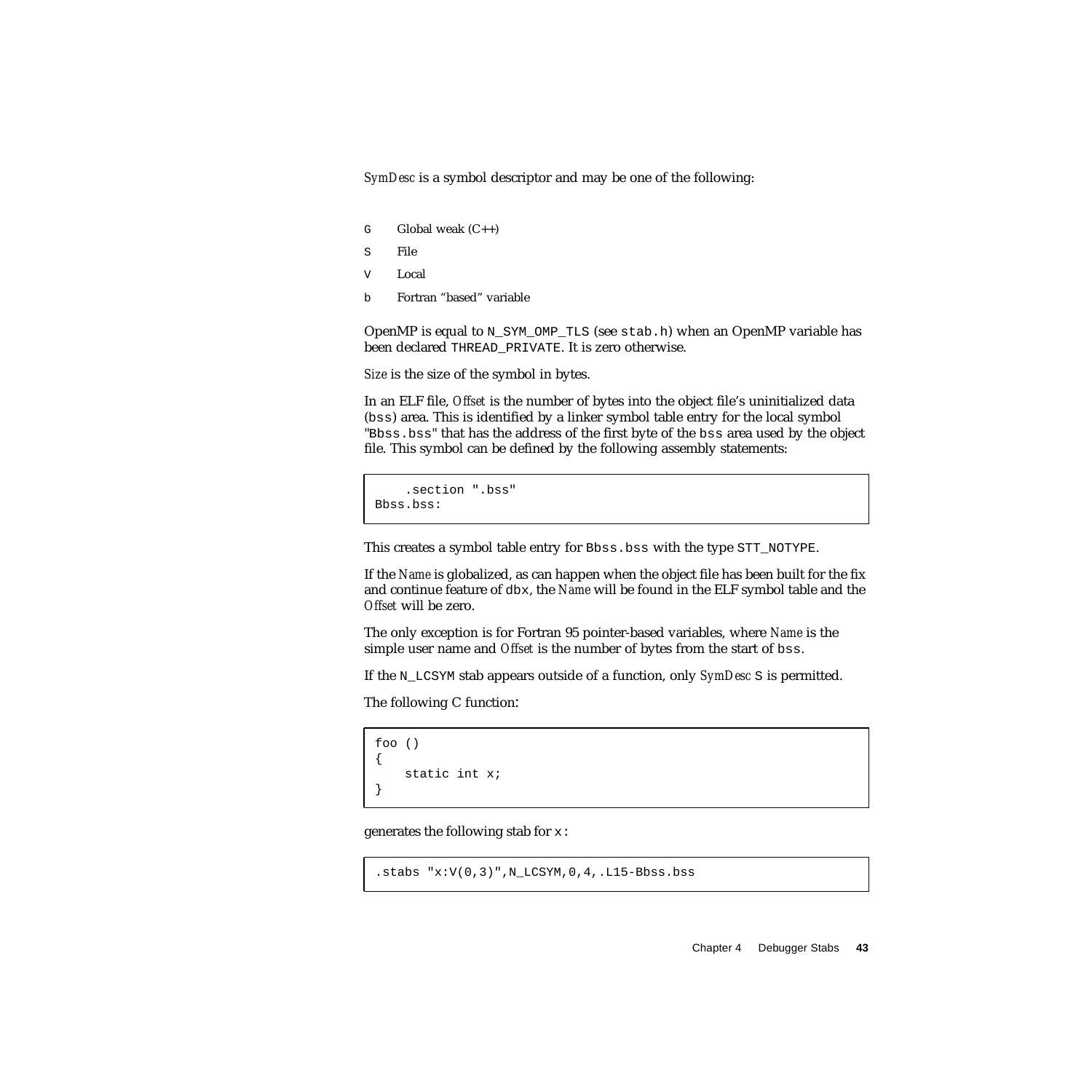*SymDesc* is a symbol descriptor and may be one of the following:

- `G` Global weak (C++)
- `S` File
- `V` Local
- `b` Fortran “based” variable

OpenMP is equal to `N_SYM_OMP_TLS` (see `stab.h`) when an OpenMP variable has been declared `THREAD_PRIVATE`. It is zero otherwise.

*Size* is the size of the symbol in bytes.

In an ELF file, *Offset* is the number of bytes into the object file’s uninitialized data (`bss`) area. This is identified by a linker symbol table entry for the local symbol "`Bbss.bss`" that has the address of the first byte of the `bss` area used by the object file. This symbol can be defined by the following assembly statements:

```
    .section ".bss"
Bbss.bss:
```

This creates a symbol table entry for `Bbss.bss` with the type `STT_NOTYPE`.

If the *Name* is globalized, as can happen when the object file has been built for the fix and continue feature of `dbx`, the *Name* will be found in the ELF symbol table and the *Offset* will be zero.

The only exception is for Fortran 95 pointer-based variables, where *Name* is the simple user name and *Offset* is the number of bytes from the start of `bss`.

If the `N_LCSYM` stab appears outside of a function, only *SymDesc* `S` is permitted.

The following C function:

```
foo ()
{
    static int x;
}
```

generates the following stab for `x`:

```
.stabs "x:V(0,3)",N_LCSYM,0,4,.L15-Bbss.bss
```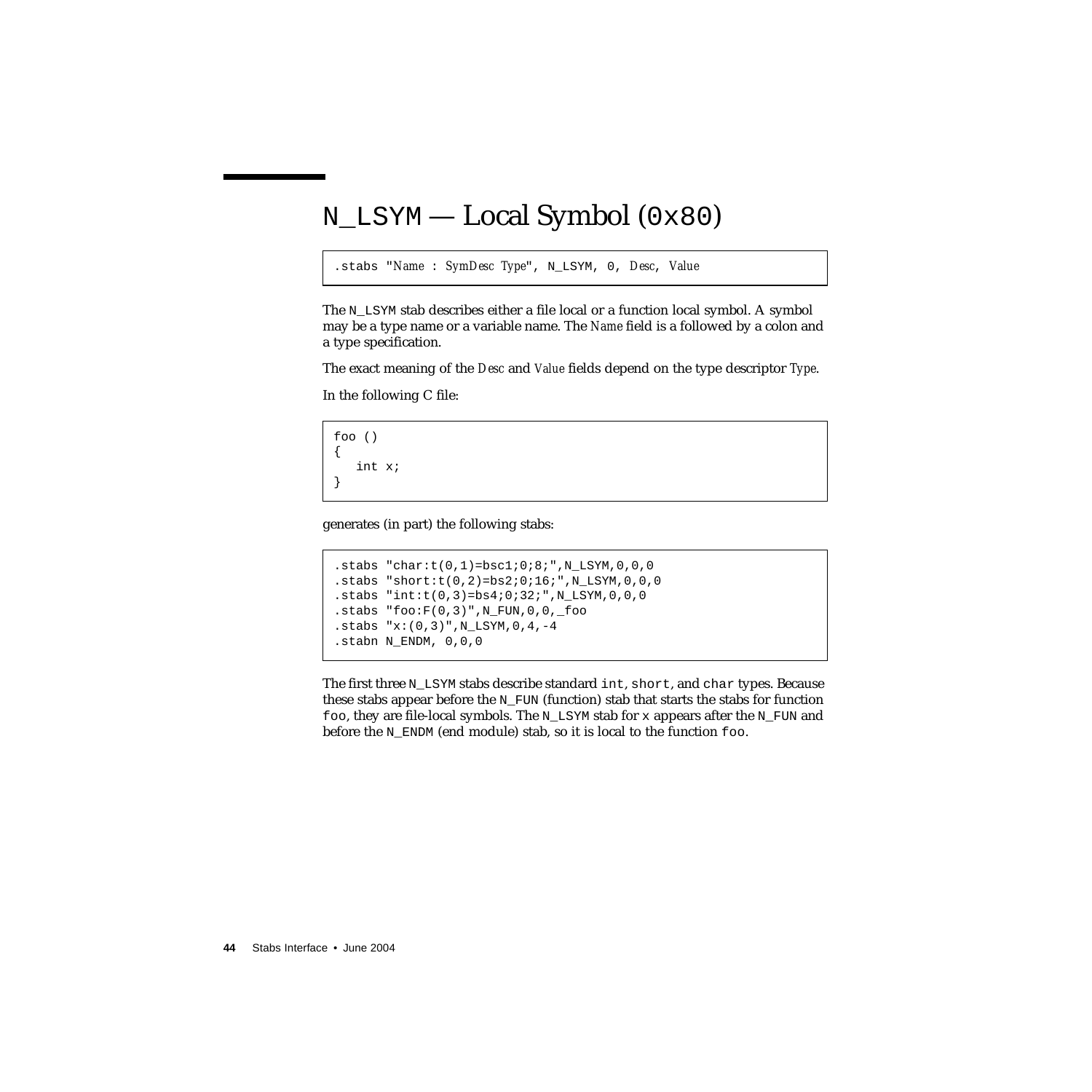# N_LSYM — Local Symbol (0x80)

```
.stabs "Name : SymDesc Type", N_LSYM, 0, Desc, Value
```

The N_LSYM stab describes either a file local or a function local symbol. A symbol may be a type name or a variable name. The *Name* field is a followed by a colon and a type specification.

The exact meaning of the *Desc* and *Value* fields depend on the type descriptor *Type*.

In the following C file:

```
foo ()
{
   int x;
}
```

generates (in part) the following stabs:

```
.stabs "char:t(0,1)=bsc1;0;8;",N_LSYM,0,0,0
.stabs "short:t(0,2)=bs2;0;16;",N_LSYM,0,0,0
.stabs "int:t(0,3)=bs4;0;32;",N_LSYM,0,0,0
.stabs "foo:F(0,3)",N_FUN,0,0,_foo
.stabs "x:(0,3)",N_LSYM,0,4,-4
.stabn N_ENDM, 0,0,0
```

The first three N_LSYM stabs describe standard int, short, and char types. Because these stabs appear before the N_FUN (function) stab that starts the stabs for function foo, they are file-local symbols. The N_LSYM stab for x appears after the N_FUN and before the N_ENDM (end module) stab, so it is local to the function foo.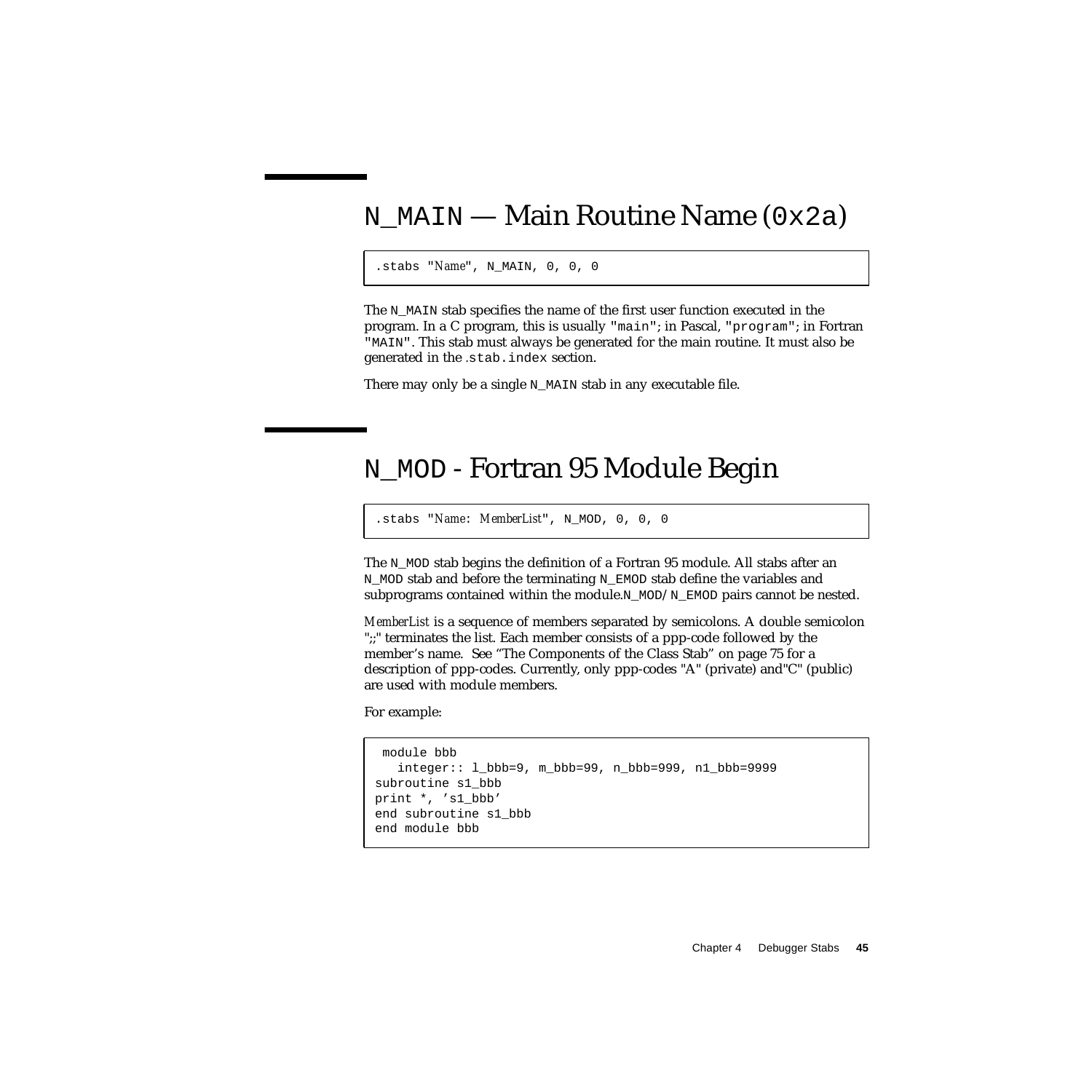# `N_MAIN` — Main Routine Name (`0x2a`)

```
.stabs "Name", N_MAIN, 0, 0, 0
```

The `N_MAIN` stab specifies the name of the first user function executed in the program. In a C program, this is usually `"main"`; in Pascal, `"program"`; in Fortran `"MAIN"`. This stab must always be generated for the main routine. It must also be generated in the `.stab.index` section.

There may only be a single `N_MAIN` stab in any executable file.

# `N_MOD` - Fortran 95 Module Begin

```
.stabs "Name: MemberList", N_MOD, 0, 0, 0
```

The `N_MOD` stab begins the definition of a Fortran 95 module. All stabs after an `N_MOD` stab and before the terminating `N_EMOD` stab define the variables and subprograms contained within the module.`N_MOD`/ `N_EMOD` pairs cannot be nested.

*MemberList* is a sequence of members separated by semicolons. A double semicolon ";;" terminates the list. Each member consists of a ppp-code followed by the member's name. See "The Components of the Class Stab" on page 75 for a description of ppp-codes. Currently, only ppp-codes "A" (private) and"C" (public) are used with module members.

For example:

```
 module bbb
   integer:: l_bbb=9, m_bbb=99, n_bbb=999, n1_bbb=9999
subroutine s1_bbb
print *, 's1_bbb'
end subroutine s1_bbb
end module bbb
```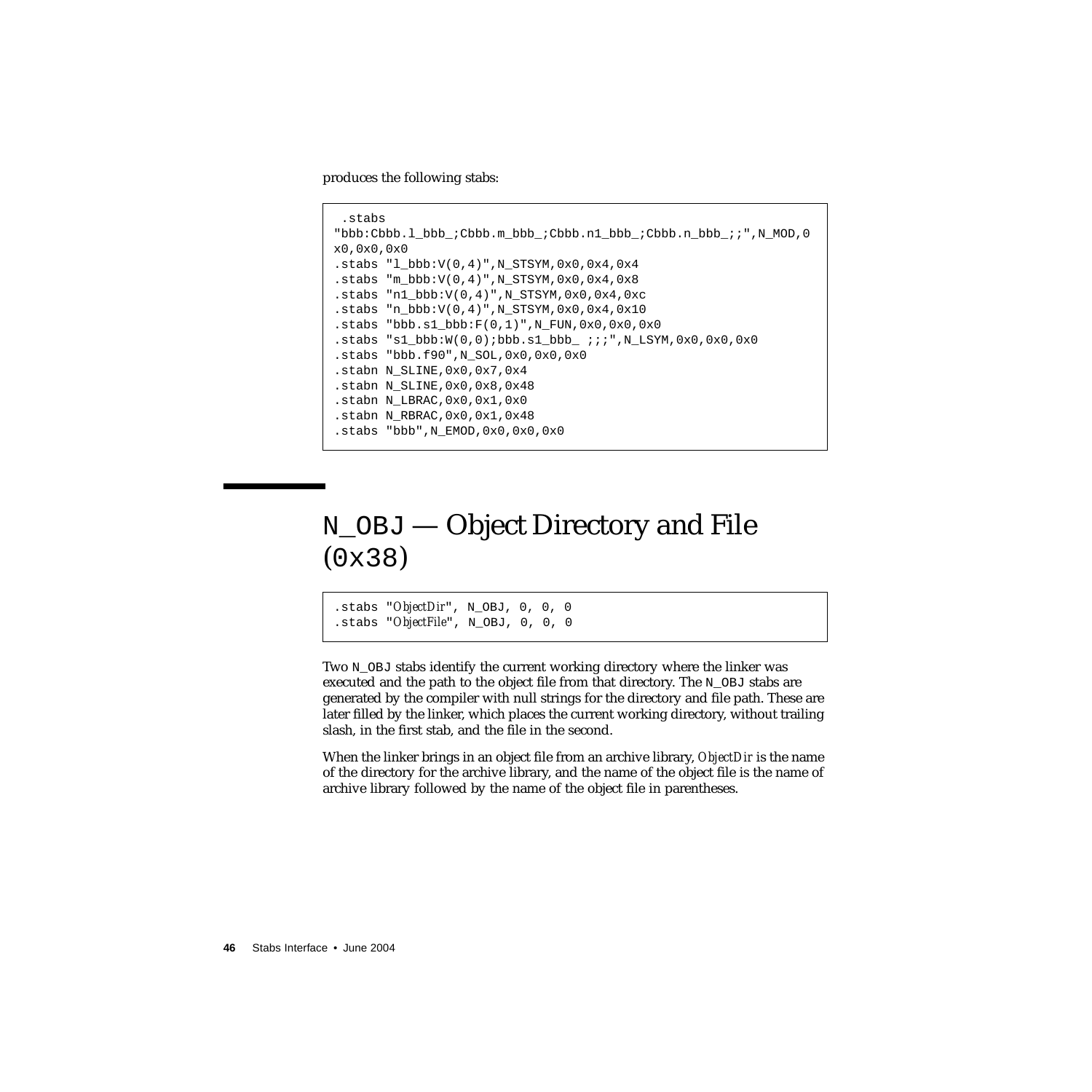produces the following stabs:

```
 .stabs
"bbb:Cbbb.l_bbb_;Cbbb.m_bbb_;Cbbb.n1_bbb_;Cbbb.n_bbb_;;",N_MOD,0
x0,0x0,0x0
.stabs "l_bbb:V(0,4)",N_STSYM,0x0,0x4,0x4
.stabs "m_bbb:V(0,4)",N_STSYM,0x0,0x4,0x8
.stabs "n1_bbb:V(0,4)",N_STSYM,0x0,0x4,0xc
.stabs "n_bbb:V(0,4)",N_STSYM,0x0,0x4,0x10
.stabs "bbb.s1_bbb:F(0,1)",N_FUN,0x0,0x0,0x0
.stabs "s1_bbb:W(0,0);bbb.s1_bbb_ ;;;",N_LSYM,0x0,0x0,0x0
.stabs "bbb.f90",N_SOL,0x0,0x0,0x0
.stabn N_SLINE,0x0,0x7,0x4
.stabn N_SLINE,0x0,0x8,0x48
.stabn N_LBRAC,0x0,0x1,0x0
.stabn N_RBRAC,0x0,0x1,0x48
.stabs "bbb",N_EMOD,0x0,0x0,0x0
```

# N_OBJ — Object Directory and File (0x38)

```
.stabs "ObjectDir", N_OBJ, 0, 0, 0
.stabs "ObjectFile", N_OBJ, 0, 0, 0
```

Two N_OBJ stabs identify the current working directory where the linker was executed and the path to the object file from that directory. The N_OBJ stabs are generated by the compiler with null strings for the directory and file path. These are later filled by the linker, which places the current working directory, without trailing slash, in the first stab, and the file in the second.

When the linker brings in an object file from an archive library, *ObjectDir* is the name of the directory for the archive library, and the name of the object file is the name of archive library followed by the name of the object file in parentheses.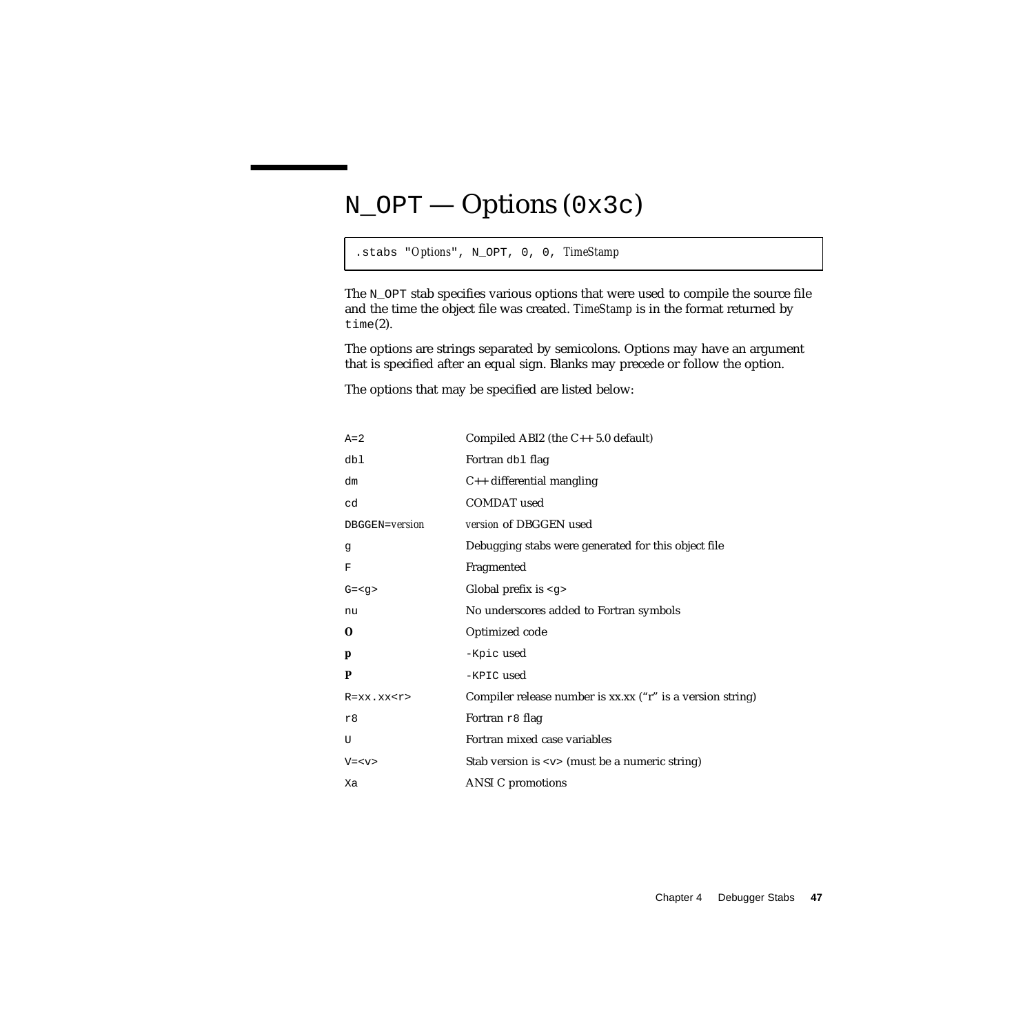# `N_OPT` — Options (`0x3c`)

```
.stabs "Options", N_OPT, 0, 0, TimeStamp
```

The `N_OPT` stab specifies various options that were used to compile the source file and the time the object file was created. *TimeStamp* is in the format returned by `time`(2).

The options are strings separated by semicolons. Options may have an argument that is specified after an equal sign. Blanks may precede or follow the option.

The options that may be specified are listed below:

| | |
|---|---|
| `A=2` | Compiled ABI2 (the C++ 5.0 default) |
| `dbl` | Fortran `dbl` flag |
| `dm` | C++ differential mangling |
| `cd` | COMDAT used |
| `DBGGEN=`*version* | *version* of DBGGEN used |
| `g` | Debugging stabs were generated for this object file |
| `F` | Fragmented |
| `G=<g>` | Global prefix is `<g>` |
| `nu` | No underscores added to Fortran symbols |
| **O** | Optimized code |
| **p** | `-Kpic` used |
| **P** | `-KPIC` used |
| `R=xx.xx<r>` | Compiler release number is xx.xx ("r" is a version string) |
| `r8` | Fortran `r8` flag |
| `U` | Fortran mixed case variables |
| `V=<v>` | Stab version is `<v>` (must be a numeric string) |
| `Xa` | ANSI C promotions |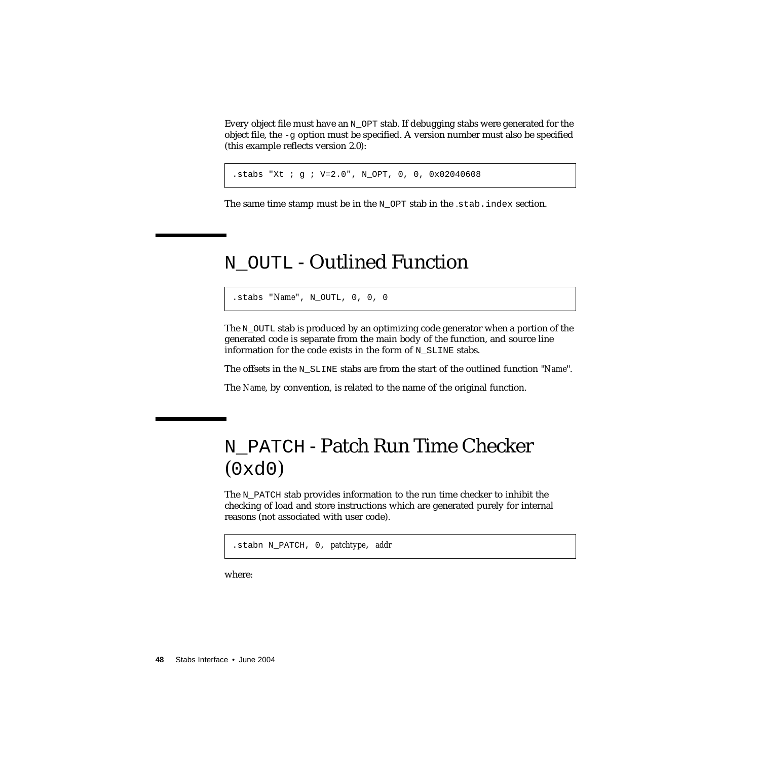Every object file must have an `N_OPT` stab. If debugging stabs were generated for the object file, the `-g` option must be specified. A version number must also be specified (this example reflects version 2.0):

```
.stabs "Xt ; g ; V=2.0", N_OPT, 0, 0, 0x02040608
```

The same time stamp must be in the `N_OPT` stab in the `.stab.index` section.

## `N_OUTL` - Outlined Function

```
.stabs "Name", N_OUTL, 0, 0, 0
```

The `N_OUTL` stab is produced by an optimizing code generator when a portion of the generated code is separate from the main body of the function, and source line information for the code exists in the form of `N_SLINE` stabs.

The offsets in the `N_SLINE` stabs are from the start of the outlined function "*Name*".

The *Name*, by convention, is related to the name of the original function.

## `N_PATCH` - Patch Run Time Checker (`0xd0`)

The `N_PATCH` stab provides information to the run time checker to inhibit the checking of load and store instructions which are generated purely for internal reasons (not associated with user code).

```
.stabn N_PATCH, 0, patchtype, addr
```

where: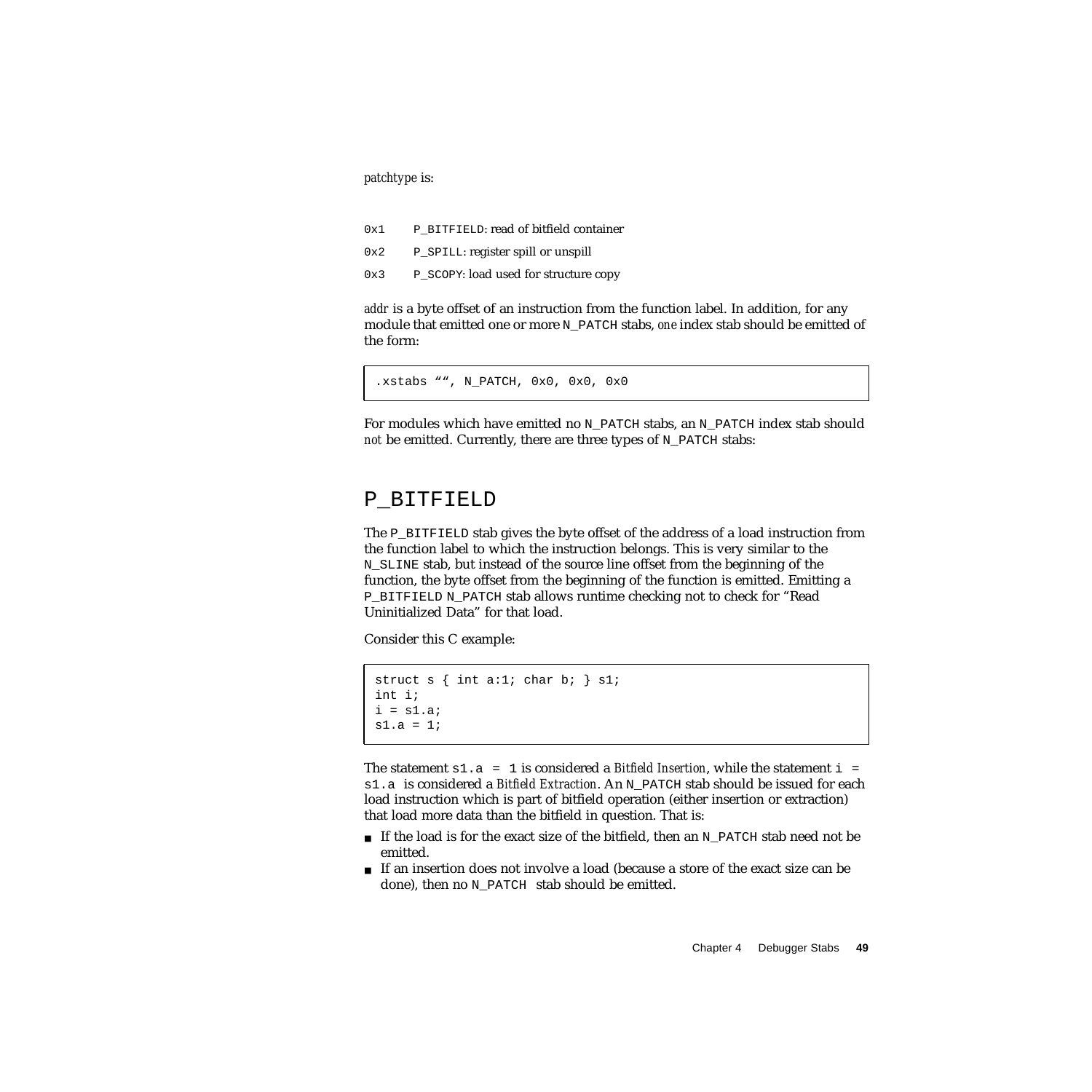*patchtype* is:

| | |
|---|---|
| `0x1` | `P_BITFIELD`: read of bitfield container |
| `0x2` | `P_SPILL`: register spill or unspill |
| `0x3` | `P_SCOPY`: load used for structure copy |

*addr* is a byte offset of an instruction from the function label. In addition, for any module that emitted one or more `N_PATCH` stabs, *one* index stab should be emitted of the form:

```
.xstabs "", N_PATCH, 0x0, 0x0, 0x0
```

For modules which have emitted no `N_PATCH` stabs, an `N_PATCH` index stab should *not* be emitted. Currently, there are three types of `N_PATCH` stabs:

## P_BITFIELD

The `P_BITFIELD` stab gives the byte offset of the address of a load instruction from the function label to which the instruction belongs. This is very similar to the `N_SLINE` stab, but instead of the source line offset from the beginning of the function, the byte offset from the beginning of the function is emitted. Emitting a `P_BITFIELD N_PATCH` stab allows runtime checking not to check for "Read Uninitialized Data" for that load.

Consider this C example:

```
struct s { int a:1; char b; } s1;
int i;
i = s1.a;
s1.a = 1;
```

The statement `s1.a = 1` is considered a *Bitfield Insertion*, while the statement `i = s1.a` is considered a *Bitfield Extraction*. An `N_PATCH` stab should be issued for each load instruction which is part of bitfield operation (either insertion or extraction) that load more data than the bitfield in question. That is:

- If the load is for the exact size of the bitfield, then an `N_PATCH` stab need not be emitted.
- If an insertion does not involve a load (because a store of the exact size can be done), then no `N_PATCH` stab should be emitted.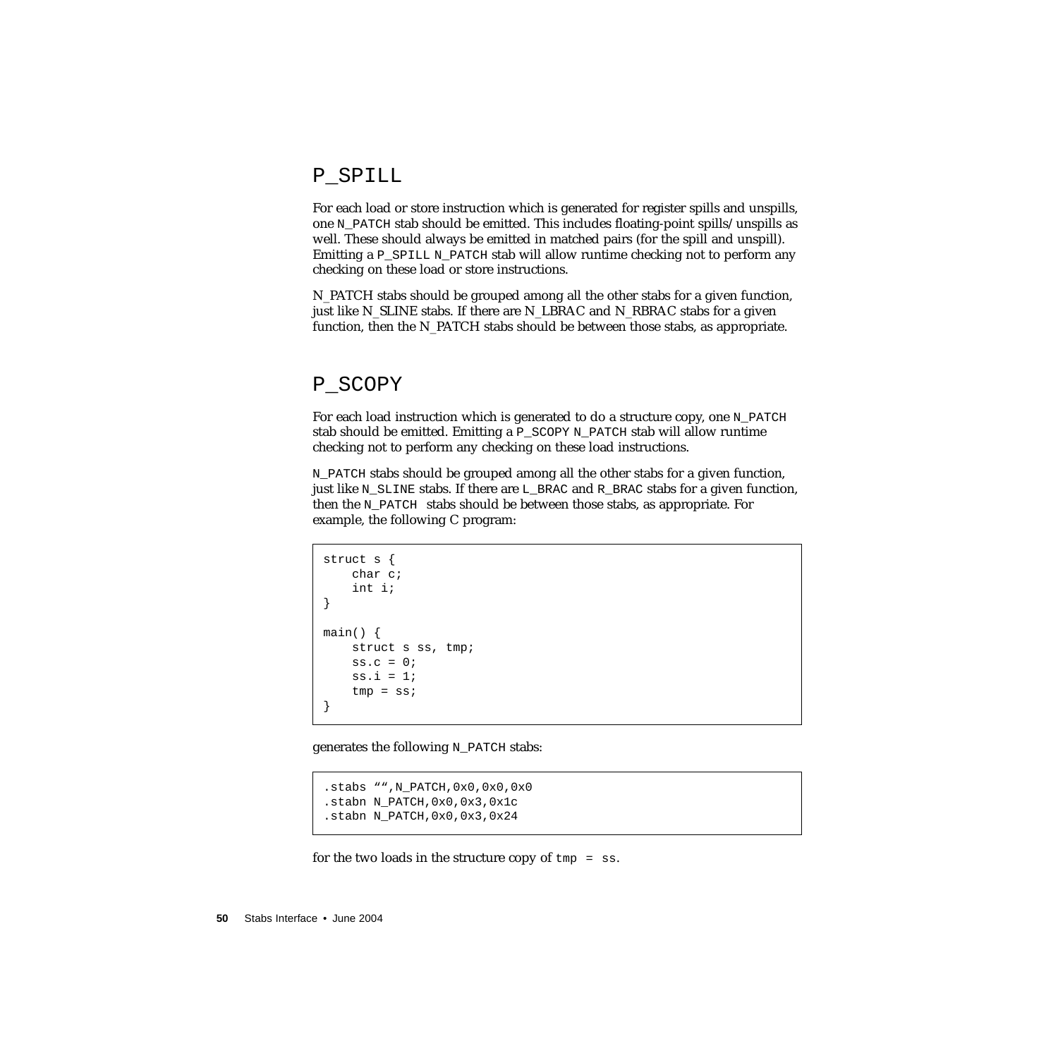## P_SPILL

For each load or store instruction which is generated for register spills and unspills, one N_PATCH stab should be emitted. This includes floating-point spills/unspills as well. These should always be emitted in matched pairs (for the spill and unspill). Emitting a P_SPILL N_PATCH stab will allow runtime checking not to perform any checking on these load or store instructions.

N_PATCH stabs should be grouped among all the other stabs for a given function, just like N_SLINE stabs. If there are N_LBRAC and N_RBRAC stabs for a given function, then the N_PATCH stabs should be between those stabs, as appropriate.

## P_SCOPY

For each load instruction which is generated to do a structure copy, one N_PATCH stab should be emitted. Emitting a P_SCOPY N_PATCH stab will allow runtime checking not to perform any checking on these load instructions.

N_PATCH stabs should be grouped among all the other stabs for a given function, just like N_SLINE stabs. If there are L_BRAC and R_BRAC stabs for a given function, then the N_PATCH stabs should be between those stabs, as appropriate. For example, the following C program:

```
struct s {
    char c;
    int i;
}

main() {
    struct s ss, tmp;
    ss.c = 0;
    ss.i = 1;
    tmp = ss;
}
```

generates the following N_PATCH stabs:

```
.stabs "",N_PATCH,0x0,0x0,0x0
.stabn N_PATCH,0x0,0x3,0x1c
.stabn N_PATCH,0x0,0x3,0x24
```

for the two loads in the structure copy of `tmp = ss`.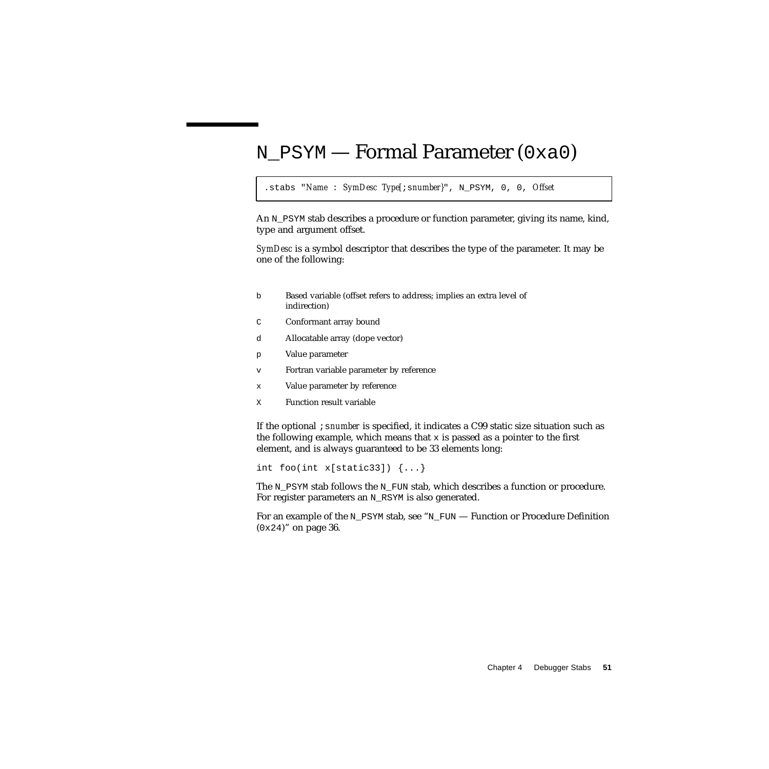# `N_PSYM` — Formal Parameter (`0xa0`)

```
.stabs "Name : SymDesc Type[;snumber}", N_PSYM, 0, 0, Offset
```

An `N_PSYM` stab describes a procedure or function parameter, giving its name, kind, type and argument offset.

*SymDesc* is a symbol descriptor that describes the type of the parameter. It may be one of the following:

| | |
|---|---|
| `b` | Based variable (offset refers to address; implies an extra level of indirection) |
| `C` | Conformant array bound |
| `d` | Allocatable array (dope vector) |
| `p` | Value parameter |
| `v` | Fortran variable parameter by reference |
| `x` | Value parameter by reference |
| `X` | Function result variable |

If the optional `;`*snumber* is specified, it indicates a C99 static size situation such as the following example, which means that `x` is passed as a pointer to the first element, and is always guaranteed to be 33 elements long:

```
int foo(int x[static33]) {...}
```

The `N_PSYM` stab follows the `N_FUN` stab, which describes a function or procedure. For register parameters an `N_RSYM` is also generated.

For an example of the `N_PSYM` stab, see "`N_FUN` — Function or Procedure Definition (`0x24`)" on page 36.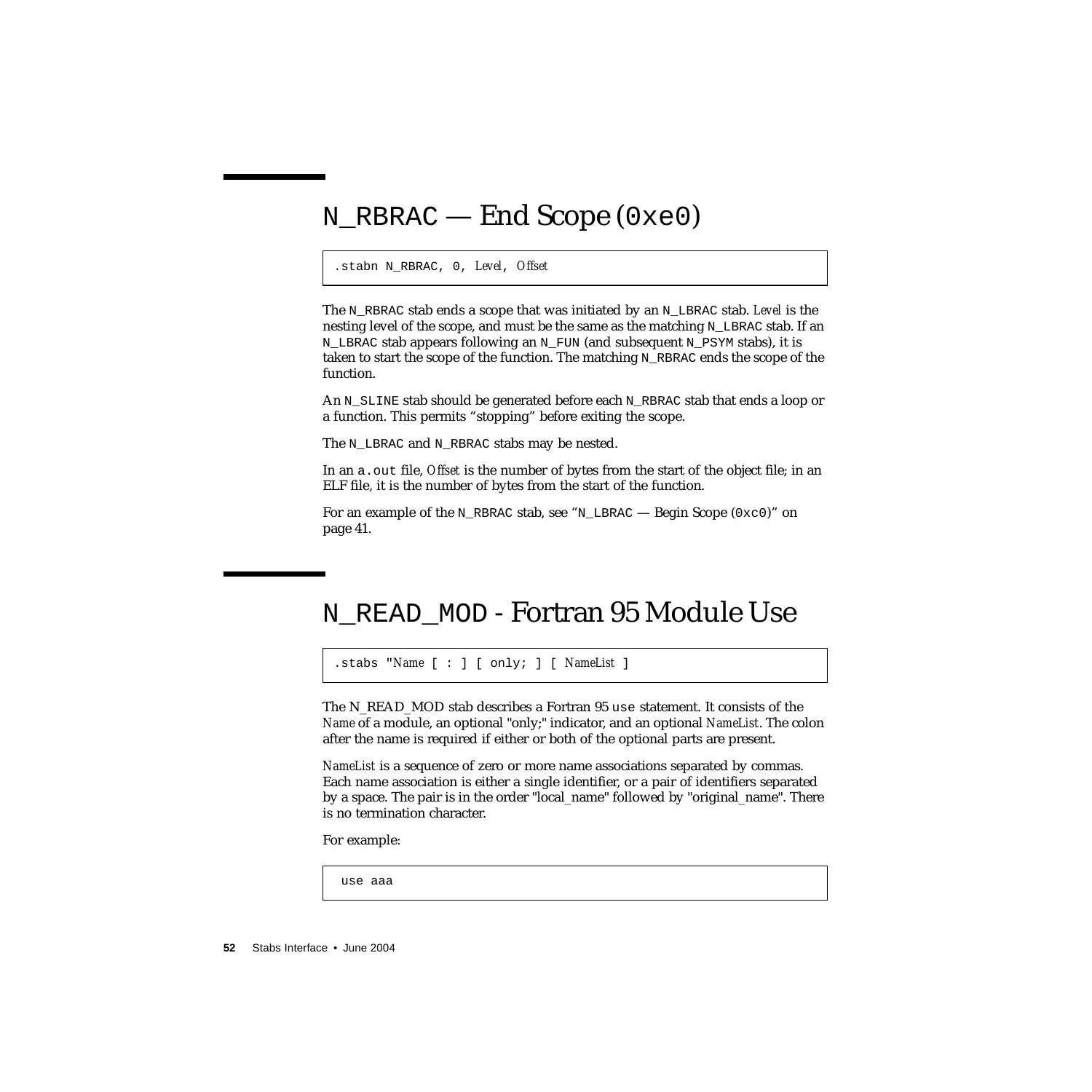# N_RBRAC — End Scope (0xe0)

```
.stabn N_RBRAC, 0, Level, Offset
```

The N_RBRAC stab ends a scope that was initiated by an N_LBRAC stab. *Level* is the nesting level of the scope, and must be the same as the matching N_LBRAC stab. If an N_LBRAC stab appears following an N_FUN (and subsequent N_PSYM stabs), it is taken to start the scope of the function. The matching N_RBRAC ends the scope of the function.

An N_SLINE stab should be generated before each N_RBRAC stab that ends a loop or a function. This permits "stopping" before exiting the scope.

The N_LBRAC and N_RBRAC stabs may be nested.

In an a.out file, *Offset* is the number of bytes from the start of the object file; in an ELF file, it is the number of bytes from the start of the function.

For an example of the N_RBRAC stab, see "N_LBRAC — Begin Scope (0xc0)" on page 41.

# N_READ_MOD - Fortran 95 Module Use

```
.stabs "Name [ : ] [ only; ] [ NameList ]
```

The N_READ_MOD stab describes a Fortran 95 use statement. It consists of the *Name* of a module, an optional "only;" indicator, and an optional *NameList*. The colon after the name is required if either or both of the optional parts are present.

*NameList* is a sequence of zero or more name associations separated by commas. Each name association is either a single identifier, or a pair of identifiers separated by a space. The pair is in the order "local_name" followed by "original_name". There is no termination character.

For example:

```
use aaa
```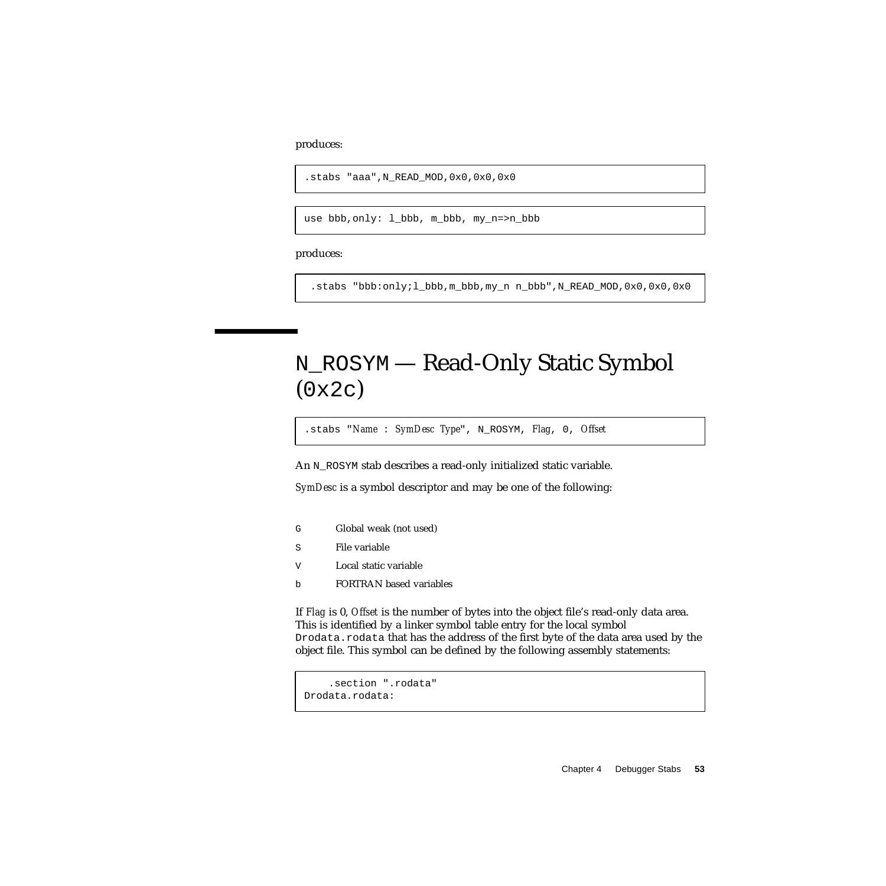produces:

```
.stabs "aaa",N_READ_MOD,0x0,0x0,0x0
```

```
use bbb,only: l_bbb, m_bbb, my_n=>n_bbb
```

produces:

```
.stabs "bbb:only;l_bbb,m_bbb,my_n n_bbb",N_READ_MOD,0x0,0x0,0x0
```

## N_ROSYM — Read-Only Static Symbol (0x2c)

```
.stabs "Name : SymDesc Type", N_ROSYM, Flag, 0, Offset
```

An N_ROSYM stab describes a read-only initialized static variable.

*SymDesc* is a symbol descriptor and may be one of the following:

| | |
|---|---|
| G | Global weak (not used) |
| S | File variable |
| V | Local static variable |
| b | FORTRAN based variables |

If *Flag* is 0, *Offset* is the number of bytes into the object file's read-only data area. This is identified by a linker symbol table entry for the local symbol Drodata.rodata that has the address of the first byte of the data area used by the object file. This symbol can be defined by the following assembly statements:

```
    .section ".rodata"
Drodata.rodata:
```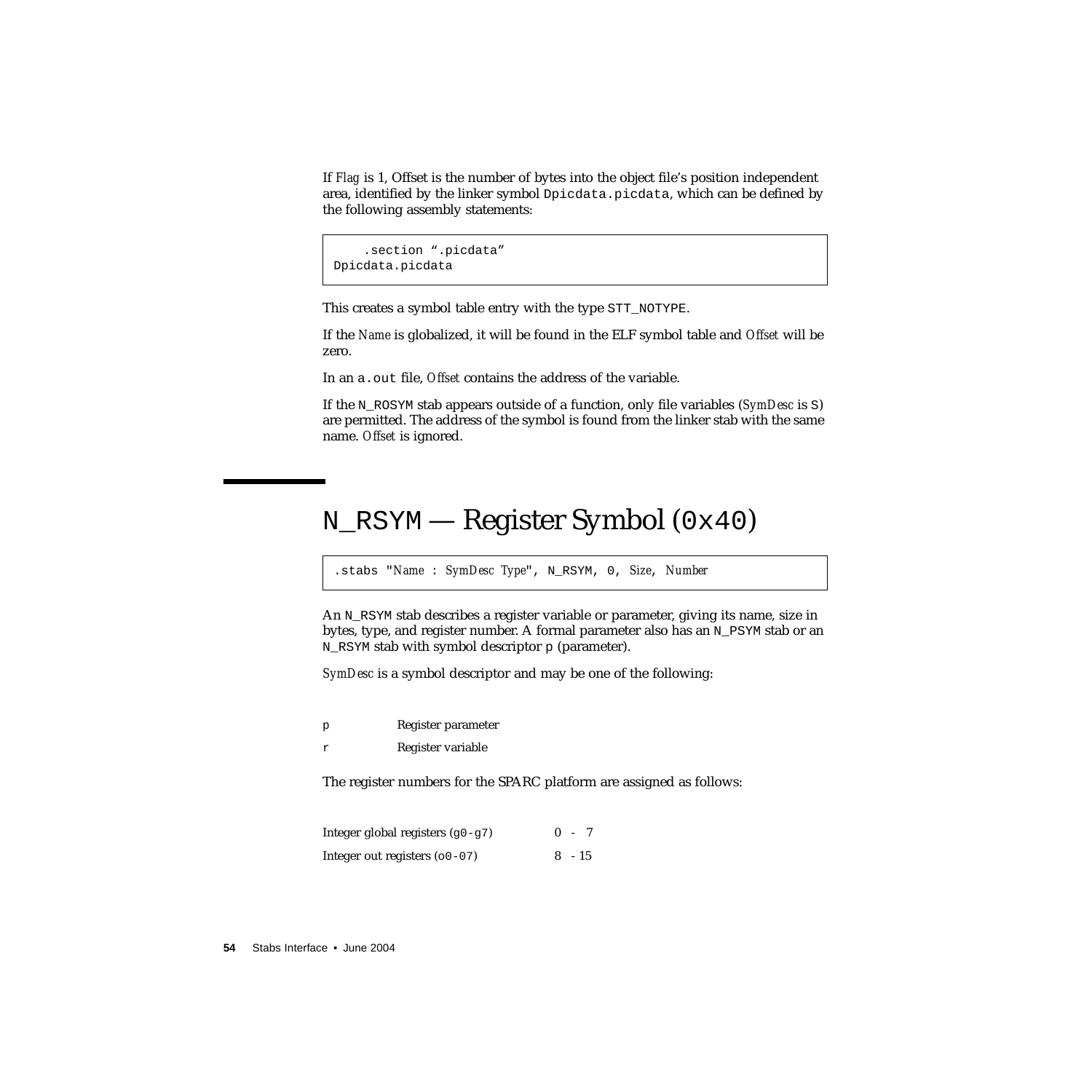If *Flag* is 1, Offset is the number of bytes into the object file's position independent area, identified by the linker symbol `Dpicdata.picdata`, which can be defined by the following assembly statements:

```
    .section ".picdata"
Dpicdata.picdata
```

This creates a symbol table entry with the type `STT_NOTYPE`.

If the *Name* is globalized, it will be found in the ELF symbol table and *Offset* will be zero.

In an `a.out` file, *Offset* contains the address of the variable.

If the `N_ROSYM` stab appears outside of a function, only file variables (*SymDesc* is `S`) are permitted. The address of the symbol is found from the linker stab with the same name. *Offset* is ignored.

# `N_RSYM` — Register Symbol (`0x40`)

```
.stabs "Name : SymDesc Type", N_RSYM, 0, Size, Number
```

An `N_RSYM` stab describes a register variable or parameter, giving its name, size in bytes, type, and register number. A formal parameter also has an `N_PSYM` stab or an `N_RSYM` stab with symbol descriptor `p` (parameter).

*SymDesc* is a symbol descriptor and may be one of the following:

| | |
|---|---|
| `p` | Register parameter |
| `r` | Register variable |

The register numbers for the SPARC platform are assigned as follows:

| | |
|---|---|
| Integer global registers (`g0-g7`) | 0 - 7 |
| Integer out registers (`o0-o7`) | 8 - 15 |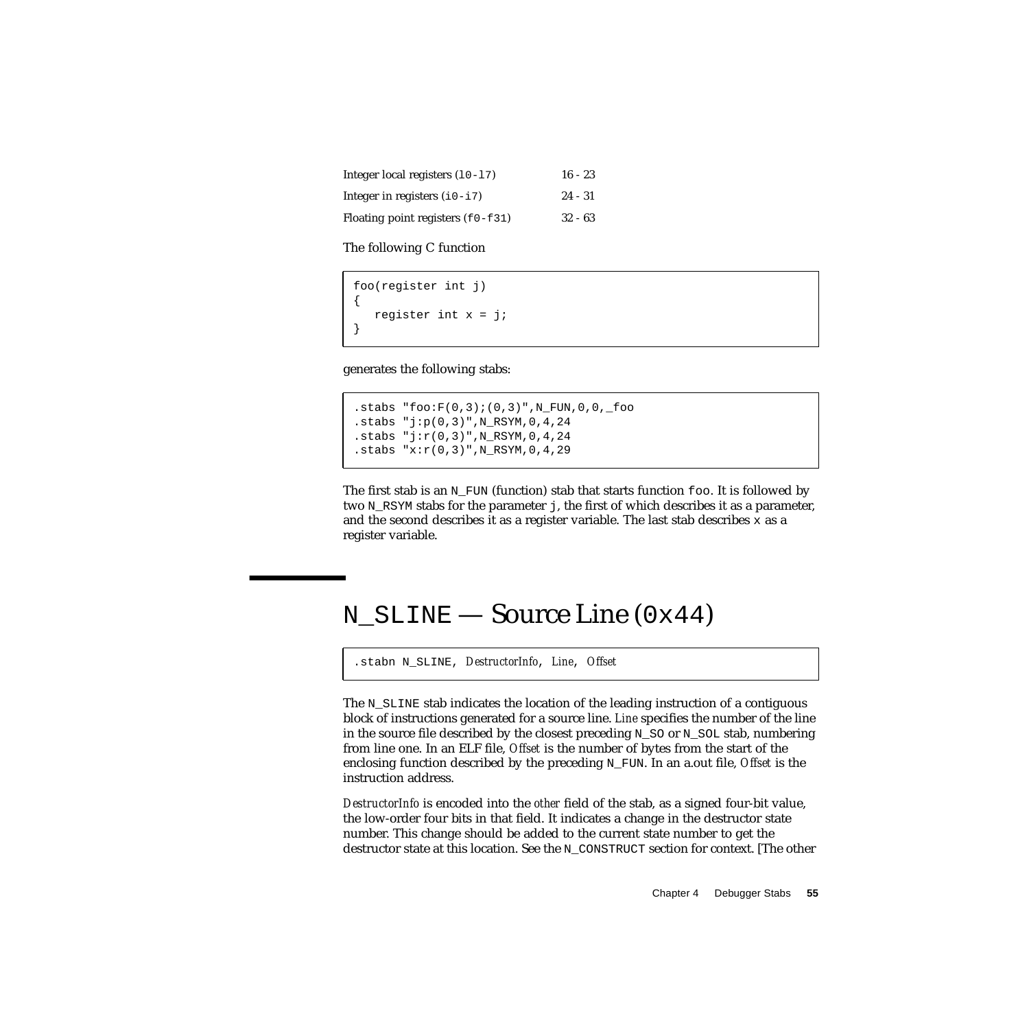| | |
|---|---|
| Integer local registers (`l0-l7`) | 16 - 23 |
| Integer in registers (`i0-i7`) | 24 - 31 |
| Floating point registers (`f0-f31`) | 32 - 63 |

The following C function

```
foo(register int j)
{
   register int x = j;
}
```

generates the following stabs:

```
.stabs "foo:F(0,3);(0,3)",N_FUN,0,0,_foo
.stabs "j:p(0,3)",N_RSYM,0,4,24
.stabs "j:r(0,3)",N_RSYM,0,4,24
.stabs "x:r(0,3)",N_RSYM,0,4,29
```

The first stab is an `N_FUN` (function) stab that starts function `foo`. It is followed by two `N_RSYM` stabs for the parameter `j`, the first of which describes it as a parameter, and the second describes it as a register variable. The last stab describes `x` as a register variable.

## `N_SLINE` — Source Line (`0x44`)

```
.stabn N_SLINE, DestructorInfo, Line, Offset
```

The `N_SLINE` stab indicates the location of the leading instruction of a contiguous block of instructions generated for a source line. *Line* specifies the number of the line in the source file described by the closest preceding `N_SO` or `N_SOL` stab, numbering from line one. In an ELF file, *Offset* is the number of bytes from the start of the enclosing function described by the preceding `N_FUN`. In an a.out file, *Offset* is the instruction address.

*DestructorInfo* is encoded into the *other* field of the stab, as a signed four-bit value, the low-order four bits in that field. It indicates a change in the destructor state number. This change should be added to the current state number to get the destructor state at this location. See the `N_CONSTRUCT` section for context. [The other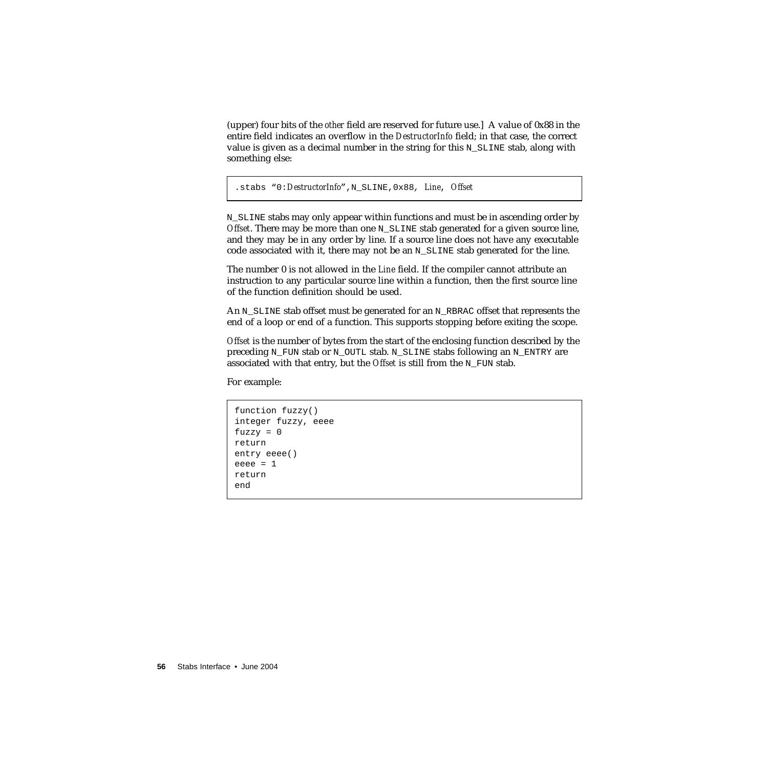(upper) four bits of the *other* field are reserved for future use.] A value of 0x88 in the entire field indicates an overflow in the *DestructorInfo* field; in that case, the correct value is given as a decimal number in the string for this N_SLINE stab, along with something else:

```
.stabs "0:DestructorInfo",N_SLINE,0x88, Line, Offset
```

N_SLINE stabs may only appear within functions and must be in ascending order by *Offset*. There may be more than one N_SLINE stab generated for a given source line, and they may be in any order by line. If a source line does not have any executable code associated with it, there may not be an N_SLINE stab generated for the line.

The number 0 is not allowed in the *Line* field. If the compiler cannot attribute an instruction to any particular source line within a function, then the first source line of the function definition should be used.

An N_SLINE stab offset must be generated for an N_RBRAC offset that represents the end of a loop or end of a function. This supports stopping before exiting the scope.

*Offset* is the number of bytes from the start of the enclosing function described by the preceding N_FUN stab or N_OUTL stab. N_SLINE stabs following an N_ENTRY are associated with that entry, but the *Offset* is still from the N_FUN stab.

For example:

```
function fuzzy()
integer fuzzy, eeee
fuzzy = 0
return
entry eeee()
eeee = 1
return
end
```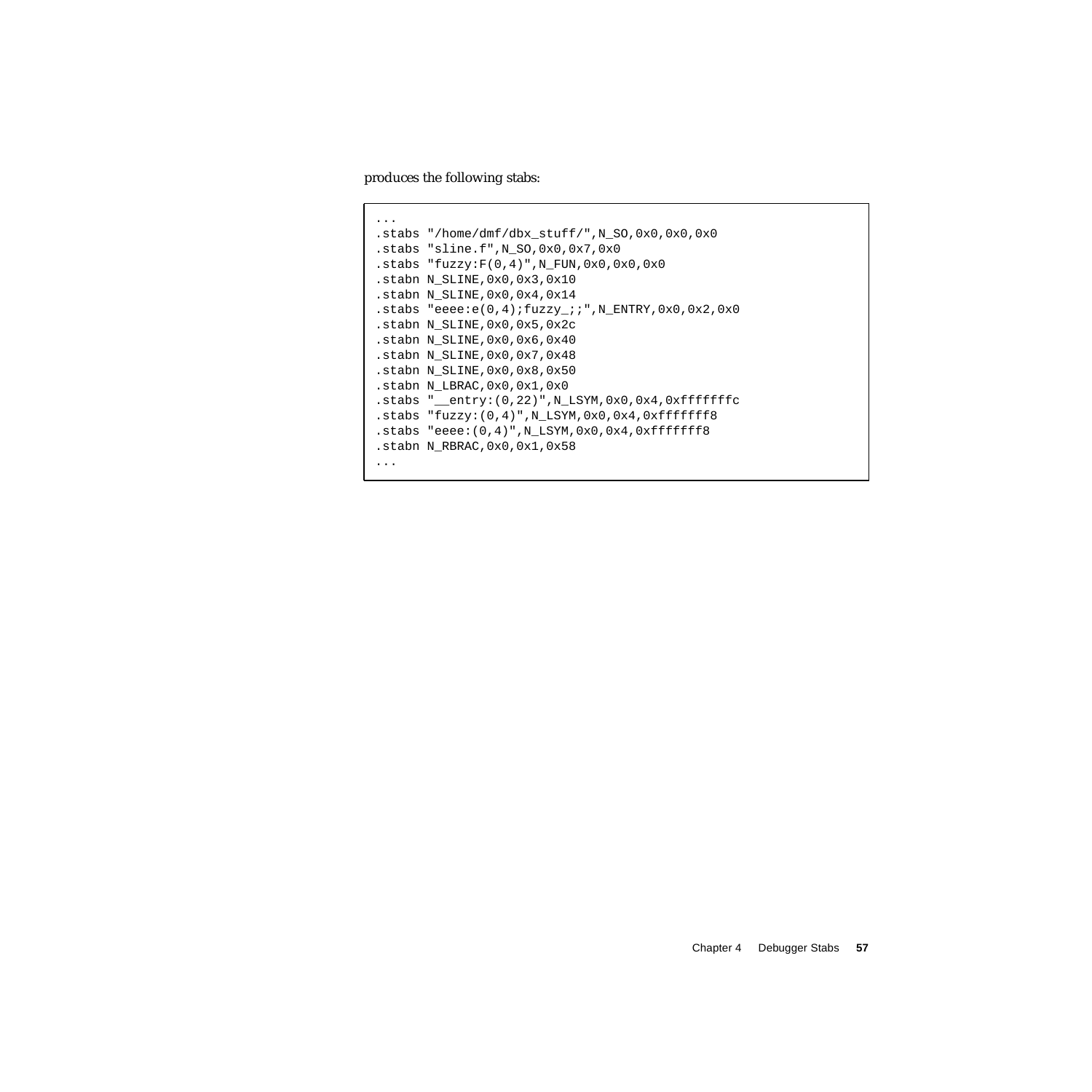produces the following stabs:

```
...
.stabs "/home/dmf/dbx_stuff/",N_SO,0x0,0x0,0x0
.stabs "sline.f",N_SO,0x0,0x7,0x0
.stabs "fuzzy:F(0,4)",N_FUN,0x0,0x0,0x0
.stabn N_SLINE,0x0,0x3,0x10
.stabn N_SLINE,0x0,0x4,0x14
.stabs "eeee:e(0,4);fuzzy_;;",N_ENTRY,0x0,0x2,0x0
.stabn N_SLINE,0x0,0x5,0x2c
.stabn N_SLINE,0x0,0x6,0x40
.stabn N_SLINE,0x0,0x7,0x48
.stabn N_SLINE,0x0,0x8,0x50
.stabn N_LBRAC,0x0,0x1,0x0
.stabs "__entry:(0,22)",N_LSYM,0x0,0x4,0xfffffffc
.stabs "fuzzy:(0,4)",N_LSYM,0x0,0x4,0xfffffff8
.stabs "eeee:(0,4)",N_LSYM,0x0,0x4,0xfffffff8
.stabn N_RBRAC,0x0,0x1,0x58
...
```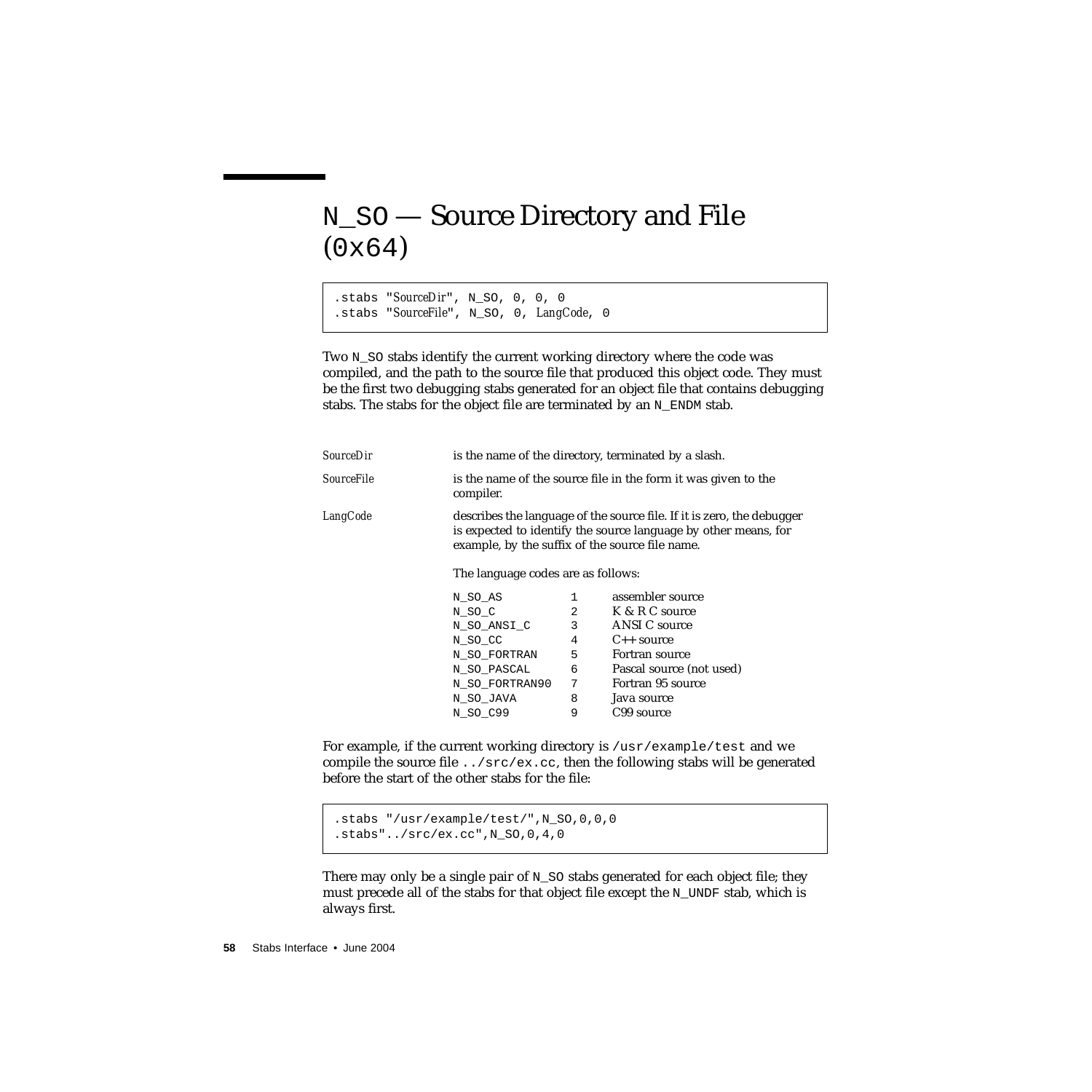# N_SO — Source Directory and File (0x64)

```
.stabs "SourceDir", N_SO, 0, 0, 0
.stabs "SourceFile", N_SO, 0, LangCode, 0
```

Two N_SO stabs identify the current working directory where the code was compiled, and the path to the source file that produced this object code. They must be the first two debugging stabs generated for an object file that contains debugging stabs. The stabs for the object file are terminated by an N_ENDM stab.

| | |
|---|---|
| *SourceDir* | is the name of the directory, terminated by a slash. |
| *SourceFile* | is the name of the source file in the form it was given to the compiler. |
| *LangCode* | describes the language of the source file. If it is zero, the debugger is expected to identify the source language by other means, for example, by the suffix of the source file name. |

The language codes are as follows:

| | | |
|---|---|---|
| N_SO_AS | 1 | assembler source |
| N_SO_C | 2 | K & R C source |
| N_SO_ANSI_C | 3 | ANSI C source |
| N_SO_CC | 4 | C++ source |
| N_SO_FORTRAN | 5 | Fortran source |
| N_SO_PASCAL | 6 | Pascal source (not used) |
| N_SO_FORTRAN90 | 7 | Fortran 95 source |
| N_SO_JAVA | 8 | Java source |
| N_SO_C99 | 9 | C99 source |

For example, if the current working directory is `/usr/example/test` and we compile the source file `../src/ex.cc`, then the following stabs will be generated before the start of the other stabs for the file:

```
.stabs "/usr/example/test/",N_SO,0,0,0
.stabs"../src/ex.cc",N_SO,0,4,0
```

There may only be a single pair of N_SO stabs generated for each object file; they must precede all of the stabs for that object file except the N_UNDF stab, which is always first.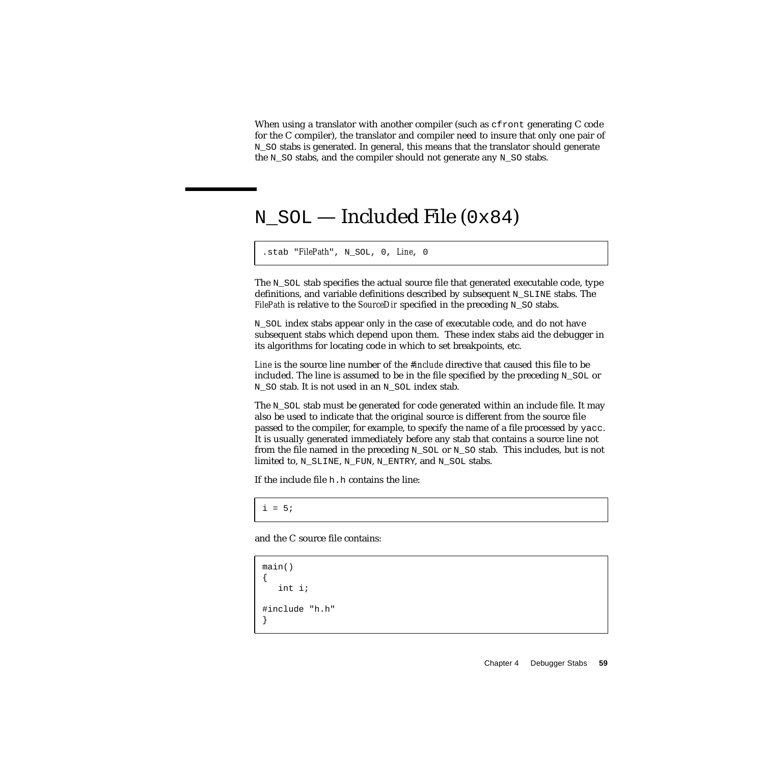When using a translator with another compiler (such as `cfront` generating C code for the C compiler), the translator and compiler need to insure that only one pair of `N_SO` stabs is generated. In general, this means that the translator should generate the `N_SO` stabs, and the compiler should not generate any `N_SO` stabs.

## `N_SOL` — Included File (`0x84`)

```
.stab "FilePath", N_SOL, 0, Line, 0
```

The `N_SOL` stab specifies the actual source file that generated executable code, type definitions, and variable definitions described by subsequent `N_SLINE` stabs. The *FilePath* is relative to the *SourceDir* specified in the preceding `N_SO` stabs.

`N_SOL` index stabs appear only in the case of executable code, and do not have subsequent stabs which depend upon them. These index stabs aid the debugger in its algorithms for locating code in which to set breakpoints, etc.

*Line* is the source line number of the *#include* directive that caused this file to be included. The line is assumed to be in the file specified by the preceding `N_SOL` or `N_SO` stab. It is not used in an `N_SOL` index stab.

The `N_SOL` stab must be generated for code generated within an include file. It may also be used to indicate that the original source is different from the source file passed to the compiler, for example, to specify the name of a file processed by `yacc`. It is usually generated immediately before any stab that contains a source line not from the file named in the preceding `N_SOL` or `N_SO` stab. This includes, but is not limited to, `N_SLINE`, `N_FUN`, `N_ENTRY`, and `N_SOL` stabs.

If the include file `h.h` contains the line:

```
i = 5;
```

and the C source file contains:

```
main()
{
   int i;

#include "h.h"
}
```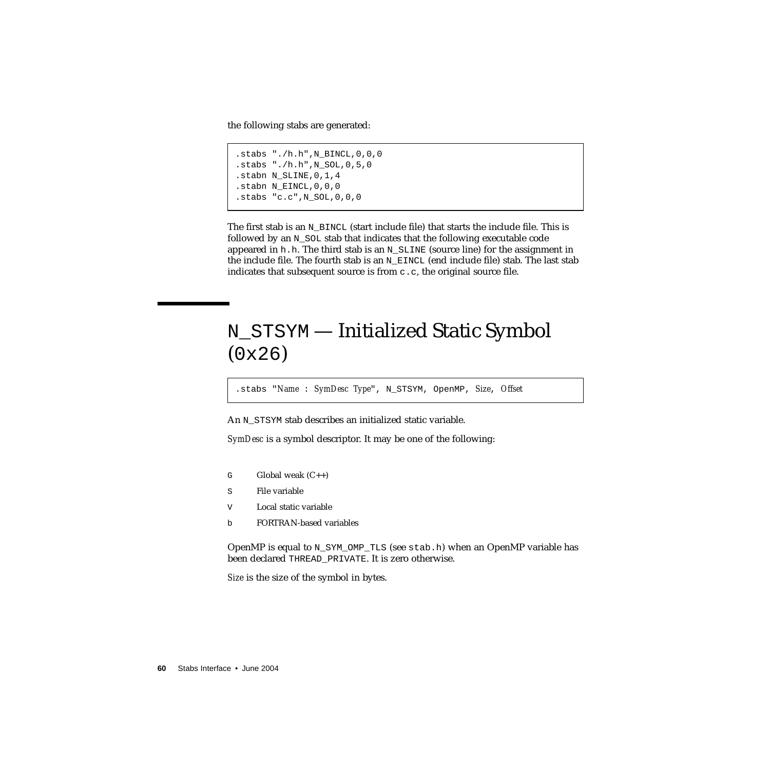the following stabs are generated:

```
.stabs "./h.h",N_BINCL,0,0,0
.stabs "./h.h",N_SOL,0,5,0
.stabn N_SLINE,0,1,4
.stabn N_EINCL,0,0,0
.stabs "c.c",N_SOL,0,0,0
```

The first stab is an `N_BINCL` (start include file) that starts the include file. This is followed by an `N_SOL` stab that indicates that the following executable code appeared in `h.h`. The third stab is an `N_SLINE` (source line) for the assignment in the include file. The fourth stab is an `N_EINCL` (end include file) stab. The last stab indicates that subsequent source is from `c.c`, the original source file.

# `N_STSYM` — Initialized Static Symbol (`0x26`)

```
.stabs "Name : SymDesc Type", N_STSYM, OpenMP, Size, Offset
```

An `N_STSYM` stab describes an initialized static variable.

*SymDesc* is a symbol descriptor. It may be one of the following:

- `G` Global weak (C++)
- `S` File variable
- `V` Local static variable
- `b` FORTRAN-based variables

OpenMP is equal to `N_SYM_OMP_TLS` (see `stab.h`) when an OpenMP variable has been declared `THREAD_PRIVATE`. It is zero otherwise.

*Size* is the size of the symbol in bytes.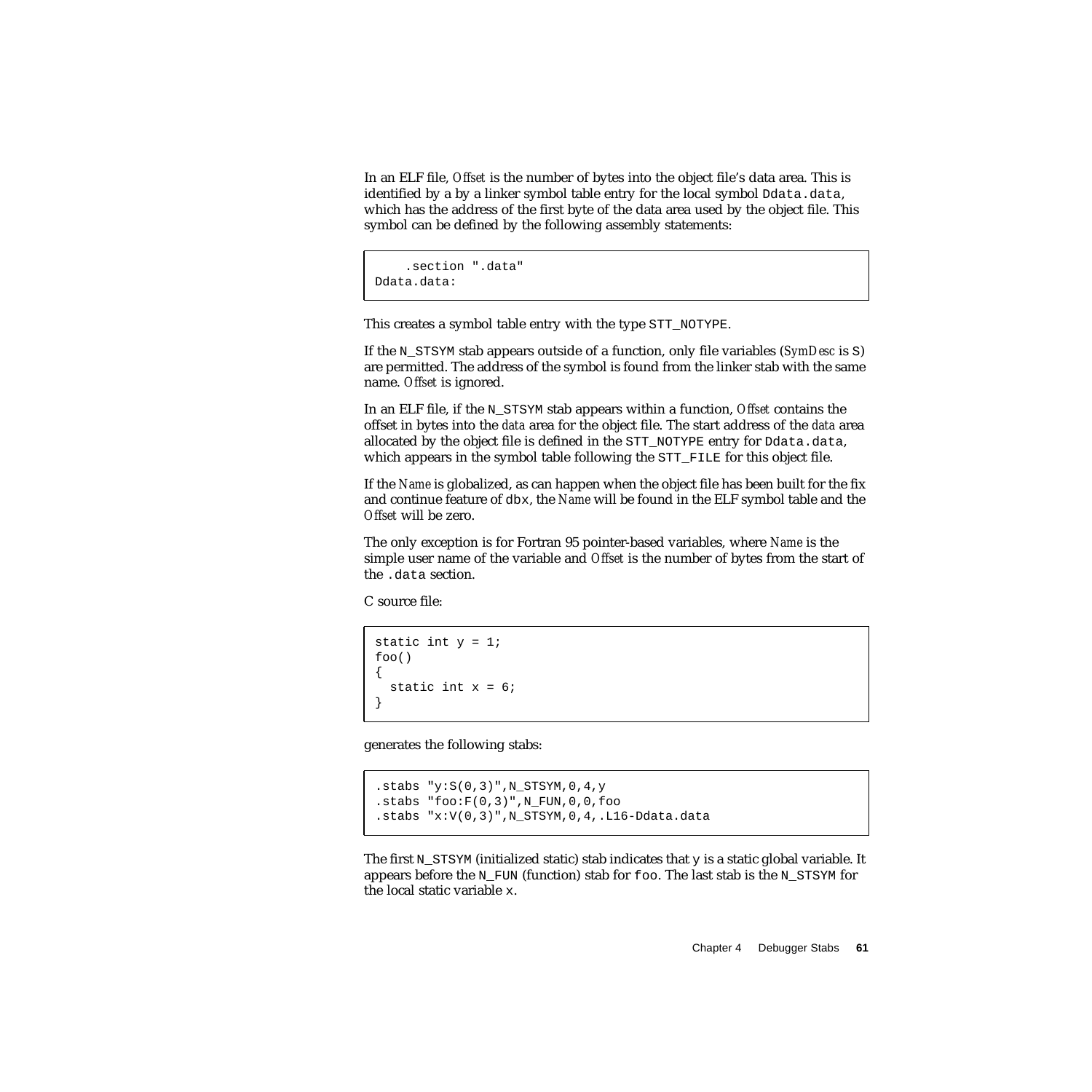In an ELF file, *Offset* is the number of bytes into the object file's data area. This is identified by a by a linker symbol table entry for the local symbol `Ddata.data`, which has the address of the first byte of the data area used by the object file. This symbol can be defined by the following assembly statements:

```
    .section ".data"
Ddata.data:
```

This creates a symbol table entry with the type `STT_NOTYPE`.

If the `N_STSYM` stab appears outside of a function, only file variables (*SymDesc* is `S`) are permitted. The address of the symbol is found from the linker stab with the same name. *Offset* is ignored.

In an ELF file, if the `N_STSYM` stab appears within a function, *Offset* contains the offset in bytes into the *data* area for the object file. The start address of the *data* area allocated by the object file is defined in the `STT_NOTYPE` entry for `Ddata.data`, which appears in the symbol table following the `STT_FILE` for this object file.

If the *Name* is globalized, as can happen when the object file has been built for the fix and continue feature of `dbx`, the *Name* will be found in the ELF symbol table and the *Offset* will be zero.

The only exception is for Fortran 95 pointer-based variables, where *Name* is the simple user name of the variable and *Offset* is the number of bytes from the start of the `.data` section.

C source file:

```
static int y = 1;
foo()
{
  static int x = 6;
}
```

generates the following stabs:

```
.stabs "y:S(0,3)",N_STSYM,0,4,y
.stabs "foo:F(0,3)",N_FUN,0,0,foo
.stabs "x:V(0,3)",N_STSYM,0,4,.L16-Ddata.data
```

The first `N_STSYM` (initialized static) stab indicates that `y` is a static global variable. It appears before the `N_FUN` (function) stab for `foo`. The last stab is the `N_STSYM` for the local static variable `x`.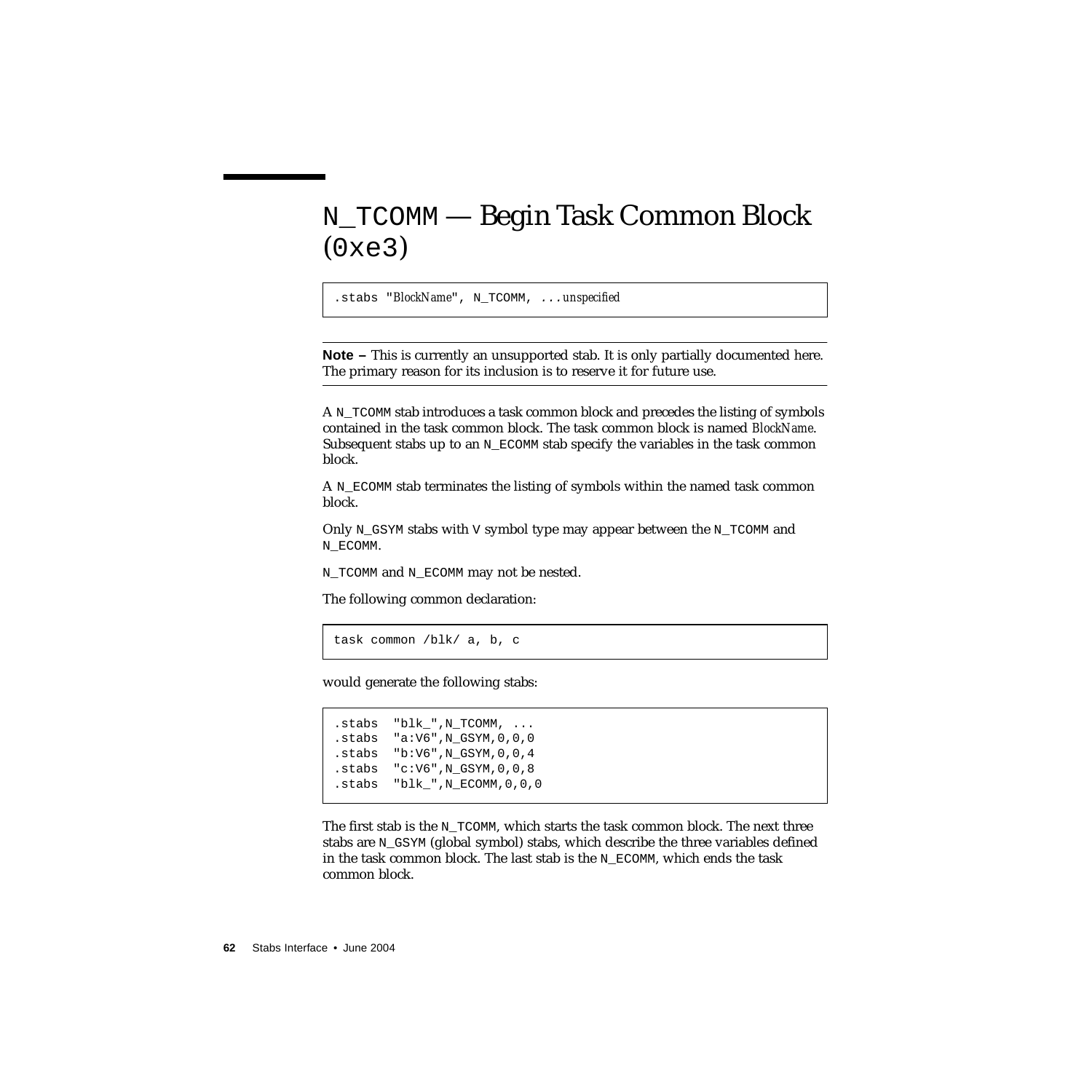# N_TCOMM — Begin Task Common Block (0xe3)

```
.stabs "BlockName", N_TCOMM, ...unspecified
```

---

**Note –** This is currently an unsupported stab. It is only partially documented here. The primary reason for its inclusion is to reserve it for future use.

---

A N_TCOMM stab introduces a task common block and precedes the listing of symbols contained in the task common block. The task common block is named *BlockName*. Subsequent stabs up to an N_ECOMM stab specify the variables in the task common block.

A N_ECOMM stab terminates the listing of symbols within the named task common block.

Only N_GSYM stabs with V symbol type may appear between the N_TCOMM and N_ECOMM.

N_TCOMM and N_ECOMM may not be nested.

The following common declaration:

```
task common /blk/ a, b, c
```

would generate the following stabs:

```
.stabs  "blk_",N_TCOMM, ...
.stabs  "a:V6",N_GSYM,0,0,0
.stabs  "b:V6",N_GSYM,0,0,4
.stabs  "c:V6",N_GSYM,0,0,8
.stabs  "blk_",N_ECOMM,0,0,0
```

The first stab is the N_TCOMM, which starts the task common block. The next three stabs are N_GSYM (global symbol) stabs, which describe the three variables defined in the task common block. The last stab is the N_ECOMM, which ends the task common block.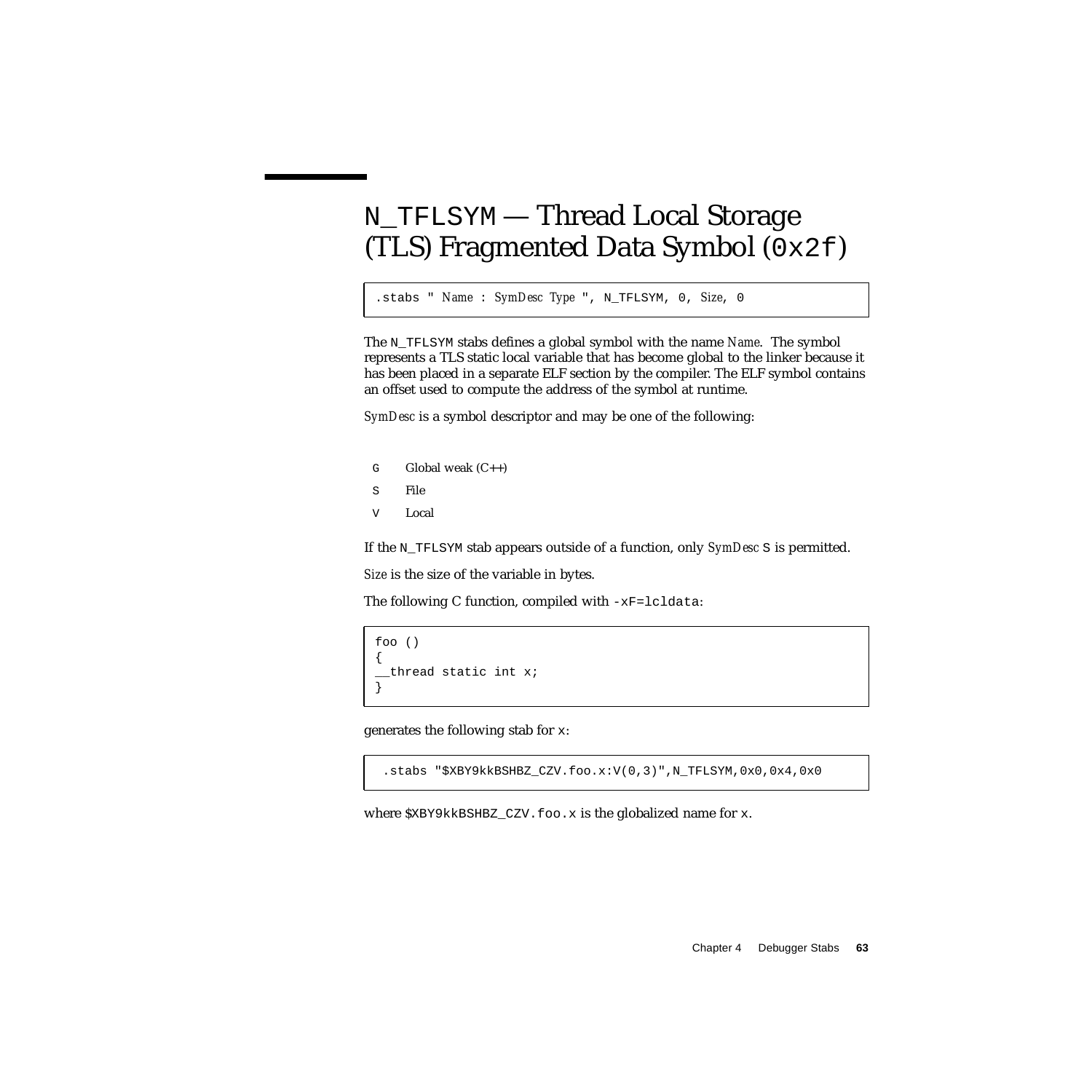## N_TFLSYM — Thread Local Storage (TLS) Fragmented Data Symbol (0x2f)

```
.stabs " Name : SymDesc Type ", N_TFLSYM, 0, Size, 0
```

The `N_TFLSYM` stabs defines a global symbol with the name *Name*. The symbol represents a TLS static local variable that has become global to the linker because it has been placed in a separate ELF section by the compiler. The ELF symbol contains an offset used to compute the address of the symbol at runtime.

*SymDesc* is a symbol descriptor and may be one of the following:

| | |
|---|---|
| `G` | Global weak (C++) |
| `S` | File |
| `V` | Local |

If the `N_TFLSYM` stab appears outside of a function, only *SymDesc* `S` is permitted.

*Size* is the size of the variable in bytes.

The following C function, compiled with `-xF=lcldata`:

```
foo ()
{
__thread static int x;
}
```

generates the following stab for `x`:

```
 .stabs "$XBY9kkBSHBZ_CZV.foo.x:V(0,3)",N_TFLSYM,0x0,0x4,0x0
```

where `$XBY9kkBSHBZ_CZV.foo.x` is the globalized name for `x`.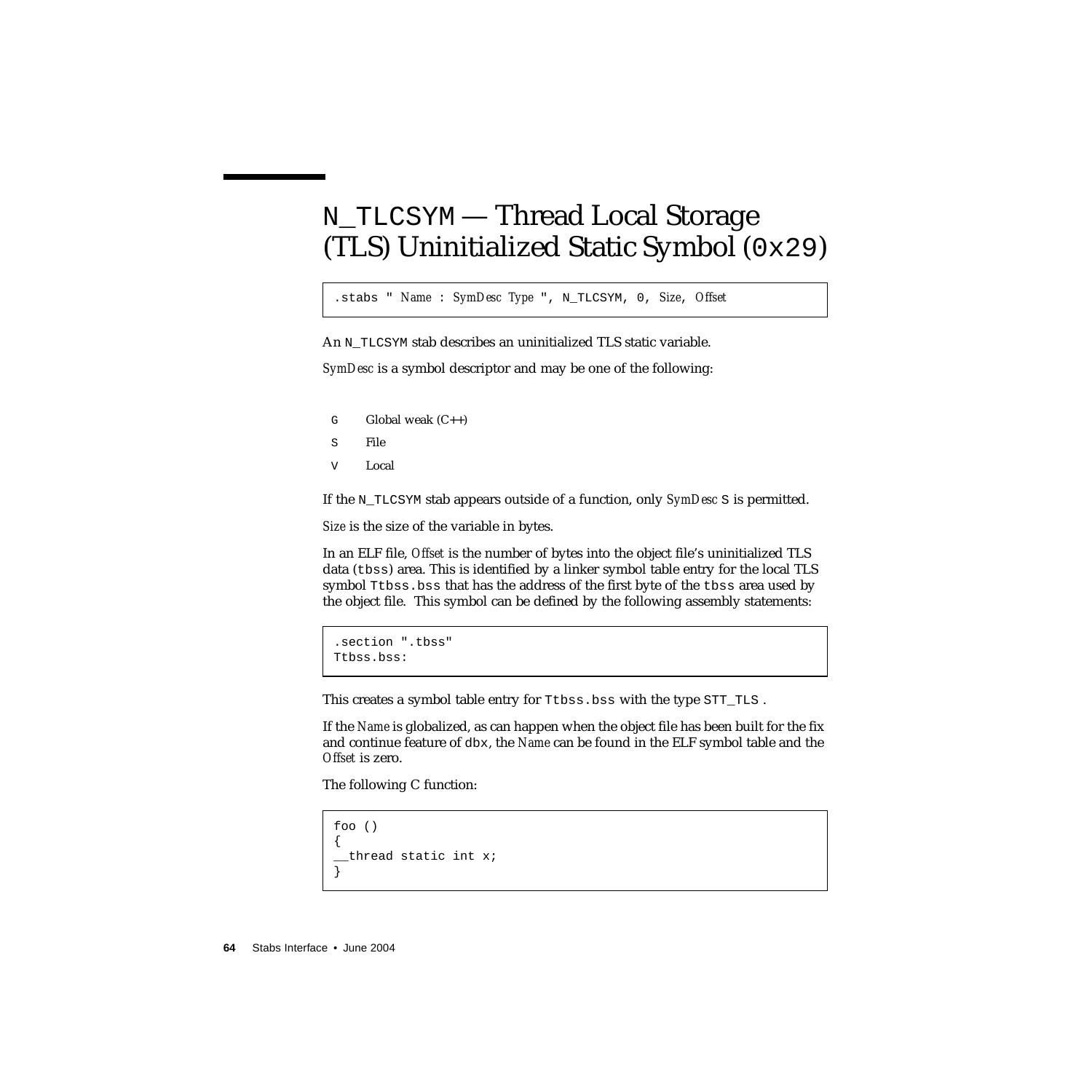# N_TLCSYM — Thread Local Storage (TLS) Uninitialized Static Symbol (0x29)

```
.stabs " Name : SymDesc Type ", N_TLCSYM, 0, Size, Offset
```

An N_TLCSYM stab describes an uninitialized TLS static variable.

*SymDesc* is a symbol descriptor and may be one of the following:

- G    Global weak (C++)
- S    File
- V    Local

If the N_TLCSYM stab appears outside of a function, only *SymDesc* S is permitted.

*Size* is the size of the variable in bytes.

In an ELF file, *Offset* is the number of bytes into the object file's uninitialized TLS data (tbss) area. This is identified by a linker symbol table entry for the local TLS symbol Ttbss.bss that has the address of the first byte of the tbss area used by the object file. This symbol can be defined by the following assembly statements:

```
.section ".tbss"
Ttbss.bss:
```

This creates a symbol table entry for Ttbss.bss with the type STT_TLS .

If the *Name* is globalized, as can happen when the object file has been built for the fix and continue feature of dbx, the *Name* can be found in the ELF symbol table and the *Offset* is zero.

The following C function:

```
foo ()
{
__thread static int x;
}
```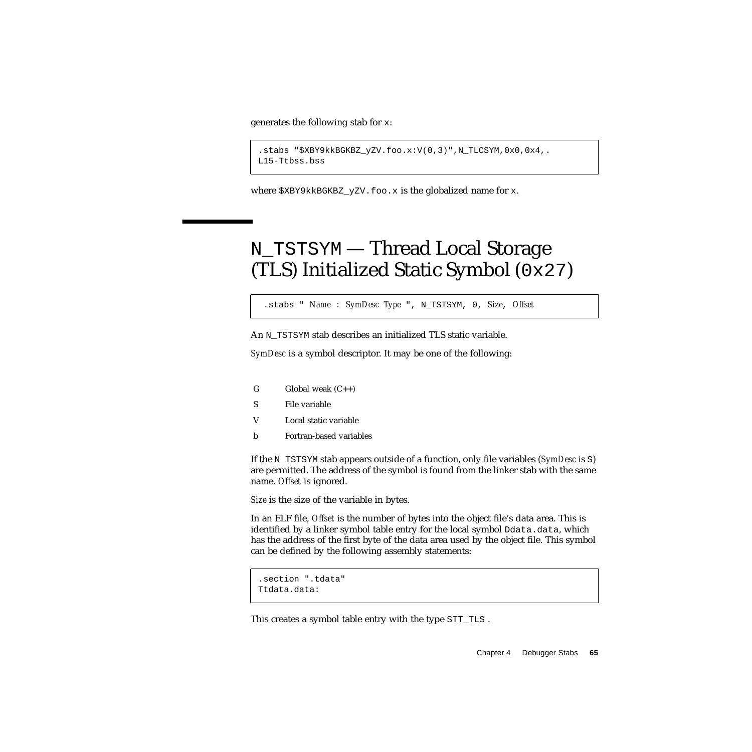generates the following stab for x:

```
.stabs "$XBY9kkBGKBZ_yZV.foo.x:V(0,3)",N_TLCSYM,0x0,0x4,.
L15-Ttbss.bss
```

where $XBY9kkBGKBZ_yZV.foo.x is the globalized name for x.

# N_TSTSYM — Thread Local Storage (TLS) Initialized Static Symbol (0x27)

```
.stabs " Name : SymDesc Type ", N_TSTSYM, 0, Size, Offset
```

An N_TSTSYM stab describes an initialized TLS static variable.

*SymDesc* is a symbol descriptor. It may be one of the following:

| | |
|---|---|
| G | Global weak (C++) |
| S | File variable |
| V | Local static variable |
| b | Fortran-based variables |

If the N_TSTSYM stab appears outside of a function, only file variables (*SymDesc* is S) are permitted. The address of the symbol is found from the linker stab with the same name. *Offset* is ignored.

*Size* is the size of the variable in bytes.

In an ELF file, *Offset* is the number of bytes into the object file's data area. This is identified by a linker symbol table entry for the local symbol Ddata.data, which has the address of the first byte of the data area used by the object file. This symbol can be defined by the following assembly statements:

```
.section ".tdata"
Ttdata.data:
```

This creates a symbol table entry with the type STT_TLS .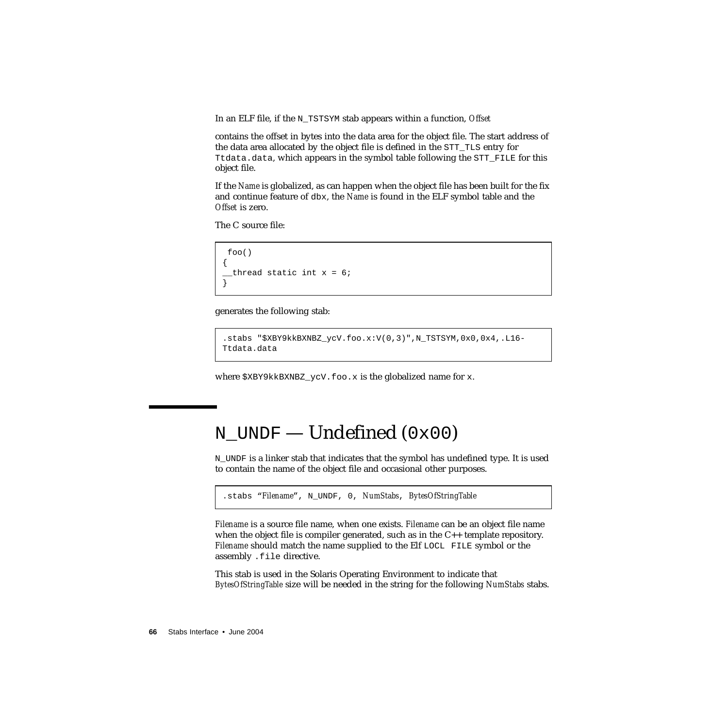In an ELF file, if the `N_TSTSYM` stab appears within a function, *Offset*

contains the offset in bytes into the data area for the object file. The start address of the data area allocated by the object file is defined in the `STT_TLS` entry for `Ttdata.data`, which appears in the symbol table following the `STT_FILE` for this object file.

If the *Name* is globalized, as can happen when the object file has been built for the fix and continue feature of `dbx`, the *Name* is found in the ELF symbol table and the *Offset* is zero.

The C source file:

```
 foo()
{
__thread static int x = 6;
}
```

generates the following stab:

```
.stabs "$XBY9kkBXNBZ_ycV.foo.x:V(0,3)",N_TSTSYM,0x0,0x4,.L16-
Ttdata.data
```

where `$XBY9kkBXNBZ_ycV.foo.x` is the globalized name for `x`.

## `N_UNDF` — Undefined (`0x00`)

`N_UNDF` is a linker stab that indicates that the symbol has undefined type. It is used to contain the name of the object file and occasional other purposes.

```
.stabs "Filename", N_UNDF, 0, NumStabs, BytesOfStringTable
```

*Filename* is a source file name, when one exists. *Filename* can be an object file name when the object file is compiler generated, such as in the C++ template repository. *Filename* should match the name supplied to the Elf `LOCL FILE` symbol or the assembly `.file` directive.

This stab is used in the Solaris Operating Environment to indicate that *BytesOfStringTable* size will be needed in the string for the following *NumStabs* stabs.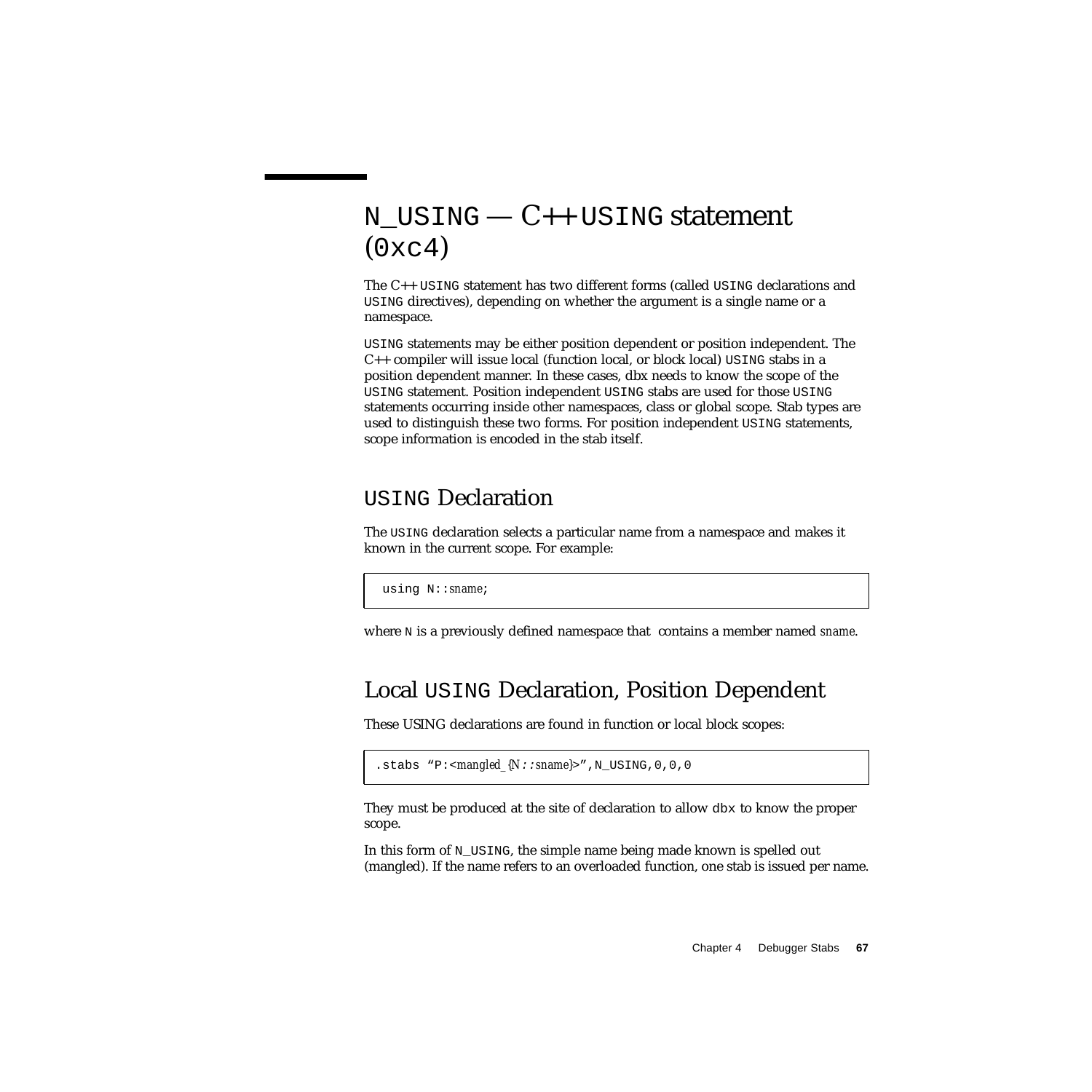# N_USING — C++ USING statement (0xc4)

The C++ USING statement has two different forms (called USING declarations and USING directives), depending on whether the argument is a single name or a namespace.

USING statements may be either position dependent or position independent. The C++ compiler will issue local (function local, or block local) USING stabs in a position dependent manner. In these cases, dbx needs to know the scope of the USING statement. Position independent USING stabs are used for those USING statements occurring inside other namespaces, class or global scope. Stab types are used to distinguish these two forms. For position independent USING statements, scope information is encoded in the stab itself.

## USING Declaration

The USING declaration selects a particular name from a namespace and makes it known in the current scope. For example:

```
using N::sname;
```

where N is a previously defined namespace that contains a member named *sname*.

## Local USING Declaration, Position Dependent

These USING declarations are found in function or local block scopes:

```
.stabs "P:<mangled_{N::sname}>",N_USING,0,0,0
```

They must be produced at the site of declaration to allow dbx to know the proper scope.

In this form of N_USING, the simple name being made known is spelled out (mangled). If the name refers to an overloaded function, one stab is issued per name.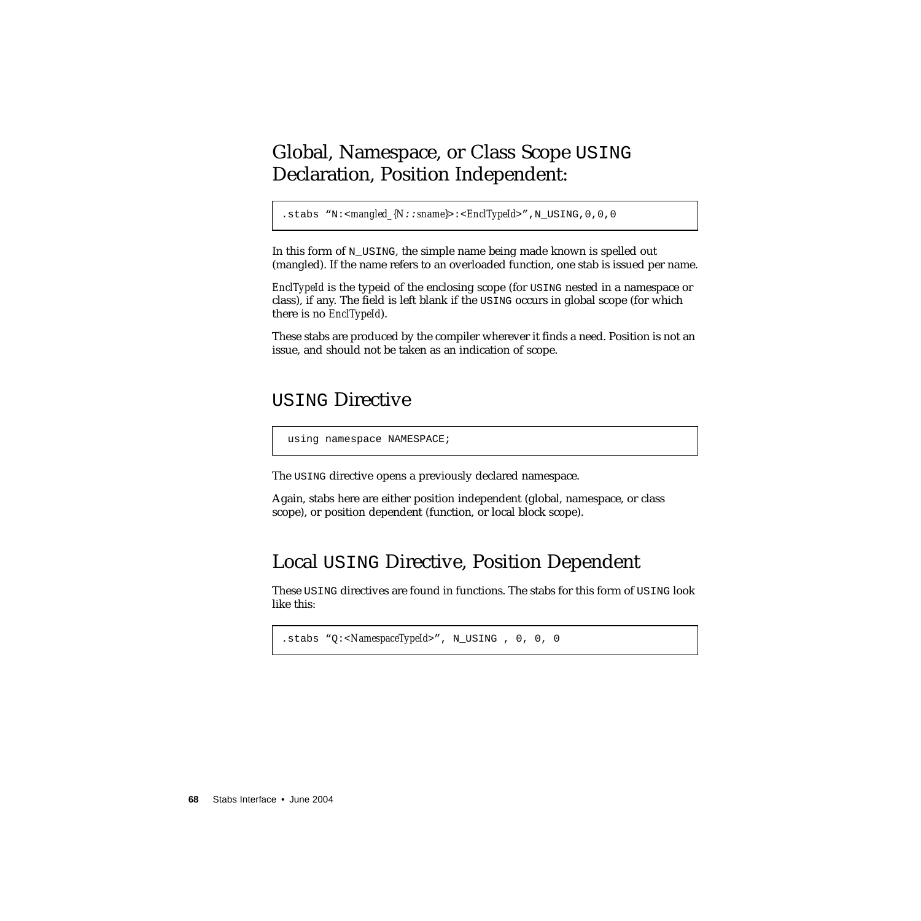## Global, Namespace, or Class Scope USING Declaration, Position Independent:

```
.stabs "N:<mangled_{N::sname}>:<EnclTypeId>",N_USING,0,0,0
```

In this form of N_USING, the simple name being made known is spelled out (mangled). If the name refers to an overloaded function, one stab is issued per name.

*EnclTypeId* is the typeid of the enclosing scope (for USING nested in a namespace or class), if any. The field is left blank if the USING occurs in global scope (for which there is no *EnclTypeId*).

These stabs are produced by the compiler wherever it finds a need. Position is not an issue, and should not be taken as an indication of scope.

## USING Directive

```
using namespace NAMESPACE;
```

The USING directive opens a previously declared namespace.

Again, stabs here are either position independent (global, namespace, or class scope), or position dependent (function, or local block scope).

## Local USING Directive, Position Dependent

These USING directives are found in functions. The stabs for this form of USING look like this:

```
.stabs "Q:<NamespaceTypeId>", N_USING , 0, 0, 0
```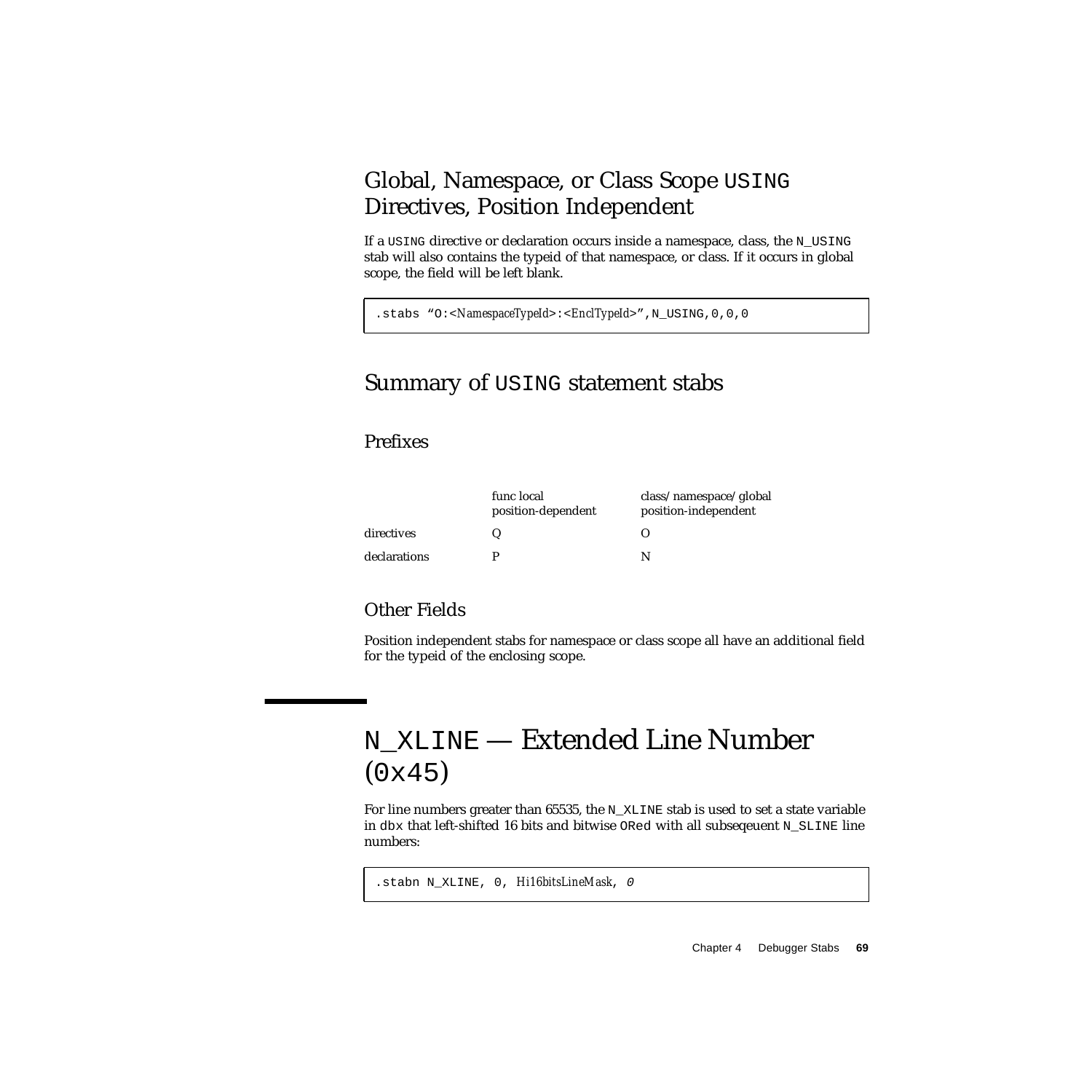## Global, Namespace, or Class Scope USING Directives, Position Independent

If a USING directive or declaration occurs inside a namespace, class, the N_USING stab will also contains the typeid of that namespace, or class. If it occurs in global scope, the field will be left blank.

```
.stabs "O:<NamespaceTypeId>:<EnclTypeId>",N_USING,0,0,0
```

## Summary of USING statement stabs

### Prefixes

| | func local position-dependent | class/namespace/global position-independent |
|---|---|---|
| directives | Q | O |
| declarations | P | N |

### Other Fields

Position independent stabs for namespace or class scope all have an additional field for the typeid of the enclosing scope.

# N_XLINE — Extended Line Number (0x45)

For line numbers greater than 65535, the N_XLINE stab is used to set a state variable in dbx that left-shifted 16 bits and bitwise ORed with all subseqeuent N_SLINE line numbers:

```
.stabn N_XLINE, 0, Hi16bitsLineMask, 0
```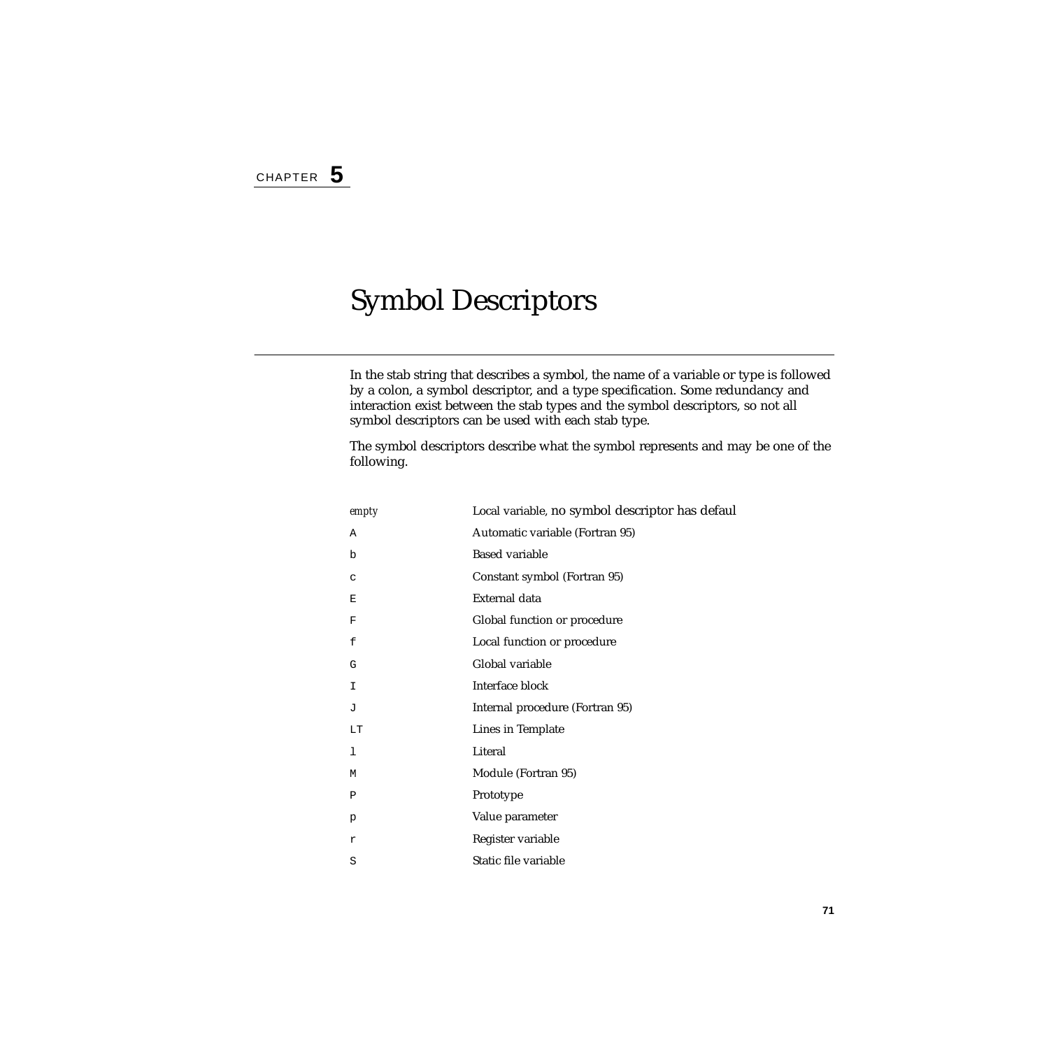# Chapter 5

# Symbol Descriptors

In the stab string that describes a symbol, the name of a variable or type is followed by a colon, a symbol descriptor, and a type specification. Some redundancy and interaction exist between the stab types and the symbol descriptors, so not all symbol descriptors can be used with each stab type.

The symbol descriptors describe what the symbol represents and may be one of the following.

| | |
|---|---|
| *empty* | Local variable, no symbol descriptor has defaul |
| `A` | Automatic variable (Fortran 95) |
| `b` | Based variable |
| `c` | Constant symbol (Fortran 95) |
| `E` | External data |
| `F` | Global function or procedure |
| `f` | Local function or procedure |
| `G` | Global variable |
| `I` | Interface block |
| `J` | Internal procedure (Fortran 95) |
| `LT` | Lines in Template |
| `l` | Literal |
| `M` | Module (Fortran 95) |
| `P` | Prototype |
| `p` | Value parameter |
| `r` | Register variable |
| `S` | Static file variable |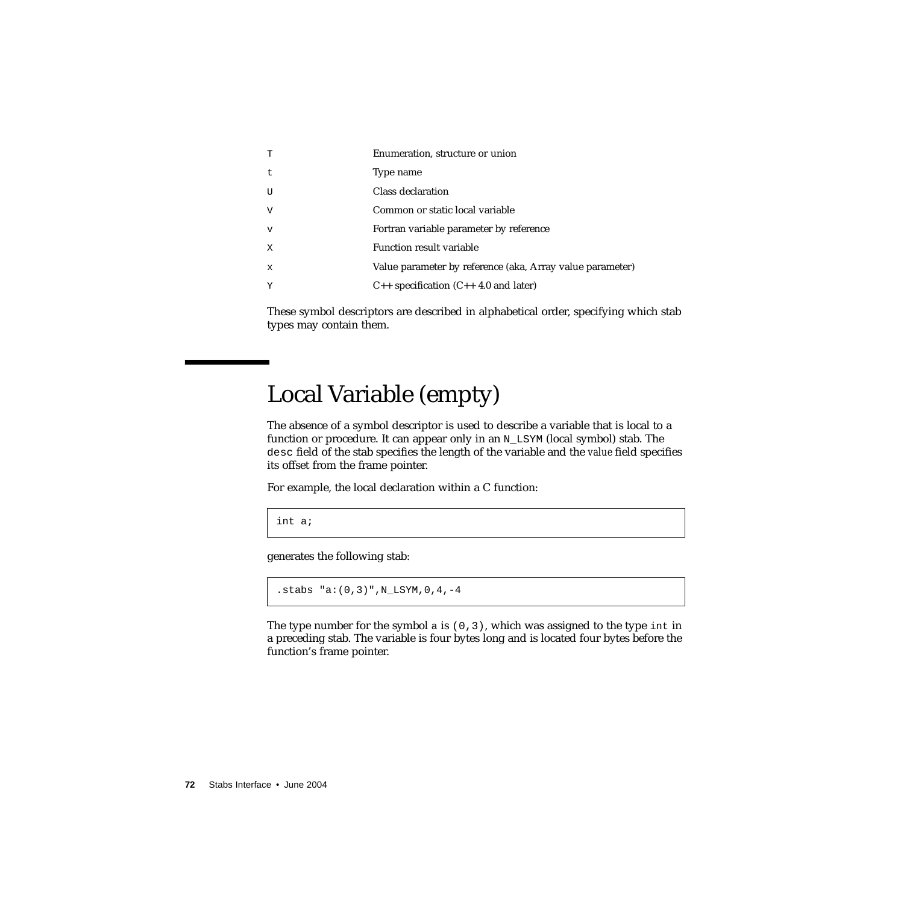| | |
|---|---|
| `T` | Enumeration, structure or union |
| `t` | Type name |
| `U` | Class declaration |
| `V` | Common or static local variable |
| `v` | Fortran variable parameter by reference |
| `X` | Function result variable |
| `x` | Value parameter by reference (aka, Array value parameter) |
| `Y` | C++ specification (C++ 4.0 and later) |

These symbol descriptors are described in alphabetical order, specifying which stab types may contain them.

## Local Variable (empty)

The absence of a symbol descriptor is used to describe a variable that is local to a function or procedure. It can appear only in an `N_LSYM` (local symbol) stab. The `desc` field of the stab specifies the length of the variable and the *value* field specifies its offset from the frame pointer.

For example, the local declaration within a C function:

```
int a;
```

generates the following stab:

```
.stabs "a:(0,3)",N_LSYM,0,4,-4
```

The type number for the symbol a is `(0,3)`, which was assigned to the type `int` in a preceding stab. The variable is four bytes long and is located four bytes before the function's frame pointer.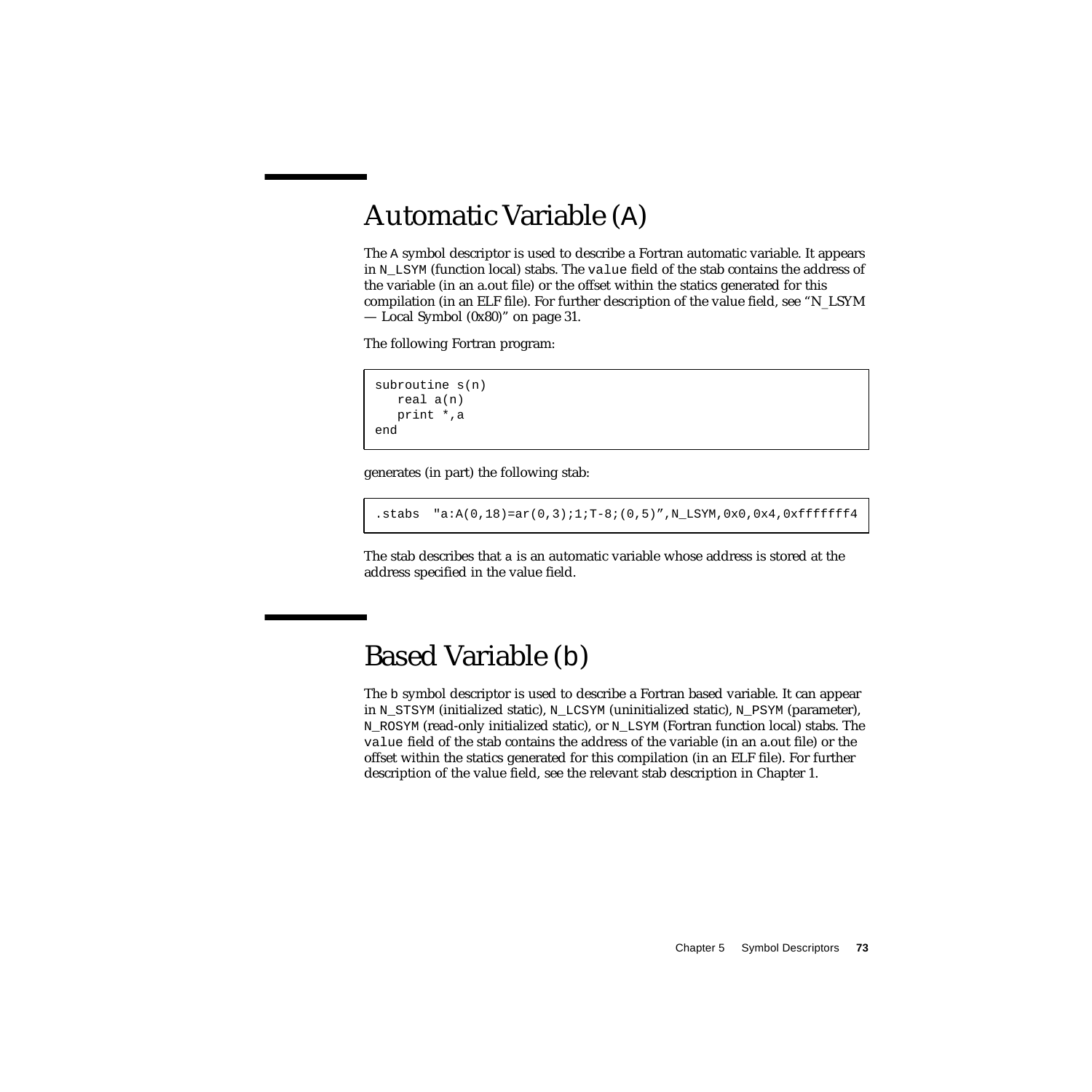# Automatic Variable (A)

The A symbol descriptor is used to describe a Fortran automatic variable. It appears in N_LSYM (function local) stabs. The value field of the stab contains the address of the variable (in an a.out file) or the offset within the statics generated for this compilation (in an ELF file). For further description of the value field, see "N_LSYM — Local Symbol (0x80)" on page 31.

The following Fortran program:

```
subroutine s(n)
   real a(n)
   print *,a
end
```

generates (in part) the following stab:

```
.stabs  "a:A(0,18)=ar(0,3);1;T-8;(0,5)",N_LSYM,0x0,0x4,0xfffffff4
```

The stab describes that a is an automatic variable whose address is stored at the address specified in the value field.

# Based Variable (b)

The b symbol descriptor is used to describe a Fortran based variable. It can appear in N_STSYM (initialized static), N_LCSYM (uninitialized static), N_PSYM (parameter), N_ROSYM (read-only initialized static), or N_LSYM (Fortran function local) stabs. The value field of the stab contains the address of the variable (in an a.out file) or the offset within the statics generated for this compilation (in an ELF file). For further description of the value field, see the relevant stab description in Chapter 1.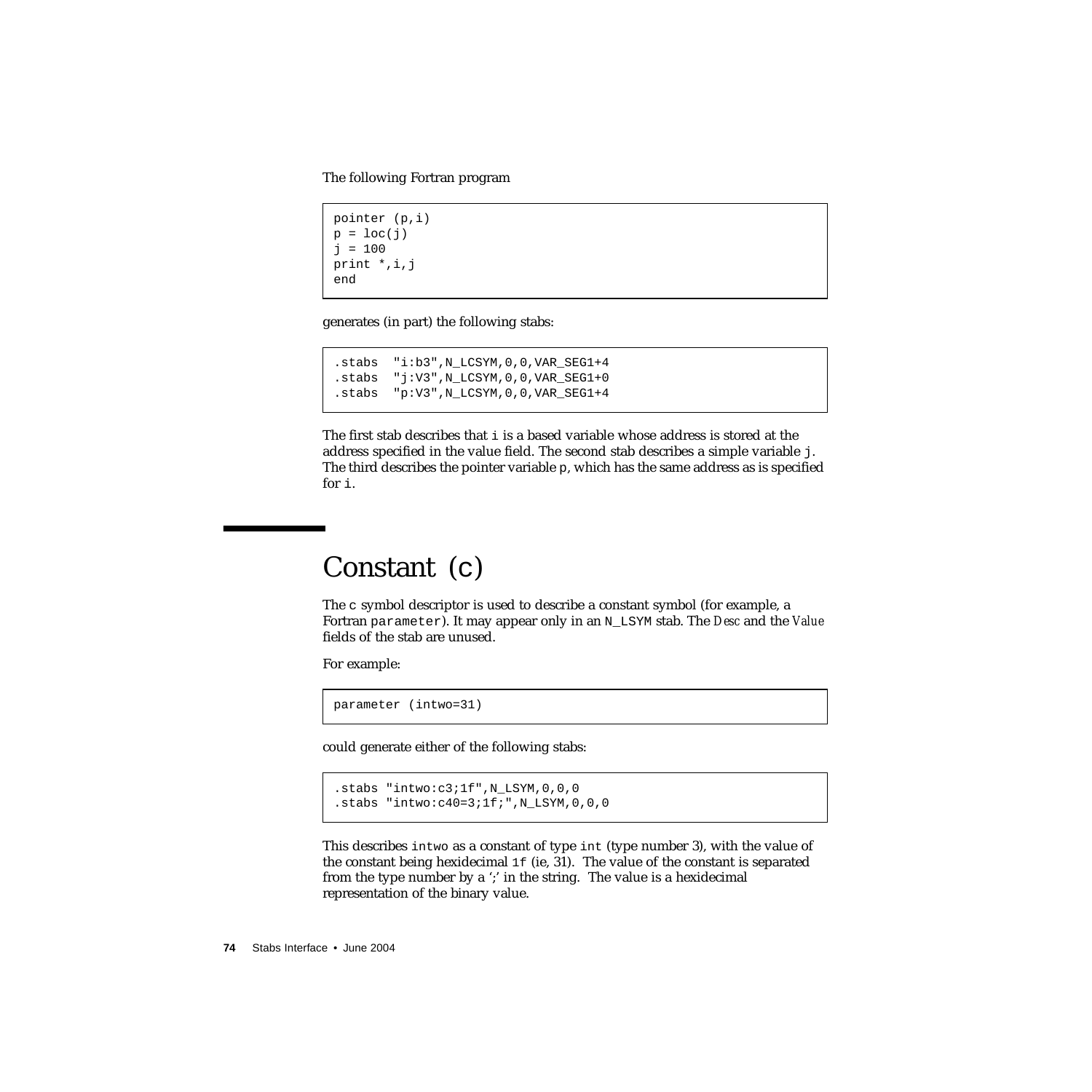The following Fortran program

```
pointer (p,i)
p = loc(j)
j = 100
print *,i,j
end
```

generates (in part) the following stabs:

```
.stabs  "i:b3",N_LCSYM,0,0,VAR_SEG1+4
.stabs  "j:V3",N_LCSYM,0,0,VAR_SEG1+0
.stabs  "p:V3",N_LCSYM,0,0,VAR_SEG1+4
```

The first stab describes that `i` is a based variable whose address is stored at the address specified in the value field. The second stab describes a simple variable `j`. The third describes the pointer variable `p`, which has the same address as is specified for `i`.

# Constant (c)

The `c` symbol descriptor is used to describe a constant symbol (for example, a Fortran `parameter`). It may appear only in an `N_LSYM` stab. The *Desc* and the *Value* fields of the stab are unused.

For example:

```
parameter (intwo=31)
```

could generate either of the following stabs:

```
.stabs "intwo:c3;1f",N_LSYM,0,0,0
.stabs "intwo:c40=3;1f;",N_LSYM,0,0,0
```

This describes `intwo` as a constant of type `int` (type number 3), with the value of the constant being hexidecimal `1f` (ie, 31). The value of the constant is separated from the type number by a ';' in the string. The value is a hexidecimal representation of the binary value.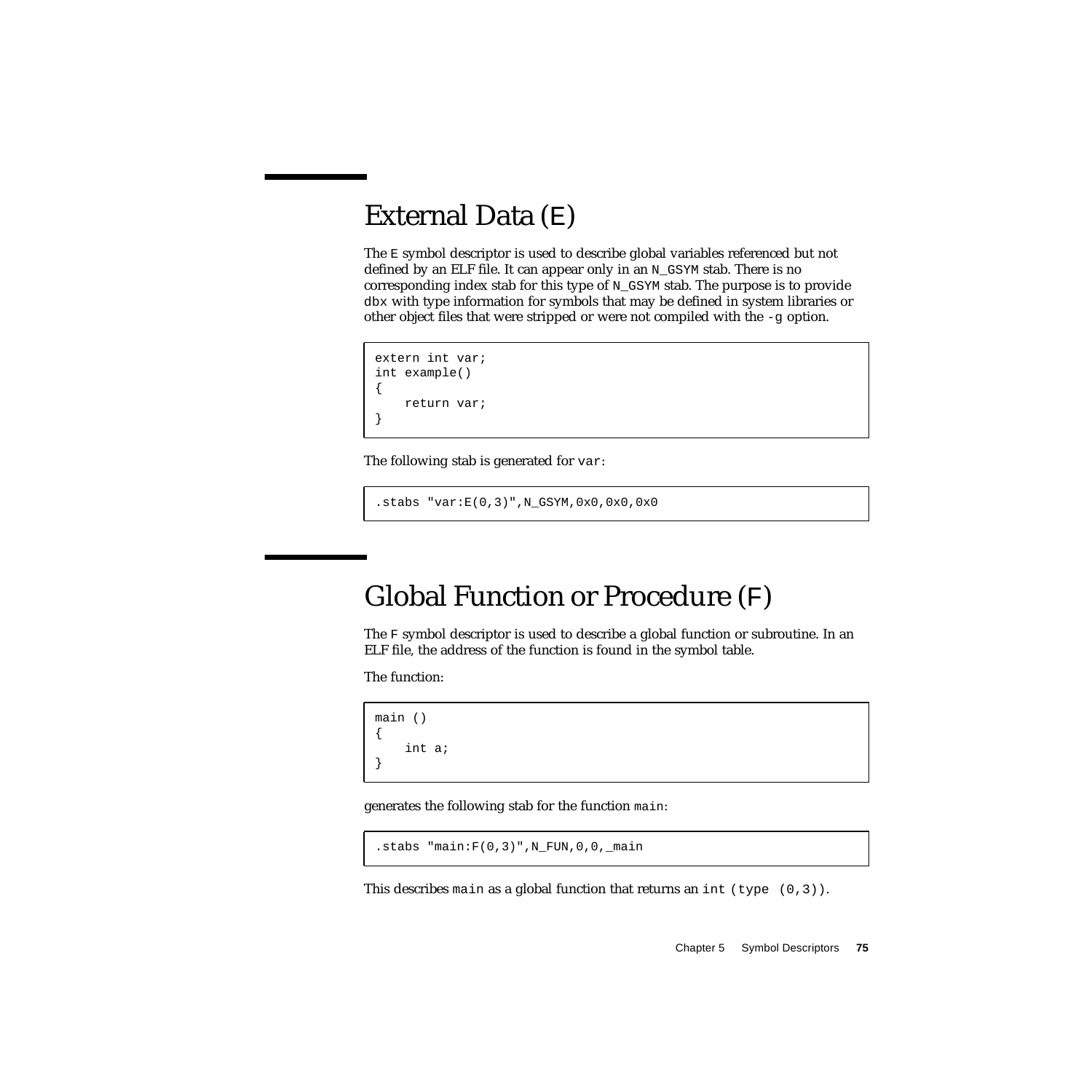## External Data (`E`)

The `E` symbol descriptor is used to describe global variables referenced but not defined by an ELF file. It can appear only in an `N_GSYM` stab. There is no corresponding index stab for this type of `N_GSYM` stab. The purpose is to provide `dbx` with type information for symbols that may be defined in system libraries or other object files that were stripped or were not compiled with the `-g` option.

```
extern int var;
int example()
{
    return var;
}
```

The following stab is generated for `var`:

```
.stabs "var:E(0,3)",N_GSYM,0x0,0x0,0x0
```

## Global Function or Procedure (`F`)

The `F` symbol descriptor is used to describe a global function or subroutine. In an ELF file, the address of the function is found in the symbol table.

The function:

```
main ()
{
    int a;
}
```

generates the following stab for the function `main`:

```
.stabs "main:F(0,3)",N_FUN,0,0,_main
```

This describes `main` as a global function that returns an `int (type (0,3))`.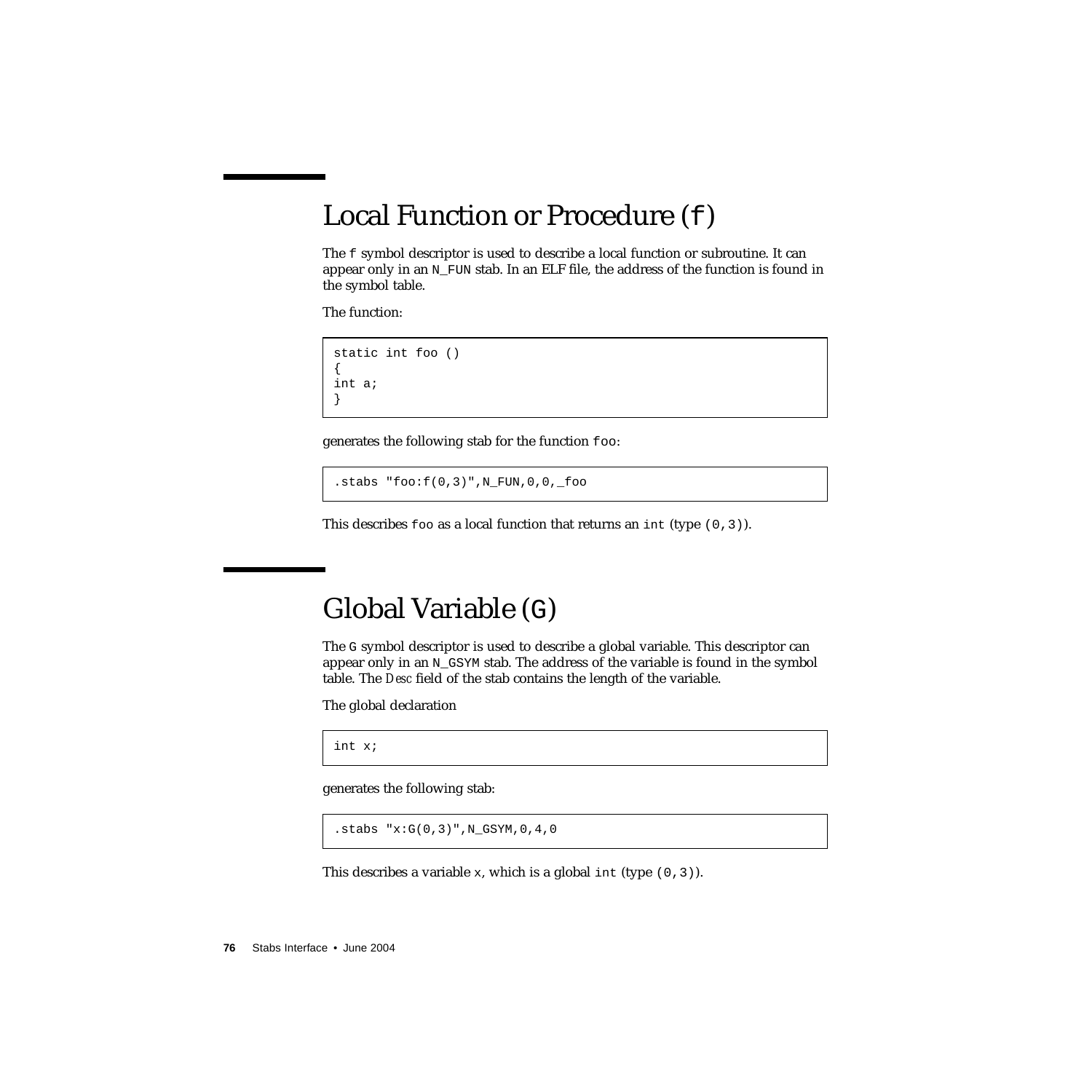## Local Function or Procedure (`f`)

The `f` symbol descriptor is used to describe a local function or subroutine. It can appear only in an `N_FUN` stab. In an ELF file, the address of the function is found in the symbol table.

The function:

```
static int foo ()
{
int a;
}
```

generates the following stab for the function `foo`:

```
.stabs "foo:f(0,3)",N_FUN,0,0,_foo
```

This describes `foo` as a local function that returns an `int` (type `(0,3)`).

## Global Variable (`G`)

The `G` symbol descriptor is used to describe a global variable. This descriptor can appear only in an `N_GSYM` stab. The address of the variable is found in the symbol table. The *Desc* field of the stab contains the length of the variable.

The global declaration

```
int x;
```

generates the following stab:

```
.stabs "x:G(0,3)",N_GSYM,0,4,0
```

This describes a variable `x`, which is a global `int` (type `(0,3)`).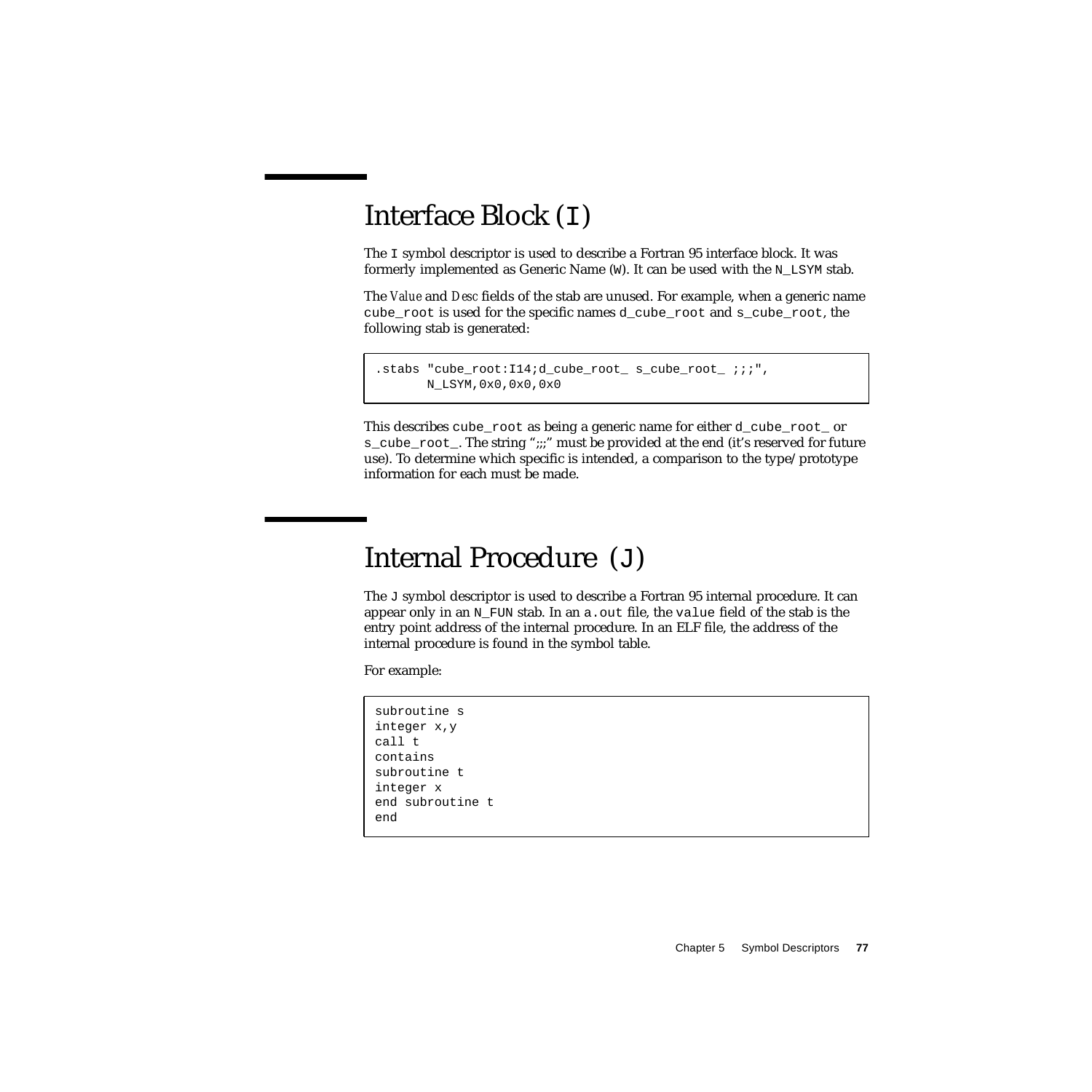## Interface Block (`I`)

The `I` symbol descriptor is used to describe a Fortran 95 interface block. It was formerly implemented as Generic Name (`W`). It can be used with the `N_LSYM` stab.

The *Value* and *Desc* fields of the stab are unused. For example, when a generic name `cube_root` is used for the specific names `d_cube_root` and `s_cube_root`, the following stab is generated:

```
.stabs "cube_root:I14;d_cube_root_ s_cube_root_ ;;;",
       N_LSYM,0x0,0x0,0x0
```

This describes `cube_root` as being a generic name for either `d_cube_root_` or `s_cube_root_`. The string ";;;" must be provided at the end (it's reserved for future use). To determine which specific is intended, a comparison to the type/prototype information for each must be made.

## Internal Procedure (`J`)

The `J` symbol descriptor is used to describe a Fortran 95 internal procedure. It can appear only in an `N_FUN` stab. In an `a.out` file, the `value` field of the stab is the entry point address of the internal procedure. In an ELF file, the address of the internal procedure is found in the symbol table.

For example:

```
subroutine s
integer x,y
call t
contains
subroutine t
integer x
end subroutine t
end
```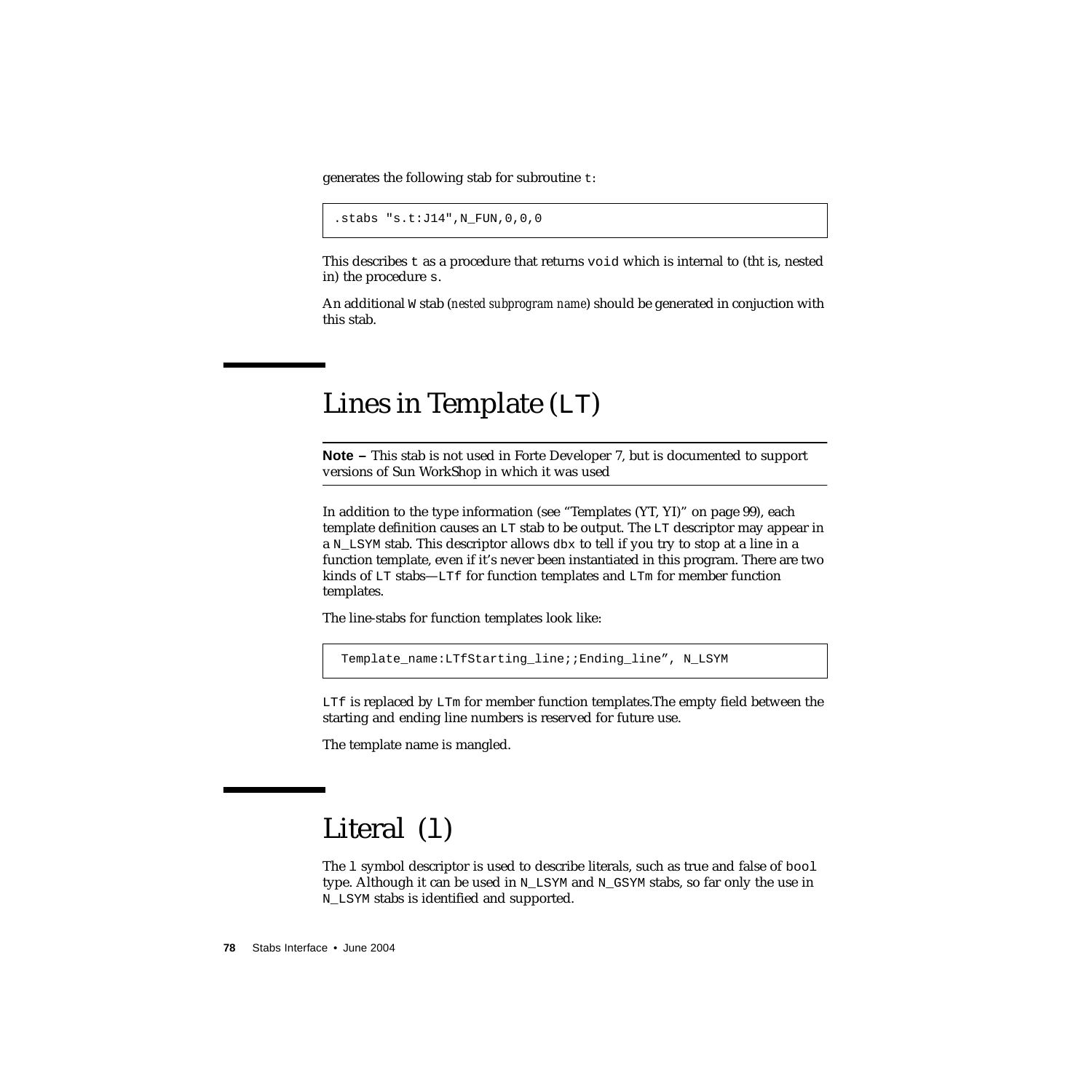generates the following stab for subroutine `t`:

```
.stabs "s.t:J14",N_FUN,0,0,0
```

This describes `t` as a procedure that returns `void` which is internal to (tht is, nested in) the procedure `s`.

An additional `W` stab (*nested subprogram name*) should be generated in conjuction with this stab.

## Lines in Template (`LT`)

**Note –** This stab is not used in Forte Developer 7, but is documented to support versions of Sun WorkShop in which it was used

In addition to the type information (see “Templates (YT, YI)” on page 99), each template definition causes an `LT` stab to be output. The `LT` descriptor may appear in a `N_LSYM` stab. This descriptor allows `dbx` to tell if you try to stop at a line in a function template, even if it’s never been instantiated in this program. There are two kinds of `LT` stabs—`LTf` for function templates and `LTm` for member function templates.

The line-stabs for function templates look like:

```
Template_name:LTfStarting_line;;Ending_line”, N_LSYM
```

`LTf` is replaced by `LTm` for member function templates.The empty field between the starting and ending line numbers is reserved for future use.

The template name is mangled.

## Literal (`l`)

The `l` symbol descriptor is used to describe literals, such as true and false of `bool` type. Although it can be used in `N_LSYM` and `N_GSYM` stabs, so far only the use in `N_LSYM` stabs is identified and supported.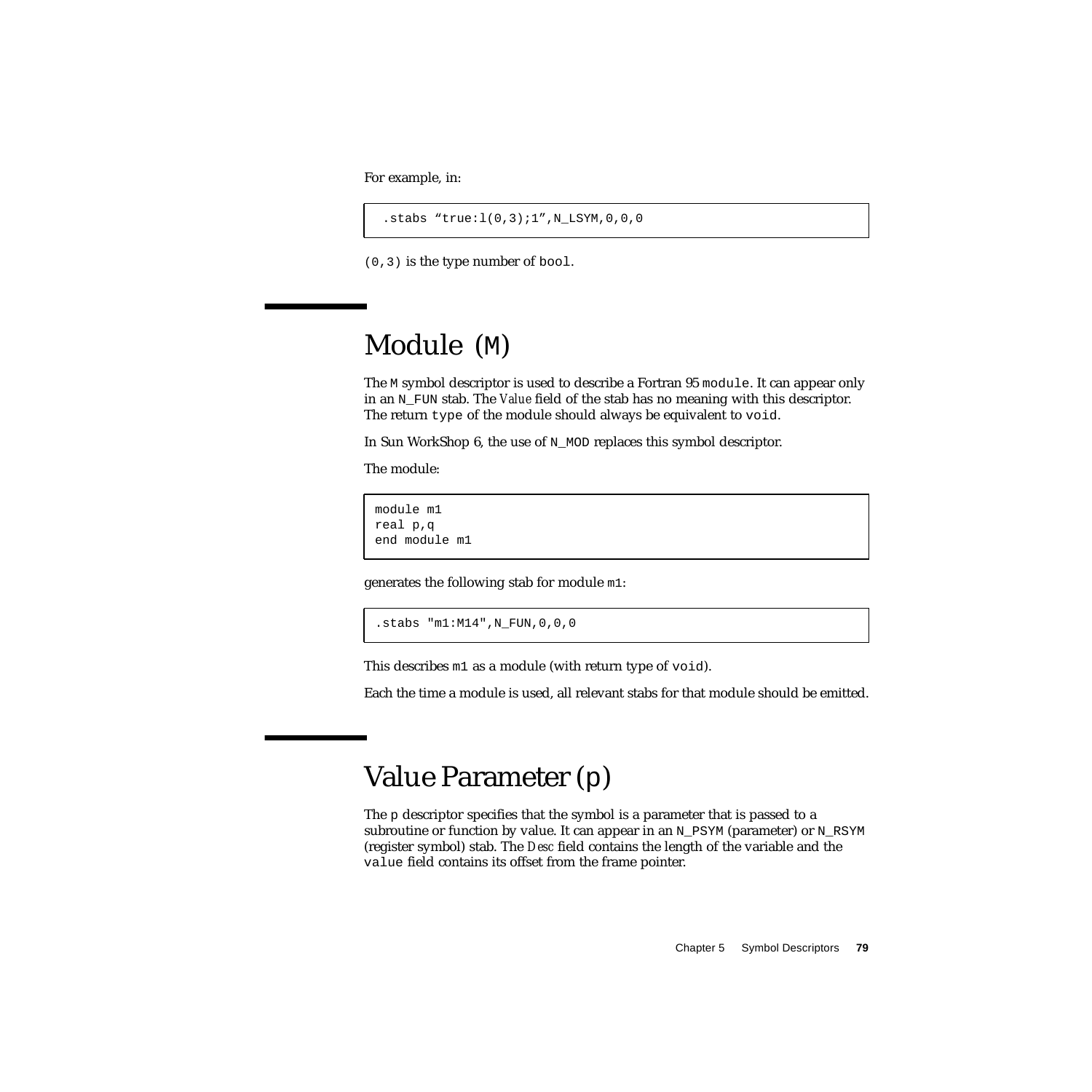For example, in:

```
.stabs “true:l(0,3);1”,N_LSYM,0,0,0
```

`(0,3)` is the type number of `bool`.

## Module (M)

The `M` symbol descriptor is used to describe a Fortran 95 `module`. It can appear only in an `N_FUN` stab. The *Value* field of the stab has no meaning with this descriptor. The return `type` of the module should always be equivalent to `void`.

In Sun WorkShop 6, the use of `N_MOD` replaces this symbol descriptor.

The module:

```
module m1
real p,q
end module m1
```

generates the following stab for module `m1`:

```
.stabs "m1:M14",N_FUN,0,0,0
```

This describes `m1` as a module (with return type of `void`).

Each the time a module is used, all relevant stabs for that module should be emitted.

## Value Parameter (p)

The `p` descriptor specifies that the symbol is a parameter that is passed to a subroutine or function by value. It can appear in an `N_PSYM` (parameter) or `N_RSYM` (register symbol) stab. The *Desc* field contains the length of the variable and the `value` field contains its offset from the frame pointer.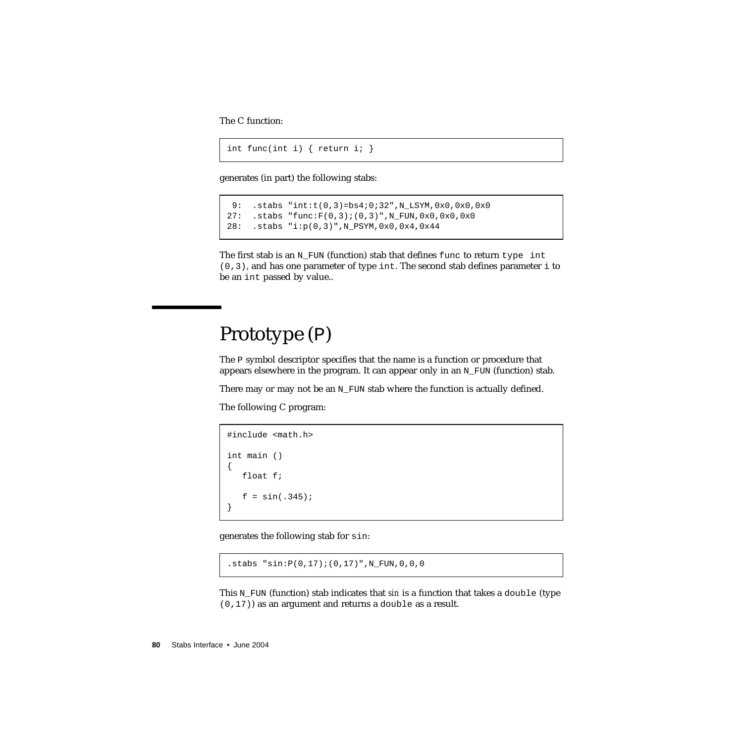The C function:

```
int func(int i) { return i; }
```

generates (in part) the following stabs:

```
 9:  .stabs "int:t(0,3)=bs4;0;32",N_LSYM,0x0,0x0,0x0
27:  .stabs "func:F(0,3);(0,3)",N_FUN,0x0,0x0,0x0
28:  .stabs "i:p(0,3)",N_PSYM,0x0,0x4,0x44
```

The first stab is an `N_FUN` (function) stab that defines `func` to return `type int (0,3)`, and has one parameter of type `int`. The second stab defines parameter `i` to be an `int` passed by value..

## Prototype (P)

The `P` symbol descriptor specifies that the name is a function or procedure that appears elsewhere in the program. It can appear only in an `N_FUN` (function) stab.

There may or may not be an `N_FUN` stab where the function is actually defined.

The following C program:

```
#include <math.h>

int main ()
{
   float f;

   f = sin(.345);
}
```

generates the following stab for `sin`:

```
.stabs "sin:P(0,17);(0,17)",N_FUN,0,0,0
```

This `N_FUN` (function) stab indicates that *sin* is a function that takes a `double` (type `(0,17)`) as an argument and returns a `double` as a result.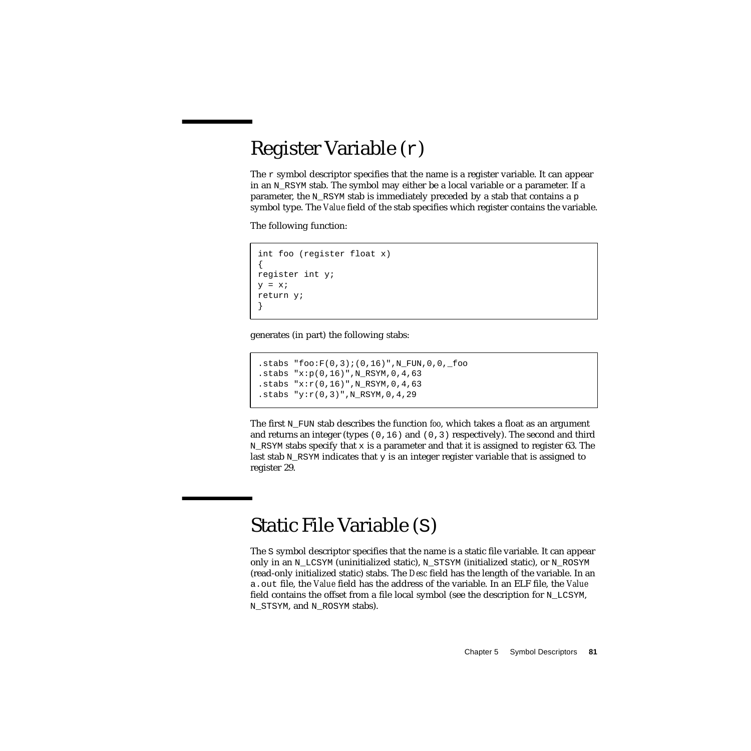# Register Variable (`r`)

The `r` symbol descriptor specifies that the name is a register variable. It can appear in an `N_RSYM` stab. The symbol may either be a local variable or a parameter. If a parameter, the `N_RSYM` stab is immediately preceded by a stab that contains a `p` symbol type. The *Value* field of the stab specifies which register contains the variable.

The following function:

```
int foo (register float x)
{
register int y;
y = x;
return y;
}
```

generates (in part) the following stabs:

```
.stabs "foo:F(0,3);(0,16)",N_FUN,0,0,_foo
.stabs "x:p(0,16)",N_RSYM,0,4,63
.stabs "x:r(0,16)",N_RSYM,0,4,63
.stabs "y:r(0,3)",N_RSYM,0,4,29
```

The first `N_FUN` stab describes the function *foo*, which takes a float as an argument and returns an integer (types `(0,16)` and `(0,3)` respectively). The second and third `N_RSYM` stabs specify that `x` is a parameter and that it is assigned to register 63. The last stab `N_RSYM` indicates that `y` is an integer register variable that is assigned to register 29.

# Static File Variable (`S`)

The `S` symbol descriptor specifies that the name is a static file variable. It can appear only in an `N_LCSYM` (uninitialized static), `N_STSYM` (initialized static), or `N_ROSYM` (read-only initialized static) stabs. The *Desc* field has the length of the variable. In an `a.out` file, the *Value* field has the address of the variable. In an ELF file, the *Value* field contains the offset from a file local symbol (see the description for `N_LCSYM`, `N_STSYM`, and `N_ROSYM` stabs).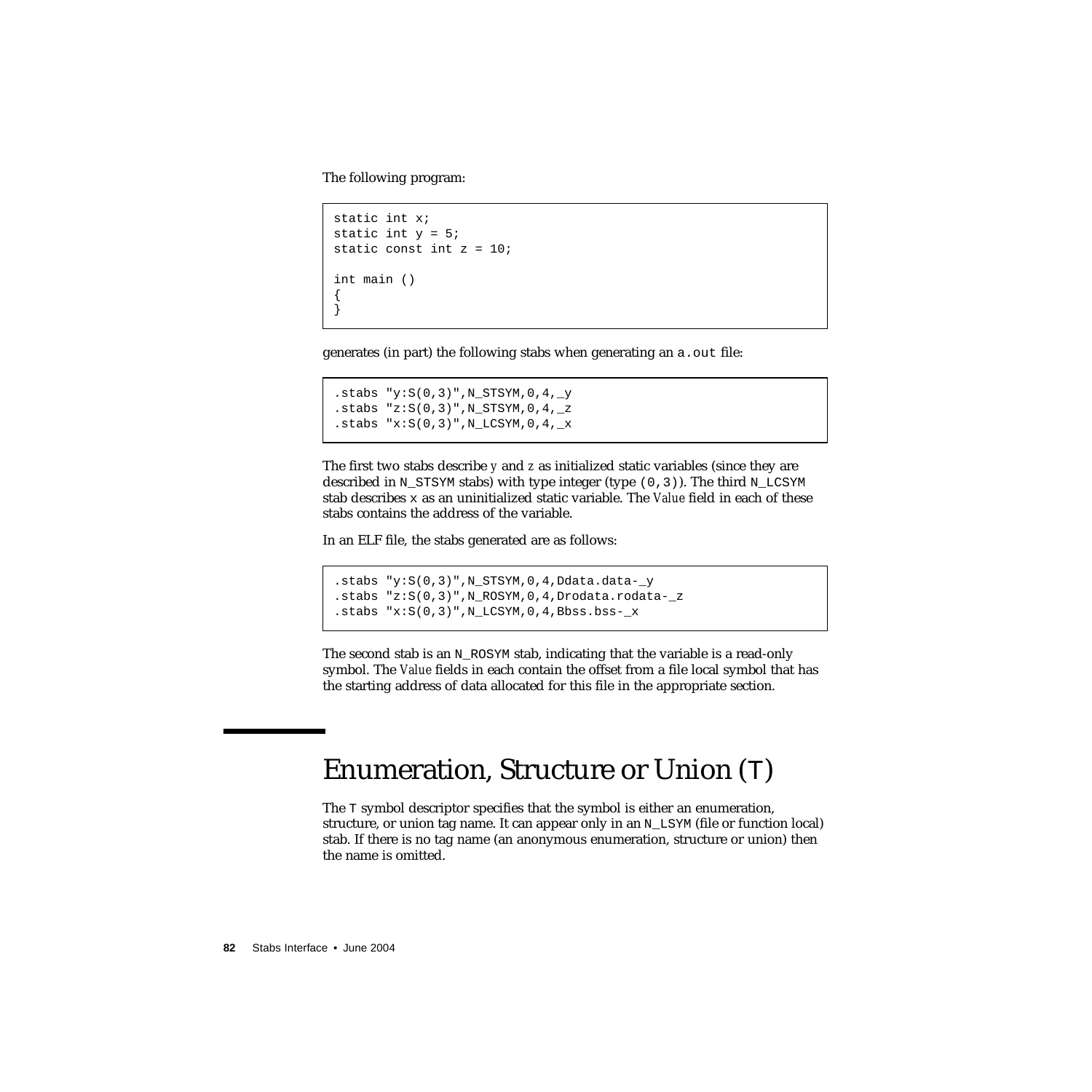The following program:

```
static int x;
static int y = 5;
static const int z = 10;

int main ()
{
}
```

generates (in part) the following stabs when generating an `a.out` file:

```
.stabs "y:S(0,3)",N_STSYM,0,4,_y
.stabs "z:S(0,3)",N_STSYM,0,4,_z
.stabs "x:S(0,3)",N_LCSYM,0,4,_x
```

The first two stabs describe *y* and *z* as initialized static variables (since they are described in `N_STSYM` stabs) with type integer (type `(0,3)`). The third `N_LCSYM` stab describes `x` as an uninitialized static variable. The *Value* field in each of these stabs contains the address of the variable.

In an ELF file, the stabs generated are as follows:

```
.stabs "y:S(0,3)",N_STSYM,0,4,Ddata.data-_y
.stabs "z:S(0,3)",N_ROSYM,0,4,Drodata.rodata-_z
.stabs "x:S(0,3)",N_LCSYM,0,4,Bbss.bss-_x
```

The second stab is an `N_ROSYM` stab, indicating that the variable is a read-only symbol. The *Value* fields in each contain the offset from a file local symbol that has the starting address of data allocated for this file in the appropriate section.

## Enumeration, Structure or Union (`T`)

The `T` symbol descriptor specifies that the symbol is either an enumeration, structure, or union tag name. It can appear only in an `N_LSYM` (file or function local) stab. If there is no tag name (an anonymous enumeration, structure or union) then the name is omitted.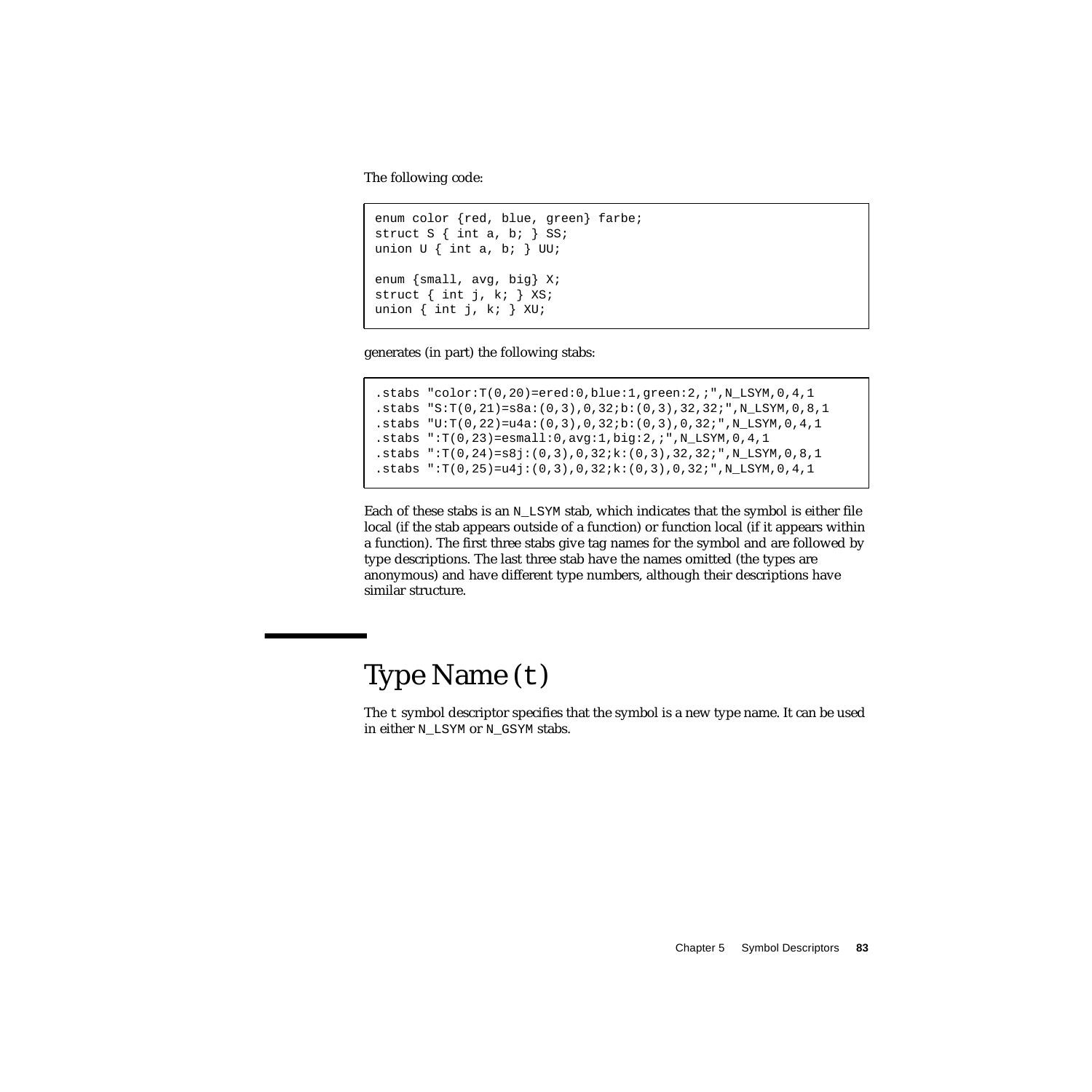The following code:

```
enum color {red, blue, green} farbe;
struct S { int a, b; } SS;
union U { int a, b; } UU;

enum {small, avg, big} X;
struct { int j, k; } XS;
union { int j, k; } XU;
```

generates (in part) the following stabs:

```
.stabs "color:T(0,20)=ered:0,blue:1,green:2,;",N_LSYM,0,4,1
.stabs "S:T(0,21)=s8a:(0,3),0,32;b:(0,3),32,32;",N_LSYM,0,8,1
.stabs "U:T(0,22)=u4a:(0,3),0,32;b:(0,3),0,32;",N_LSYM,0,4,1
.stabs ":T(0,23)=esmall:0,avg:1,big:2,;",N_LSYM,0,4,1
.stabs ":T(0,24)=s8j:(0,3),0,32;k:(0,3),32,32;",N_LSYM,0,8,1
.stabs ":T(0,25)=u4j:(0,3),0,32;k:(0,3),0,32;",N_LSYM,0,4,1
```

Each of these stabs is an `N_LSYM` stab, which indicates that the symbol is either file local (if the stab appears outside of a function) or function local (if it appears within a function). The first three stabs give tag names for the symbol and are followed by type descriptions. The last three stab have the names omitted (the types are anonymous) and have different type numbers, although their descriptions have similar structure.

## Type Name (t)

The `t` symbol descriptor specifies that the symbol is a new type name. It can be used in either `N_LSYM` or `N_GSYM` stabs.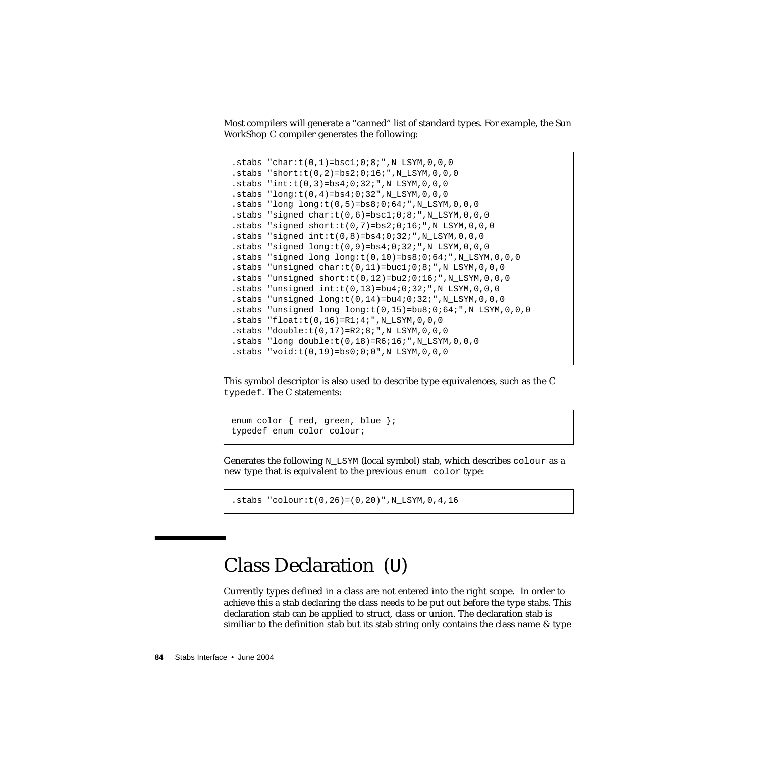Most compilers will generate a "canned" list of standard types. For example, the Sun WorkShop C compiler generates the following:

```
.stabs "char:t(0,1)=bsc1;0;8;",N_LSYM,0,0,0
.stabs "short:t(0,2)=bs2;0;16;",N_LSYM,0,0,0
.stabs "int:t(0,3)=bs4;0;32;",N_LSYM,0,0,0
.stabs "long:t(0,4)=bs4;0;32",N_LSYM,0,0,0
.stabs "long long:t(0,5)=bs8;0;64;",N_LSYM,0,0,0
.stabs "signed char:t(0,6)=bsc1;0;8;",N_LSYM,0,0,0
.stabs "signed short:t(0,7)=bs2;0;16;",N_LSYM,0,0,0
.stabs "signed int:t(0,8)=bs4;0;32;",N_LSYM,0,0,0
.stabs "signed long:t(0,9)=bs4;0;32;",N_LSYM,0,0,0
.stabs "signed long long:t(0,10)=bs8;0;64;",N_LSYM,0,0,0
.stabs "unsigned char:t(0,11)=buc1;0;8;",N_LSYM,0,0,0
.stabs "unsigned short:t(0,12)=bu2;0;16;",N_LSYM,0,0,0
.stabs "unsigned int:t(0,13)=bu4;0;32;",N_LSYM,0,0,0
.stabs "unsigned long:t(0,14)=bu4;0;32;",N_LSYM,0,0,0
.stabs "unsigned long long:t(0,15)=bu8;0;64;",N_LSYM,0,0,0
.stabs "float:t(0,16)=R1;4;",N_LSYM,0,0,0
.stabs "double:t(0,17)=R2;8;",N_LSYM,0,0,0
.stabs "long double:t(0,18)=R6;16;",N_LSYM,0,0,0
.stabs "void:t(0,19)=bs0;0;0",N_LSYM,0,0,0
```

This symbol descriptor is also used to describe type equivalences, such as the C `typedef`. The C statements:

```
enum color { red, green, blue };
typedef enum color colour;
```

Generates the following `N_LSYM` (local symbol) stab, which describes `colour` as a new type that is equivalent to the previous `enum color` type:

```
.stabs "colour:t(0,26)=(0,20)",N_LSYM,0,4,16
```

## Class Declaration (U)

Currently types defined in a class are not entered into the right scope. In order to achieve this a stab declaring the class needs to be put out before the type stabs. This declaration stab can be applied to struct, class or union. The declaration stab is similiar to the definition stab but its stab string only contains the class name & type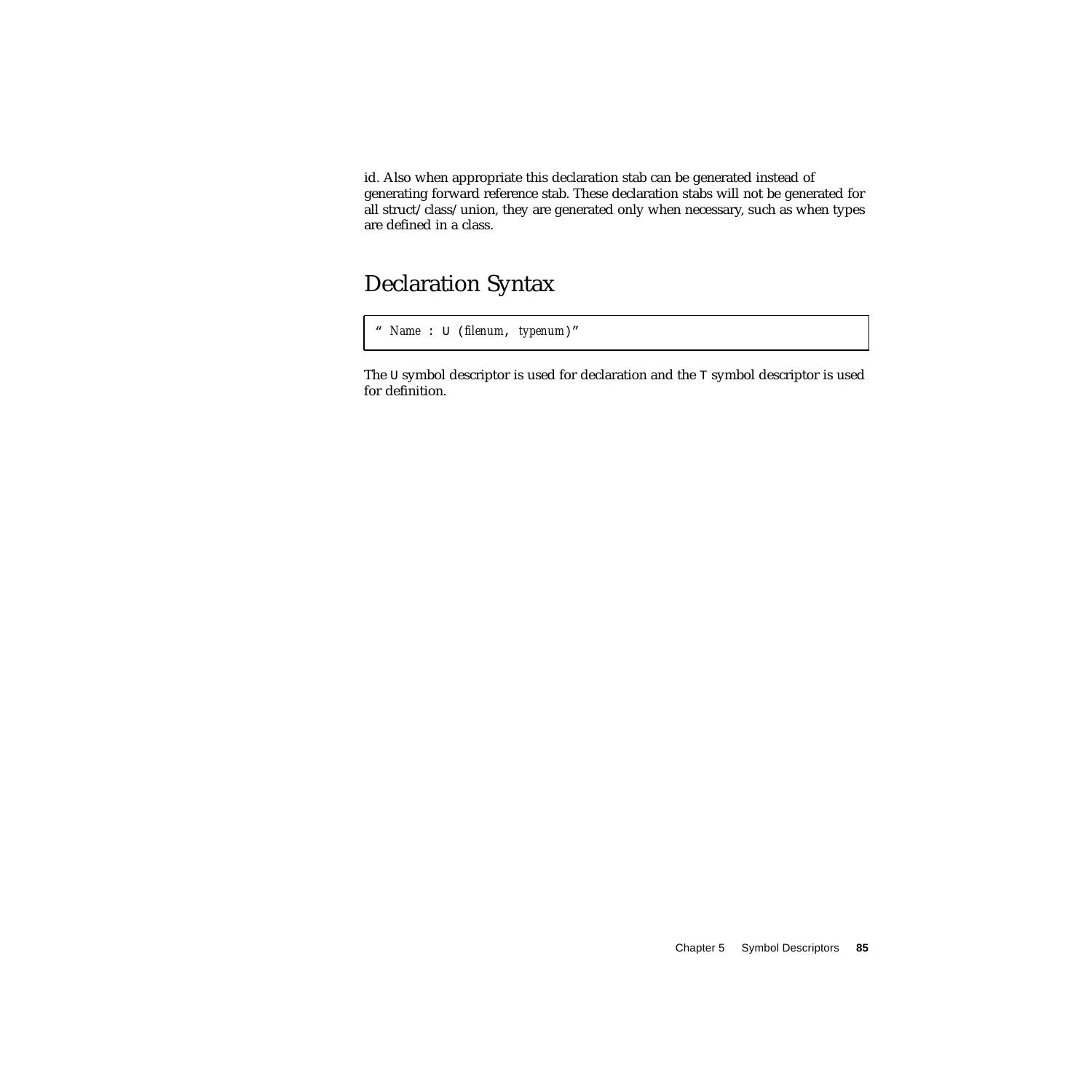id. Also when appropriate this declaration stab can be generated instead of generating forward reference stab. These declaration stabs will not be generated for all struct/class/union, they are generated only when necessary, such as when types are defined in a class.

## Declaration Syntax

```
" Name : U (filenum, typenum)"
```

The `U` symbol descriptor is used for declaration and the `T` symbol descriptor is used for definition.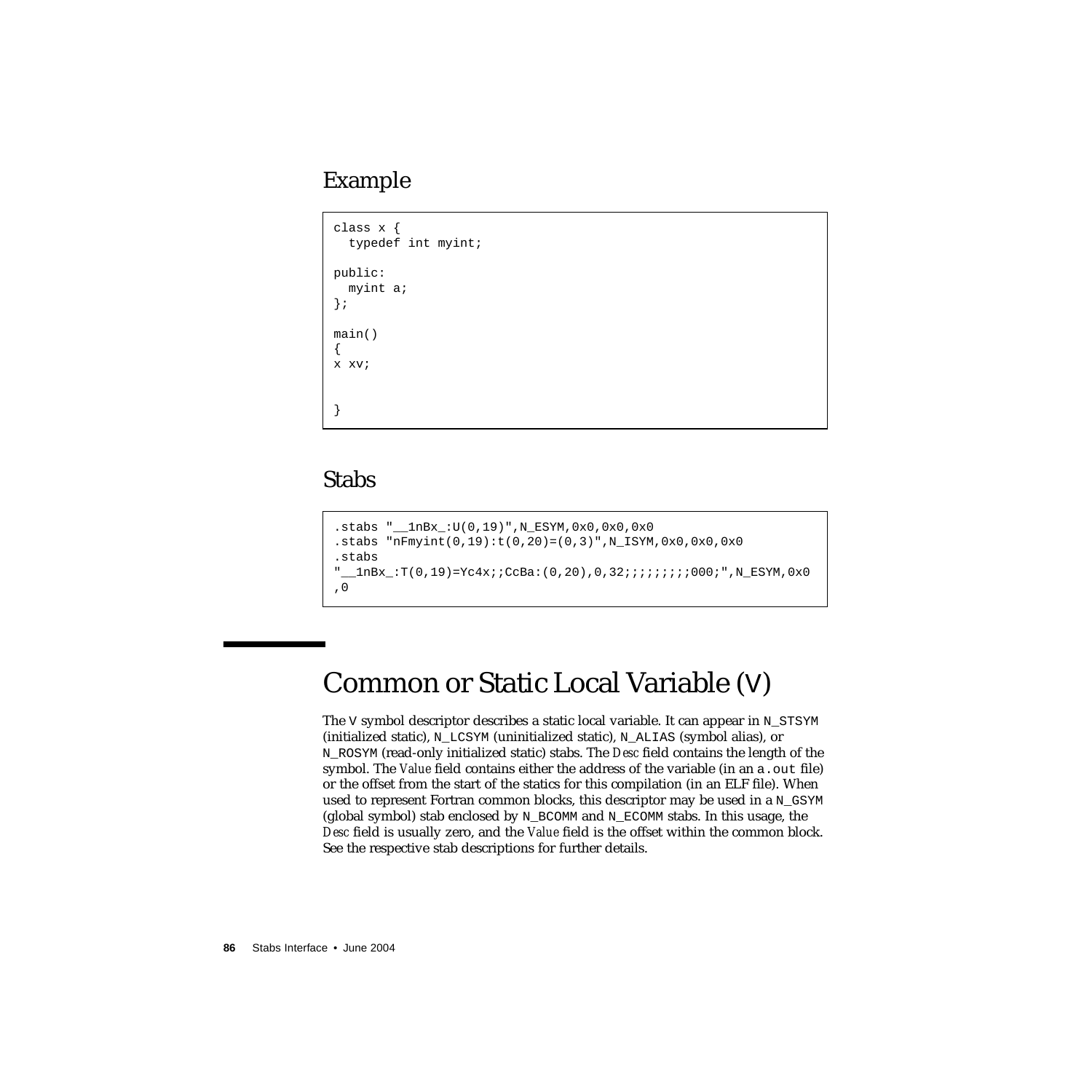### Example

```
class x {
  typedef int myint;

public:
  myint a;
};

main()
{
x xv;


}
```

### Stabs

```
.stabs "__1nBx_:U(0,19)",N_ESYM,0x0,0x0,0x0
.stabs "nFmyint(0,19):t(0,20)=(0,3)",N_ISYM,0x0,0x0,0x0
.stabs
"__1nBx_:T(0,19)=Yc4x;;CcBa:(0,20),0,32;;;;;;;;;000;",N_ESYM,0x0
,0
```

## Common or Static Local Variable (V)

The V symbol descriptor describes a static local variable. It can appear in N_STSYM (initialized static), N_LCSYM (uninitialized static), N_ALIAS (symbol alias), or N_ROSYM (read-only initialized static) stabs. The *Desc* field contains the length of the symbol. The *Value* field contains either the address of the variable (in an a.out file) or the offset from the start of the statics for this compilation (in an ELF file). When used to represent Fortran common blocks, this descriptor may be used in a N_GSYM (global symbol) stab enclosed by N_BCOMM and N_ECOMM stabs. In this usage, the *Desc* field is usually zero, and the *Value* field is the offset within the common block. See the respective stab descriptions for further details.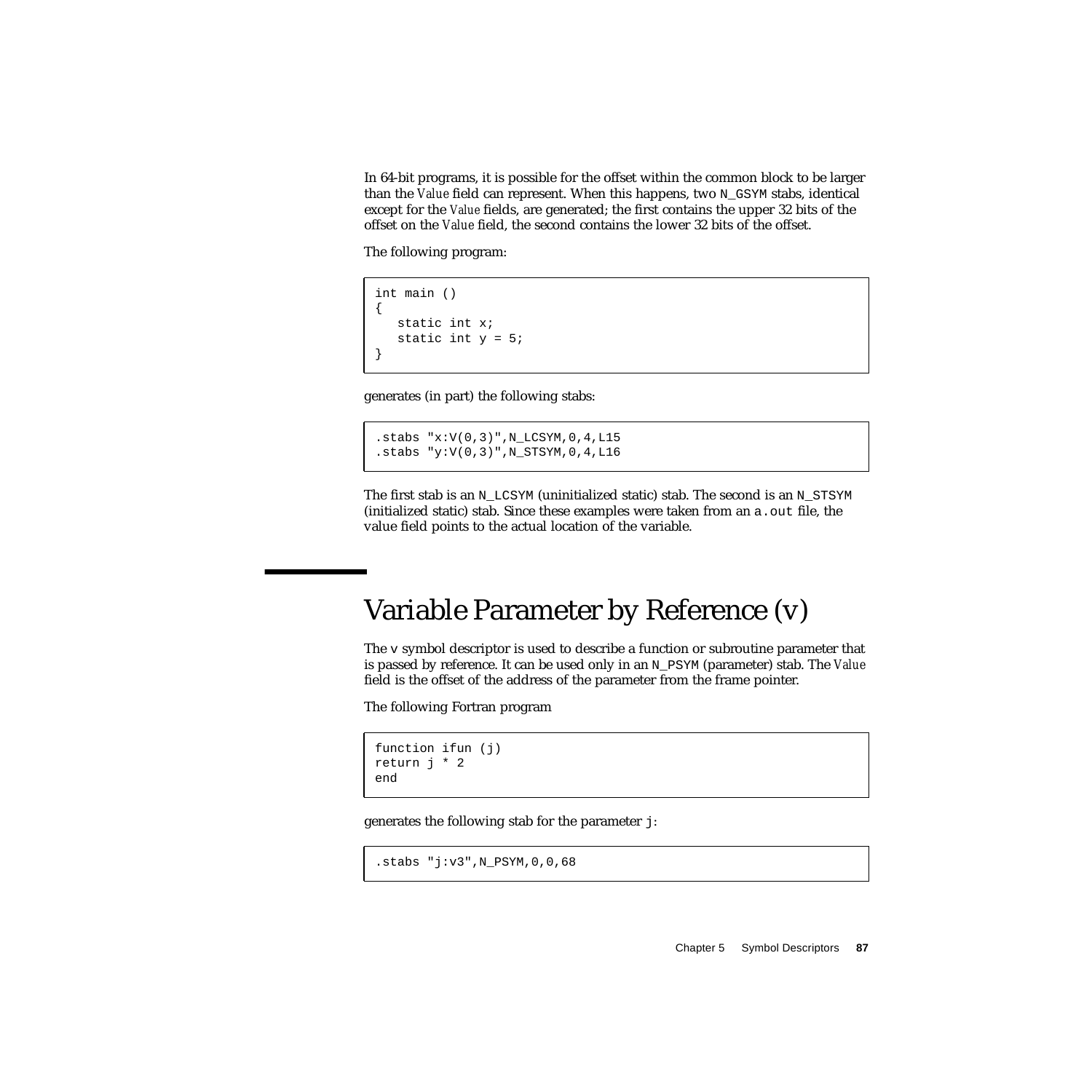In 64-bit programs, it is possible for the offset within the common block to be larger than the *Value* field can represent. When this happens, two `N_GSYM` stabs, identical except for the *Value* fields, are generated; the first contains the upper 32 bits of the offset on the *Value* field, the second contains the lower 32 bits of the offset.

The following program:

```
int main ()
{
   static int x;
   static int y = 5;
}
```

generates (in part) the following stabs:

```
.stabs "x:V(0,3)",N_LCSYM,0,4,L15
.stabs "y:V(0,3)",N_STSYM,0,4,L16
```

The first stab is an `N_LCSYM` (uninitialized static) stab. The second is an `N_STSYM` (initialized static) stab. Since these examples were taken from an `a.out` file, the value field points to the actual location of the variable.

# Variable Parameter by Reference (`v`)

The `v` symbol descriptor is used to describe a function or subroutine parameter that is passed by reference. It can be used only in an `N_PSYM` (parameter) stab. The *Value* field is the offset of the address of the parameter from the frame pointer.

The following Fortran program

```
function ifun (j)
return j * 2
end
```

generates the following stab for the parameter `j`:

```
.stabs "j:v3",N_PSYM,0,0,68
```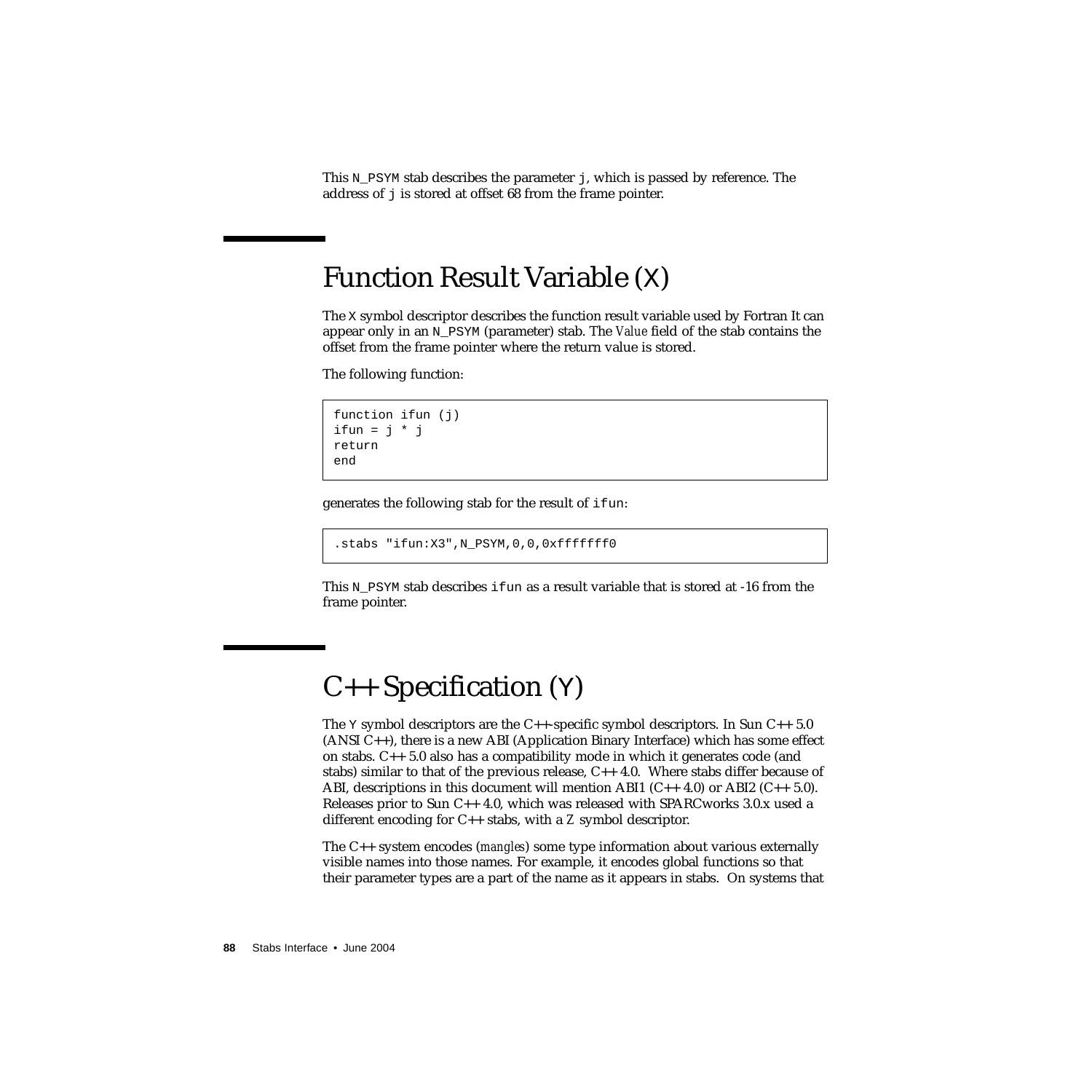This `N_PSYM` stab describes the parameter `j`, which is passed by reference. The address of `j` is stored at offset 68 from the frame pointer.

# Function Result Variable (X)

The `X` symbol descriptor describes the function result variable used by Fortran It can appear only in an `N_PSYM` (parameter) stab. The *Value* field of the stab contains the offset from the frame pointer where the return value is stored.

The following function:

```
function ifun (j)
ifun = j * j
return
end
```

generates the following stab for the result of `ifun`:

```
.stabs "ifun:X3",N_PSYM,0,0,0xfffffff0
```

This `N_PSYM` stab describes `ifun` as a result variable that is stored at -16 from the frame pointer.

# C++ Specification (Y)

The `Y` symbol descriptors are the C++-specific symbol descriptors. In Sun C++ 5.0 (ANSI C++), there is a new ABI (Application Binary Interface) which has some effect on stabs. C++ 5.0 also has a compatibility mode in which it generates code (and stabs) similar to that of the previous release, C++ 4.0. Where stabs differ because of ABI, descriptions in this document will mention ABI1 (C++ 4.0) or ABI2 (C++ 5.0). Releases prior to Sun C++ 4.0, which was released with SPARCworks 3.0.x used a different encoding for C++ stabs, with a `Z` symbol descriptor.

The C++ system encodes (*mangles*) some type information about various externally visible names into those names. For example, it encodes global functions so that their parameter types are a part of the name as it appears in stabs. On systems that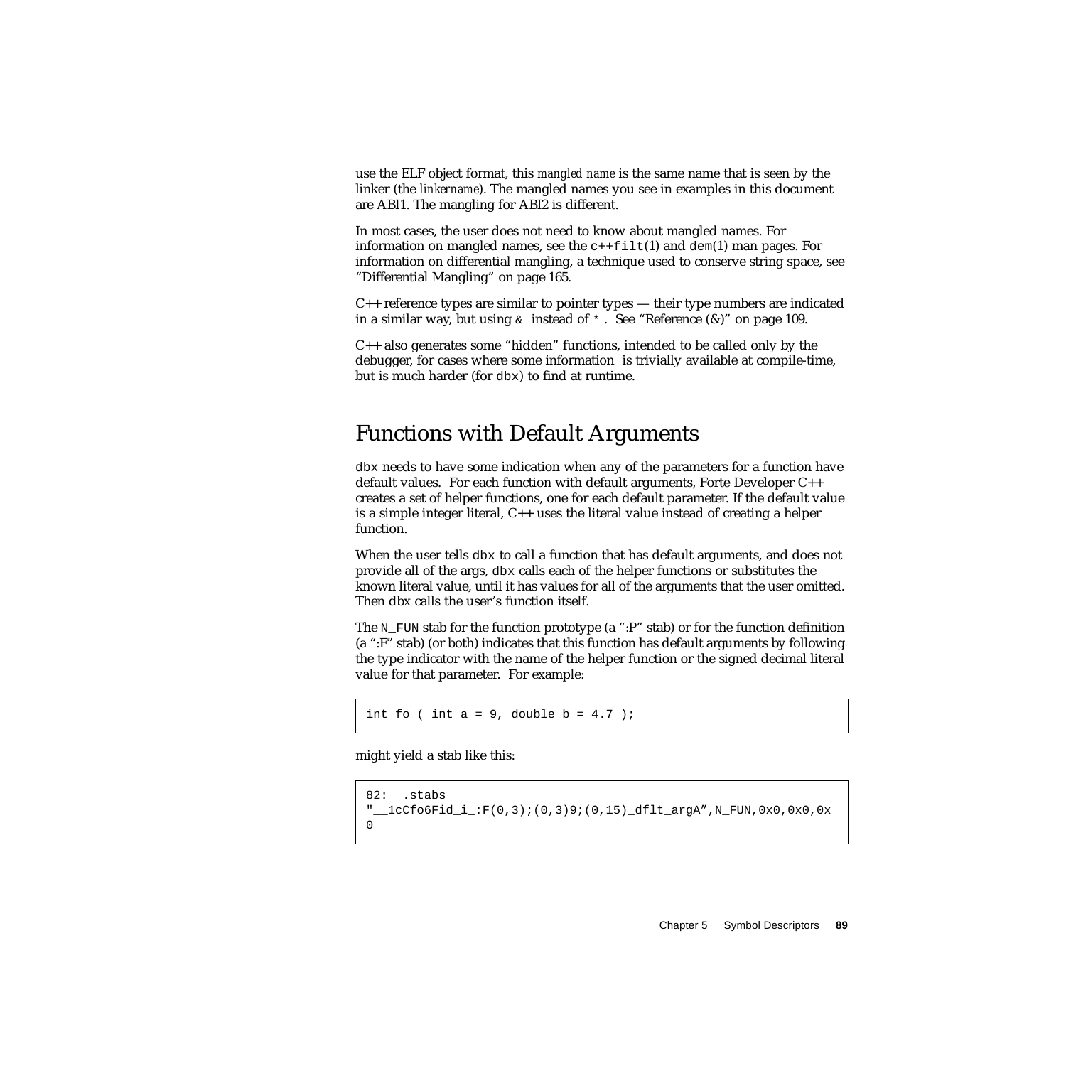use the ELF object format, this *mangled name* is the same name that is seen by the linker (the *linkername*). The mangled names you see in examples in this document are ABI1. The mangling for ABI2 is different.

In most cases, the user does not need to know about mangled names. For information on mangled names, see the `c++filt`(1) and `dem`(1) man pages. For information on differential mangling, a technique used to conserve string space, see "Differential Mangling" on page 165.

C++ reference types are similar to pointer types — their type numbers are indicated in a similar way, but using `&` instead of `*`. See "Reference (&)" on page 109.

C++ also generates some "hidden" functions, intended to be called only by the debugger, for cases where some information is trivially available at compile-time, but is much harder (for `dbx`) to find at runtime.

## Functions with Default Arguments

`dbx` needs to have some indication when any of the parameters for a function have default values. For each function with default arguments, Forte Developer C++ creates a set of helper functions, one for each default parameter. If the default value is a simple integer literal, C++ uses the literal value instead of creating a helper function.

When the user tells `dbx` to call a function that has default arguments, and does not provide all of the args, `dbx` calls each of the helper functions or substitutes the known literal value, until it has values for all of the arguments that the user omitted. Then dbx calls the user's function itself.

The `N_FUN` stab for the function prototype (a ":P" stab) or for the function definition (a ":F" stab) (or both) indicates that this function has default arguments by following the type indicator with the name of the helper function or the signed decimal literal value for that parameter. For example:

```
int fo ( int a = 9, double b = 4.7 );
```

might yield a stab like this:

```
82:  .stabs
"__1cCfo6Fid_i_:F(0,3);(0,3)9;(0,15)_dflt_argA",N_FUN,0x0,0x0,0x
0
```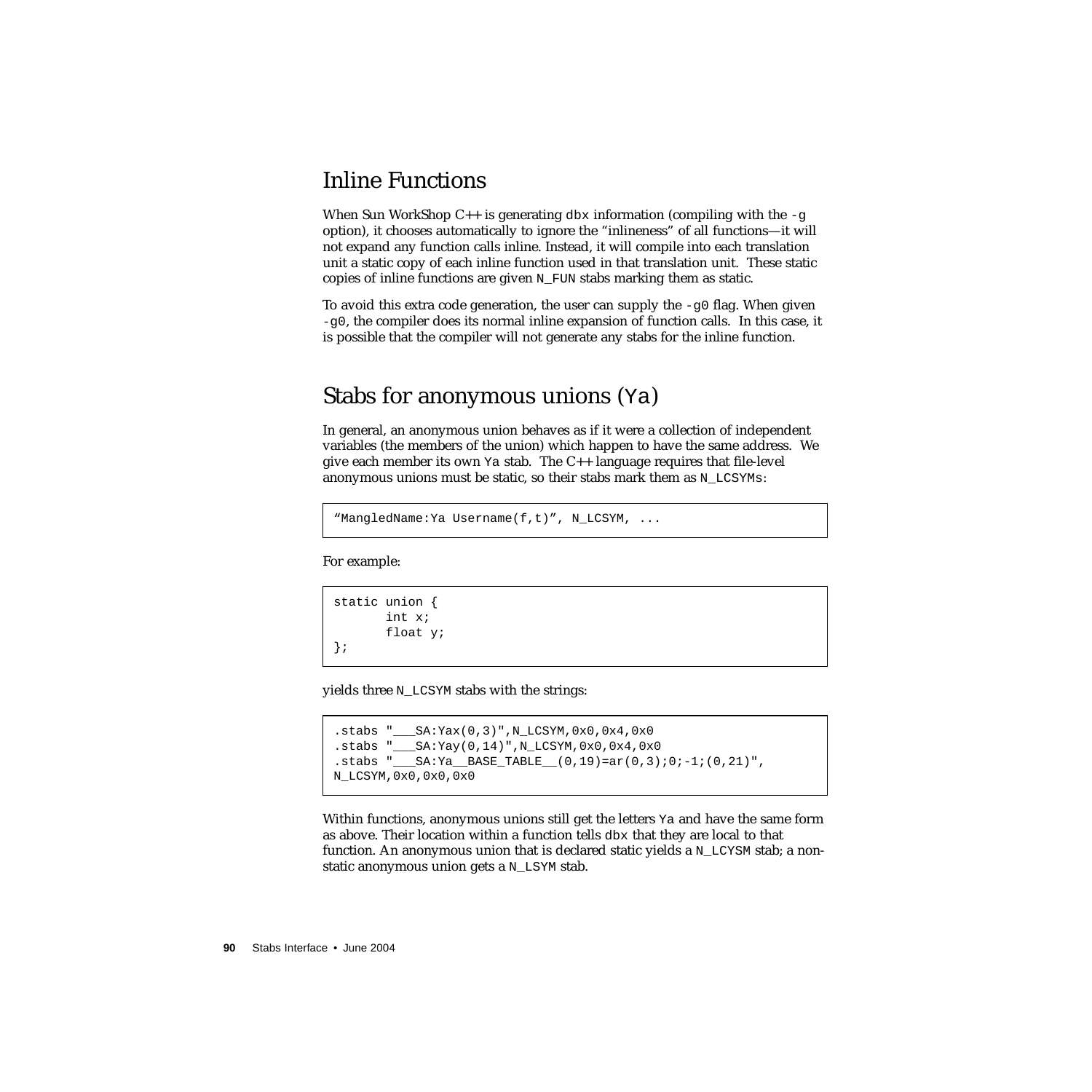## Inline Functions

When Sun WorkShop C++ is generating `dbx` information (compiling with the `-g` option), it chooses automatically to ignore the "inlineness" of all functions—it will not expand any function calls inline. Instead, it will compile into each translation unit a static copy of each inline function used in that translation unit. These static copies of inline functions are given `N_FUN` stabs marking them as static.

To avoid this extra code generation, the user can supply the `-g0` flag. When given `-g0`, the compiler does its normal inline expansion of function calls. In this case, it is possible that the compiler will not generate any stabs for the inline function.

## Stabs for anonymous unions (`Ya`)

In general, an anonymous union behaves as if it were a collection of independent variables (the members of the union) which happen to have the same address. We give each member its own `Ya` stab. The C++ language requires that file-level anonymous unions must be static, so their stabs mark them as `N_LCSYMs`:

```
"MangledName:Ya Username(f,t)", N_LCSYM, ...
```

For example:

```
static union {
       int x;
       float y;
};
```

yields three `N_LCSYM` stabs with the strings:

```
.stabs "___SA:Yax(0,3)",N_LCSYM,0x0,0x4,0x0
.stabs "___SA:Yay(0,14)",N_LCSYM,0x0,0x4,0x0
.stabs "___SA:Ya__BASE_TABLE__(0,19)=ar(0,3);0;-1;(0,21)",
N_LCSYM,0x0,0x0,0x0
```

Within functions, anonymous unions still get the letters `Ya` and have the same form as above. Their location within a function tells `dbx` that they are local to that function. An anonymous union that is declared static yields a `N_LCYSM` stab; a non-static anonymous union gets a `N_LSYM` stab.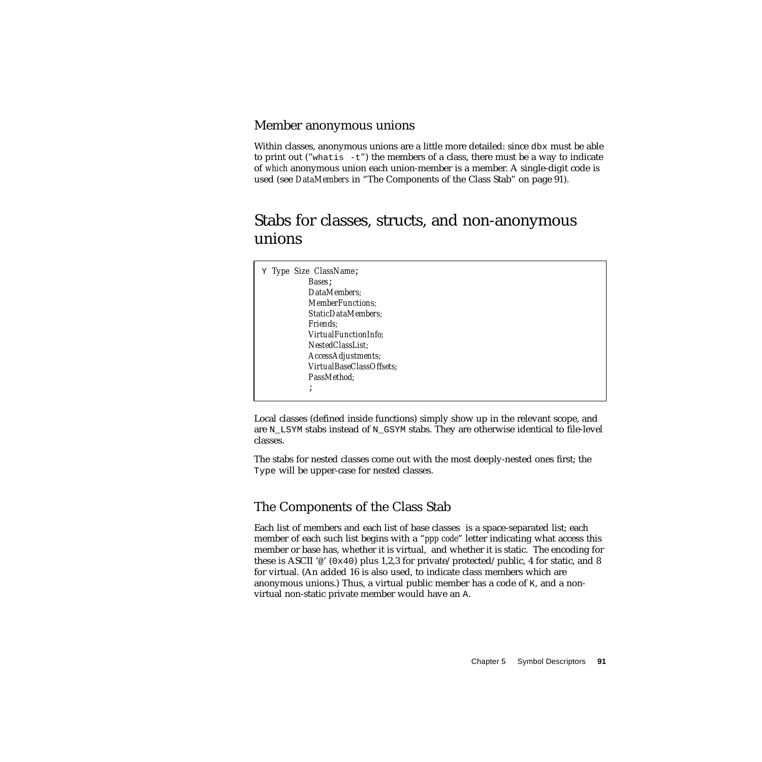### Member anonymous unions

Within classes, anonymous unions are a little more detailed: since `dbx` must be able to print out ("`whatis -t`") the members of a class, there must be a way to indicate of *which* anonymous union each union-member is a member. A single-digit code is used (see *DataMembers* in "The Components of the Class Stab" on page 91).

## Stabs for classes, structs, and non-anonymous unions

```
Y Type Size ClassName;
          Bases;
          DataMembers;
          MemberFunctions;
          StaticDataMembers;
          Friends;
          VirtualFunctionInfo;
          NestedClassList;
          AccessAdjustments;
          VirtualBaseClassOffsets;
          PassMethod;
          ;
```

Local classes (defined inside functions) simply show up in the relevant scope, and are `N_LSYM` stabs instead of `N_GSYM` stabs. They are otherwise identical to file-level classes.

The stabs for nested classes come out with the most deeply-nested ones first; the `Type` will be upper-case for nested classes.

### The Components of the Class Stab

Each list of members and each list of base classes is a space-separated list; each member of each such list begins with a "*ppp code*" letter indicating what access this member or base has, whether it is virtual, and whether it is static. The encoding for these is ASCII '`@`' (`0x40`) plus 1,2,3 for private/protected/public, 4 for static, and 8 for virtual. (An added 16 is also used, to indicate class members which are anonymous unions.) Thus, a virtual public member has a code of `K`, and a non-virtual non-static private member would have an `A`.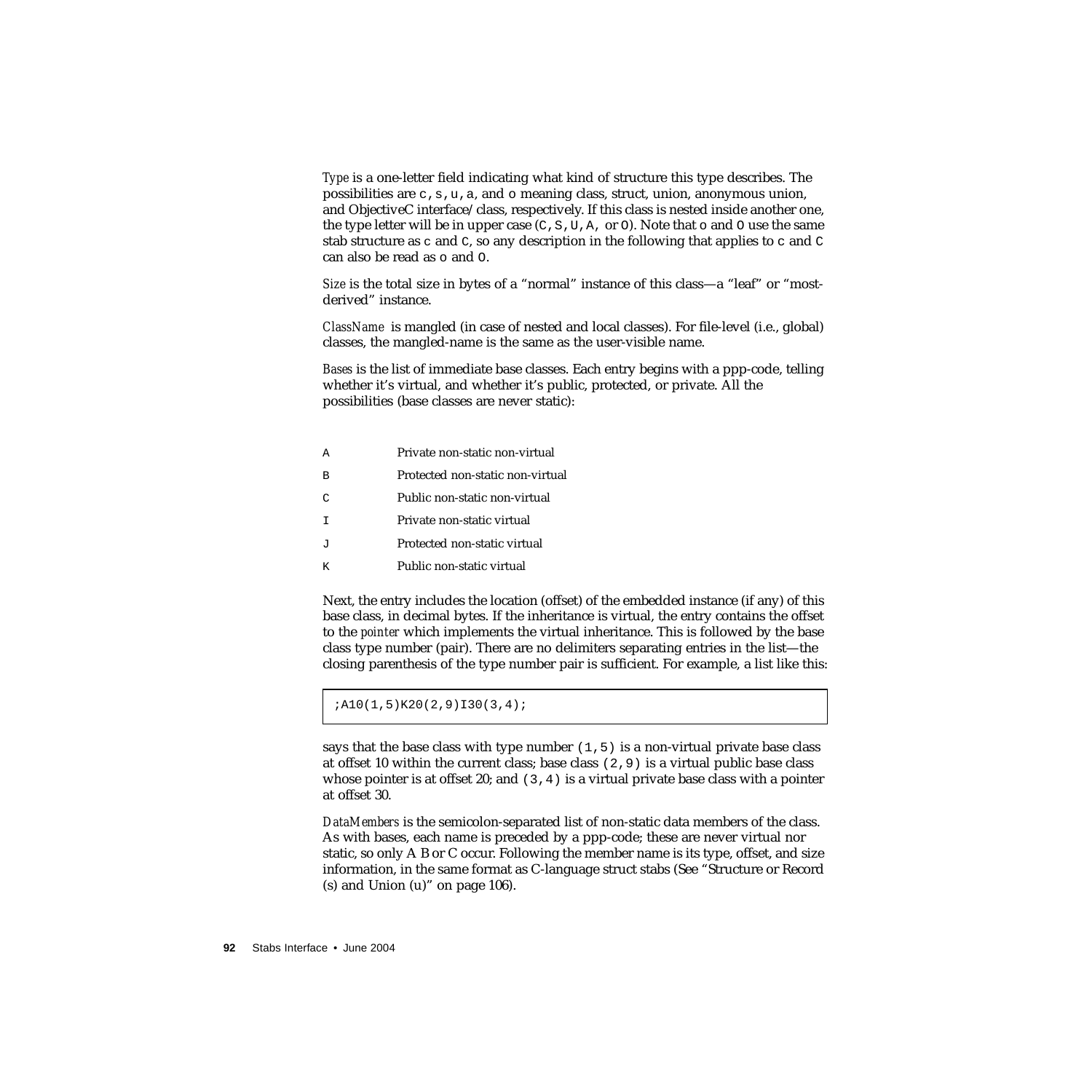*Type* is a one-letter field indicating what kind of structure this type describes. The possibilities are `c`, `s`, `u`, `a`, and `o` meaning class, struct, union, anonymous union, and ObjectiveC interface/class, respectively. If this class is nested inside another one, the type letter will be in upper case (`C`, `S`, `U`, `A`, or `O`). Note that `o` and `O` use the same stab structure as `c` and `C`, so any description in the following that applies to `c` and `C` can also be read as `o` and `O`.

*Size* is the total size in bytes of a "normal" instance of this class—a "leaf" or "most-derived" instance.

*ClassName* is mangled (in case of nested and local classes). For file-level (i.e., global) classes, the mangled-name is the same as the user-visible name.

*Bases* is the list of immediate base classes. Each entry begins with a ppp-code, telling whether it's virtual, and whether it's public, protected, or private. All the possibilities (base classes are never static):

| | |
|---|---|
| `A` | Private non-static non-virtual |
| `B` | Protected non-static non-virtual |
| `C` | Public non-static non-virtual |
| `I` | Private non-static virtual |
| `J` | Protected non-static virtual |
| `K` | Public non-static virtual |

Next, the entry includes the location (offset) of the embedded instance (if any) of this base class, in decimal bytes. If the inheritance is virtual, the entry contains the offset to the *pointer* which implements the virtual inheritance. This is followed by the base class type number (pair). There are no delimiters separating entries in the list—the closing parenthesis of the type number pair is sufficient. For example, a list like this:

```
;A10(1,5)K20(2,9)I30(3,4);
```

says that the base class with type number `(1,5)` is a non-virtual private base class at offset 10 within the current class; base class `(2,9)` is a virtual public base class whose pointer is at offset 20; and `(3,4)` is a virtual private base class with a pointer at offset 30.

*DataMembers* is the semicolon-separated list of non-static data members of the class. As with bases, each name is preceded by a ppp-code; these are never virtual nor static, so only A B or C occur. Following the member name is its type, offset, and size information, in the same format as C-language struct stabs (See "Structure or Record (s) and Union (u)" on page 106).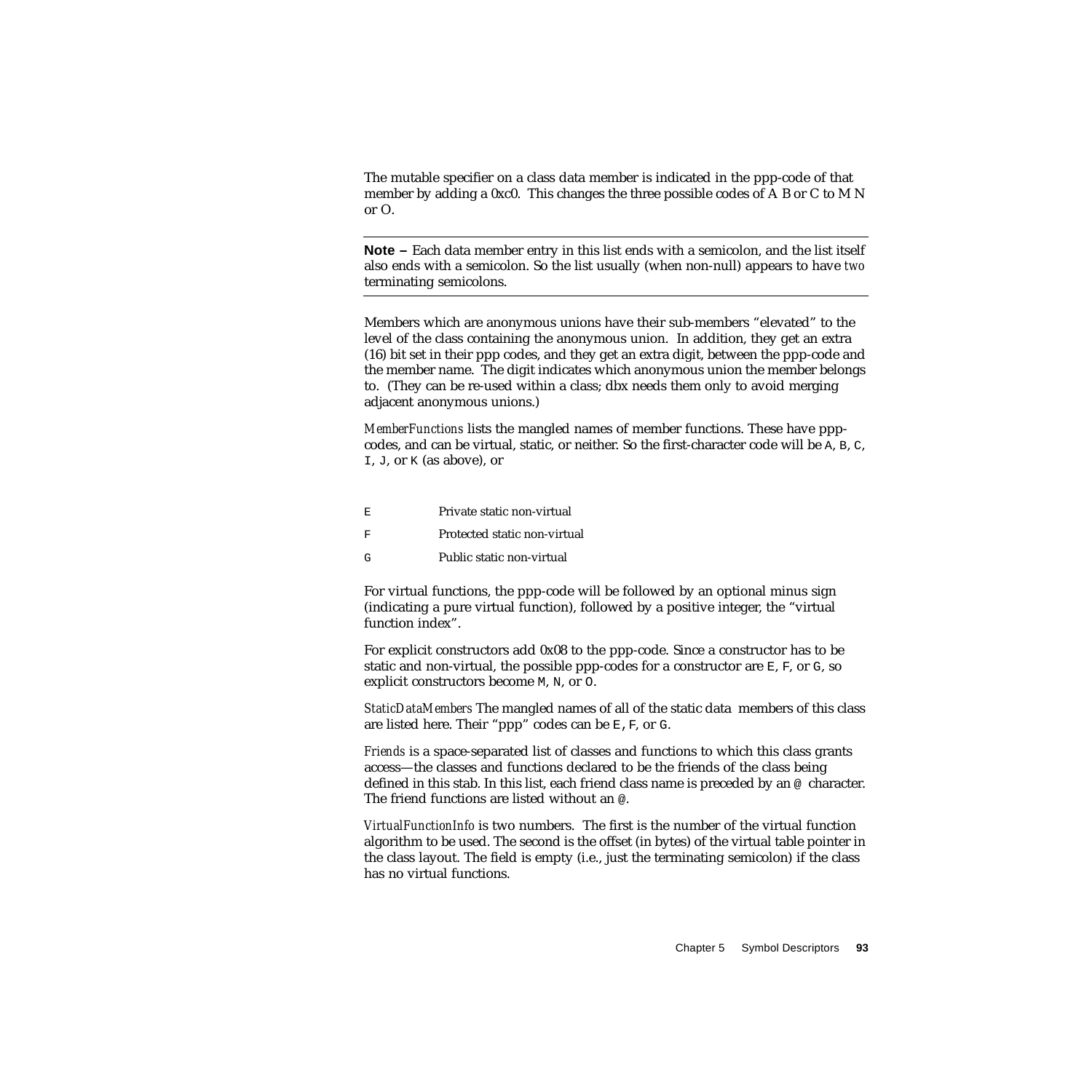The mutable specifier on a class data member is indicated in the ppp-code of that member by adding a 0xc0. This changes the three possible codes of A B or C to M N or O.

---

**Note –** Each data member entry in this list ends with a semicolon, and the list itself also ends with a semicolon. So the list usually (when non-null) appears to have *two* terminating semicolons.

---

Members which are anonymous unions have their sub-members "elevated" to the level of the class containing the anonymous union. In addition, they get an extra (16) bit set in their ppp codes, and they get an extra digit, between the ppp-code and the member name. The digit indicates which anonymous union the member belongs to. (They can be re-used within a class; dbx needs them only to avoid merging adjacent anonymous unions.)

*MemberFunctions* lists the mangled names of member functions. These have ppp-codes, and can be virtual, static, or neither. So the first-character code will be `A`, `B`, `C`, `I`, `J`, or `K` (as above), or

| | |
|---|---|
| `E` | Private static non-virtual |
| `F` | Protected static non-virtual |
| `G` | Public static non-virtual |

For virtual functions, the ppp-code will be followed by an optional minus sign (indicating a pure virtual function), followed by a positive integer, the "virtual function index".

For explicit constructors add 0x08 to the ppp-code. Since a constructor has to be static and non-virtual, the possible ppp-codes for a constructor are `E`, `F`, or `G`, so explicit constructors become `M`, `N`, or `O`.

*StaticDataMembers* The mangled names of all of the static data members of this class are listed here. Their "ppp" codes can be `E`, `F`, or `G`.

*Friends* is a space-separated list of classes and functions to which this class grants access—the classes and functions declared to be the friends of the class being defined in this stab. In this list, each friend class name is preceded by an `@` character. The friend functions are listed without an `@`.

*VirtualFunctionInfo* is two numbers. The first is the number of the virtual function algorithm to be used. The second is the offset (in bytes) of the virtual table pointer in the class layout. The field is empty (i.e., just the terminating semicolon) if the class has no virtual functions.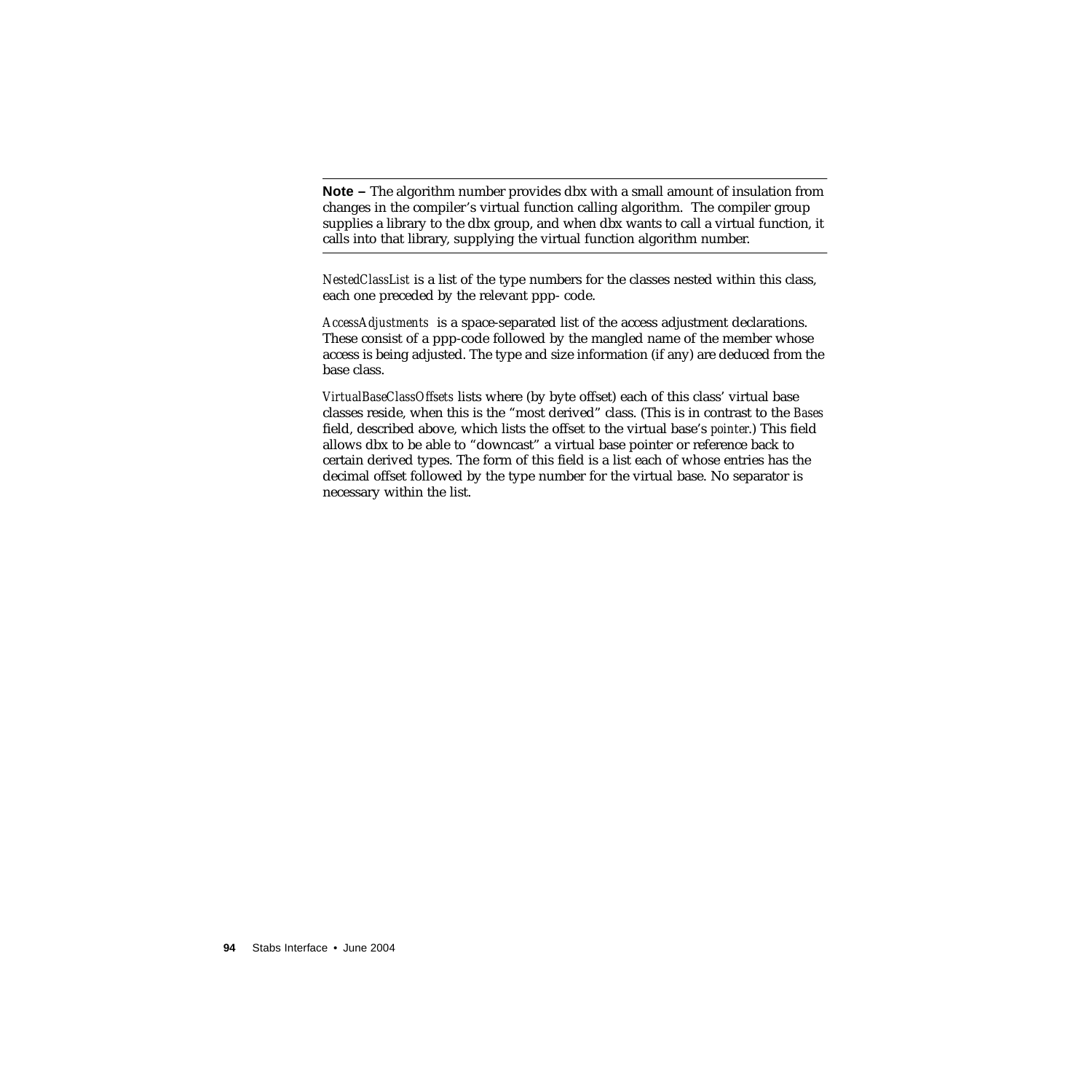---

**Note –** The algorithm number provides dbx with a small amount of insulation from changes in the compiler's virtual function calling algorithm. The compiler group supplies a library to the dbx group, and when dbx wants to call a virtual function, it calls into that library, supplying the virtual function algorithm number.

---

*NestedClassList* is a list of the type numbers for the classes nested within this class, each one preceded by the relevant ppp- code.

*AccessAdjustments* is a space-separated list of the access adjustment declarations. These consist of a ppp-code followed by the mangled name of the member whose access is being adjusted. The type and size information (if any) are deduced from the base class.

*VirtualBaseClassOffsets* lists where (by byte offset) each of this class' virtual base classes reside, when this is the "most derived" class. (This is in contrast to the *Bases* field, described above, which lists the offset to the virtual base's *pointer*.) This field allows dbx to be able to "downcast" a virtual base pointer or reference back to certain derived types. The form of this field is a list each of whose entries has the decimal offset followed by the type number for the virtual base. No separator is necessary within the list.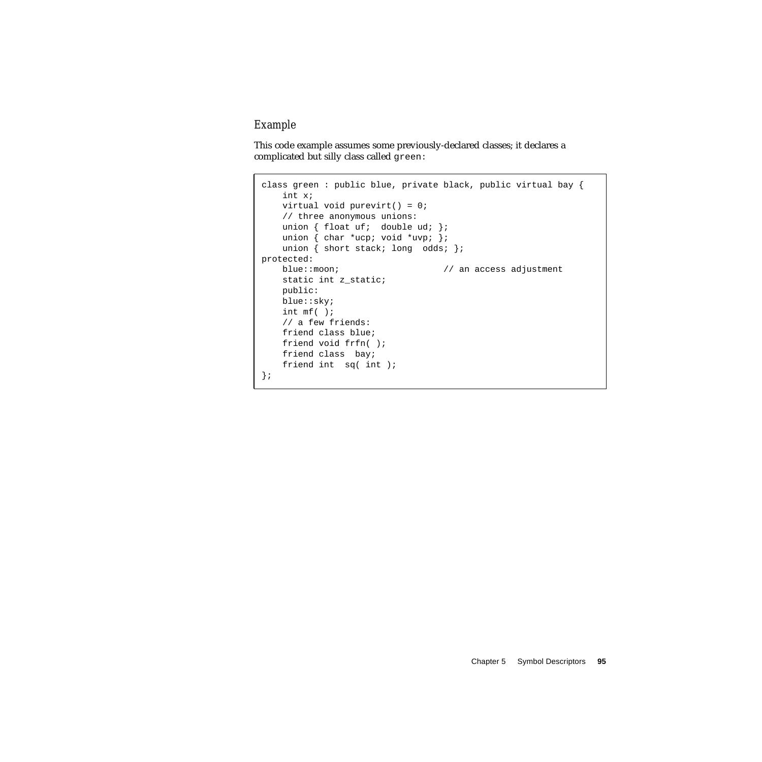### Example

This code example assumes some previously-declared classes; it declares a complicated but silly class called `green`:

```
class green : public blue, private black, public virtual bay {
    int x;
    virtual void purevirt() = 0;
    // three anonymous unions:
    union { float uf;  double ud; };
    union { char *ucp; void *uvp; };
    union { short stack; long  odds; };
protected:
    blue::moon;                    // an access adjustment
    static int z_static;
    public:
    blue::sky;
    int mf( );
    // a few friends:
    friend class blue;
    friend void frfn( );
    friend class  bay;
    friend int  sq( int );
};
```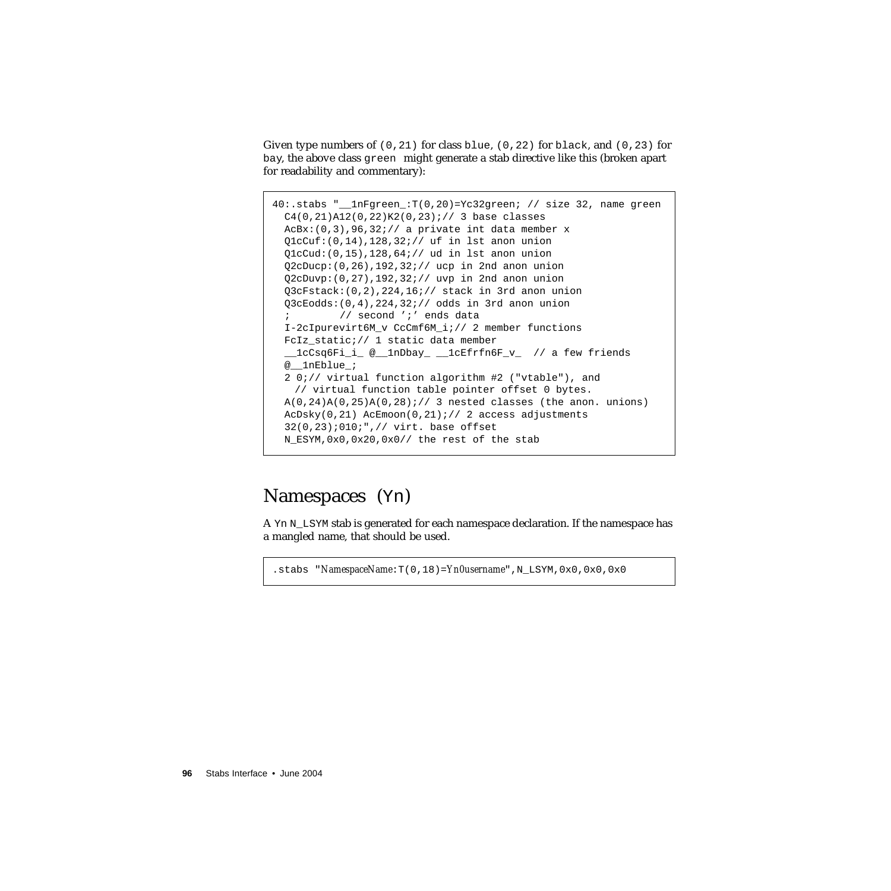Given type numbers of `(0,21)` for class `blue`, `(0,22)` for `black`, and `(0,23)` for `bay`, the above class `green` might generate a stab directive like this (broken apart for readability and commentary):

```
40:.stabs "__1nFgreen_:T(0,20)=Yc32green; // size 32, name green
  C4(0,21)A12(0,22)K2(0,23);// 3 base classes
  AcBx:(0,3),96,32;// a private int data member x
  Q1cCuf:(0,14),128,32;// uf in lst anon union
  Q1cCud:(0,15),128,64;// ud in lst anon union
  Q2cDucp:(0,26),192,32;// ucp in 2nd anon union
  Q2cDuvp:(0,27),192,32;// uvp in 2nd anon union
  Q3cFstack:(0,2),224,16;// stack in 3rd anon union
  Q3cEodds:(0,4),224,32;// odds in 3rd anon union
  ;        // second ';' ends data
  I-2cIpurevirt6M_v CcCmf6M_i;// 2 member functions
  FcIz_static;// 1 static data member
  __1cCsq6Fi_i_ @__1nDbay_ __1cEfrfn6F_v_  // a few friends
  @__1nEblue_;
  2 0;// virtual function algorithm #2 ("vtable"), and
    // virtual function table pointer offset 0 bytes.
  A(0,24)A(0,25)A(0,28);// 3 nested classes (the anon. unions)
  AcDsky(0,21) AcEmoon(0,21);// 2 access adjustments
  32(0,23);010;",// virt. base offset
  N_ESYM,0x0,0x20,0x0// the rest of the stab
```

## Namespaces (`Yn`)

A `Yn` `N_LSYM` stab is generated for each namespace declaration. If the namespace has a mangled name, that should be used.

```
.stabs "NamespaceName:T(0,18)=Yn0username",N_LSYM,0x0,0x0,0x0
```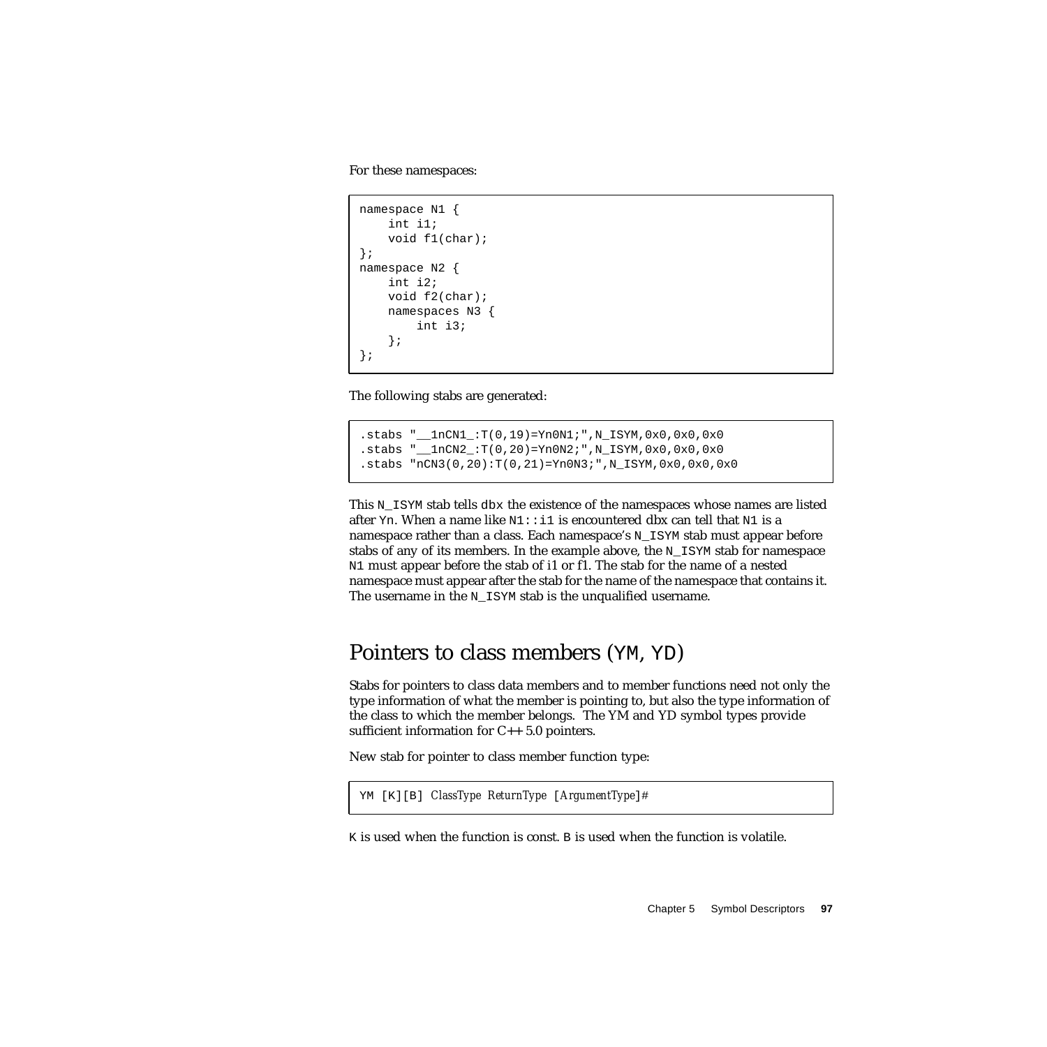For these namespaces:

```
namespace N1 {
    int i1;
    void f1(char);
};
namespace N2 {
    int i2;
    void f2(char);
    namespaces N3 {
        int i3;
    };
};
```

The following stabs are generated:

```
.stabs "__1nCN1_:T(0,19)=Yn0N1;",N_ISYM,0x0,0x0,0x0
.stabs "__1nCN2_:T(0,20)=Yn0N2;",N_ISYM,0x0,0x0,0x0
.stabs "nCN3(0,20):T(0,21)=Yn0N3;",N_ISYM,0x0,0x0,0x0
```

This `N_ISYM` stab tells `dbx` the existence of the namespaces whose names are listed after `Yn`. When a name like `N1::i1` is encountered dbx can tell that `N1` is a namespace rather than a class. Each namespace's `N_ISYM` stab must appear before stabs of any of its members. In the example above, the `N_ISYM` stab for namespace `N1` must appear before the stab of i1 or f1. The stab for the name of a nested namespace must appear after the stab for the name of the namespace that contains it. The username in the `N_ISYM` stab is the unqualified username.

## Pointers to class members (`YM`, `YD`)

Stabs for pointers to class data members and to member functions need not only the type information of what the member is pointing to, but also the type information of the class to which the member belongs. The YM and YD symbol types provide sufficient information for C++ 5.0 pointers.

New stab for pointer to class member function type:

```
YM [K][B] ClassType ReturnType [ArgumentType]#
```

`K` is used when the function is const. `B` is used when the function is volatile.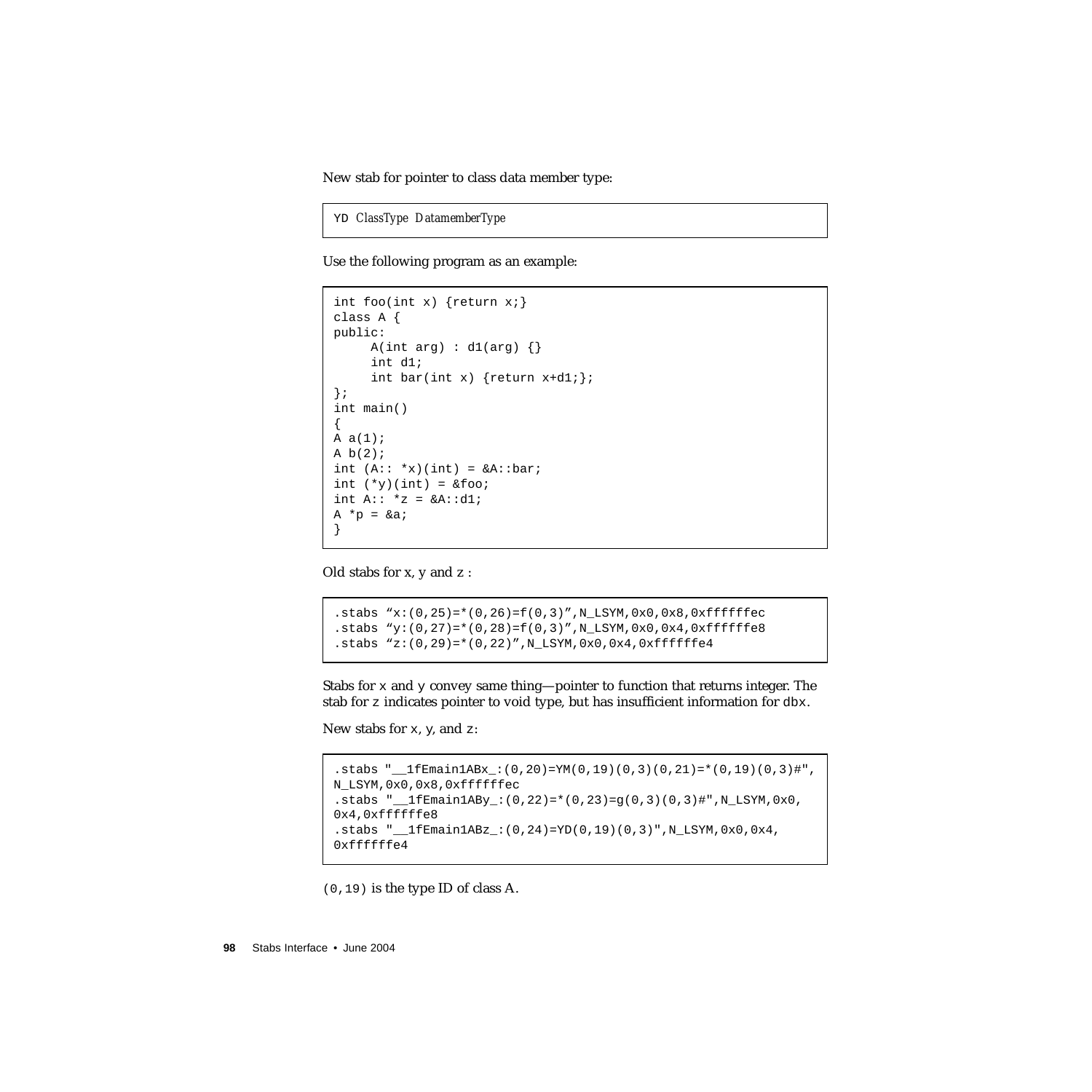New stab for pointer to class data member type:

```
YD ClassType DatamemberType
```

Use the following program as an example:

```
int foo(int x) {return x;}
class A {
public:
     A(int arg) : d1(arg) {}
     int d1;
     int bar(int x) {return x+d1;};
};
int main()
{
A a(1);
A b(2);
int (A:: *x)(int) = &A::bar;
int (*y)(int) = &foo;
int A:: *z = &A::d1;
A *p = &a;
}
```

Old stabs for x, y and z :

```
.stabs “x:(0,25)=*(0,26)=f(0,3)”,N_LSYM,0x0,0x8,0xffffffec
.stabs “y:(0,27)=*(0,28)=f(0,3)”,N_LSYM,0x0,0x4,0xffffffe8
.stabs “z:(0,29)=*(0,22)”,N_LSYM,0x0,0x4,0xffffffe4
```

Stabs for x and y convey same thing—pointer to function that returns integer. The stab for z indicates pointer to void type, but has insufficient information for dbx.

New stabs for x, y, and z:

```
.stabs "__1fEmain1ABx_:(0,20)=YM(0,19)(0,3)(0,21)=*(0,19)(0,3)#",
N_LSYM,0x0,0x8,0xffffffec
.stabs "__1fEmain1ABy_:(0,22)=*(0,23)=g(0,3)(0,3)#",N_LSYM,0x0,
0x4,0xffffffe8
.stabs "__1fEmain1ABz_:(0,24)=YD(0,19)(0,3)",N_LSYM,0x0,0x4,
0xffffffe4
```

(0,19) is the type ID of class A.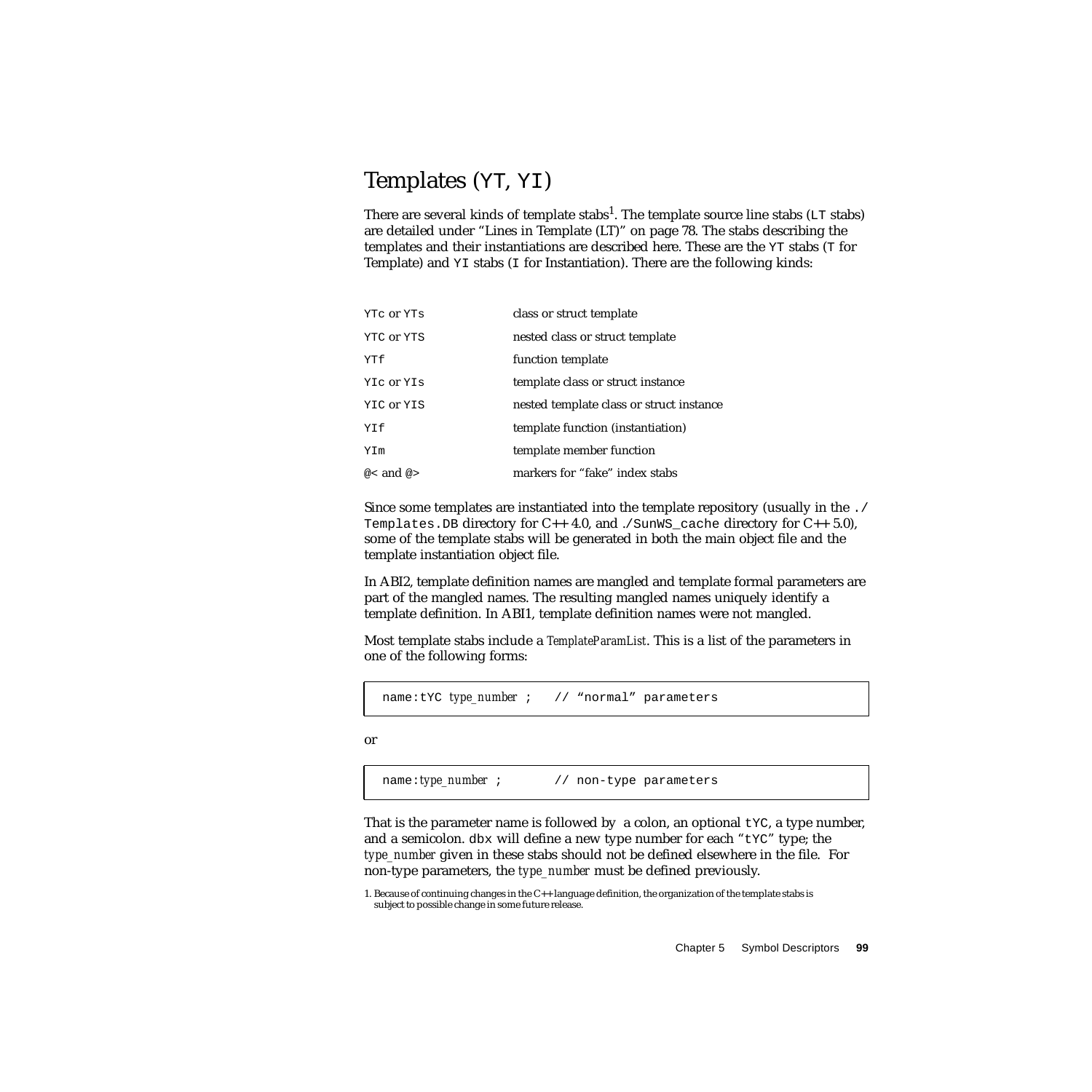## Templates (YT, YI)

There are several kinds of template stabs[1]. The template source line stabs (LT stabs) are detailed under "Lines in Template (LT)" on page 78. The stabs describing the templates and their instantiations are described here. These are the YT stabs (T for Template) and YI stabs (I for Instantiation). There are the following kinds:

| | |
|---|---|
| YTc or YTs | class or struct template |
| YTC or YTS | nested class or struct template |
| YTf | function template |
| YIc or YIs | template class or struct instance |
| YIC or YIS | nested template class or struct instance |
| YIf | template function (instantiation) |
| YIm | template member function |
| @< and @> | markers for "fake" index stabs |

Since some templates are instantiated into the template repository (usually in the ./Templates.DB directory for C++ 4.0, and ./SunWS_cache directory for C++ 5.0), some of the template stabs will be generated in both the main object file and the template instantiation object file.

In ABI2, template definition names are mangled and template formal parameters are part of the mangled names. The resulting mangled names uniquely identify a template definition. In ABI1, template definition names were not mangled.

Most template stabs include a *TemplateParamList*. This is a list of the parameters in one of the following forms:

```
name:tYC type_number ;   // "normal" parameters
```

or

```
name:type_number ;       // non-type parameters
```

That is the parameter name is followed by a colon, an optional tYC, a type number, and a semicolon. dbx will define a new type number for each "tYC" type; the *type_number* given in these stabs should not be defined elsewhere in the file. For non-type parameters, the *type_number* must be defined previously.

1. Because of continuing changes in the C++ language definition, the organization of the template stabs is subject to possible change in some future release.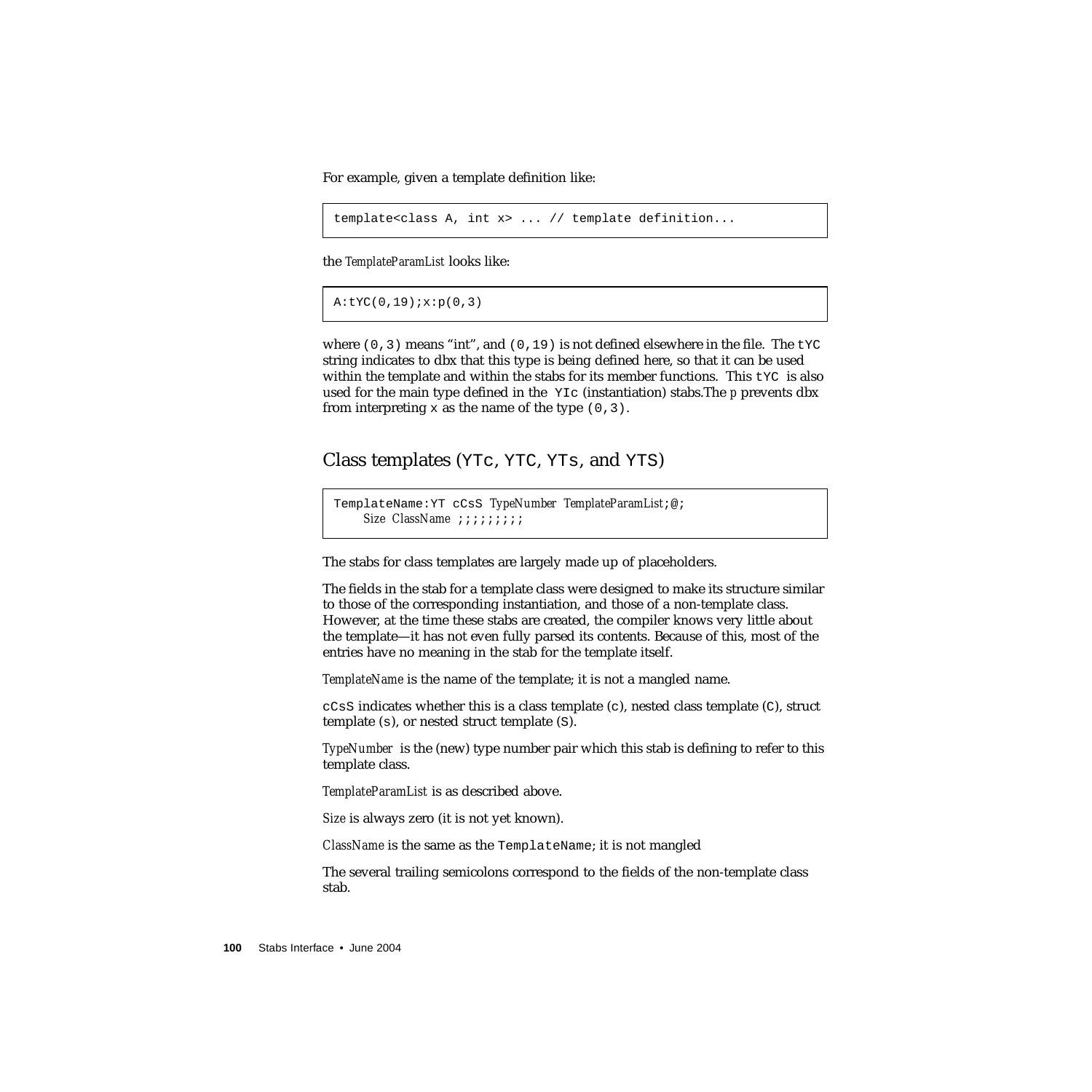For example, given a template definition like:

```
template<class A, int x> ... // template definition...
```

the *TemplateParamList* looks like:

```
A:tYC(0,19);x:p(0,3)
```

where `(0,3)` means "int", and `(0,19)` is not defined elsewhere in the file. The `tYC` string indicates to dbx that this type is being defined here, so that it can be used within the template and within the stabs for its member functions. This `tYC` is also used for the main type defined in the `YIc` (instantiation) stabs.The *p* prevents dbx from interpreting `x` as the name of the type `(0,3)`.

## Class templates (`YTc`, `YTC`, `YTs`, and `YTS`)

```
TemplateName:YT cCsS TypeNumber TemplateParamList;@;
    Size ClassName ;;;;;;;;;
```

The stabs for class templates are largely made up of placeholders.

The fields in the stab for a template class were designed to make its structure similar to those of the corresponding instantiation, and those of a non-template class. However, at the time these stabs are created, the compiler knows very little about the template—it has not even fully parsed its contents. Because of this, most of the entries have no meaning in the stab for the template itself.

*TemplateName* is the name of the template; it is not a mangled name.

`cCsS` indicates whether this is a class template (`c`), nested class template (`C`), struct template (`s`), or nested struct template (`S`).

*TypeNumber* is the (new) type number pair which this stab is defining to refer to this template class.

*TemplateParamList* is as described above.

*Size* is always zero (it is not yet known).

*ClassName* is the same as the `TemplateName`; it is not mangled

The several trailing semicolons correspond to the fields of the non-template class stab.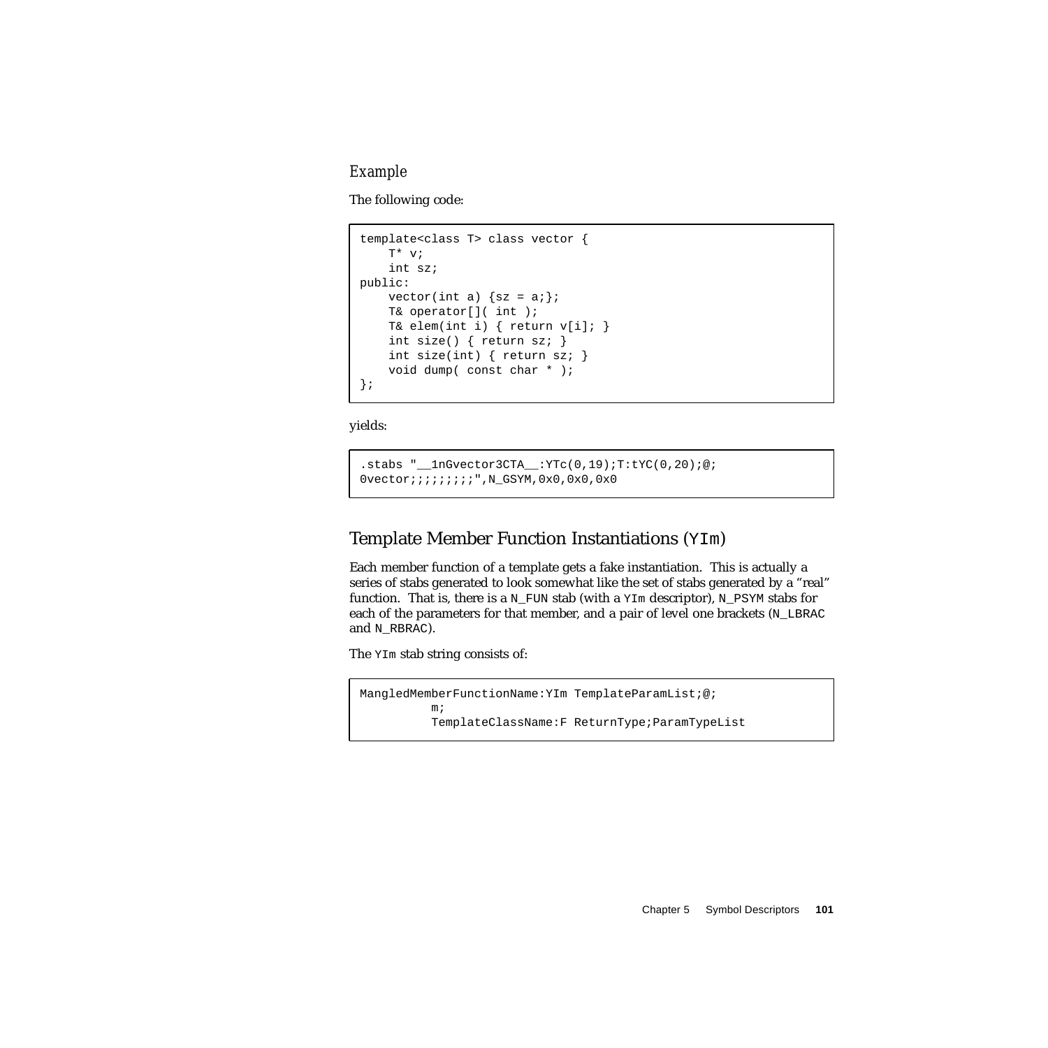### *Example*

The following code:

```
template<class T> class vector {
    T* v;
    int sz;
public:
    vector(int a) {sz = a;};
    T& operator[]( int );
    T& elem(int i) { return v[i]; }
    int size() { return sz; }
    int size(int) { return sz; }
    void dump( const char * );
};
```

yields:

```
.stabs "__1nGvector3CTA__:YTc(0,19);T:tYC(0,20);@;
0vector;;;;;;;;;",N_GSYM,0x0,0x0,0x0
```

## Template Member Function Instantiations (`YIm`)

Each member function of a template gets a fake instantiation. This is actually a series of stabs generated to look somewhat like the set of stabs generated by a "real" function. That is, there is a `N_FUN` stab (with a `YIm` descriptor), `N_PSYM` stabs for each of the parameters for that member, and a pair of level one brackets (`N_LBRAC` and `N_RBRAC`).

The `YIm` stab string consists of:

```
MangledMemberFunctionName:YIm TemplateParamList;@;
          m;
          TemplateClassName:F ReturnType;ParamTypeList
```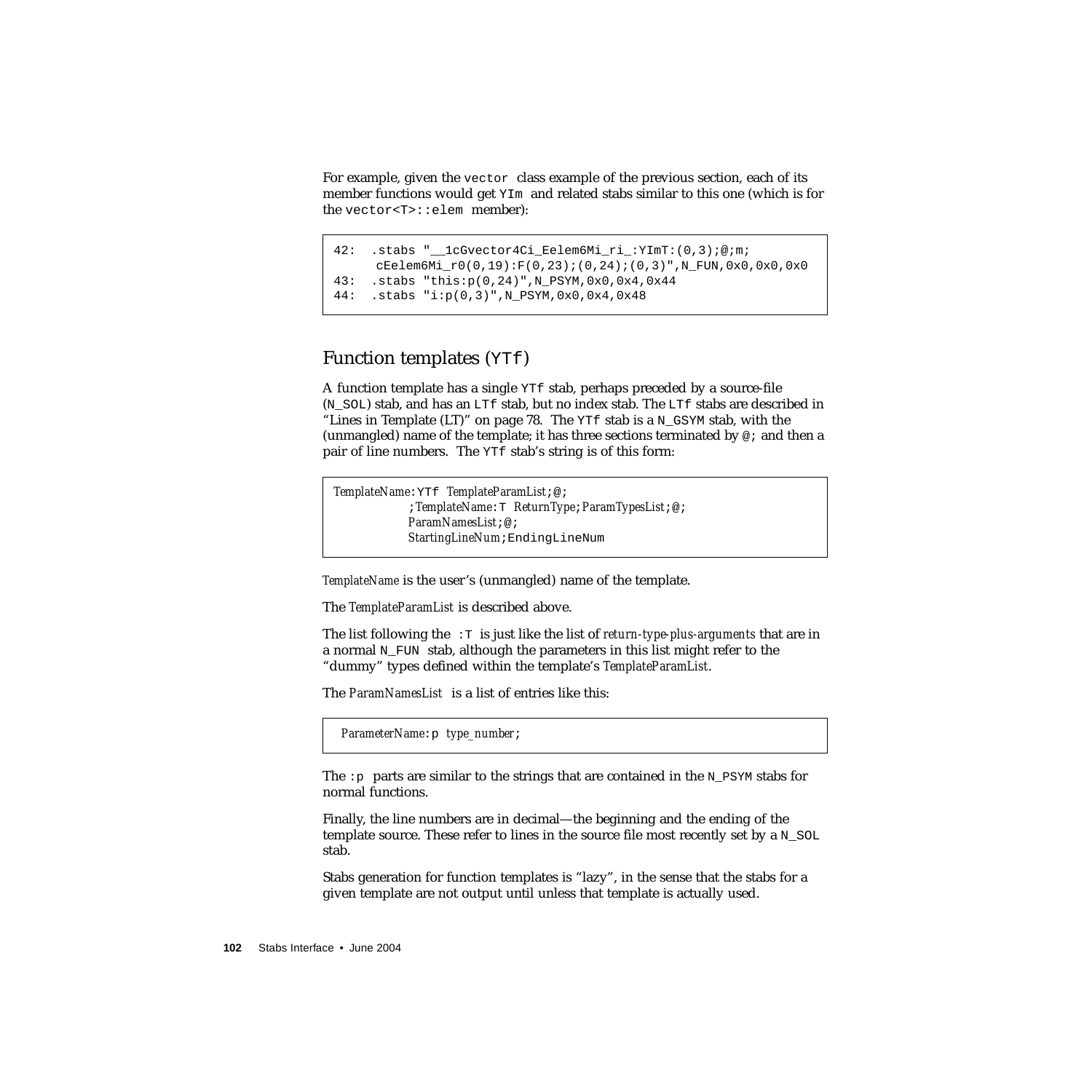For example, given the `vector` class example of the previous section, each of its member functions would get `YIm` and related stabs similar to this one (which is for the `vector<T>::elem` member):

```
42:  .stabs "__1cGvector4Ci_Eelem6Mi_ri_:YImT:(0,3);@;m;
     cEelem6Mi_r0(0,19):F(0,23);(0,24);(0,3)",N_FUN,0x0,0x0,0x0
43:  .stabs "this:p(0,24)",N_PSYM,0x0,0x4,0x44
44:  .stabs "i:p(0,3)",N_PSYM,0x0,0x4,0x48
```

## Function templates (`YTf`)

A function template has a single `YTf` stab, perhaps preceded by a source-file (`N_SOL`) stab, and has an `LTf` stab, but no index stab. The `LTf` stabs are described in "Lines in Template (LT)" on page 78. The `YTf` stab is a `N_GSYM` stab, with the (unmangled) name of the template; it has three sections terminated by `@;` and then a pair of line numbers. The `YTf` stab's string is of this form:

```
TemplateName:YTf TemplateParamList;@;
        ;TemplateName:T ReturnType;ParamTypesList;@;
        ParamNamesList;@;
        StartingLineNum;EndingLineNum
```

*TemplateName* is the user's (unmangled) name of the template.

The *TemplateParamList* is described above.

The list following the `:T` is just like the list of *return-type-plus-arguments* that are in a normal `N_FUN` stab, although the parameters in this list might refer to the "dummy" types defined within the template's *TemplateParamList*.

The *ParamNamesList* is a list of entries like this:

```
ParameterName:p type_number;
```

The `:p` parts are similar to the strings that are contained in the `N_PSYM` stabs for normal functions.

Finally, the line numbers are in decimal—the beginning and the ending of the template source. These refer to lines in the source file most recently set by a `N_SOL` stab.

Stabs generation for function templates is "lazy", in the sense that the stabs for a given template are not output until unless that template is actually used.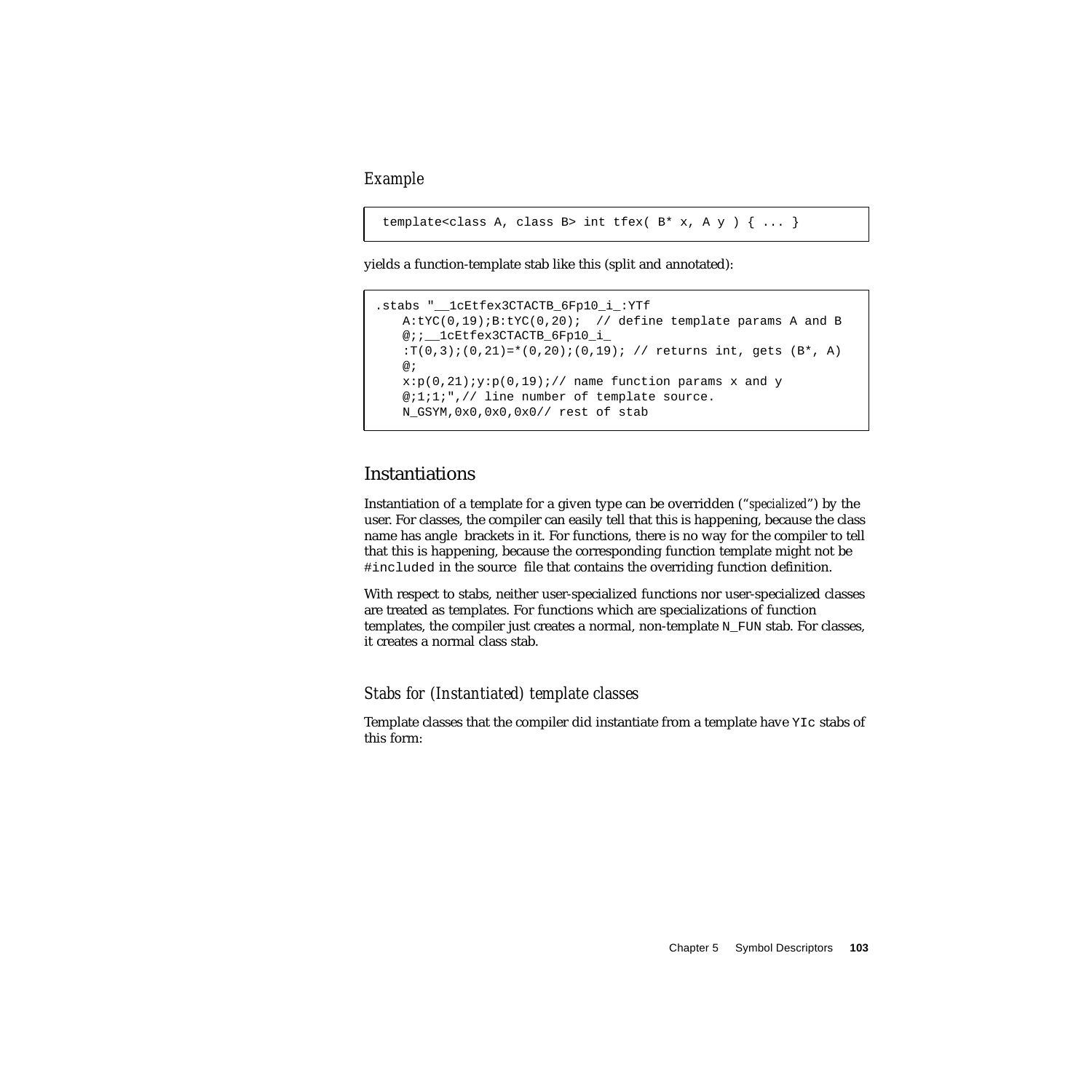*Example*

```
template<class A, class B> int tfex( B* x, A y ) { ... }
```

yields a function-template stab like this (split and annotated):

```
.stabs "__1cEtfex3CTACTB_6Fp10_i_:YTf
    A:tYC(0,19);B:tYC(0,20);  // define template params A and B
    @;;__1cEtfex3CTACTB_6Fp10_i_
    :T(0,3);(0,21)=*(0,20);(0,19); // returns int, gets (B*, A)
    @;
    x:p(0,21);y:p(0,19);// name function params x and y
    @;1;1;",// line number of template source.
    N_GSYM,0x0,0x0,0x0// rest of stab
```

## Instantiations

Instantiation of a template for a given type can be overridden ("*specialized*") by the user. For classes, the compiler can easily tell that this is happening, because the class name has angle brackets in it. For functions, there is no way for the compiler to tell that this is happening, because the corresponding function template might not be `#included` in the source file that contains the overriding function definition.

With respect to stabs, neither user-specialized functions nor user-specialized classes are treated as templates. For functions which are specializations of function templates, the compiler just creates a normal, non-template `N_FUN` stab. For classes, it creates a normal class stab.

### *Stabs for (Instantiated) template classes*

Template classes that the compiler did instantiate from a template have `YIc` stabs of this form: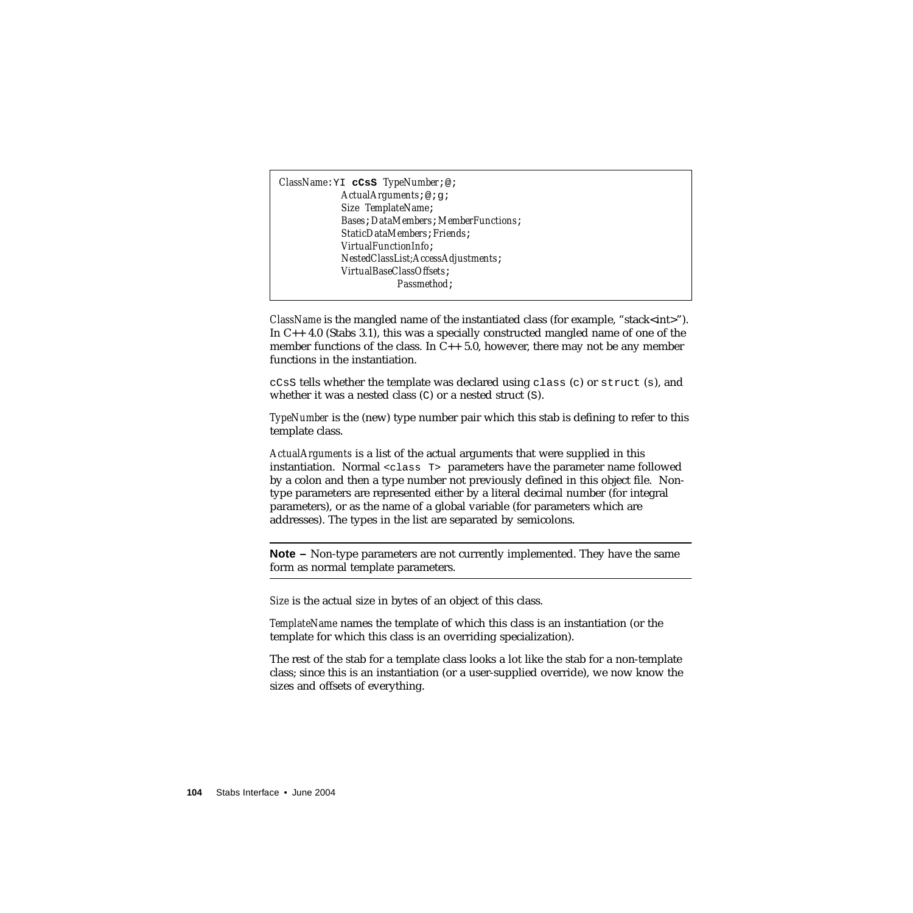```
ClassName:YI cCsS TypeNumber;@;
            ActualArguments;@;g;
            Size TemplateName;
            Bases;DataMembers;MemberFunctions;
            StaticDataMembers;Friends;
            VirtualFunctionInfo;
            NestedClassList;AccessAdjustments;
            VirtualBaseClassOffsets;
                       Passmethod;
```

*ClassName* is the mangled name of the instantiated class (for example, "stack<int>"). In C++ 4.0 (Stabs 3.1), this was a specially constructed mangled name of one of the member functions of the class. In C++ 5.0, however, there may not be any member functions in the instantiation.

`cCsS` tells whether the template was declared using `class` (`c`) or `struct` (`s`), and whether it was a nested class (`C`) or a nested struct (`S`).

*TypeNumber* is the (new) type number pair which this stab is defining to refer to this template class.

*ActualArguments* is a list of the actual arguments that were supplied in this instantiation. Normal `<class T>` parameters have the parameter name followed by a colon and then a type number not previously defined in this object file. Non-type parameters are represented either by a literal decimal number (for integral parameters), or as the name of a global variable (for parameters which are addresses). The types in the list are separated by semicolons.

---

**Note –** Non-type parameters are not currently implemented. They have the same form as normal template parameters.

---

*Size* is the actual size in bytes of an object of this class.

*TemplateName* names the template of which this class is an instantiation (or the template for which this class is an overriding specialization).

The rest of the stab for a template class looks a lot like the stab for a non-template class; since this is an instantiation (or a user-supplied override), we now know the sizes and offsets of everything.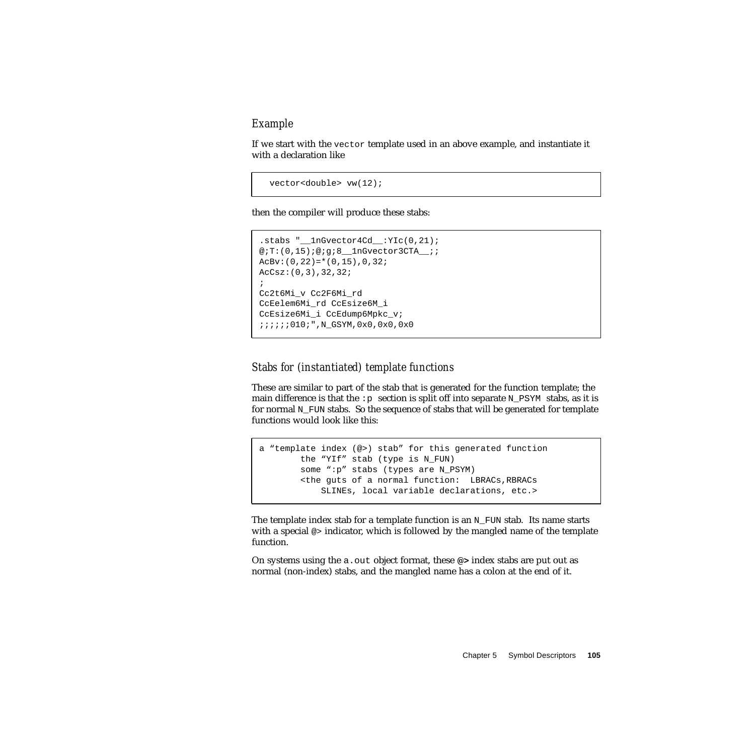### Example

If we start with the `vector` template used in an above example, and instantiate it with a declaration like

```
vector<double> vw(12);
```

then the compiler will produce these stabs:

```
.stabs "__1nGvector4Cd__:YIc(0,21);
@;T:(0,15);@;g;8__1nGvector3CTA__;;
AcBv:(0,22)=*(0,15),0,32;
AcCsz:(0,3),32,32;
;
Cc2t6Mi_v Cc2F6Mi_rd
CcEelem6Mi_rd CcEsize6M_i
CcEsize6Mi_i CcEdump6Mpkc_v;
;;;;;;010;",N_GSYM,0x0,0x0,0x0
```

### Stabs for (instantiated) template functions

These are similar to part of the stab that is generated for the function template; the main difference is that the `:p` section is split off into separate `N_PSYM` stabs, as it is for normal `N_FUN` stabs. So the sequence of stabs that will be generated for template functions would look like this:

```
a “template index (@>) stab” for this generated function
        the “YIf” stab (type is N_FUN)
        some “:p” stabs (types are N_PSYM)
        <the guts of a normal function:  LBRACs,RBRACs
            SLINEs, local variable declarations, etc.>
```

The template index stab for a template function is an `N_FUN` stab. Its name starts with a special `@>` indicator, which is followed by the mangled name of the template function.

On systems using the `a.out` object format, these **@>** index stabs are put out as normal (non-index) stabs, and the mangled name has a colon at the end of it.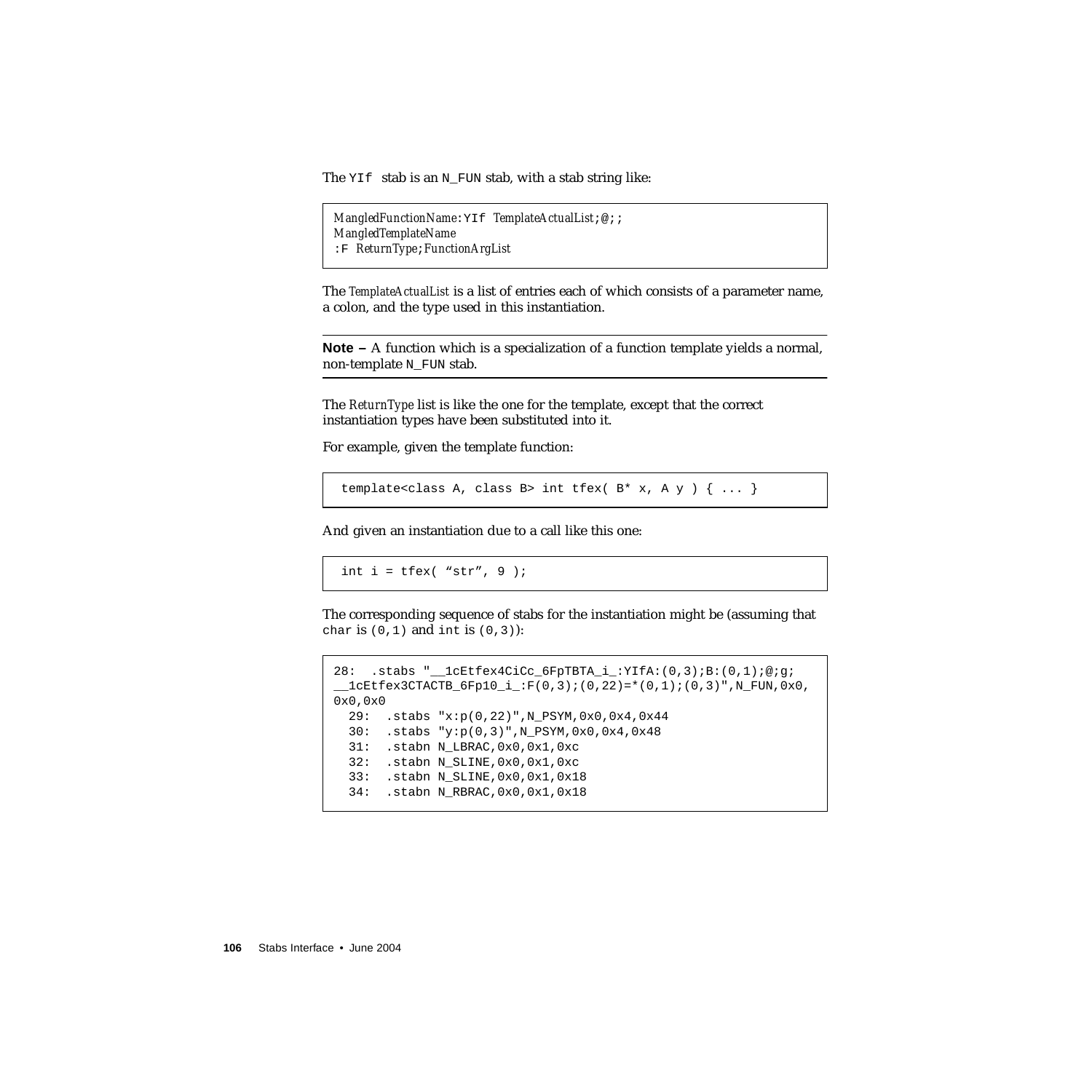The `YIf` stab is an `N_FUN` stab, with a stab string like:

```
MangledFunctionName:YIf TemplateActualList;@;;
MangledTemplateName
:F ReturnType;FunctionArgList
```

The *TemplateActualList* is a list of entries each of which consists of a parameter name, a colon, and the type used in this instantiation.

---

**Note –** A function which is a specialization of a function template yields a normal, non-template `N_FUN` stab.

---

The *ReturnType* list is like the one for the template, except that the correct instantiation types have been substituted into it.

For example, given the template function:

```
template<class A, class B> int tfex( B* x, A y ) { ... }
```

And given an instantiation due to a call like this one:

```
int i = tfex( “str”, 9 );
```

The corresponding sequence of stabs for the instantiation might be (assuming that `char` is `(0,1)` and `int` is `(0,3)`):

```
28:  .stabs "__1cEtfex4CiCc_6FpTBTA_i_:YIfA:(0,3);B:(0,1);@;g;
__1cEtfex3CTACTB_6Fp10_i_:F(0,3);(0,22)=*(0,1);(0,3)",N_FUN,0x0,
0x0,0x0
  29:  .stabs "x:p(0,22)",N_PSYM,0x0,0x4,0x44
  30:  .stabs "y:p(0,3)",N_PSYM,0x0,0x4,0x48
  31:  .stabn N_LBRAC,0x0,0x1,0xc
  32:  .stabn N_SLINE,0x0,0x1,0xc
  33:  .stabn N_SLINE,0x0,0x1,0x18
  34:  .stabn N_RBRAC,0x0,0x1,0x18
```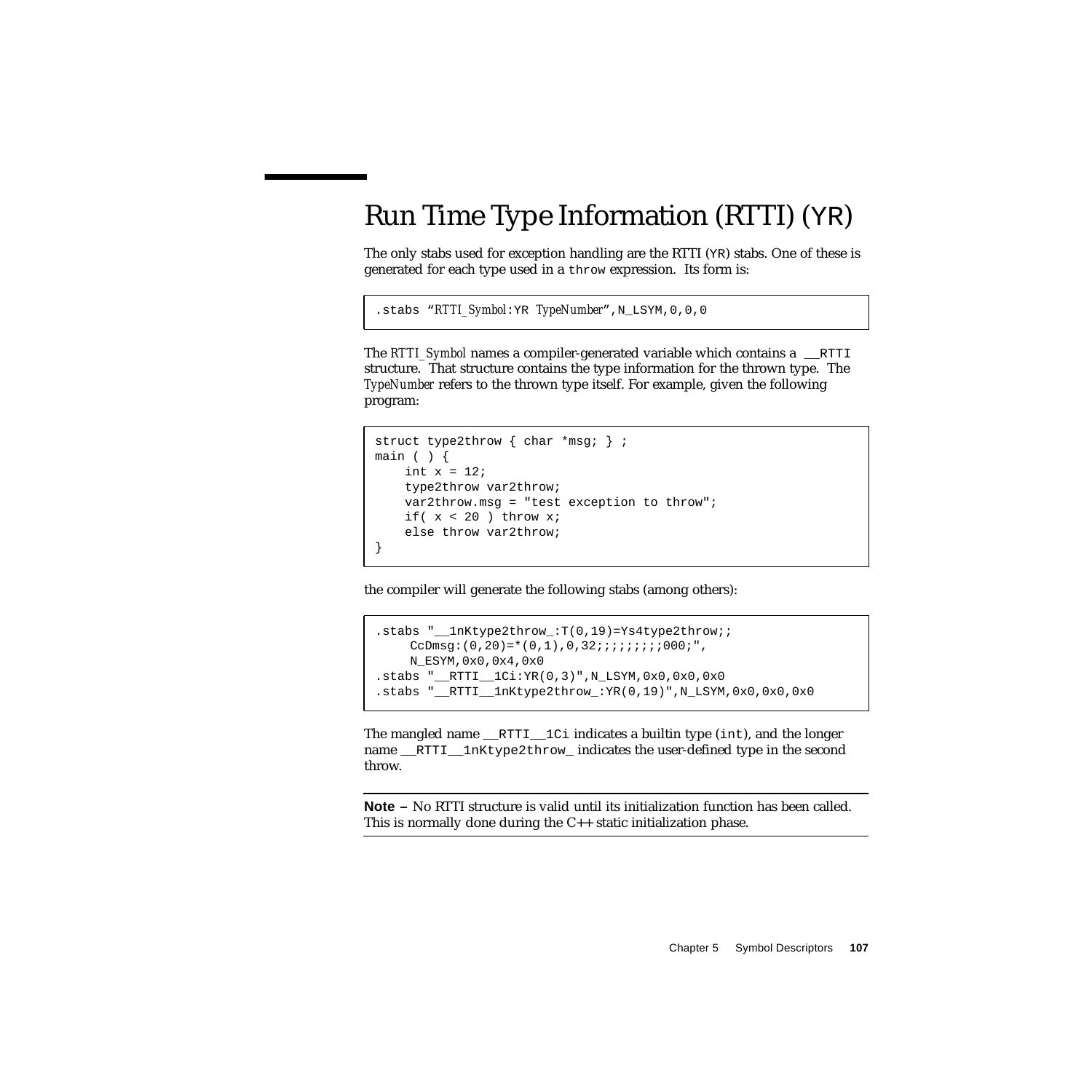# Run Time Type Information (RTTI) (`YR`)

The only stabs used for exception handling are the RTTI (`YR`) stabs. One of these is generated for each type used in a `throw` expression. Its form is:

```
.stabs "RTTI_Symbol:YR TypeNumber",N_LSYM,0,0,0
```

The *RTTI_Symbol* names a compiler-generated variable which contains a `__RTTI` structure. That structure contains the type information for the thrown type. The *TypeNumber* refers to the thrown type itself. For example, given the following program:

```
struct type2throw { char *msg; } ;
main ( ) {
    int x = 12;
    type2throw var2throw;
    var2throw.msg = "test exception to throw";
    if( x < 20 ) throw x;
    else throw var2throw;
}
```

the compiler will generate the following stabs (among others):

```
.stabs "__1nKtype2throw_:T(0,19)=Ys4type2throw;;
     CcDmsg:(0,20)=*(0,1),0,32;;;;;;;;;000;",
     N_ESYM,0x0,0x4,0x0
.stabs "__RTTI__1Ci:YR(0,3)",N_LSYM,0x0,0x0,0x0
.stabs "__RTTI__1nKtype2throw_:YR(0,19)",N_LSYM,0x0,0x0,0x0
```

The mangled name `__RTTI__1Ci` indicates a builtin type (`int`), and the longer name `__RTTI__1nKtype2throw_` indicates the user-defined type in the second throw.

---

**Note –** No RTTI structure is valid until its initialization function has been called. This is normally done during the C++ static initialization phase.

---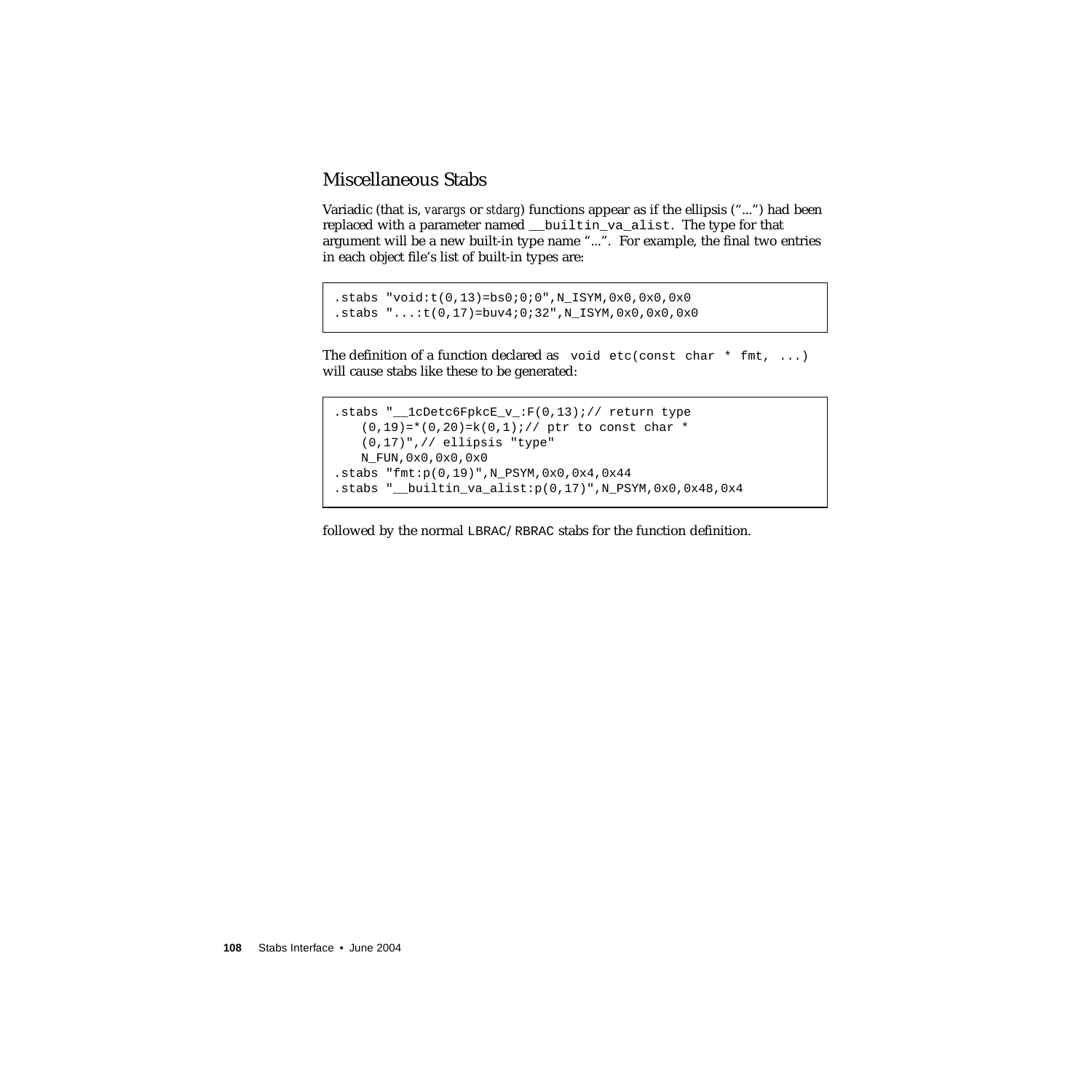## Miscellaneous Stabs

Variadic (that is, *varargs* or *stdarg*) functions appear as if the ellipsis ("...") had been replaced with a parameter named `__builtin_va_alist`. The type for that argument will be a new built-in type name "...". For example, the final two entries in each object file's list of built-in types are:

```
.stabs "void:t(0,13)=bs0;0;0",N_ISYM,0x0,0x0,0x0
.stabs "...:t(0,17)=buv4;0;32",N_ISYM,0x0,0x0,0x0
```

The definition of a function declared as `void etc(const char * fmt, ...)` will cause stabs like these to be generated:

```
.stabs "__1cDetc6FpkcE_v_:F(0,13);// return type
    (0,19)=*(0,20)=k(0,1);// ptr to const char *
    (0,17)",// ellipsis "type"
    N_FUN,0x0,0x0,0x0
.stabs "fmt:p(0,19)",N_PSYM,0x0,0x4,0x44
.stabs "__builtin_va_alist:p(0,17)",N_PSYM,0x0,0x48,0x4
```

followed by the normal `LBRAC`/`RBRAC` stabs for the function definition.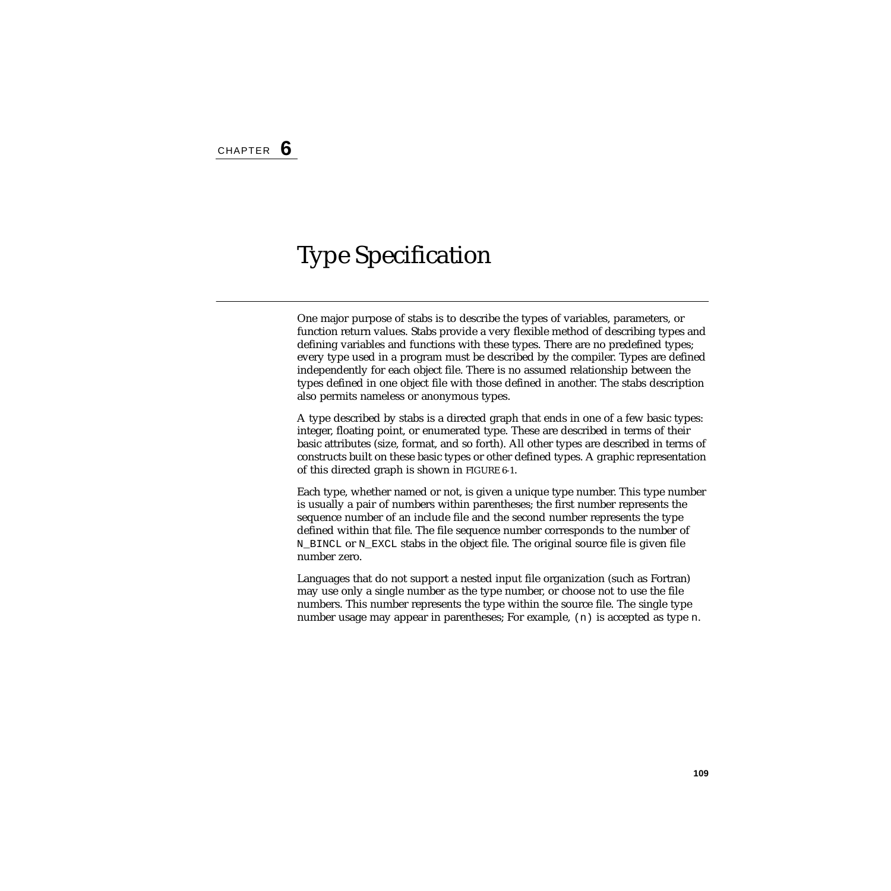# CHAPTER 6

# Type Specification

One major purpose of stabs is to describe the types of variables, parameters, or function return values. Stabs provide a very flexible method of describing types and defining variables and functions with these types. There are no predefined types; every type used in a program must be described by the compiler. Types are defined independently for each object file. There is no assumed relationship between the types defined in one object file with those defined in another. The stabs description also permits nameless or anonymous types.

A type described by stabs is a directed graph that ends in one of a few basic types: integer, floating point, or enumerated type. These are described in terms of their basic attributes (size, format, and so forth). All other types are described in terms of constructs built on these basic types or other defined types. A graphic representation of this directed graph is shown in FIGURE 6-1.

Each type, whether named or not, is given a unique type number. This type number is usually a pair of numbers within parentheses; the first number represents the sequence number of an include file and the second number represents the type defined within that file. The file sequence number corresponds to the number of `N_BINCL` or `N_EXCL` stabs in the object file. The original source file is given file number zero.

Languages that do not support a nested input file organization (such as Fortran) may use only a single number as the type number, or choose not to use the file numbers. This number represents the type within the source file. The single type number usage may appear in parentheses; For example, `(n)` is accepted as type `n`.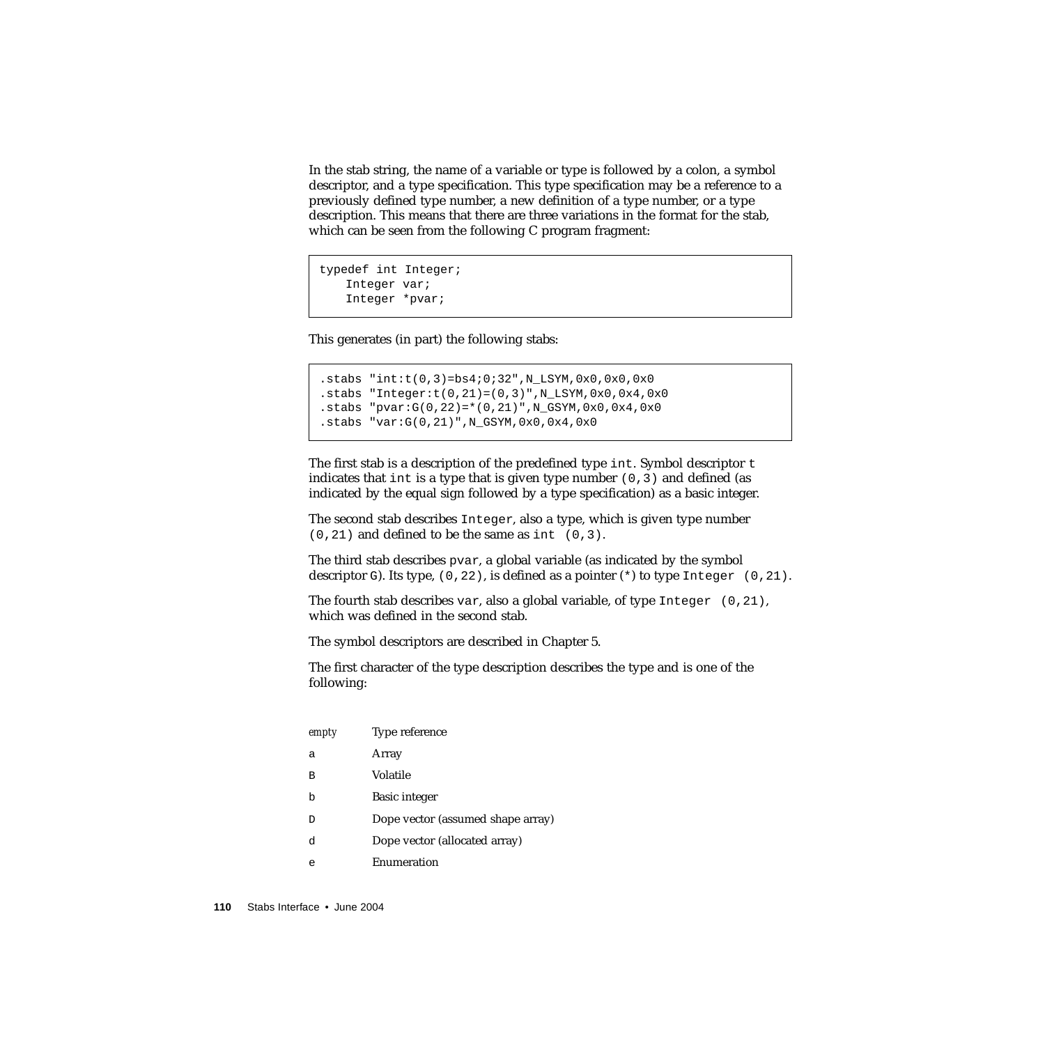In the stab string, the name of a variable or type is followed by a colon, a symbol descriptor, and a type specification. This type specification may be a reference to a previously defined type number, a new definition of a type number, or a type description. This means that there are three variations in the format for the stab, which can be seen from the following C program fragment:

```
typedef int Integer;
    Integer var;
    Integer *pvar;
```

This generates (in part) the following stabs:

```
.stabs "int:t(0,3)=bs4;0;32",N_LSYM,0x0,0x0,0x0
.stabs "Integer:t(0,21)=(0,3)",N_LSYM,0x0,0x4,0x0
.stabs "pvar:G(0,22)=*(0,21)",N_GSYM,0x0,0x4,0x0
.stabs "var:G(0,21)",N_GSYM,0x0,0x4,0x0
```

The first stab is a description of the predefined type `int`. Symbol descriptor `t` indicates that `int` is a type that is given type number `(0,3)` and defined (as indicated by the equal sign followed by a type specification) as a basic integer.

The second stab describes `Integer`, also a type, which is given type number `(0,21)` and defined to be the same as `int (0,3)`.

The third stab describes `pvar`, a global variable (as indicated by the symbol descriptor `G`). Its type, `(0,22)`, is defined as a pointer (`*`) to type `Integer (0,21)`.

The fourth stab describes `var`, also a global variable, of type `Integer (0,21)`, which was defined in the second stab.

The symbol descriptors are described in Chapter 5.

The first character of the type description describes the type and is one of the following:

| | |
|---|---|
| *empty* | Type reference |
| `a` | Array |
| `B` | Volatile |
| `b` | Basic integer |
| `D` | Dope vector (assumed shape array) |
| `d` | Dope vector (allocated array) |
| `e` | Enumeration |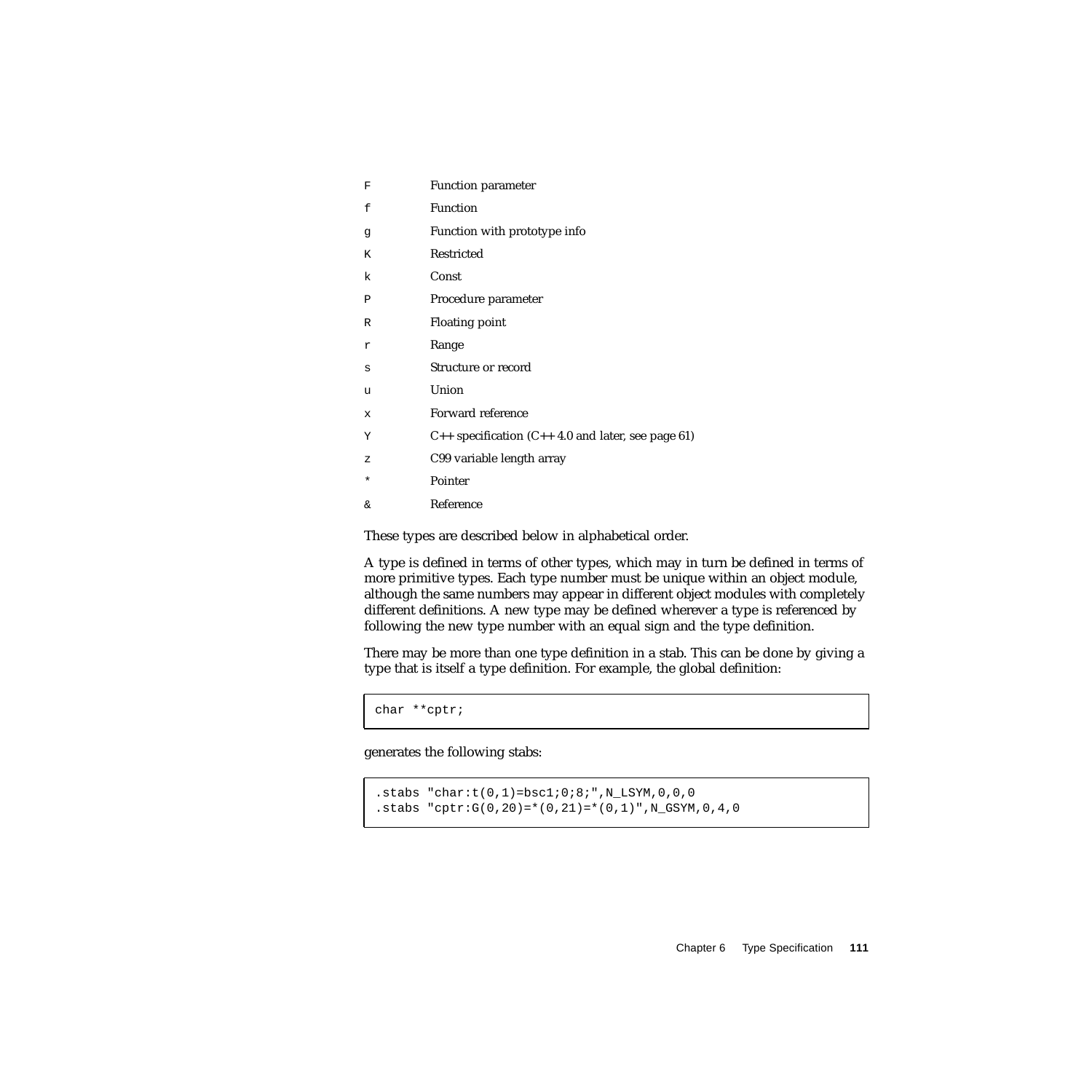| | |
|---|---|
| `F` | Function parameter |
| `f` | Function |
| `g` | Function with prototype info |
| `K` | Restricted |
| `k` | Const |
| `P` | Procedure parameter |
| `R` | Floating point |
| `r` | Range |
| `s` | Structure or record |
| `u` | Union |
| `x` | Forward reference |
| `Y` | C++ specification (C++ 4.0 and later, see page 61) |
| `z` | C99 variable length array |
| `*` | Pointer |
| `&` | Reference |

These types are described below in alphabetical order.

A type is defined in terms of other types, which may in turn be defined in terms of more primitive types. Each type number must be unique within an object module, although the same numbers may appear in different object modules with completely different definitions. A new type may be defined wherever a type is referenced by following the new type number with an equal sign and the type definition.

There may be more than one type definition in a stab. This can be done by giving a type that is itself a type definition. For example, the global definition:

```
char **cptr;
```

generates the following stabs:

```
.stabs "char:t(0,1)=bsc1;0;8;",N_LSYM,0,0,0
.stabs "cptr:G(0,20)=*(0,21)=*(0,1)",N_GSYM,0,4,0
```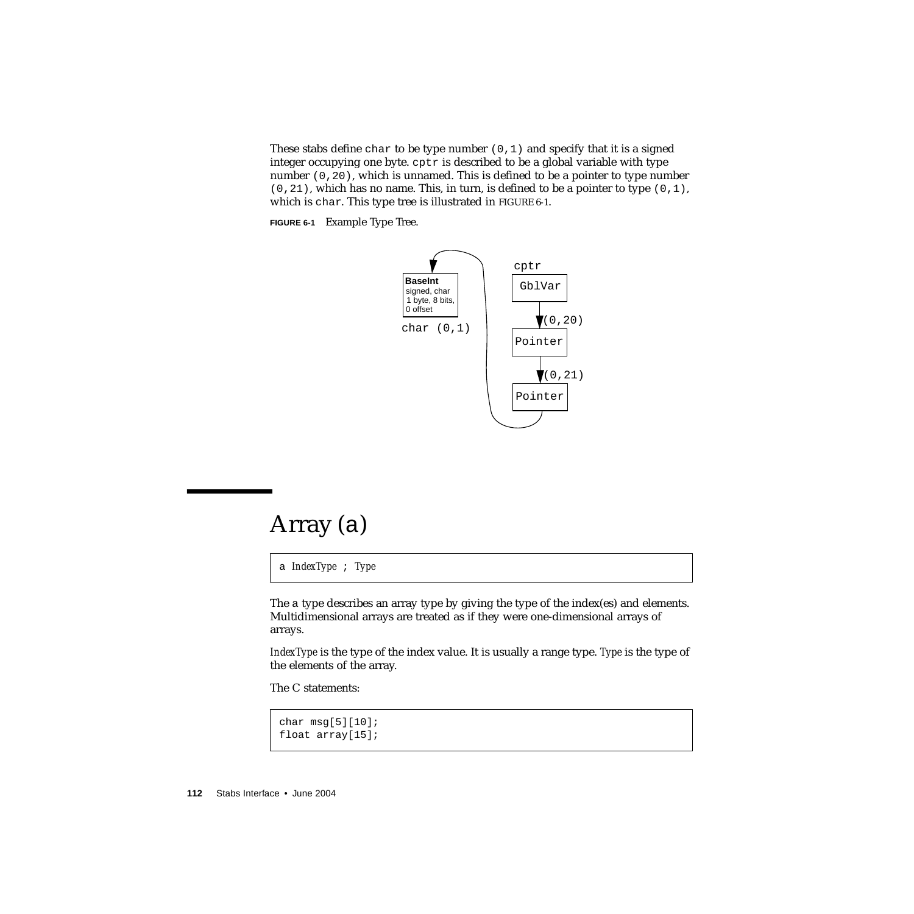These stabs define `char` to be type number `(0,1)` and specify that it is a signed integer occupying one byte. `cptr` is described to be a global variable with type number `(0,20)`, which is unnamed. This is defined to be a pointer to type number `(0,21)`, which has no name. This, in turn, is defined to be a pointer to type `(0,1)`, which is `char`. This type tree is illustrated in FIGURE 6-1.

**FIGURE 6-1** Example Type Tree.

# Array (a)

```
a IndexType ; Type
```

The a type describes an array type by giving the type of the index(es) and elements. Multidimensional arrays are treated as if they were one-dimensional arrays of arrays.

*IndexType* is the type of the index value. It is usually a range type. *Type* is the type of the elements of the array.

The C statements:

```
char msg[5][10];
float array[15];
```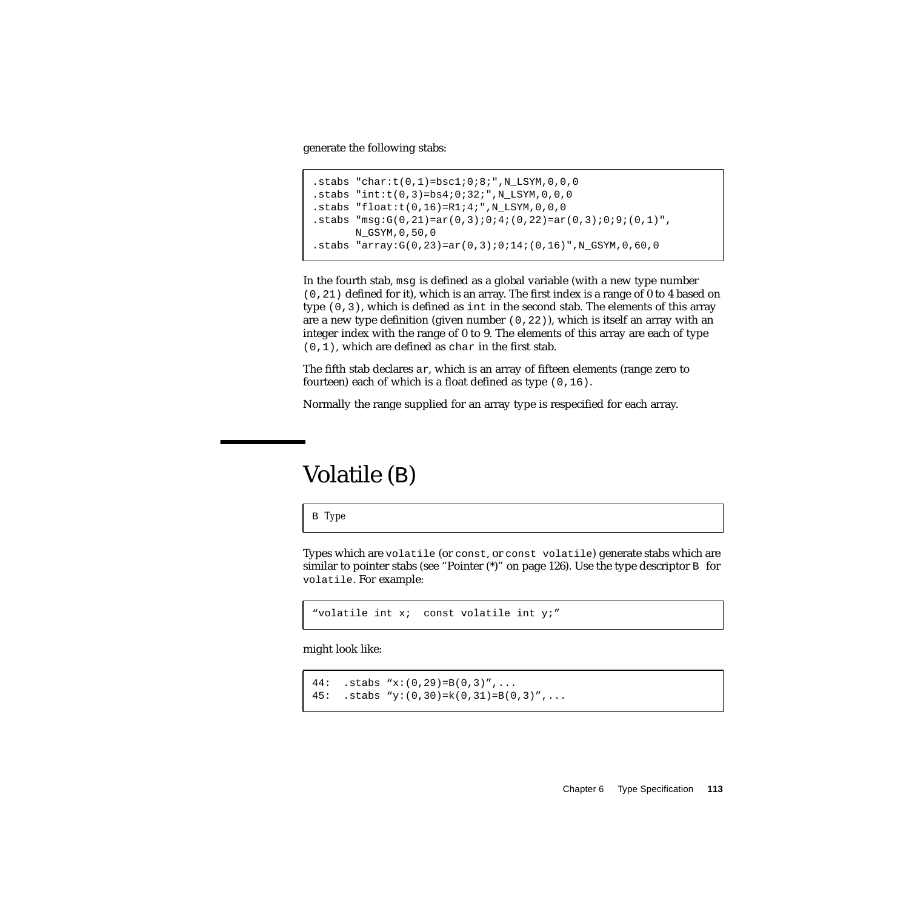generate the following stabs:

```
.stabs "char:t(0,1)=bsc1;0;8;",N_LSYM,0,0,0
.stabs "int:t(0,3)=bs4;0;32;",N_LSYM,0,0,0
.stabs "float:t(0,16)=R1;4;",N_LSYM,0,0,0
.stabs "msg:G(0,21)=ar(0,3);0;4;(0,22)=ar(0,3);0;9;(0,1)",
       N_GSYM,0,50,0
.stabs "array:G(0,23)=ar(0,3);0;14;(0,16)",N_GSYM,0,60,0
```

In the fourth stab, `msg` is defined as a global variable (with a new type number `(0,21)` defined for it), which is an array. The first index is a range of 0 to 4 based on type `(0,3)`, which is defined as `int` in the second stab. The elements of this array are a new type definition (given number `(0,22)`), which is itself an array with an integer index with the range of 0 to 9. The elements of this array are each of type `(0,1)`, which are defined as `char` in the first stab.

The fifth stab declares `ar`, which is an array of fifteen elements (range zero to fourteen) each of which is a float defined as type `(0,16)`.

Normally the range supplied for an array type is respecified for each array.

# Volatile (B)

```
B Type
```

Types which are `volatile` (or `const`, or `const volatile`) generate stabs which are similar to pointer stabs (see "Pointer (*)" on page 126). Use the type descriptor `B` for `volatile`. For example:

```
"volatile int x;  const volatile int y;"
```

might look like:

```
44:  .stabs "x:(0,29)=B(0,3)",...
45:  .stabs "y:(0,30)=k(0,31)=B(0,3)",...
```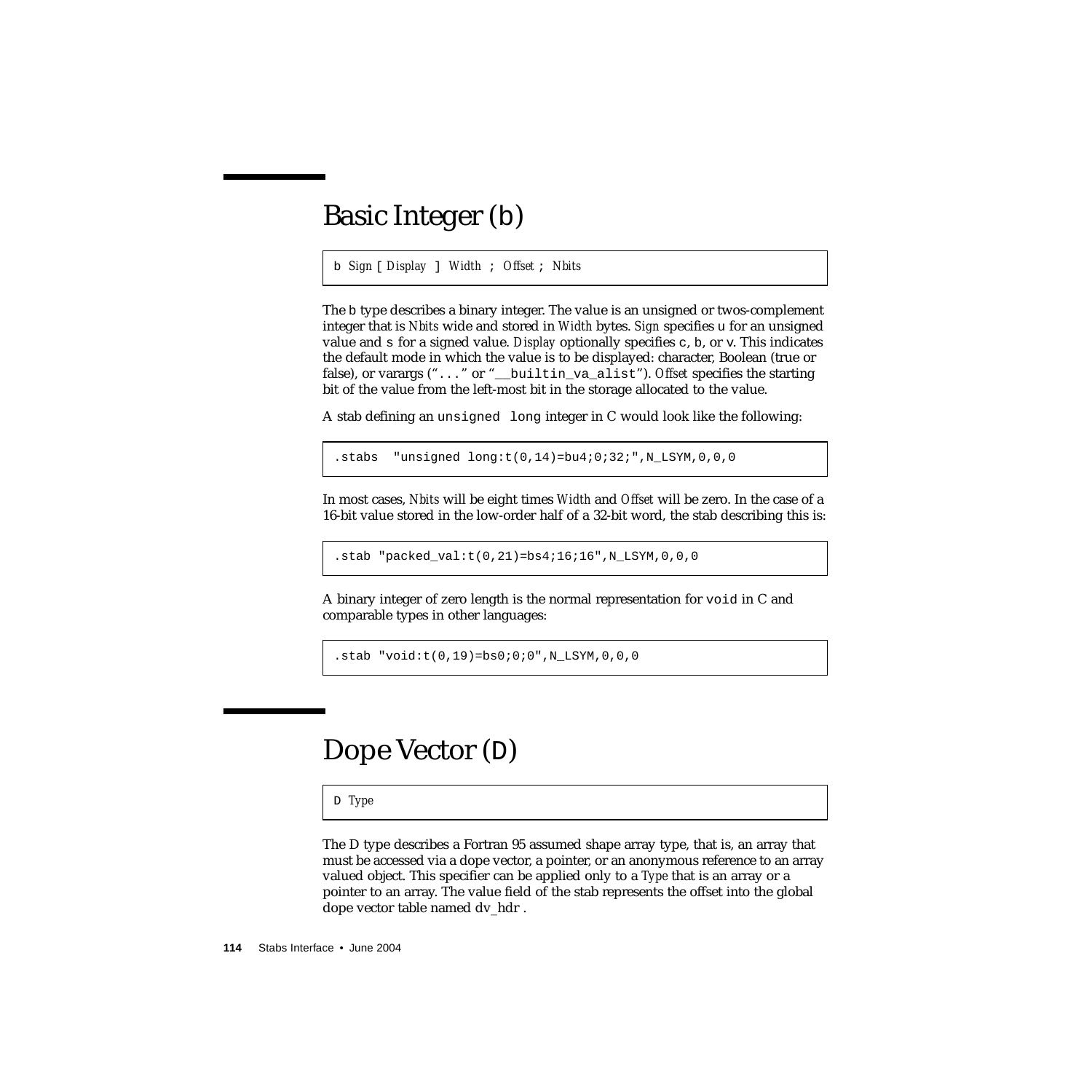## Basic Integer (b)

```
b Sign [ Display ] Width ; Offset ; Nbits
```

The b type describes a binary integer. The value is an unsigned or twos-complement integer that is *Nbits* wide and stored in *Width* bytes. *Sign* specifies u for an unsigned value and s for a signed value. *Display* optionally specifies c, b, or v. This indicates the default mode in which the value is to be displayed: character, Boolean (true or false), or varargs ("..." or "__builtin_va_alist"). *Offset* specifies the starting bit of the value from the left-most bit in the storage allocated to the value.

A stab defining an `unsigned long` integer in C would look like the following:

```
.stabs  "unsigned long:t(0,14)=bu4;0;32;",N_LSYM,0,0,0
```

In most cases, *Nbits* will be eight times *Width* and *Offset* will be zero. In the case of a 16-bit value stored in the low-order half of a 32-bit word, the stab describing this is:

```
.stab "packed_val:t(0,21)=bs4;16;16",N_LSYM,0,0,0
```

A binary integer of zero length is the normal representation for `void` in C and comparable types in other languages:

```
.stab "void:t(0,19)=bs0;0;0",N_LSYM,0,0,0
```

## Dope Vector (D)

```
D Type
```

The D type describes a Fortran 95 assumed shape array type, that is, an array that must be accessed via a dope vector, a pointer, or an anonymous reference to an array valued object. This specifier can be applied only to a *Type* that is an array or a pointer to an array. The value field of the stab represents the offset into the global dope vector table named dv_hdr .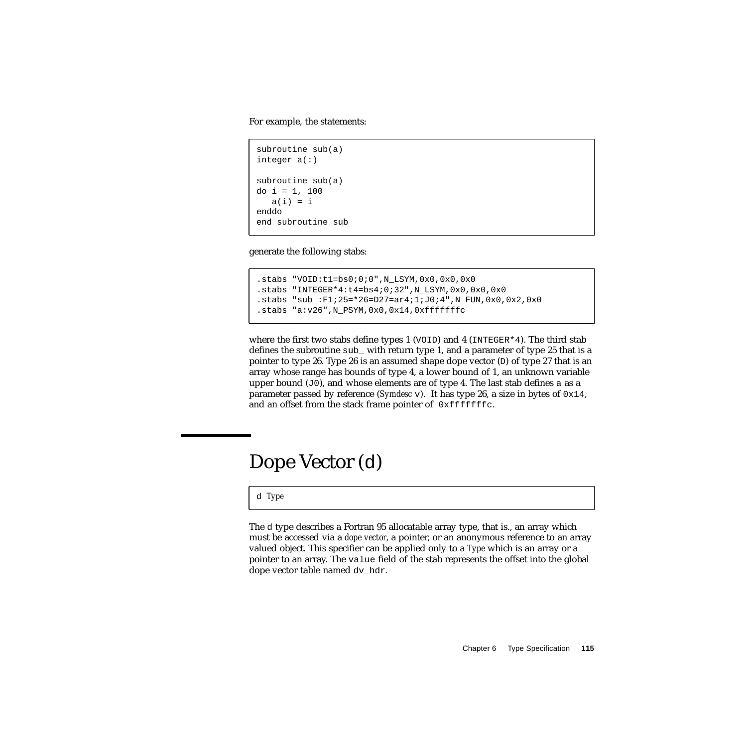For example, the statements:

```
subroutine sub(a)
integer a(:)

subroutine sub(a)
do i = 1, 100
   a(i) = i
enddo
end subroutine sub
```

generate the following stabs:

```
.stabs "VOID:t1=bs0;0;0",N_LSYM,0x0,0x0,0x0
.stabs "INTEGER*4:t4=bs4;0;32",N_LSYM,0x0,0x0,0x0
.stabs "sub_:F1;25=*26=D27=ar4;1;J0;4",N_FUN,0x0,0x2,0x0
.stabs "a:v26",N_PSYM,0x0,0x14,0xfffffffc
```

where the first two stabs define types 1 (`VOID`) and 4 (`INTEGER*4`). The third stab defines the subroutine `sub_` with return type 1, and a parameter of type 25 that is a pointer to type 26. Type 26 is an assumed shape dope vector (`D`) of type 27 that is an array whose range has bounds of type 4, a lower bound of 1, an unknown variable upper bound (`J0`), and whose elements are of type 4. The last stab defines `a` as a parameter passed by reference (*Symdesc* `v`). It has type 26, a size in bytes of `0x14`, and an offset from the stack frame pointer of `0xfffffffc`.

# Dope Vector (d)

```
d Type
```

The `d` type describes a Fortran 95 allocatable array type, that is., an array which must be accessed via a *dope vector*, a pointer, or an anonymous reference to an array valued object. This specifier can be applied only to a *Type* which is an array or a pointer to an array. The `value` field of the stab represents the offset into the global dope vector table named `dv_hdr`.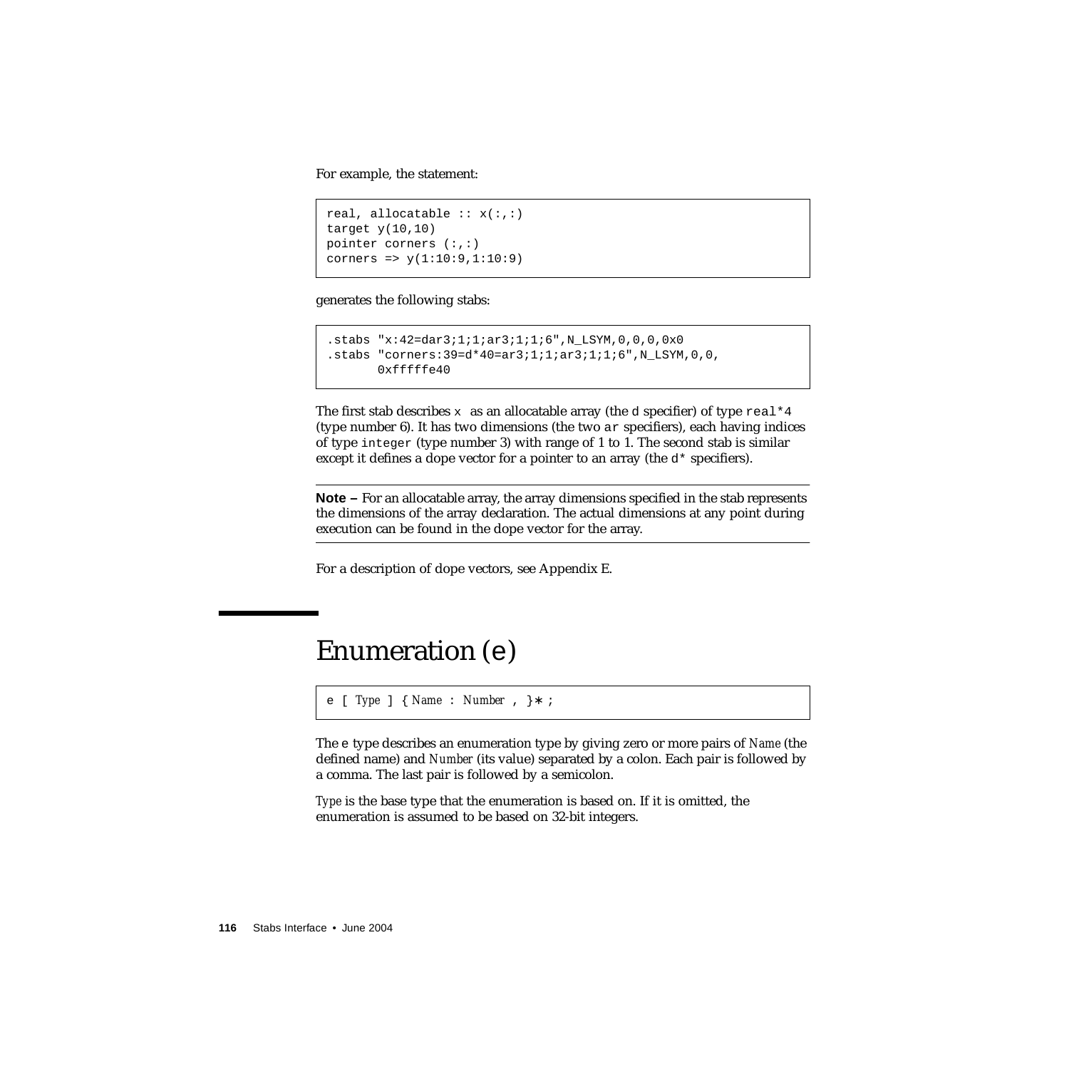For example, the statement:

```
real, allocatable :: x(:,:)
target y(10,10)
pointer corners (:,:)
corners => y(1:10:9,1:10:9)
```

generates the following stabs:

```
.stabs "x:42=dar3;1;1;ar3;1;1;6",N_LSYM,0,0,0,0x0
.stabs "corners:39=d*40=ar3;1;1;ar3;1;1;6",N_LSYM,0,0,
       0xfffffe40
```

The first stab describes `x` as an allocatable array (the `d` specifier) of type `real*4` (type number 6). It has two dimensions (the two `ar` specifiers), each having indices of type `integer` (type number 3) with range of 1 to 1. The second stab is similar except it defines a dope vector for a pointer to an array (the `d*` specifiers).

---

**Note –** For an allocatable array, the array dimensions specified in the stab represents the dimensions of the array declaration. The actual dimensions at any point during execution can be found in the dope vector for the array.

---

For a description of dope vectors, see Appendix E.

# Enumeration (`e`)

```
e [ Type ] { Name : Number , }* ;
```

The `e` type describes an enumeration type by giving zero or more pairs of *Name* (the defined name) and *Number* (its value) separated by a colon. Each pair is followed by a comma. The last pair is followed by a semicolon.

*Type* is the base type that the enumeration is based on. If it is omitted, the enumeration is assumed to be based on 32-bit integers.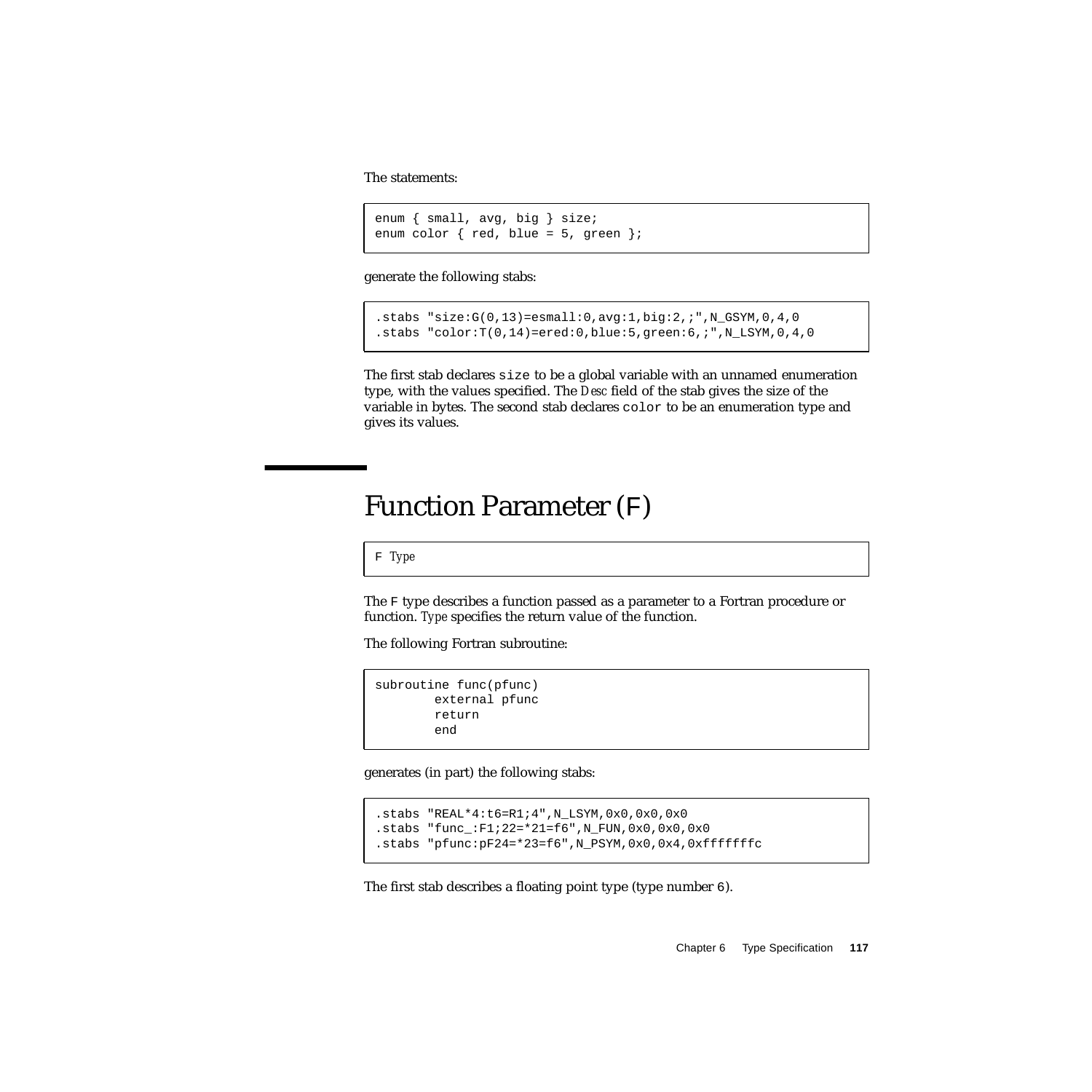The statements:

```
enum { small, avg, big } size;
enum color { red, blue = 5, green };
```

generate the following stabs:

```
.stabs "size:G(0,13)=esmall:0,avg:1,big:2,;",N_GSYM,0,4,0
.stabs "color:T(0,14)=ered:0,blue:5,green:6,;",N_LSYM,0,4,0
```

The first stab declares `size` to be a global variable with an unnamed enumeration type, with the values specified. The *Desc* field of the stab gives the size of the variable in bytes. The second stab declares `color` to be an enumeration type and gives its values.

# Function Parameter (F)

```
F Type
```

The `F` type describes a function passed as a parameter to a Fortran procedure or function. *Type* specifies the return value of the function.

The following Fortran subroutine:

```
subroutine func(pfunc)
        external pfunc
        return
        end
```

generates (in part) the following stabs:

```
.stabs "REAL*4:t6=R1;4",N_LSYM,0x0,0x0,0x0
.stabs "func_:F1;22=*21=f6",N_FUN,0x0,0x0,0x0
.stabs "pfunc:pF24=*23=f6",N_PSYM,0x0,0x4,0xfffffffc
```

The first stab describes a floating point type (type number `6`).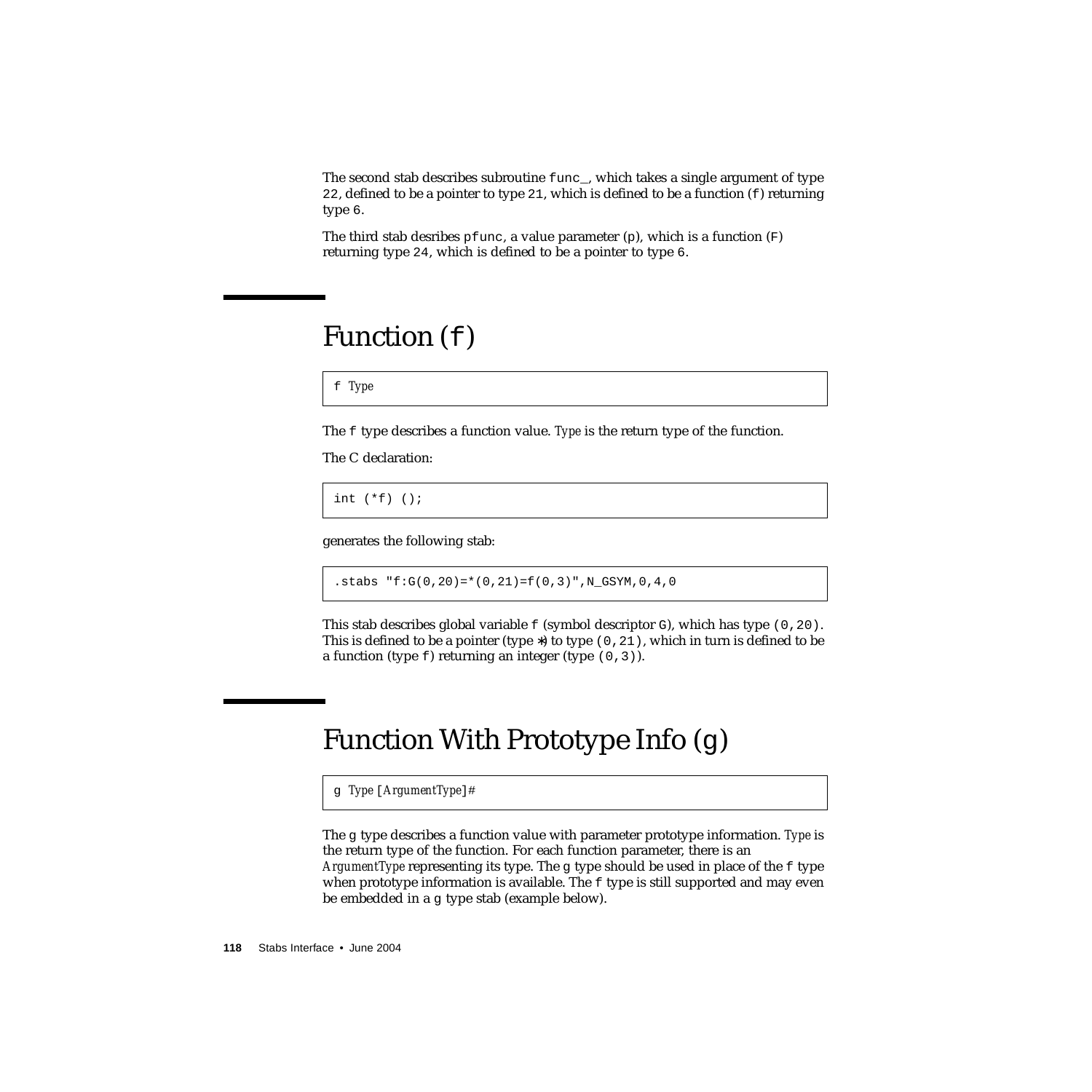The second stab describes subroutine `func_`, which takes a single argument of type `22`, defined to be a pointer to type `21`, which is defined to be a function (`f`) returning type `6`.

The third stab desribes `pfunc`, a value parameter (`p`), which is a function (`F`) returning type `24`, which is defined to be a pointer to type `6`.

## Function (`f`)

```
f Type
```

The `f` type describes a function value. *Type* is the return type of the function.

The C declaration:

```
int (*f) ();
```

generates the following stab:

```
.stabs "f:G(0,20)=*(0,21)=f(0,3)",N_GSYM,0,4,0
```

This stab describes global variable `f` (symbol descriptor `G`), which has type `(0,20)`. This is defined to be a pointer (type `*`) to type `(0,21)`, which in turn is defined to be a function (type `f`) returning an integer (type `(0,3)`).

## Function With Prototype Info (`g`)

```
g Type [ArgumentType]#
```

The `g` type describes a function value with parameter prototype information. *Type* is the return type of the function. For each function parameter, there is an *ArgumentType* representing its type. The `g` type should be used in place of the `f` type when prototype information is available. The `f` type is still supported and may even be embedded in a `g` type stab (example below).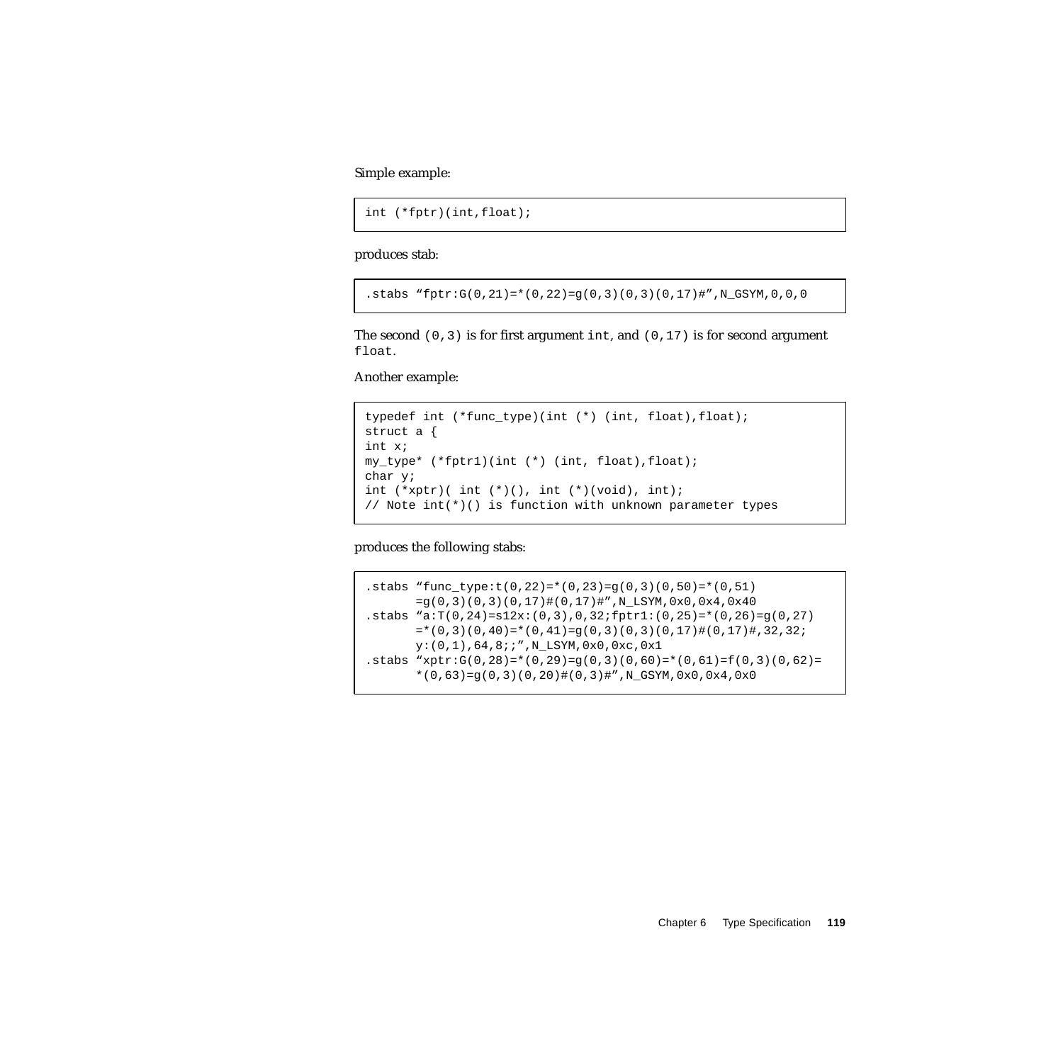Simple example:

```
int (*fptr)(int,float);
```

produces stab:

```
.stabs "fptr:G(0,21)=*(0,22)=g(0,3)(0,3)(0,17)#",N_GSYM,0,0,0
```

The second `(0,3)` is for first argument `int`, and `(0,17)` is for second argument `float`.

Another example:

```
typedef int (*func_type)(int (*) (int, float),float);
struct a {
int x;
my_type* (*fptr1)(int (*) (int, float),float);
char y;
int (*xptr)( int (*)(), int (*)(void), int);
// Note int(*)() is function with unknown parameter types
```

produces the following stabs:

```
.stabs "func_type:t(0,22)=*(0,23)=g(0,3)(0,50)=*(0,51)
       =g(0,3)(0,3)(0,17)#(0,17)#",N_LSYM,0x0,0x4,0x40
.stabs "a:T(0,24)=s12x:(0,3),0,32;fptr1:(0,25)=*(0,26)=g(0,27)
       =*(0,3)(0,40)=*(0,41)=g(0,3)(0,3)(0,17)#(0,17)#,32,32;
       y:(0,1),64,8;;",N_LSYM,0x0,0xc,0x1
.stabs "xptr:G(0,28)=*(0,29)=g(0,3)(0,60)=*(0,61)=f(0,3)(0,62)=
       *(0,63)=g(0,3)(0,20)#(0,3)#",N_GSYM,0x0,0x4,0x0
```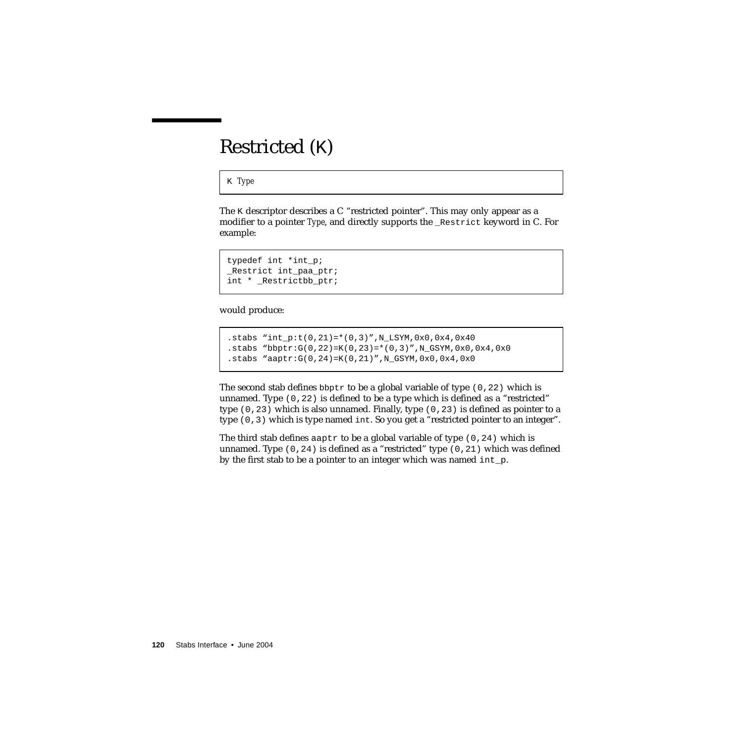# Restricted (K)

```
K Type
```

The K descriptor describes a C “restricted pointer”. This may only appear as a modifier to a pointer *Type*, and directly supports the `_Restrict` keyword in C. For example:

```
typedef int *int_p;
_Restrict int_paa_ptr;
int * _Restrictbb_ptr;
```

would produce:

```
.stabs “int_p:t(0,21)=*(0,3)”,N_LSYM,0x0,0x4,0x40
.stabs “bbptr:G(0,22)=K(0,23)=*(0,3)”,N_GSYM,0x0,0x4,0x0
.stabs “aaptr:G(0,24)=K(0,21)”,N_GSYM,0x0,0x4,0x0
```

The second stab defines `bbptr` to be a global variable of type `(0,22)` which is unnamed. Type `(0,22)` is defined to be a type which is defined as a “restricted” type `(0,23)` which is also unnamed. Finally, type `(0,23)` is defined as pointer to a type `(0,3)` which is type named `int`. So you get a “restricted pointer to an integer”.

The third stab defines `aaptr` to be a global variable of type `(0,24)` which is unnamed. Type `(0,24)` is defined as a “restricted” type `(0,21)` which was defined by the first stab to be a pointer to an integer which was named `int_p`.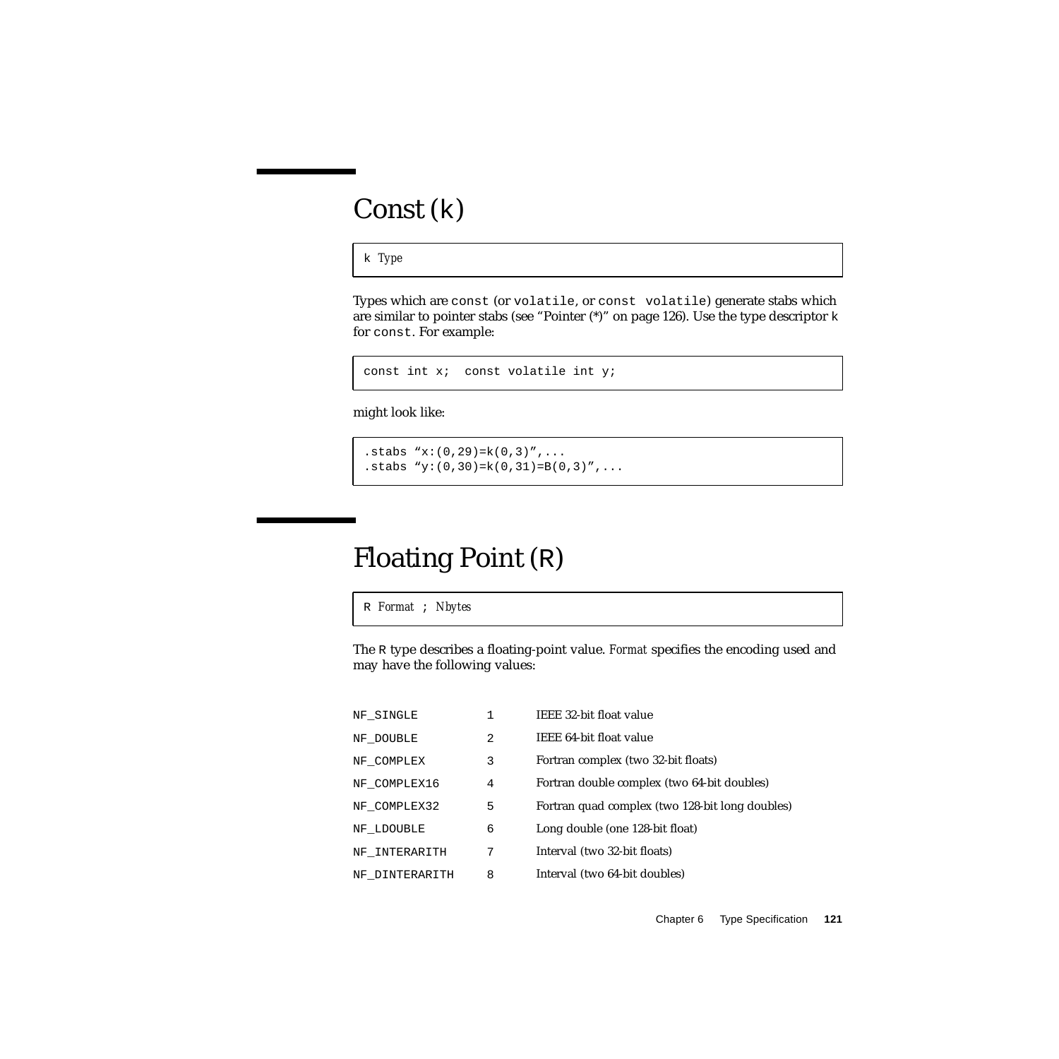# Const (k)

```
k Type
```

Types which are `const` (or `volatile`, or `const volatile`) generate stabs which are similar to pointer stabs (see "Pointer (*)" on page 126). Use the type descriptor `k` for `const`. For example:

```
const int x;  const volatile int y;
```

might look like:

```
.stabs "x:(0,29)=k(0,3)",...
.stabs "y:(0,30)=k(0,31)=B(0,3)",...
```

# Floating Point (R)

```
R Format ; Nbytes
```

The `R` type describes a floating-point value. *Format* specifies the encoding used and may have the following values:

| | | |
|---|---|---|
| NF_SINGLE | 1 | IEEE 32-bit float value |
| NF_DOUBLE | 2 | IEEE 64-bit float value |
| NF_COMPLEX | 3 | Fortran complex (two 32-bit floats) |
| NF_COMPLEX16 | 4 | Fortran double complex (two 64-bit doubles) |
| NF_COMPLEX32 | 5 | Fortran quad complex (two 128-bit long doubles) |
| NF_LDOUBLE | 6 | Long double (one 128-bit float) |
| NF_INTERARITH | 7 | Interval (two 32-bit floats) |
| NF_DINTERARITH | 8 | Interval (two 64-bit doubles) |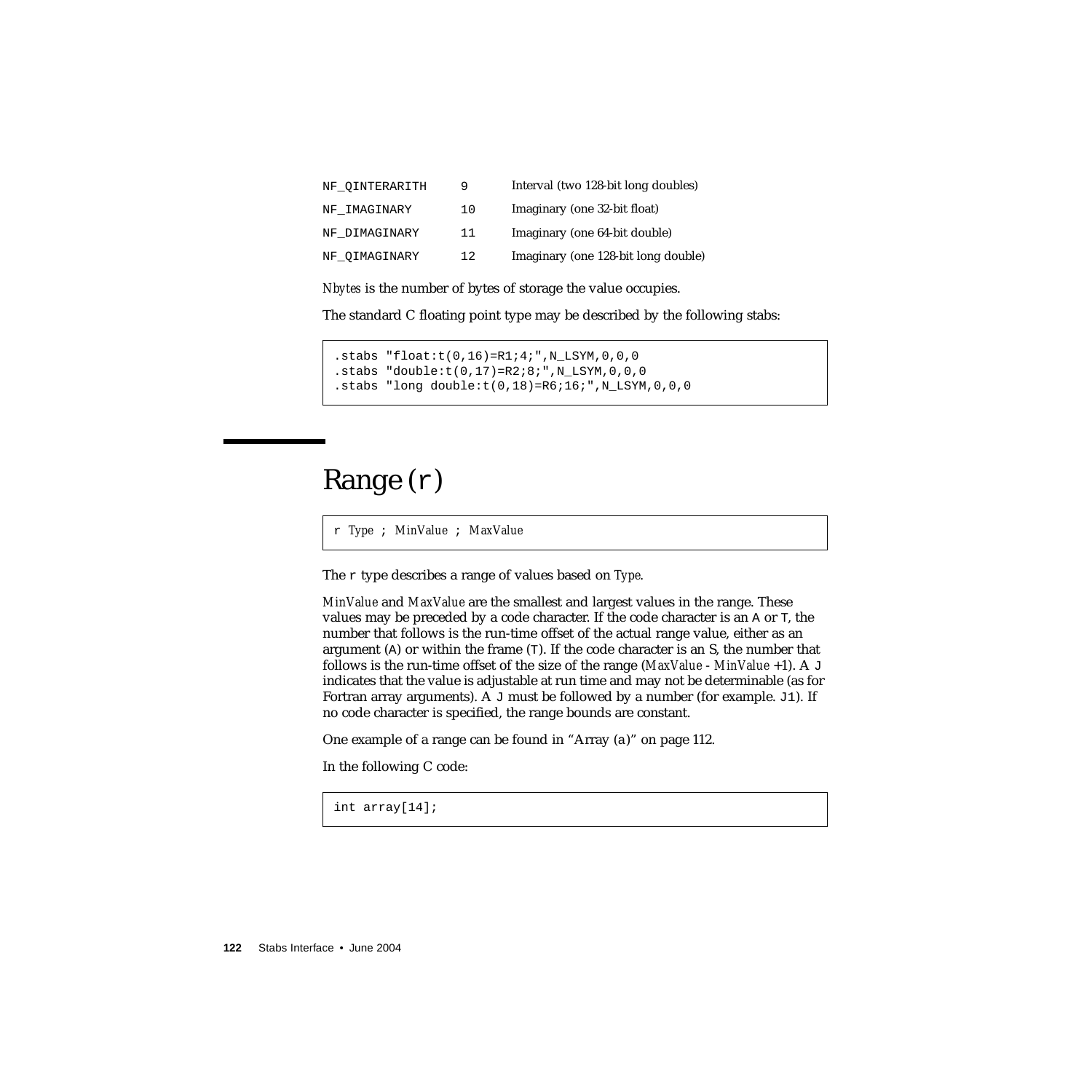| | | |
|---|---|---|
| NF_QINTERARITH | 9 | Interval (two 128-bit long doubles) |
| NF_IMAGINARY | 10 | Imaginary (one 32-bit float) |
| NF_DIMAGINARY | 11 | Imaginary (one 64-bit double) |
| NF_QIMAGINARY | 12 | Imaginary (one 128-bit long double) |

*Nbytes* is the number of bytes of storage the value occupies.

The standard C floating point type may be described by the following stabs:

```
.stabs "float:t(0,16)=R1;4;",N_LSYM,0,0,0
.stabs "double:t(0,17)=R2;8;",N_LSYM,0,0,0
.stabs "long double:t(0,18)=R6;16;",N_LSYM,0,0,0
```

# Range (`r`)

```
r Type ; MinValue ; MaxValue
```

The `r` type describes a range of values based on *Type*.

*MinValue* and *MaxValue* are the smallest and largest values in the range. These values may be preceded by a code character. If the code character is an `A` or `T`, the number that follows is the run-time offset of the actual range value, either as an argument (`A`) or within the frame (`T`). If the code character is an S, the number that follows is the run-time offset of the size of the range (*MaxValue - MinValue* +1). A `J` indicates that the value is adjustable at run time and may not be determinable (as for Fortran array arguments). A `J` must be followed by a number (for example. `J1`). If no code character is specified, the range bounds are constant.

One example of a range can be found in "Array (a)" on page 112.

In the following C code:

```
int array[14];
```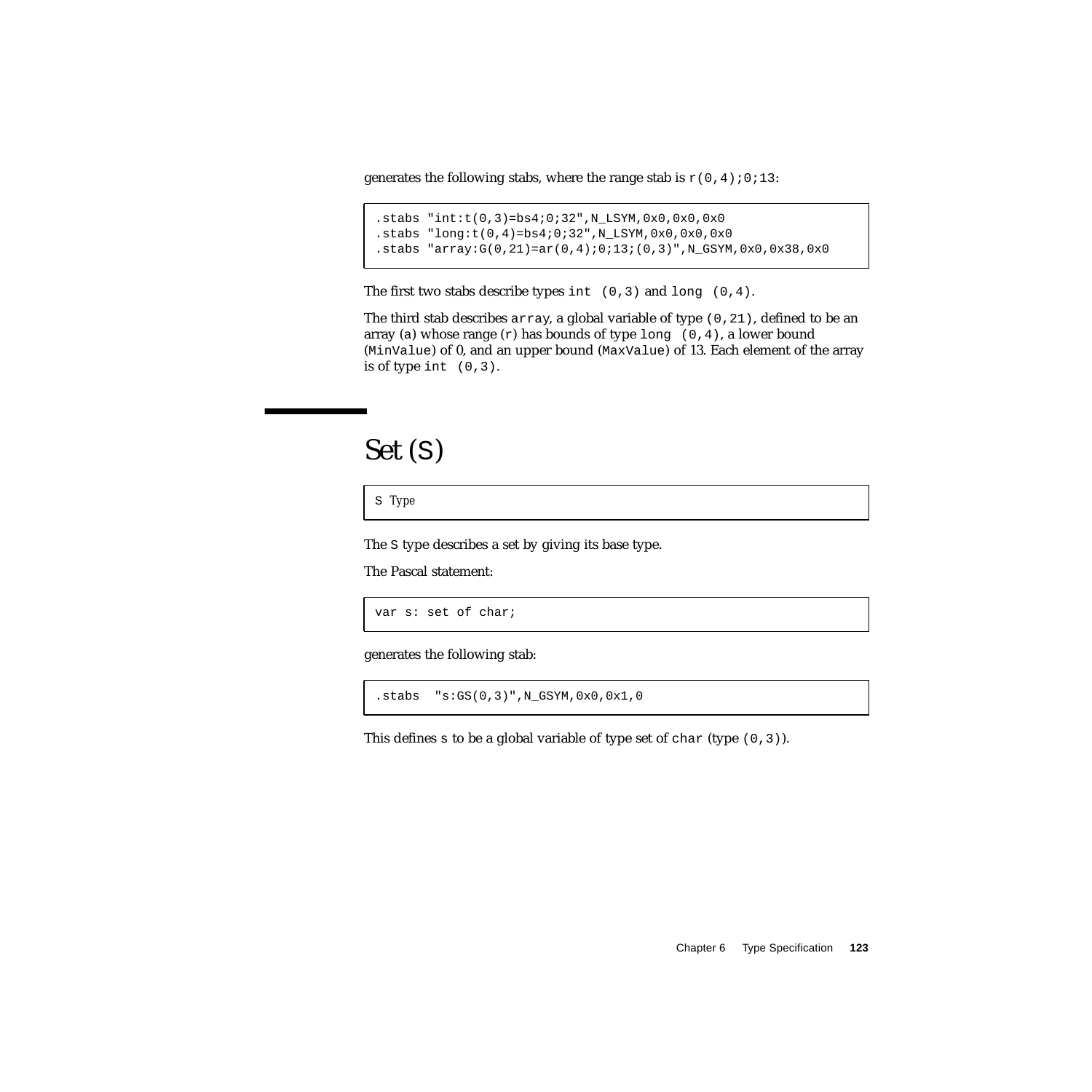generates the following stabs, where the range stab is `r(0,4);0;13`:

```
.stabs "int:t(0,3)=bs4;0;32",N_LSYM,0x0,0x0,0x0
.stabs "long:t(0,4)=bs4;0;32",N_LSYM,0x0,0x0,0x0
.stabs "array:G(0,21)=ar(0,4);0;13;(0,3)",N_GSYM,0x0,0x38,0x0
```

The first two stabs describe types `int (0,3)` and `long (0,4)`.

The third stab describes `array`, a global variable of type `(0,21)`, defined to be an array (`a`) whose range (`r`) has bounds of type `long (0,4)`, a lower bound (`MinValue`) of 0, and an upper bound (`MaxValue`) of 13. Each element of the array is of type `int (0,3)`.

# Set (S)

```
S Type
```

The `S` type describes a set by giving its base type.

The Pascal statement:

```
var s: set of char;
```

generates the following stab:

```
.stabs  "s:GS(0,3)",N_GSYM,0x0,0x1,0
```

This defines `s` to be a global variable of type set of `char` (type `(0,3)`).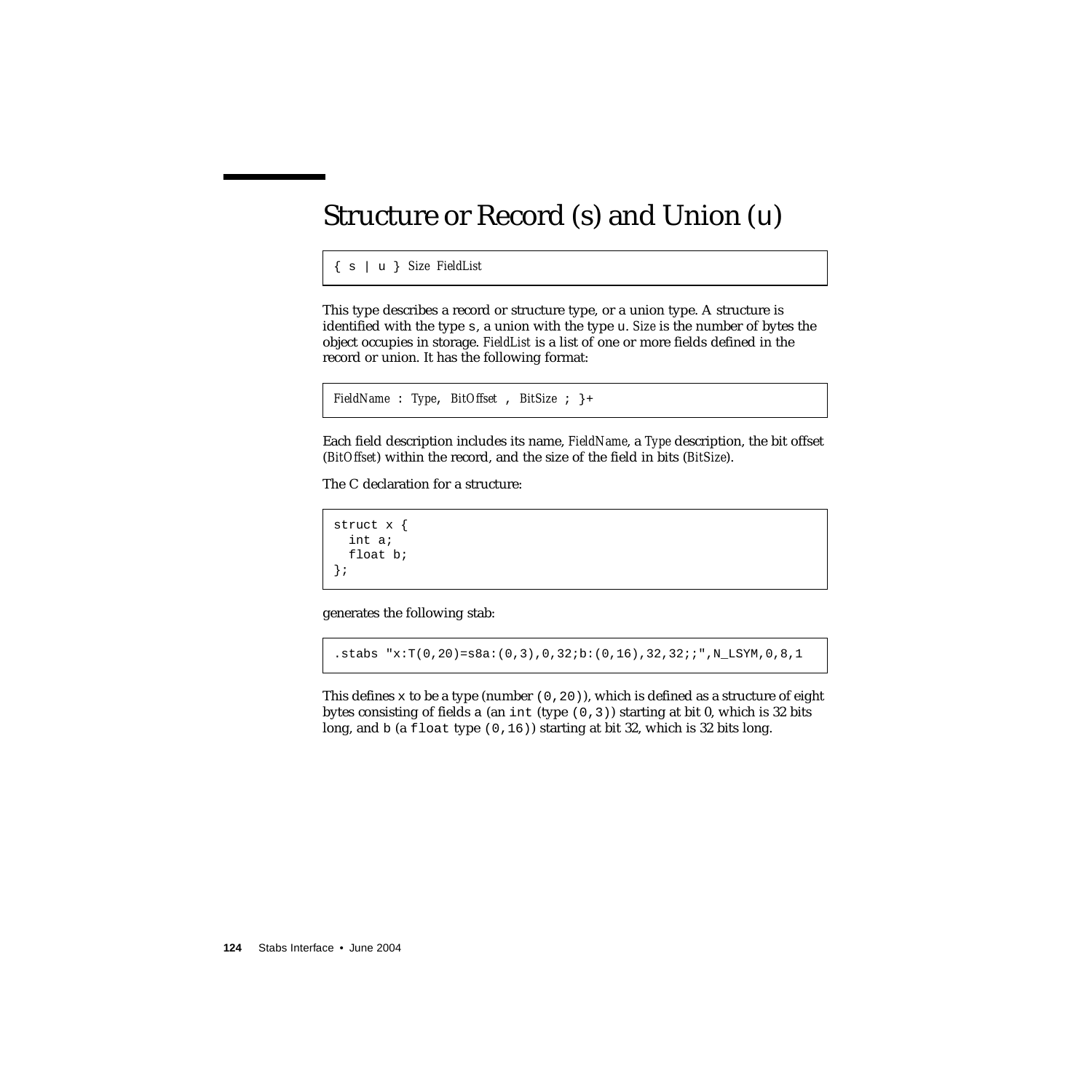# Structure or Record (s) and Union (u)

```
{ s | u } Size FieldList
```

This type describes a record or structure type, or a union type. A structure is identified with the type `s`, a union with the type `u`. *Size* is the number of bytes the object occupies in storage. *FieldList* is a list of one or more fields defined in the record or union. It has the following format:

```
FieldName : Type, BitOffset , BitSize ; }+
```

Each field description includes its name, *FieldName*, a *Type* description, the bit offset (*BitOffset*) within the record, and the size of the field in bits (*BitSize*).

The C declaration for a structure:

```
struct x {
  int a;
  float b;
};
```

generates the following stab:

```
.stabs "x:T(0,20)=s8a:(0,3),0,32;b:(0,16),32,32;;",N_LSYM,0,8,1
```

This defines `x` to be a type (number `(0,20)`), which is defined as a structure of eight bytes consisting of fields `a` (an `int` (type `(0,3)`) starting at bit 0, which is 32 bits long, and `b` (a `float` type `(0,16)`) starting at bit 32, which is 32 bits long.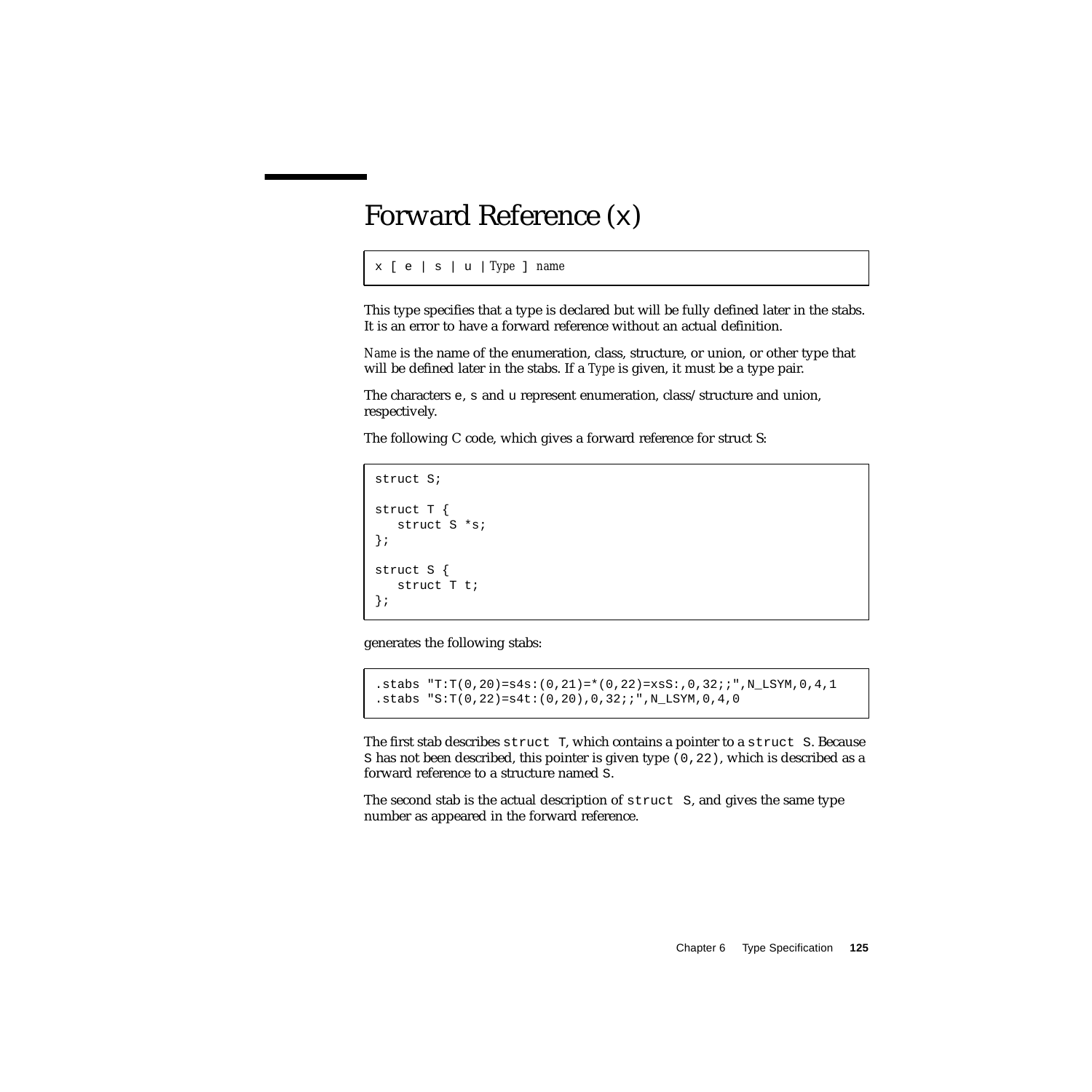# Forward Reference (x)

```
x [ e | s | u | Type ] name
```

This type specifies that a type is declared but will be fully defined later in the stabs. It is an error to have a forward reference without an actual definition.

*Name* is the name of the enumeration, class, structure, or union, or other type that will be defined later in the stabs. If a *Type* is given, it must be a type pair.

The characters `e`, `s` and `u` represent enumeration, class/structure and union, respectively.

The following C code, which gives a forward reference for struct S:

```
struct S;

struct T {
   struct S *s;
};

struct S {
   struct T t;
};
```

generates the following stabs:

```
.stabs "T:T(0,20)=s4s:(0,21)=*(0,22)=xsS:,0,32;;",N_LSYM,0,4,1
.stabs "S:T(0,22)=s4t:(0,20),0,32;;",N_LSYM,0,4,0
```

The first stab describes `struct T`, which contains a pointer to a `struct S`. Because `S` has not been described, this pointer is given type `(0,22)`, which is described as a forward reference to a structure named `S`.

The second stab is the actual description of `struct S`, and gives the same type number as appeared in the forward reference.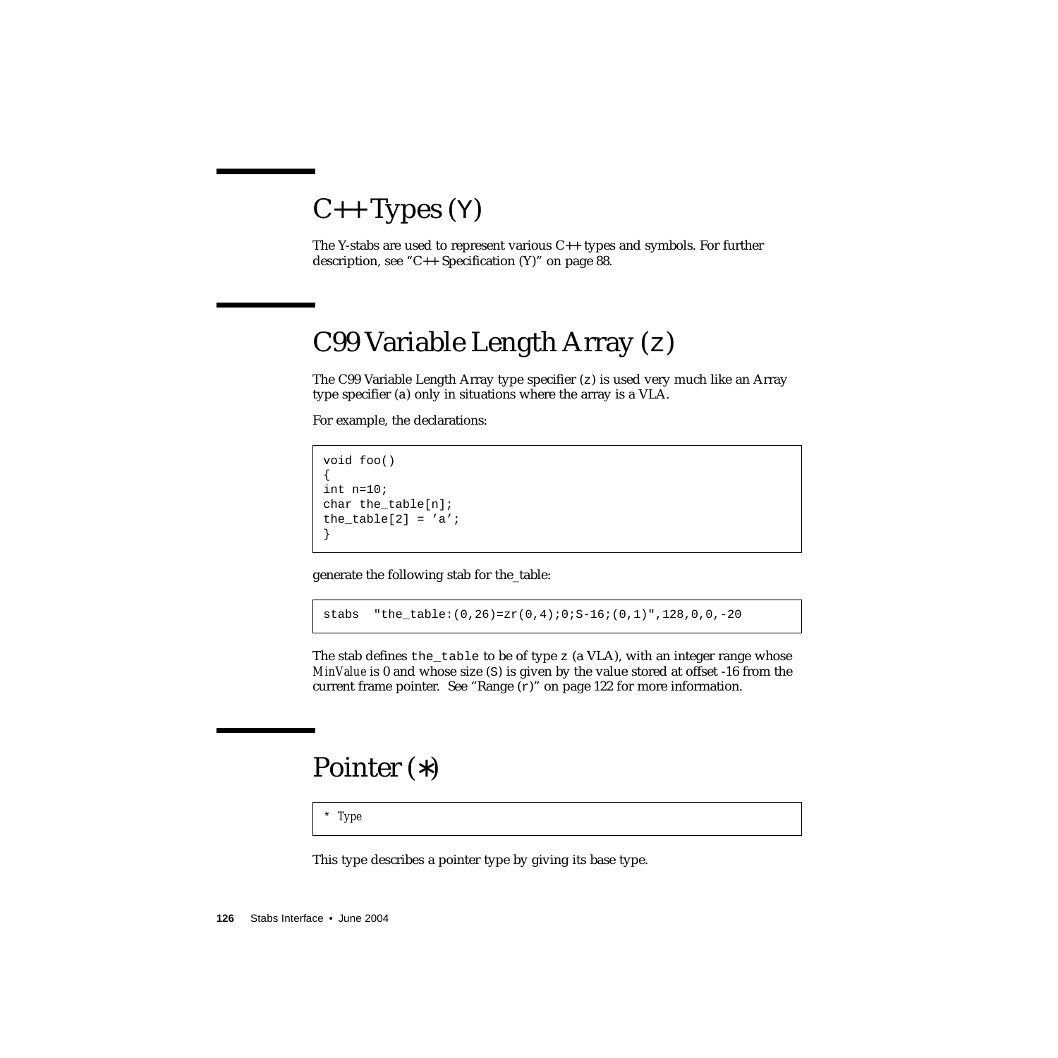# C++ Types (Y)

The Y-stabs are used to represent various C++ types and symbols. For further description, see "C++ Specification (Y)" on page 88.

# C99 Variable Length Array (z)

The C99 Variable Length Array type specifier (z) is used very much like an Array type specifier (a) only in situations where the array is a VLA.

For example, the declarations:

```
void foo()
{
int n=10;
char the_table[n];
the_table[2] = 'a';
}
```

generate the following stab for the_table:

```
stabs  "the_table:(0,26)=zr(0,4);0;S-16;(0,1)",128,0,0,-20
```

The stab defines `the_table` to be of type z (a VLA), with an integer range whose *MinValue* is 0 and whose size (S) is given by the value stored at offset -16 from the current frame pointer. See "Range (r)" on page 122 for more information.

# Pointer (*)

```
* Type
```

This type describes a pointer type by giving its base type.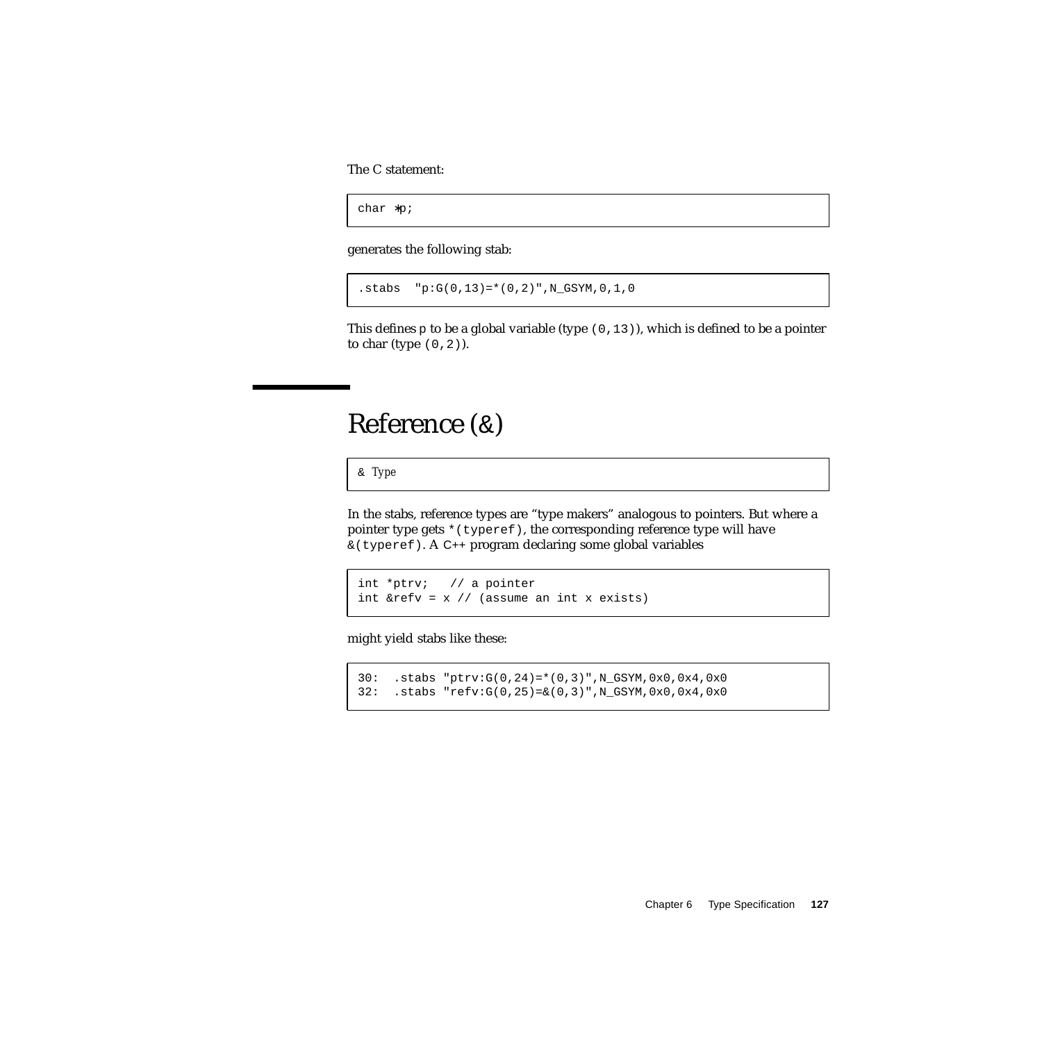The C statement:

```
char *p;
```

generates the following stab:

```
.stabs  "p:G(0,13)=*(0,2)",N_GSYM,0,1,0
```

This defines `p` to be a global variable (type `(0,13)`), which is defined to be a pointer to char (type `(0,2)`).

## Reference (&)

```
& Type
```

In the stabs, reference types are "type makers" analogous to pointers. But where a pointer type gets `*(typeref)`, the corresponding reference type will have `&(typeref)`. A C++ program declaring some global variables

```
int *ptrv;   // a pointer
int &refv = x // (assume an int x exists)
```

might yield stabs like these:

```
30:  .stabs "ptrv:G(0,24)=*(0,3)",N_GSYM,0x0,0x4,0x0
32:  .stabs "refv:G(0,25)=&(0,3)",N_GSYM,0x0,0x4,0x0
```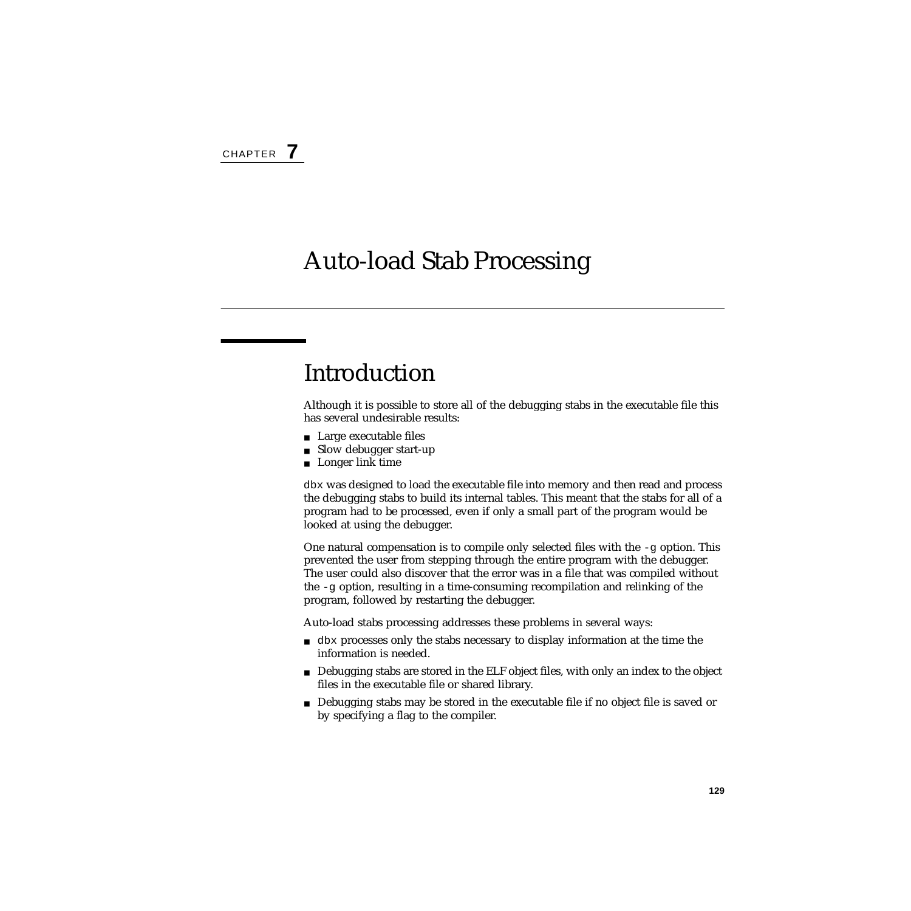CHAPTER **7**

# Auto-load Stab Processing

## Introduction

Although it is possible to store all of the debugging stabs in the executable file this has several undesirable results:

- Large executable files
- Slow debugger start-up
- Longer link time

`dbx` was designed to load the executable file into memory and then read and process the debugging stabs to build its internal tables. This meant that the stabs for all of a program had to be processed, even if only a small part of the program would be looked at using the debugger.

One natural compensation is to compile only selected files with the `-g` option. This prevented the user from stepping through the entire program with the debugger. The user could also discover that the error was in a file that was compiled without the `-g` option, resulting in a time-consuming recompilation and relinking of the program, followed by restarting the debugger.

Auto-load stabs processing addresses these problems in several ways:

- `dbx` processes only the stabs necessary to display information at the time the information is needed.
- Debugging stabs are stored in the ELF object files, with only an index to the object files in the executable file or shared library.
- Debugging stabs may be stored in the executable file if no object file is saved or by specifying a flag to the compiler.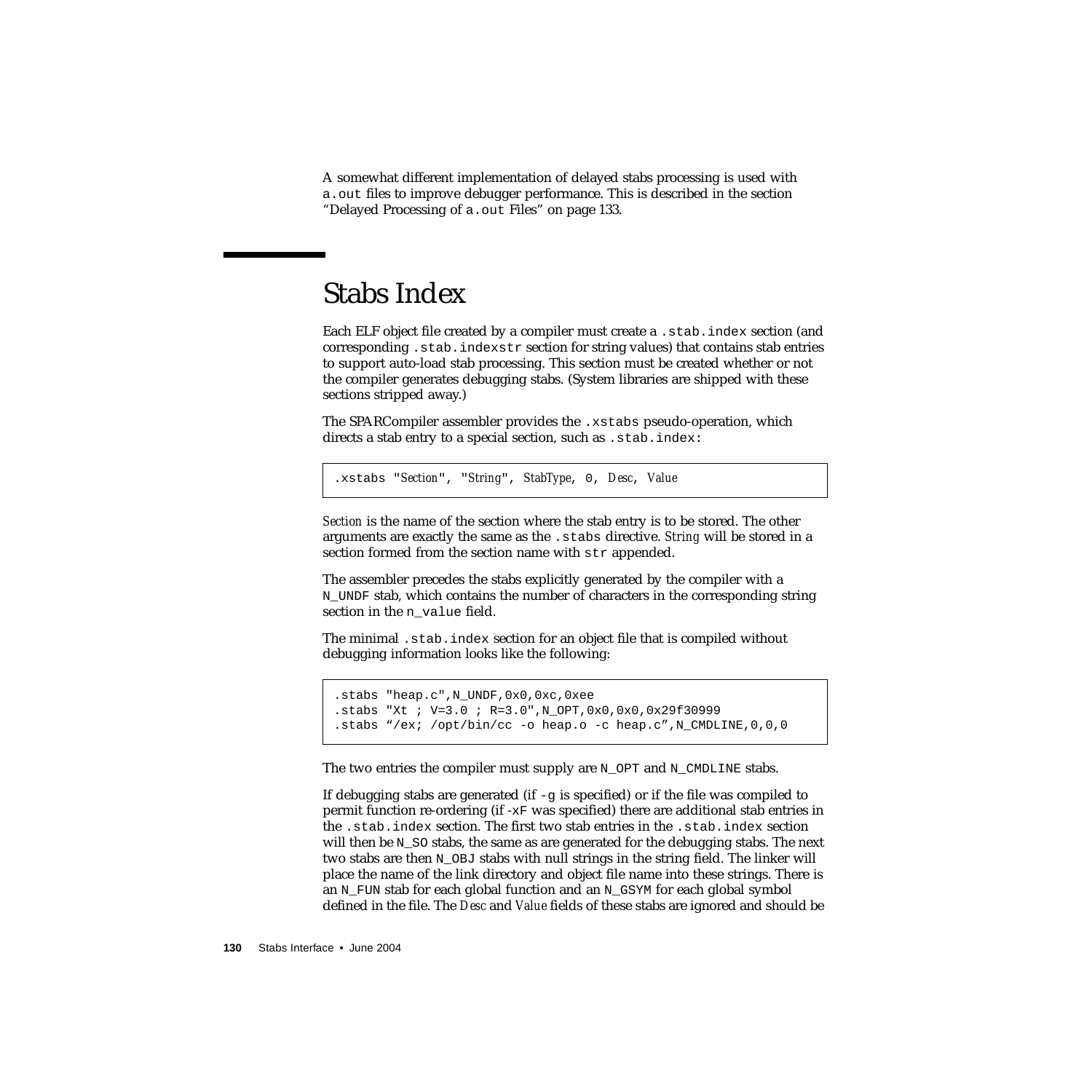A somewhat different implementation of delayed stabs processing is used with `a.out` files to improve debugger performance. This is described in the section "Delayed Processing of `a.out` Files" on page 133.

## Stabs Index

Each ELF object file created by a compiler must create a `.stab.index` section (and corresponding `.stab.indexstr` section for string values) that contains stab entries to support auto-load stab processing. This section must be created whether or not the compiler generates debugging stabs. (System libraries are shipped with these sections stripped away.)

The SPARCompiler assembler provides the `.xstabs` pseudo-operation, which directs a stab entry to a special section, such as `.stab.index`:

```
.xstabs "Section", "String", StabType, 0, Desc, Value
```

*Section* is the name of the section where the stab entry is to be stored. The other arguments are exactly the same as the `.stabs` directive. *String* will be stored in a section formed from the section name with `str` appended.

The assembler precedes the stabs explicitly generated by the compiler with a `N_UNDF` stab, which contains the number of characters in the corresponding string section in the `n_value` field.

The minimal `.stab.index` section for an object file that is compiled without debugging information looks like the following:

```
.stabs "heap.c",N_UNDF,0x0,0xc,0xee
.stabs "Xt ; V=3.0 ; R=3.0",N_OPT,0x0,0x0,0x29f30999
.stabs "/ex; /opt/bin/cc -o heap.o -c heap.c",N_CMDLINE,0,0,0
```

The two entries the compiler must supply are `N_OPT` and `N_CMDLINE` stabs.

If debugging stabs are generated (if `-g` is specified) or if the file was compiled to permit function re-ordering (if `-xF` was specified) there are additional stab entries in the `.stab.index` section. The first two stab entries in the `.stab.index` section will then be `N_SO` stabs, the same as are generated for the debugging stabs. The next two stabs are then `N_OBJ` stabs with null strings in the string field. The linker will place the name of the link directory and object file name into these strings. There is an `N_FUN` stab for each global function and an `N_GSYM` for each global symbol defined in the file. The *Desc* and *Value* fields of these stabs are ignored and should be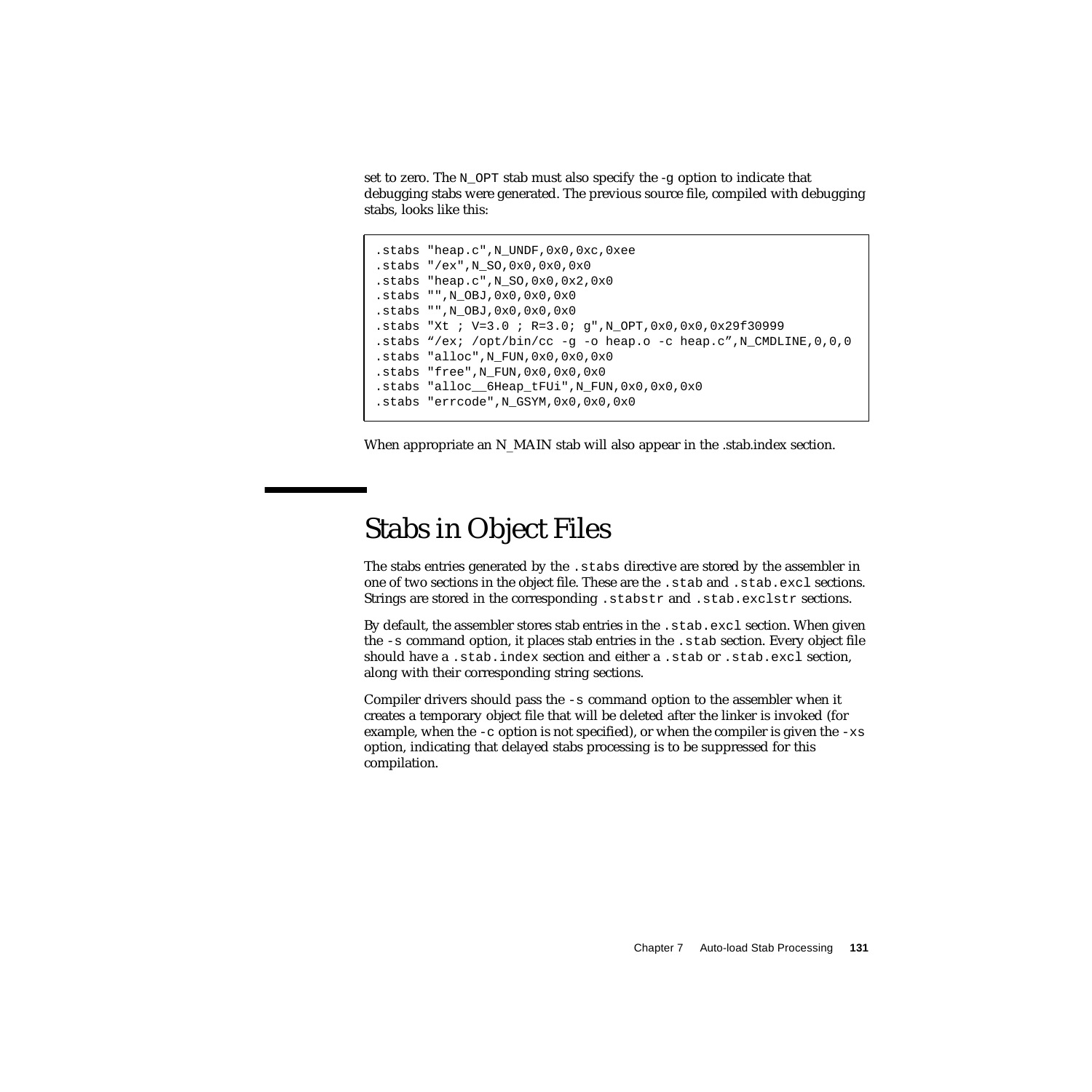set to zero. The N_OPT stab must also specify the -g option to indicate that debugging stabs were generated. The previous source file, compiled with debugging stabs, looks like this:

```
.stabs "heap.c",N_UNDF,0x0,0xc,0xee
.stabs "/ex",N_SO,0x0,0x0,0x0
.stabs "heap.c",N_SO,0x0,0x2,0x0
.stabs "",N_OBJ,0x0,0x0,0x0
.stabs "",N_OBJ,0x0,0x0,0x0
.stabs "Xt ; V=3.0 ; R=3.0; g",N_OPT,0x0,0x0,0x29f30999
.stabs "/ex; /opt/bin/cc -g -o heap.o -c heap.c",N_CMDLINE,0,0,0
.stabs "alloc",N_FUN,0x0,0x0,0x0
.stabs "free",N_FUN,0x0,0x0,0x0
.stabs "alloc__6Heap_tFUi",N_FUN,0x0,0x0,0x0
.stabs "errcode",N_GSYM,0x0,0x0,0x0
```

When appropriate an N_MAIN stab will also appear in the .stab.index section.

# Stabs in Object Files

The stabs entries generated by the .stabs directive are stored by the assembler in one of two sections in the object file. These are the .stab and .stab.excl sections. Strings are stored in the corresponding .stabstr and .stab.exclstr sections.

By default, the assembler stores stab entries in the .stab.excl section. When given the -s command option, it places stab entries in the .stab section. Every object file should have a .stab.index section and either a .stab or .stab.excl section, along with their corresponding string sections.

Compiler drivers should pass the -s command option to the assembler when it creates a temporary object file that will be deleted after the linker is invoked (for example, when the -c option is not specified), or when the compiler is given the -xs option, indicating that delayed stabs processing is to be suppressed for this compilation.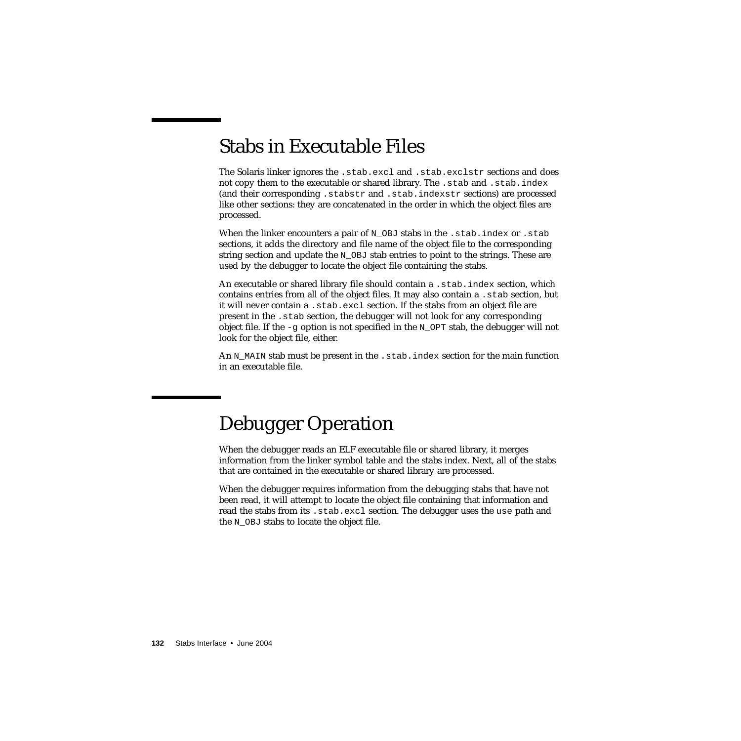## Stabs in Executable Files

The Solaris linker ignores the `.stab.excl` and `.stab.exclstr` sections and does not copy them to the executable or shared library. The `.stab` and `.stab.index` (and their corresponding `.stabstr` and `.stab.indexstr` sections) are processed like other sections: they are concatenated in the order in which the object files are processed.

When the linker encounters a pair of `N_OBJ` stabs in the `.stab.index` or `.stab` sections, it adds the directory and file name of the object file to the corresponding string section and update the `N_OBJ` stab entries to point to the strings. These are used by the debugger to locate the object file containing the stabs.

An executable or shared library file should contain a `.stab.index` section, which contains entries from all of the object files. It may also contain a `.stab` section, but it will never contain a `.stab.excl` section. If the stabs from an object file are present in the `.stab` section, the debugger will not look for any corresponding object file. If the `-g` option is not specified in the `N_OPT` stab, the debugger will not look for the object file, either.

An `N_MAIN` stab must be present in the `.stab.index` section for the main function in an executable file.

## Debugger Operation

When the debugger reads an ELF executable file or shared library, it merges information from the linker symbol table and the stabs index. Next, all of the stabs that are contained in the executable or shared library are processed.

When the debugger requires information from the debugging stabs that have not been read, it will attempt to locate the object file containing that information and read the stabs from its `.stab.excl` section. The debugger uses the `use` path and the `N_OBJ` stabs to locate the object file.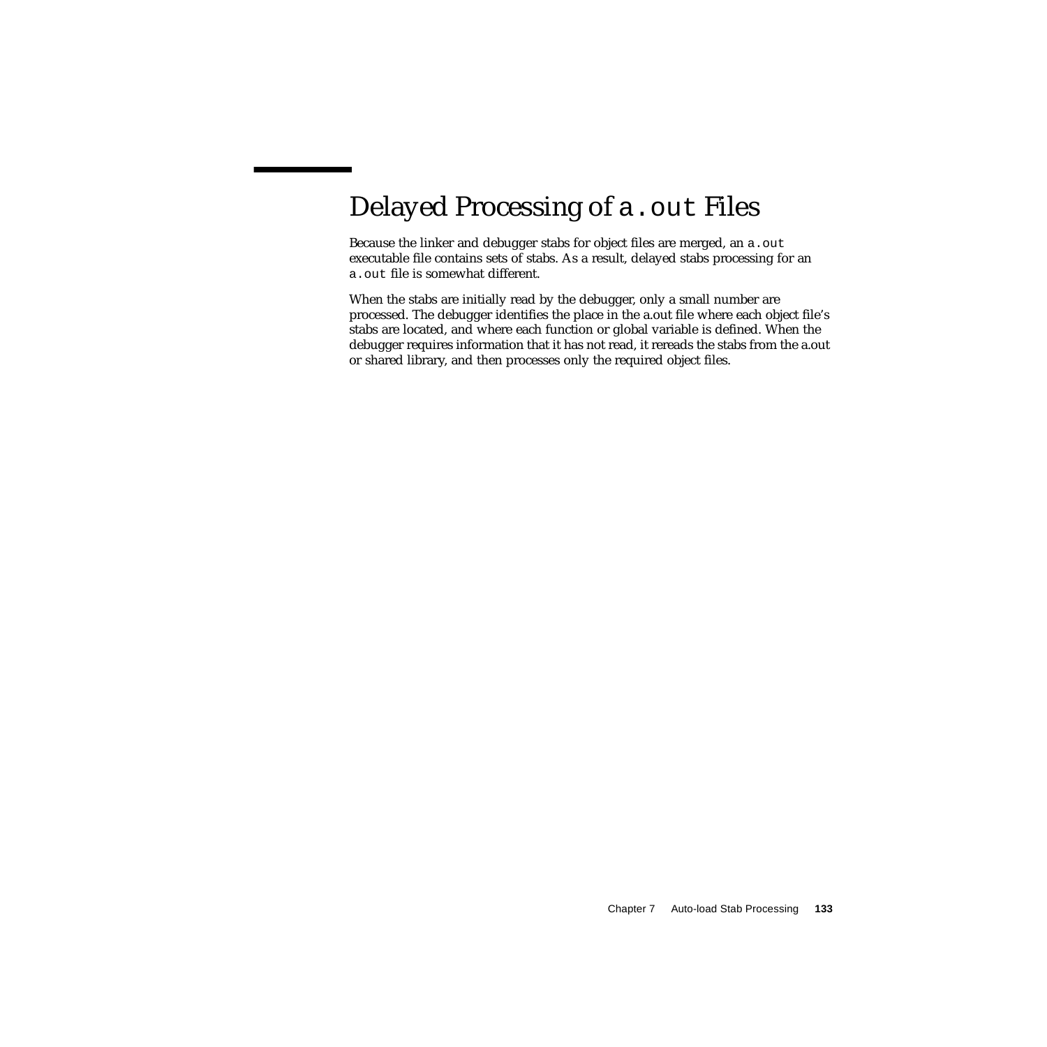# Delayed Processing of `a.out` Files

Because the linker and debugger stabs for object files are merged, an `a.out` executable file contains sets of stabs. As a result, delayed stabs processing for an `a.out` file is somewhat different.

When the stabs are initially read by the debugger, only a small number are processed. The debugger identifies the place in the a.out file where each object file's stabs are located, and where each function or global variable is defined. When the debugger requires information that it has not read, it rereads the stabs from the a.out or shared library, and then processes only the required object files.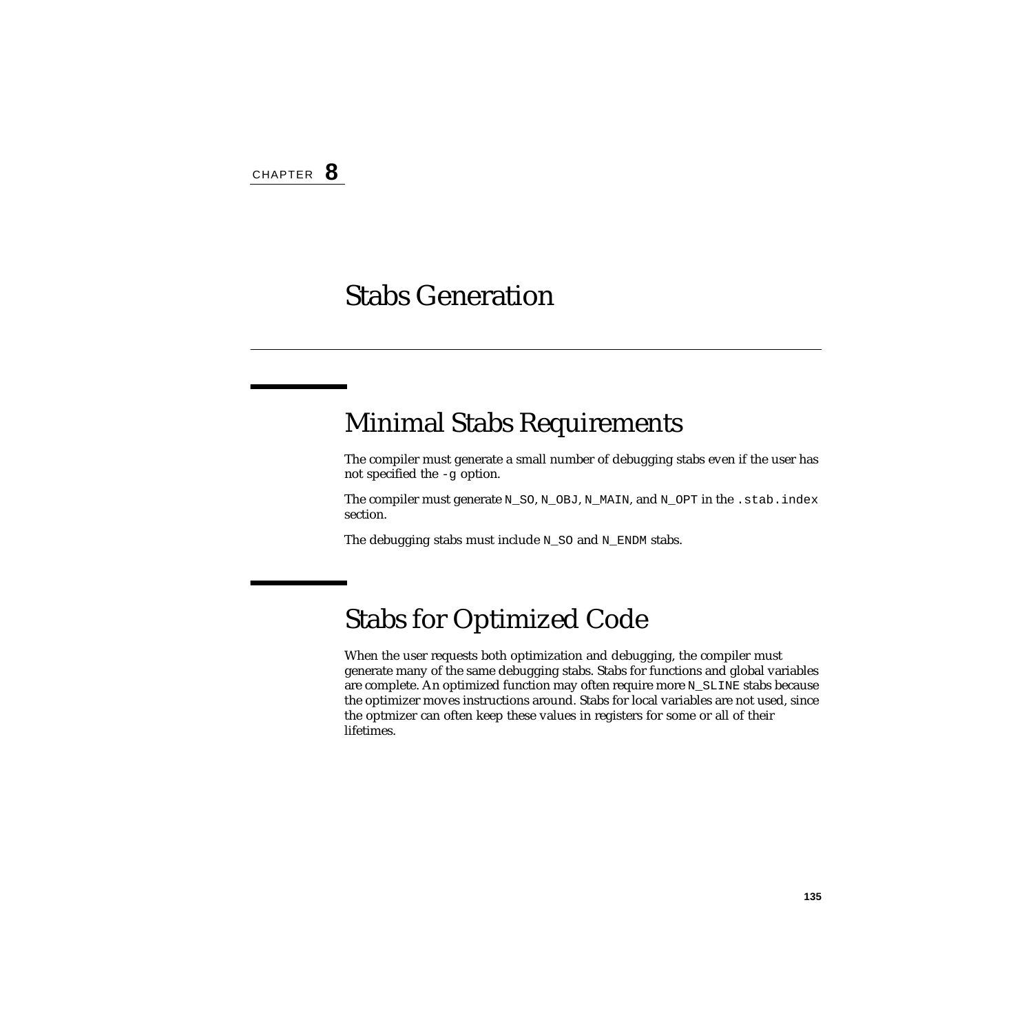CHAPTER **8**

# Stabs Generation

## Minimal Stabs Requirements

The compiler must generate a small number of debugging stabs even if the user has not specified the `-g` option.

The compiler must generate `N_SO`, `N_OBJ`, `N_MAIN`, and `N_OPT` in the `.stab.index` section.

The debugging stabs must include `N_SO` and `N_ENDM` stabs.

## Stabs for Optimized Code

When the user requests both optimization and debugging, the compiler must generate many of the same debugging stabs. Stabs for functions and global variables are complete. An optimized function may often require more `N_SLINE` stabs because the optimizer moves instructions around. Stabs for local variables are not used, since the optmizer can often keep these values in registers for some or all of their lifetimes.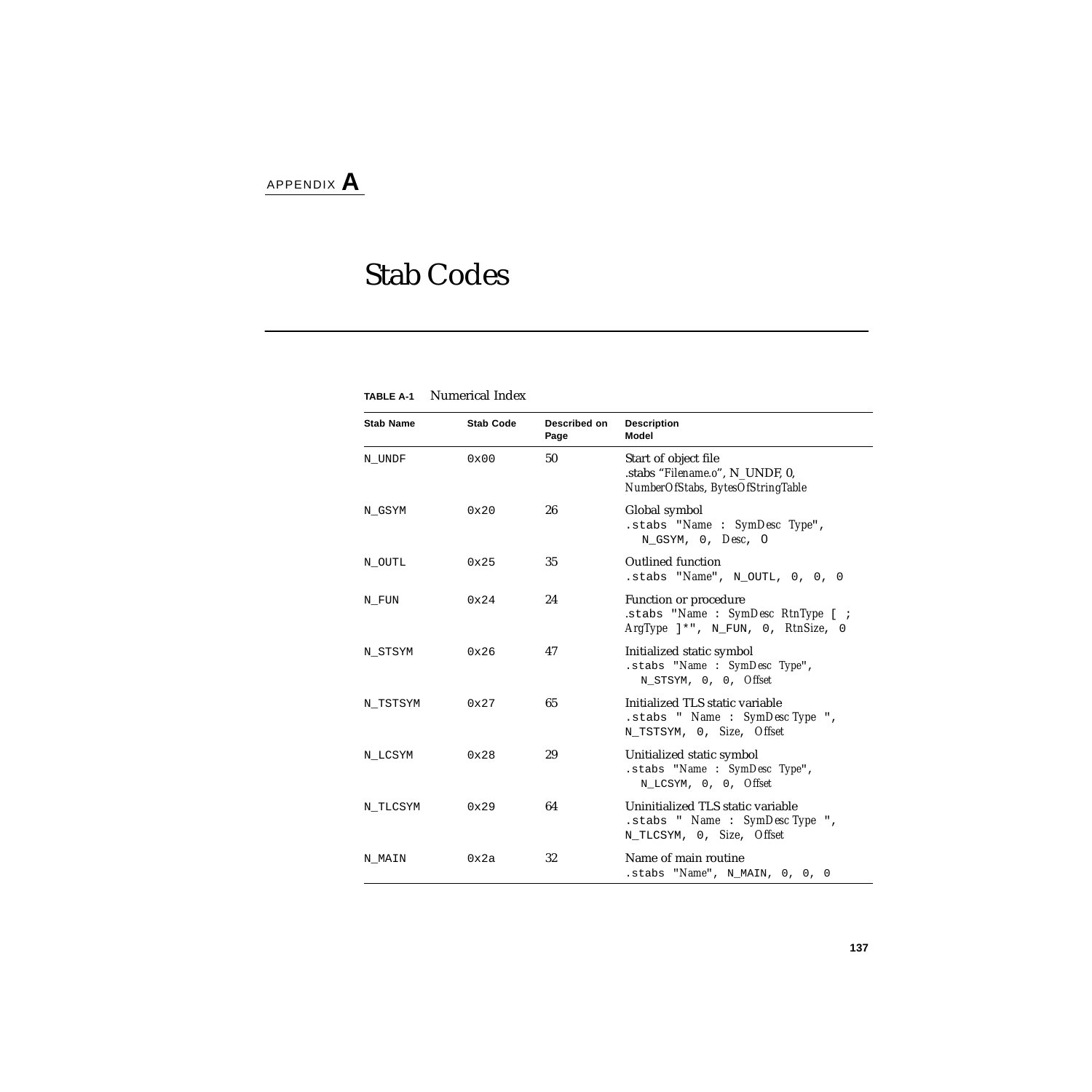APPENDIX **A**

# Stab Codes

**TABLE A-1** Numerical Index

| Stab Name | Stab Code | Described on Page | Description Model |
|---|---|---|---|
| N_UNDF | 0x00 | 50 | Start of object file<br>.stabs "*Filename.o*", N_UNDF, 0, *NumberOfStabs*, *BytesOfStringTable* |
| N_GSYM | 0x20 | 26 | Global symbol<br>.stabs "*Name* : *SymDesc Type*", N_GSYM, 0, *Desc*, 0 |
| N_OUTL | 0x25 | 35 | Outlined function<br>.stabs "*Name*", N_OUTL, 0, 0, 0 |
| N_FUN | 0x24 | 24 | Function or procedure<br>.stabs "*Name* : *SymDesc RtnType* [ ; *ArgType* ]*", N_FUN, 0, *RtnSize*, 0 |
| N_STSYM | 0x26 | 47 | Initialized static symbol<br>.stabs "*Name* : *SymDesc Type*", N_STSYM, 0, 0, *Offset* |
| N_TSTSYM | 0x27 | 65 | Initialized TLS static variable<br>.stabs " *Name* : *SymDesc Type* ", N_TSTSYM, 0, *Size*, *Offset* |
| N_LCSYM | 0x28 | 29 | Unitialized static symbol<br>.stabs "*Name* : *SymDesc Type*", N_LCSYM, 0, 0, *Offset* |
| N_TLCSYM | 0x29 | 64 | Uninitialized TLS static variable<br>.stabs " *Name* : *SymDesc Type* ", N_TLCSYM, 0, *Size*, *Offset* |
| N_MAIN | 0x2a | 32 | Name of main routine<br>.stabs "*Name*", N_MAIN, 0, 0, 0 |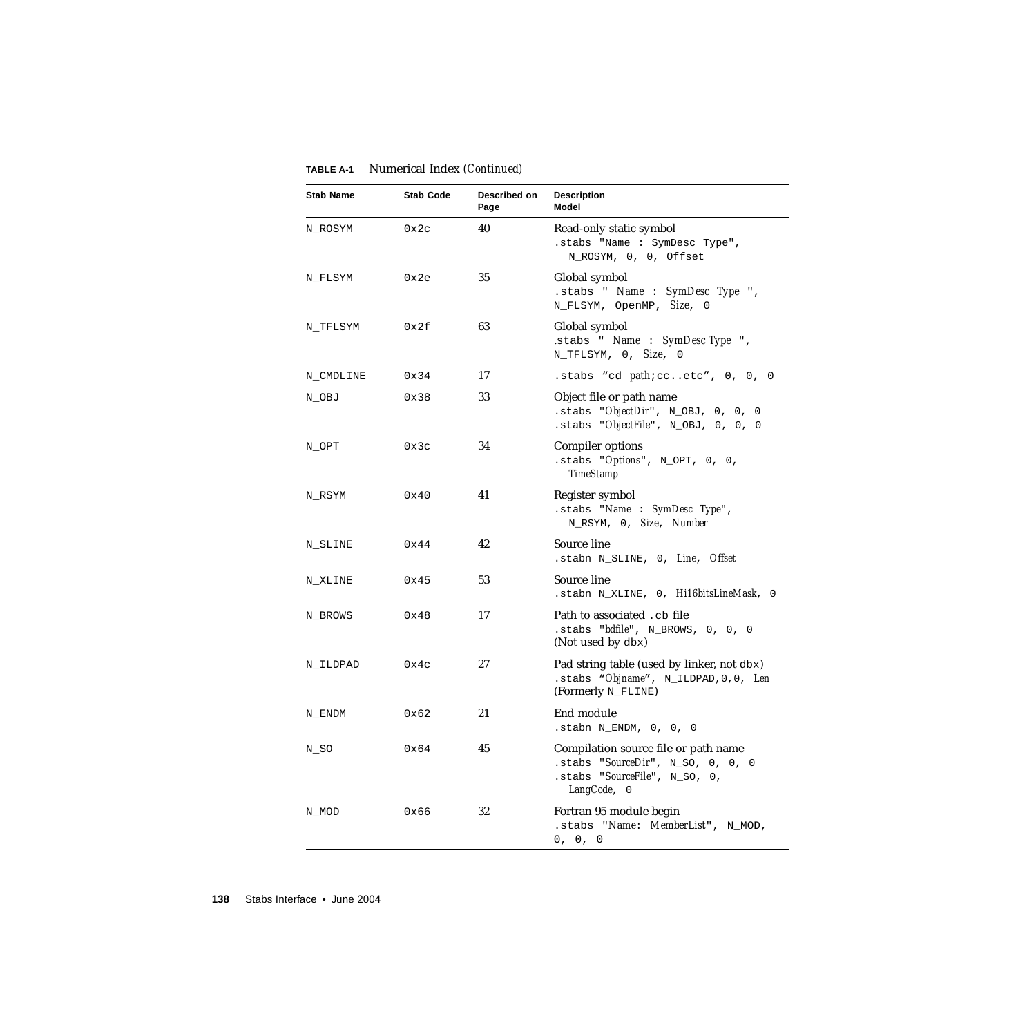**TABLE A-1** Numerical Index *(Continued)*

| Stab Name | Stab Code | Described on Page | Description Model |
|---|---|---|---|
| N_ROSYM | 0x2c | 40 | Read-only static symbol<br>`.stabs "Name : SymDesc Type", N_ROSYM, 0, 0, Offset` |
| N_FLSYM | 0x2e | 35 | Global symbol<br>`.stabs "` *Name* `:` *SymDesc Type* `", N_FLSYM, OpenMP,` *Size*`, 0` |
| N_TFLSYM | 0x2f | 63 | Global symbol<br>`.stabs "` *Name* `:` *SymDesc Type* `", N_TFLSYM, 0,` *Size*`, 0` |
| N_CMDLINE | 0x34 | 17 | `.stabs "cd` *path*`;cc..etc", 0, 0, 0` |
| N_OBJ | 0x38 | 33 | Object file or path name<br>`.stabs "`*ObjectDir*`", N_OBJ, 0, 0, 0`<br>`.stabs "`*ObjectFile*`", N_OBJ, 0, 0, 0` |
| N_OPT | 0x3c | 34 | Compiler options<br>`.stabs "`*Options*`", N_OPT, 0, 0,` *TimeStamp* |
| N_RSYM | 0x40 | 41 | Register symbol<br>`.stabs "`*Name* `:` *SymDesc Type*`", N_RSYM, 0,` *Size*`,` *Number* |
| N_SLINE | 0x44 | 42 | Source line<br>`.stabn N_SLINE, 0,` *Line*`,` *Offset* |
| N_XLINE | 0x45 | 53 | Source line<br>`.stabn N_XLINE, 0,` *Hi16bitsLineMask*`, 0` |
| N_BROWS | 0x48 | 17 | Path to associated `.cb` file<br>`.stabs "`*bdfile*`", N_BROWS, 0, 0, 0`<br>(Not used by `dbx`) |
| N_ILDPAD | 0x4c | 27 | Pad string table (used by linker, not `dbx`)<br>`.stabs "`*Objname*`", N_ILDPAD,0,0,` *Len*<br>(Formerly `N_FLINE`) |
| N_ENDM | 0x62 | 21 | End module<br>`.stabn N_ENDM, 0, 0, 0` |
| N_SO | 0x64 | 45 | Compilation source file or path name<br>`.stabs "`*SourceDir*`", N_SO, 0, 0, 0`<br>`.stabs "`*SourceFile*`", N_SO, 0,` *LangCode*`, 0` |
| N_MOD | 0x66 | 32 | Fortran 95 module begin<br>`.stabs "`*Name*`:` *MemberList*`", N_MOD, 0, 0, 0` |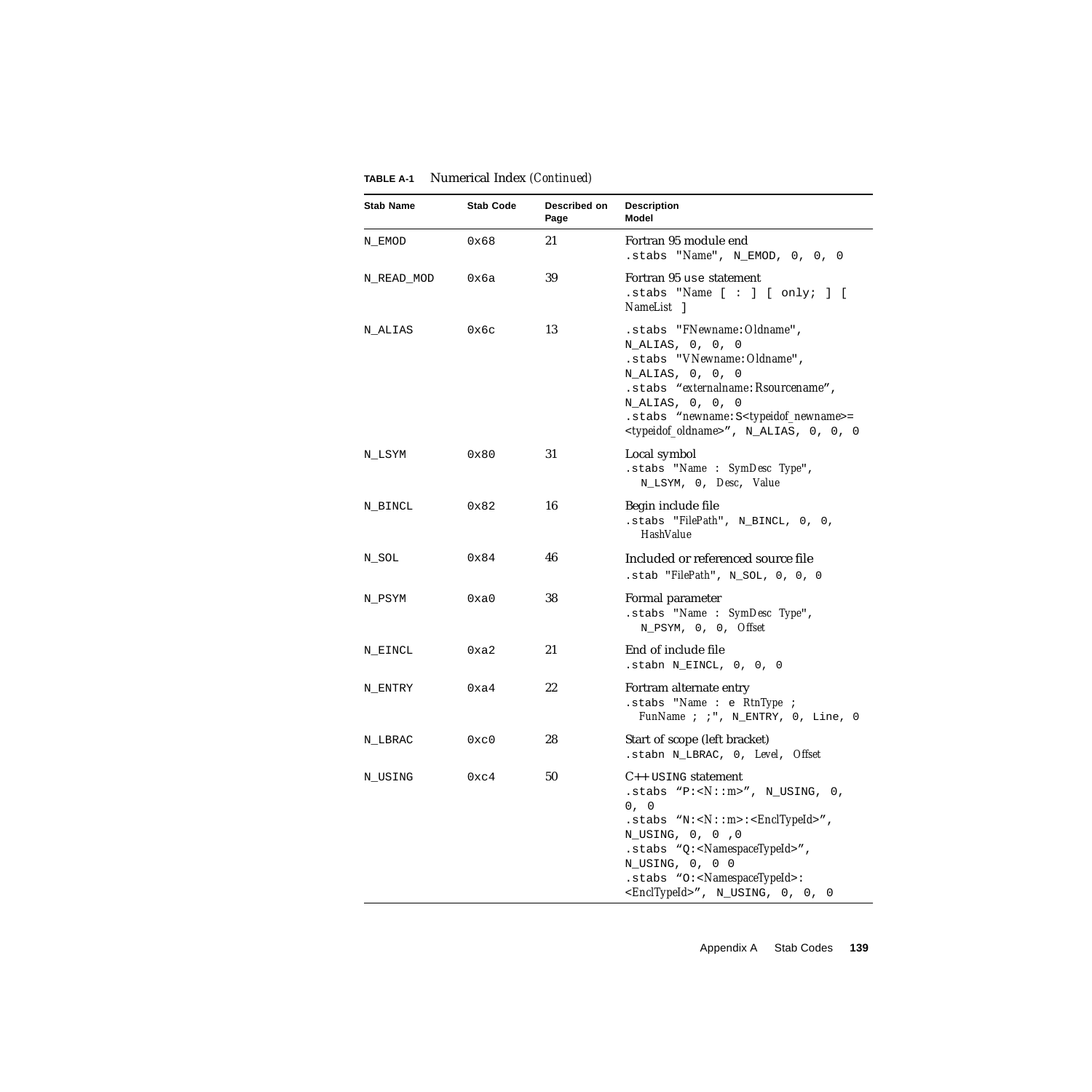**TABLE A-1** Numerical Index *(Continued)*

| Stab Name | Stab Code | Described on Page | Description Model |
|---|---|---|---|
| N_EMOD | 0x68 | 21 | Fortran 95 module end<br>`.stabs "Name", N_EMOD, 0, 0, 0` |
| N_READ_MOD | 0x6a | 39 | Fortran 95 use statement<br>`.stabs "Name [ : ] [ only; ] [ NameList ]` |
| N_ALIAS | 0x6c | 13 | `.stabs "FNewname:Oldname", N_ALIAS, 0, 0, 0`<br>`.stabs "VNewname:Oldname", N_ALIAS, 0, 0, 0`<br>`.stabs "externalname:Rsourcename", N_ALIAS, 0, 0, 0`<br>`.stabs "newname:S<typeidof_newname>=<typeidof_oldname>", N_ALIAS, 0, 0, 0` |
| N_LSYM | 0x80 | 31 | Local symbol<br>`.stabs "Name : SymDesc Type", N_LSYM, 0, Desc, Value` |
| N_BINCL | 0x82 | 16 | Begin include file<br>`.stabs "FilePath", N_BINCL, 0, 0, HashValue` |
| N_SOL | 0x84 | 46 | Included or referenced source file<br>`.stab "FilePath", N_SOL, 0, 0, 0` |
| N_PSYM | 0xa0 | 38 | Formal parameter<br>`.stabs "Name : SymDesc Type", N_PSYM, 0, 0, Offset` |
| N_EINCL | 0xa2 | 21 | End of include file<br>`.stabn N_EINCL, 0, 0, 0` |
| N_ENTRY | 0xa4 | 22 | Fortram alternate entry<br>`.stabs "Name : e RtnType ; FunName ; ;", N_ENTRY, 0, Line, 0` |
| N_LBRAC | 0xc0 | 28 | Start of scope (left bracket)<br>`.stabn N_LBRAC, 0, Level, Offset` |
| N_USING | 0xc4 | 50 | C++ `USING` statement<br>`.stabs "P:<N::m>", N_USING, 0, 0, 0`<br>`.stabs "N:<N::m>:<EnclTypeId>", N_USING, 0, 0 ,0`<br>`.stabs "Q:<NamespaceTypeId>", N_USING, 0, 0 0`<br>`.stabs "O:<NamespaceTypeId>:<EnclTypeId>", N_USING, 0, 0, 0` |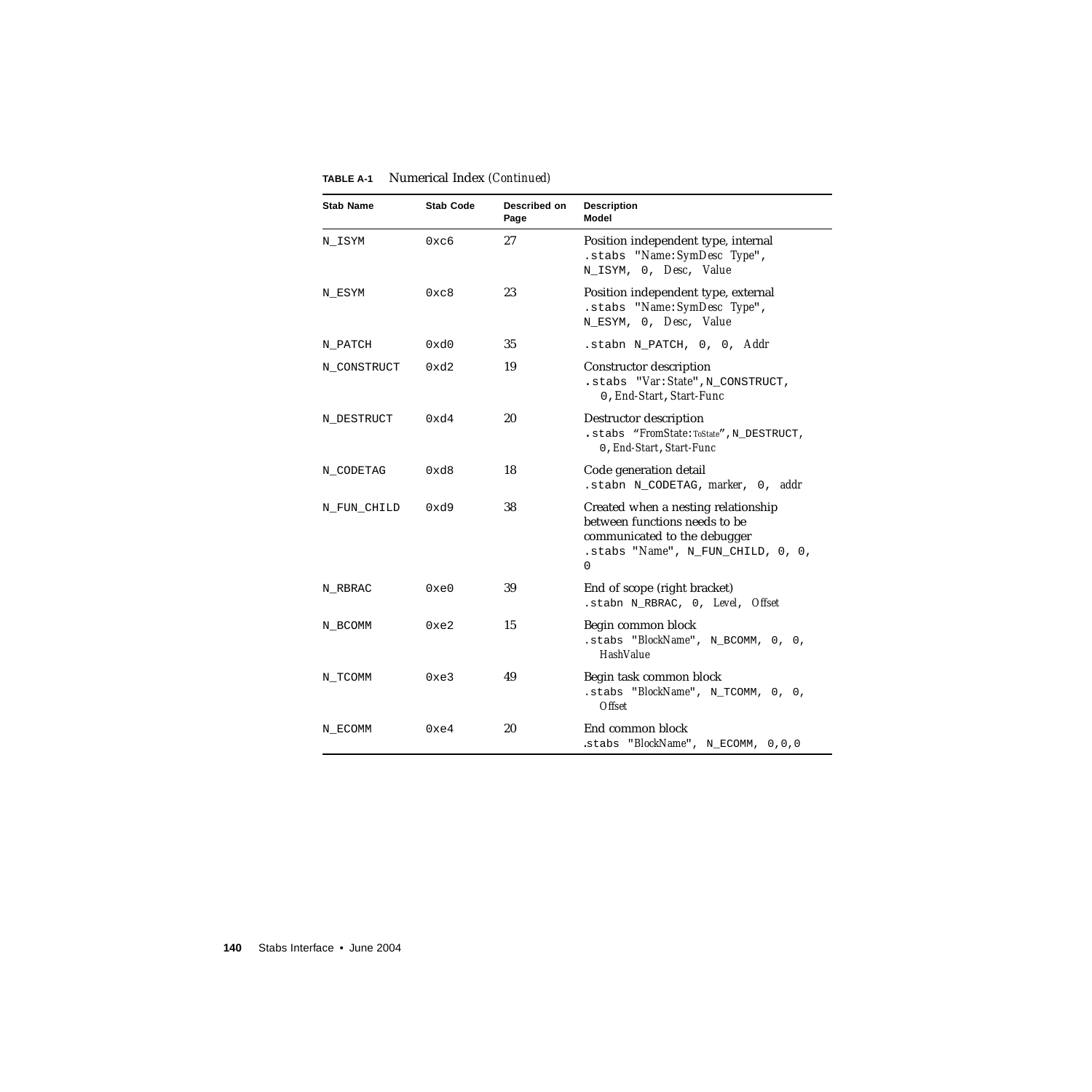**TABLE A-1** Numerical Index *(Continued)*

| Stab Name | Stab Code | Described on Page | Description Model |
|---|---|---|---|
| N_ISYM | 0xc6 | 27 | Position independent type, internal `.stabs "`*Name*`:`*SymDesc Type*`", N_ISYM, 0,` *Desc*`,` *Value* |
| N_ESYM | 0xc8 | 23 | Position independent type, external `.stabs "`*Name*`:`*SymDesc Type*`", N_ESYM, 0,` *Desc*`,` *Value* |
| N_PATCH | 0xd0 | 35 | `.stabn N_PATCH, 0, 0,` *Addr* |
| N_CONSTRUCT | 0xd2 | 19 | Constructor description `.stabs "`*Var*`:`*State*`",N_CONSTRUCT, 0,`*End-Start*`,`*Start-Func* |
| N_DESTRUCT | 0xd4 | 20 | Destructor description `.stabs "`*FromState*`:`*ToState*`",N_DESTRUCT, 0,`*End-Start*`,`*Start-Func* |
| N_CODETAG | 0xd8 | 18 | Code generation detail `.stabn N_CODETAG,` *marker*`, 0,` *addr* |
| N_FUN_CHILD | 0xd9 | 38 | Created when a nesting relationship between functions needs to be communicated to the debugger `.stabs "`*Name*`", N_FUN_CHILD, 0, 0, 0` |
| N_RBRAC | 0xe0 | 39 | End of scope (right bracket) `.stabn N_RBRAC, 0,` *Level*`,` *Offset* |
| N_BCOMM | 0xe2 | 15 | Begin common block `.stabs "`*BlockName*`", N_BCOMM, 0, 0,` *HashValue* |
| N_TCOMM | 0xe3 | 49 | Begin task common block `.stabs "`*BlockName*`", N_TCOMM, 0, 0,` *Offset* |
| N_ECOMM | 0xe4 | 20 | End common block `.stabs "`*BlockName*`", N_ECOMM, 0,0,0` |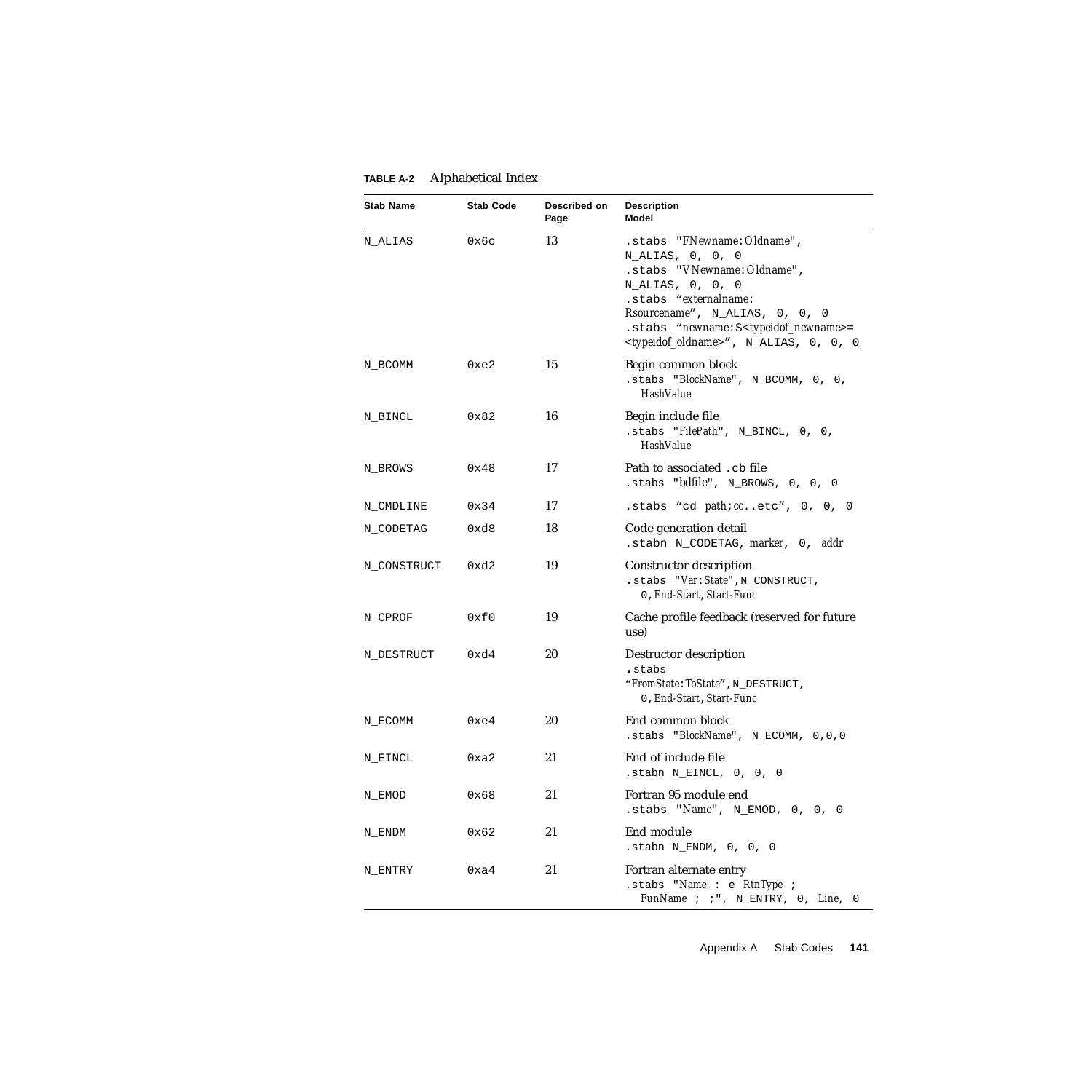**TABLE A-2** Alphabetical Index

| Stab Name | Stab Code | Described on Page | Description Model |
|---|---|---|---|
| N_ALIAS | 0x6c | 13 | `.stabs "FNewname:Oldname", N_ALIAS, 0, 0, 0` `.stabs "VNewname:Oldname", N_ALIAS, 0, 0, 0` `.stabs "externalname: Rsourcename", N_ALIAS, 0, 0, 0` `.stabs "newname:S<typeidof_newname>= <typeidof_oldname>", N_ALIAS, 0, 0, 0` |
| N_BCOMM | 0xe2 | 15 | Begin common block `.stabs "BlockName", N_BCOMM, 0, 0, HashValue` |
| N_BINCL | 0x82 | 16 | Begin include file `.stabs "FilePath", N_BINCL, 0, 0, HashValue` |
| N_BROWS | 0x48 | 17 | Path to associated `.cb` file `.stabs "bdfile", N_BROWS, 0, 0, 0` |
| N_CMDLINE | 0x34 | 17 | `.stabs "cd path;cc..etc", 0, 0, 0` |
| N_CODETAG | 0xd8 | 18 | Code generation detail `.stabn N_CODETAG, marker, 0, addr` |
| N_CONSTRUCT | 0xd2 | 19 | Constructor description `.stabs "Var:State",N_CONSTRUCT, 0,End-Start,Start-Func` |
| N_CPROF | 0xf0 | 19 | Cache profile feedback (reserved for future use) |
| N_DESTRUCT | 0xd4 | 20 | Destructor description `.stabs "FromState:ToState",N_DESTRUCT, 0,End-Start,Start-Func` |
| N_ECOMM | 0xe4 | 20 | End common block `.stabs "BlockName", N_ECOMM, 0,0,0` |
| N_EINCL | 0xa2 | 21 | End of include file `.stabn N_EINCL, 0, 0, 0` |
| N_EMOD | 0x68 | 21 | Fortran 95 module end `.stabs "Name", N_EMOD, 0, 0, 0` |
| N_ENDM | 0x62 | 21 | End module `.stabn N_ENDM, 0, 0, 0` |
| N_ENTRY | 0xa4 | 21 | Fortran alternate entry `.stabs "Name : e RtnType ; FunName ; ;", N_ENTRY, 0, Line, 0` |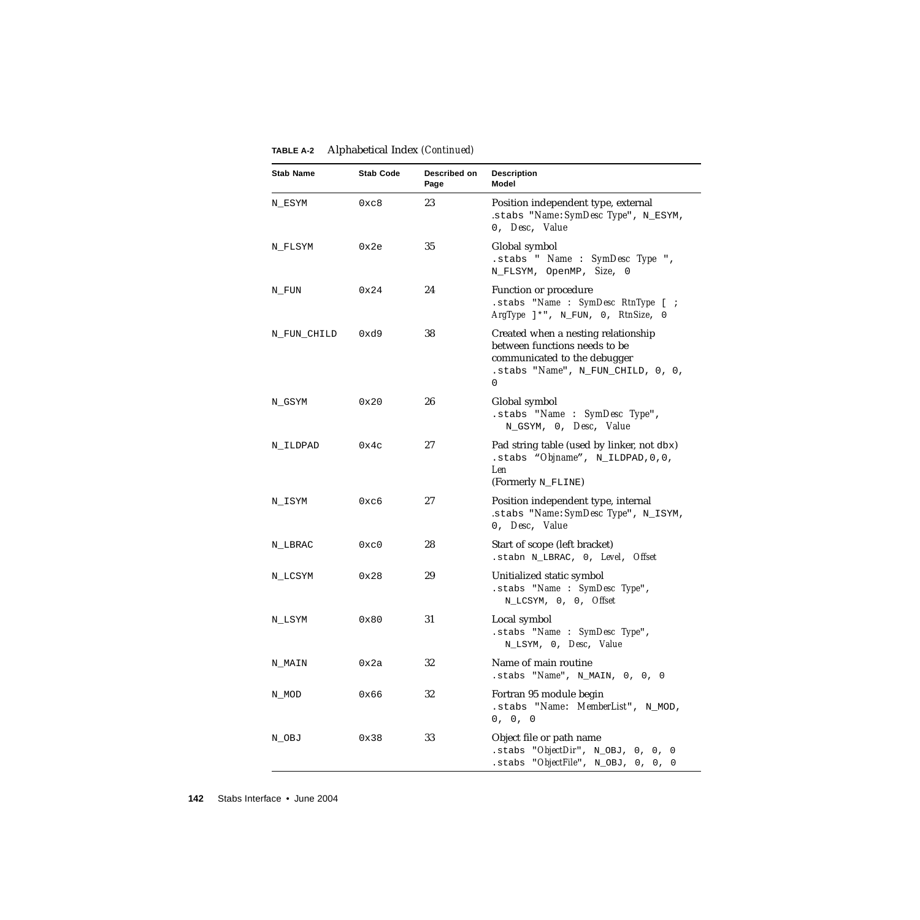**TABLE A-2** Alphabetical Index *(Continued)*

| Stab Name | Stab Code | Described on Page | Description Model |
|---|---|---|---|
| N_ESYM | 0xc8 | 23 | Position independent type, external `.stabs "`*Name*`:`*SymDesc Type*`", N_ESYM, 0,` *Desc*`,` *Value* |
| N_FLSYM | 0x2e | 35 | Global symbol `.stabs "` *Name* `:` *SymDesc Type* `", N_FLSYM, OpenMP,` *Size*`, 0` |
| N_FUN | 0x24 | 24 | Function or procedure `.stabs "`*Name* `:` *SymDesc RtnType* `[ ;` *ArgType* `]*", N_FUN, 0,` *RtnSize*`, 0` |
| N_FUN_CHILD | 0xd9 | 38 | Created when a nesting relationship between functions needs to be communicated to the debugger `.stabs "`*Name*`", N_FUN_CHILD, 0, 0, 0` |
| N_GSYM | 0x20 | 26 | Global symbol `.stabs "`*Name* `:` *SymDesc Type*`", N_GSYM, 0,` *Desc*`,` *Value* |
| N_ILDPAD | 0x4c | 27 | Pad string table (used by linker, not `dbx`) `.stabs "`*Objname*`", N_ILDPAD,0,0,` *Len* (Formerly `N_FLINE`) |
| N_ISYM | 0xc6 | 27 | Position independent type, internal `.stabs "`*Name*`:`*SymDesc Type*`", N_ISYM, 0,` *Desc*`,` *Value* |
| N_LBRAC | 0xc0 | 28 | Start of scope (left bracket) `.stabn N_LBRAC, 0,` *Level*`,` *Offset* |
| N_LCSYM | 0x28 | 29 | Unitialized static symbol `.stabs "`*Name* `:` *SymDesc Type*`", N_LCSYM, 0, 0,` *Offset* |
| N_LSYM | 0x80 | 31 | Local symbol `.stabs "`*Name* `:` *SymDesc Type*`", N_LSYM, 0,` *Desc*`,` *Value* |
| N_MAIN | 0x2a | 32 | Name of main routine `.stabs "`*Name*`", N_MAIN, 0, 0, 0` |
| N_MOD | 0x66 | 32 | Fortran 95 module begin `.stabs "`*Name*`:` *MemberList*`", N_MOD, 0, 0, 0` |
| N_OBJ | 0x38 | 33 | Object file or path name `.stabs "`*ObjectDir*`", N_OBJ, 0, 0, 0` `.stabs "`*ObjectFile*`", N_OBJ, 0, 0, 0` |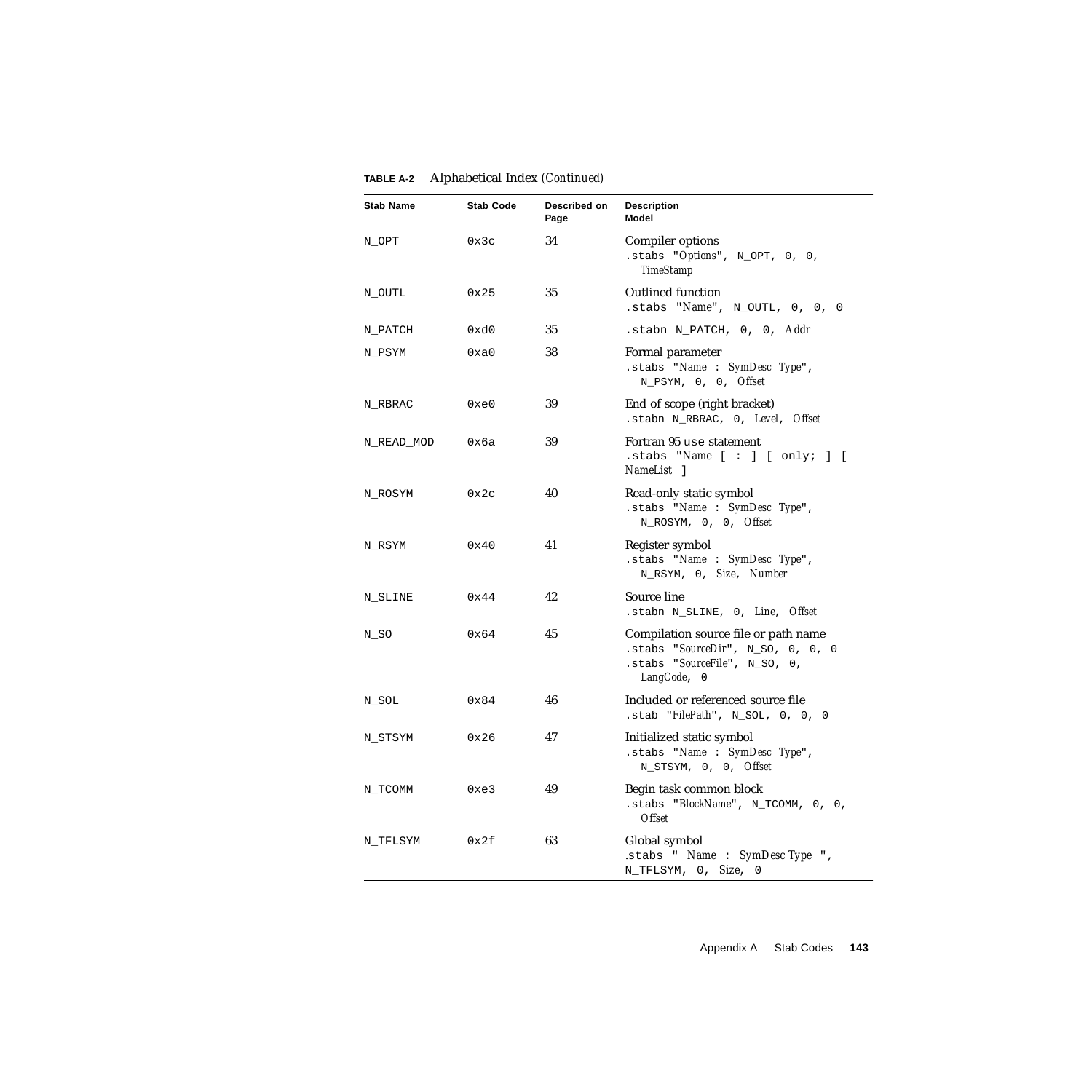**TABLE A-2** Alphabetical Index *(Continued)*

| Stab Name | Stab Code | Described on Page | Description Model |
|---|---|---|---|
| N_OPT | 0x3c | 34 | Compiler options<br>`.stabs "`*Options*`", N_OPT, 0, 0,` *TimeStamp* |
| N_OUTL | 0x25 | 35 | Outlined function<br>`.stabs "`*Name*`", N_OUTL, 0, 0, 0` |
| N_PATCH | 0xd0 | 35 | `.stabn N_PATCH, 0, 0,` *Addr* |
| N_PSYM | 0xa0 | 38 | Formal parameter<br>`.stabs "`*Name* `:` *SymDesc Type*`", N_PSYM, 0, 0,` *Offset* |
| N_RBRAC | 0xe0 | 39 | End of scope (right bracket)<br>`.stabn N_RBRAC, 0,` *Level*, *Offset* |
| N_READ_MOD | 0x6a | 39 | Fortran 95 `use` statement<br>`.stabs "`*Name* `[ : ] [ only; ] [` *NameList* `]` |
| N_ROSYM | 0x2c | 40 | Read-only static symbol<br>`.stabs "`*Name* `:` *SymDesc Type*`", N_ROSYM, 0, 0,` *Offset* |
| N_RSYM | 0x40 | 41 | Register symbol<br>`.stabs "`*Name* `:` *SymDesc Type*`", N_RSYM, 0,` *Size*, *Number* |
| N_SLINE | 0x44 | 42 | Source line<br>`.stabn N_SLINE, 0,` *Line*, *Offset* |
| N_SO | 0x64 | 45 | Compilation source file or path name<br>`.stabs "`*SourceDir*`", N_SO, 0, 0, 0`<br>`.stabs "`*SourceFile*`", N_SO, 0,` *LangCode*`, 0` |
| N_SOL | 0x84 | 46 | Included or referenced source file<br>`.stab "`*FilePath*`", N_SOL, 0, 0, 0` |
| N_STSYM | 0x26 | 47 | Initialized static symbol<br>`.stabs "`*Name* `:` *SymDesc Type*`", N_STSYM, 0, 0,` *Offset* |
| N_TCOMM | 0xe3 | 49 | Begin task common block<br>`.stabs "`*BlockName*`", N_TCOMM, 0, 0,` *Offset* |
| N_TFLSYM | 0x2f | 63 | Global symbol<br>`.stabs "` *Name* `:` *SymDesc Type* `", N_TFLSYM, 0,` *Size*`, 0` |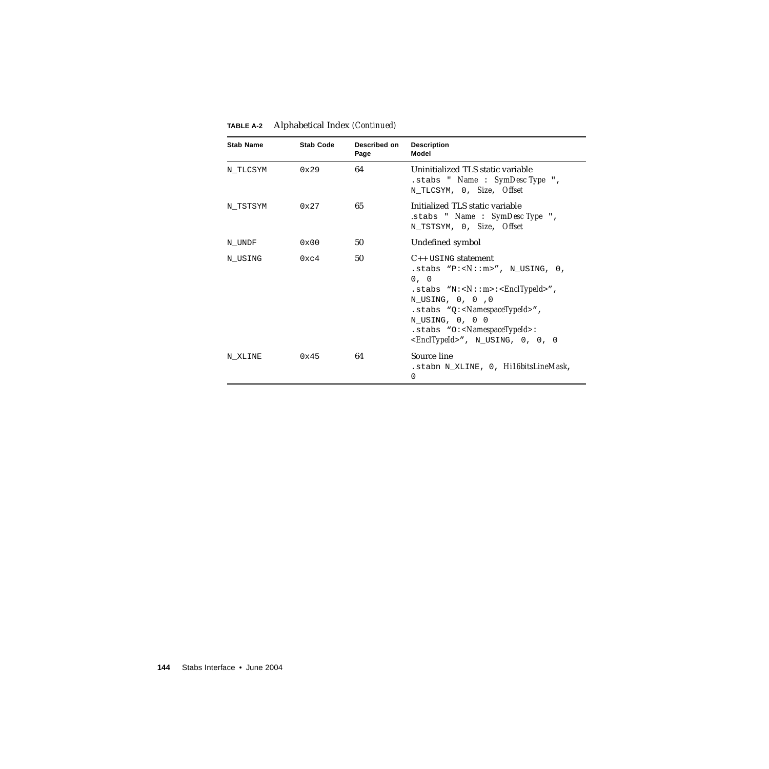**TABLE A-2** Alphabetical Index *(Continued)*

| Stab Name | Stab Code | Described on Page | Description Model |
|---|---|---|---|
| N_TLCSYM | 0x29 | 64 | Uninitialized TLS static variable<br>`.stabs " Name : SymDesc Type ", N_TLCSYM, 0, Size, Offset` |
| N_TSTSYM | 0x27 | 65 | Initialized TLS static variable<br>`.stabs " Name : SymDesc Type ", N_TSTSYM, 0, Size, Offset` |
| N_UNDF | 0x00 | 50 | Undefined symbol |
| N_USING | 0xc4 | 50 | C++ `USING` statement<br>`.stabs "P:<N::m>", N_USING, 0, 0, 0`<br>`.stabs "N:<N::m>:<EnclTypeId>", N_USING, 0, 0 ,0`<br>`.stabs "Q:<NamespaceTypeId>", N_USING, 0, 0 0`<br>`.stabs "O:<NamespaceTypeId>:<EnclTypeId>", N_USING, 0, 0, 0` |
| N_XLINE | 0x45 | 64 | Source line<br>`.stabn N_XLINE, 0, Hi16bitsLineMask, 0` |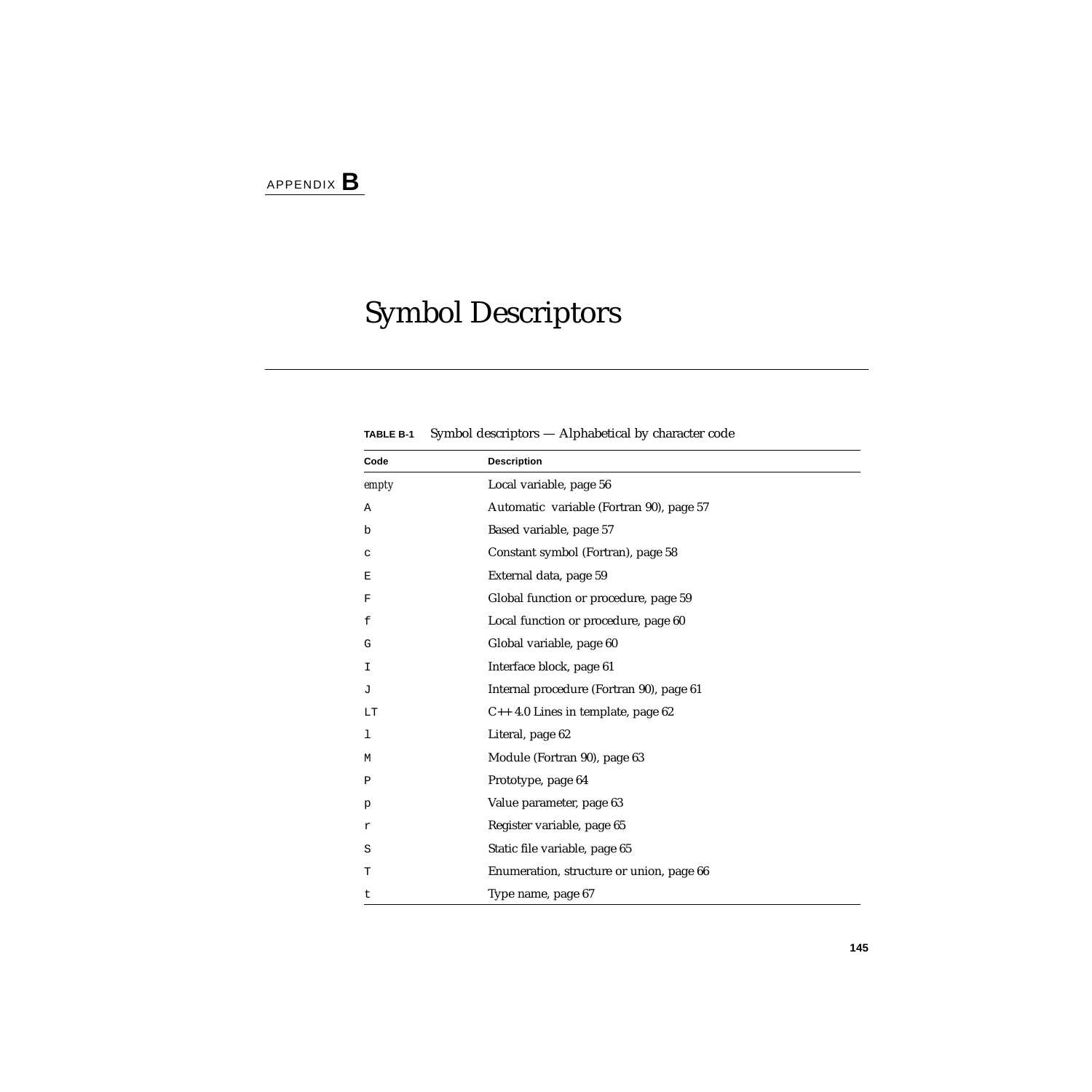APPENDIX **B**

# Symbol Descriptors

**TABLE B-1** Symbol descriptors — Alphabetical by character code

| Code | Description |
|---|---|
| *empty* | Local variable, page 56 |
| `A` | Automatic variable (Fortran 90), page 57 |
| `b` | Based variable, page 57 |
| `c` | Constant symbol (Fortran), page 58 |
| `E` | External data, page 59 |
| `F` | Global function or procedure, page 59 |
| `f` | Local function or procedure, page 60 |
| `G` | Global variable, page 60 |
| `I` | Interface block, page 61 |
| `J` | Internal procedure (Fortran 90), page 61 |
| `LT` | C++ 4.0 Lines in template, page 62 |
| `l` | Literal, page 62 |
| `M` | Module (Fortran 90), page 63 |
| `P` | Prototype, page 64 |
| `p` | Value parameter, page 63 |
| `r` | Register variable, page 65 |
| `S` | Static file variable, page 65 |
| `T` | Enumeration, structure or union, page 66 |
| `t` | Type name, page 67 |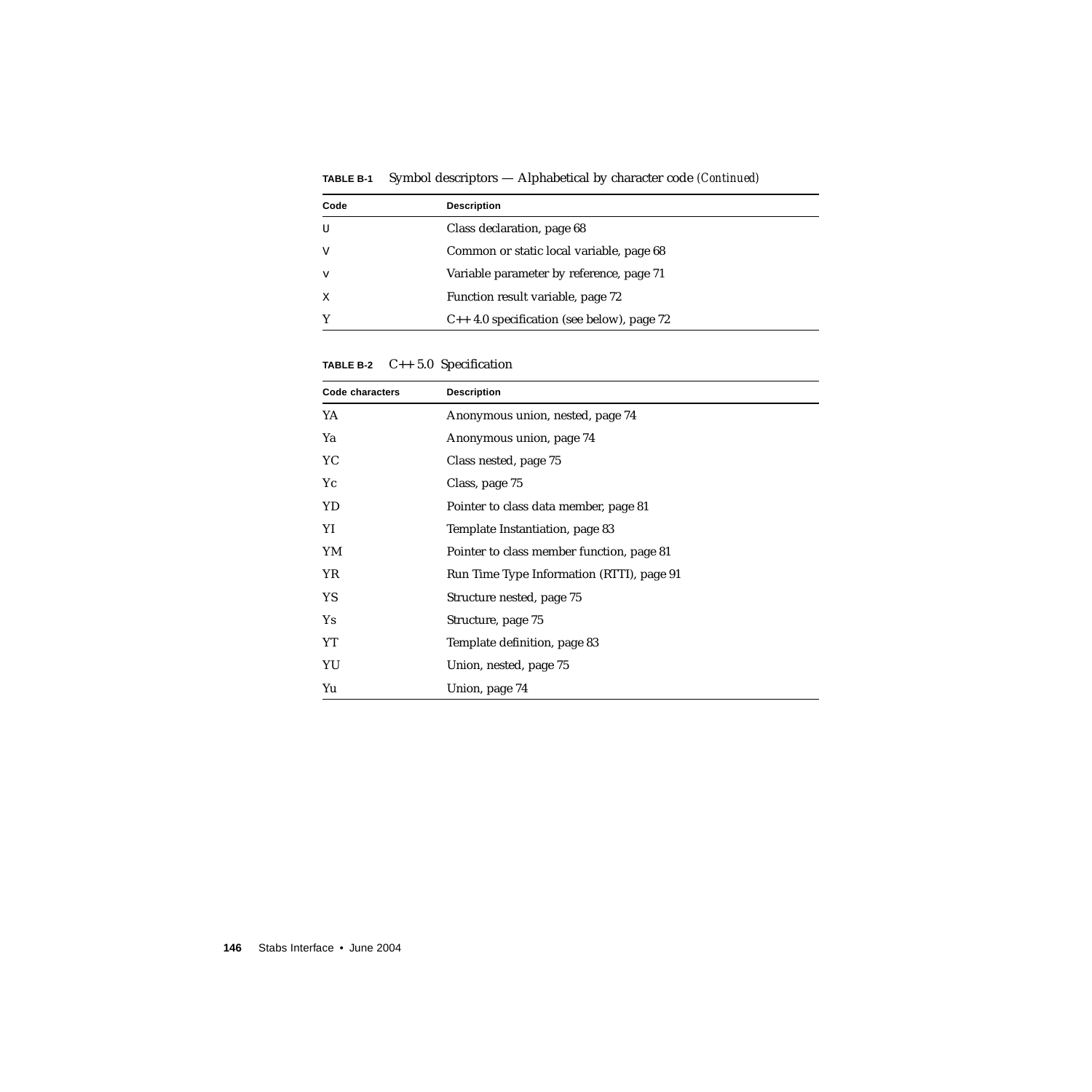**TABLE B-1** Symbol descriptors — Alphabetical by character code *(Continued)*

| Code | Description |
|---|---|
| U | Class declaration, page 68 |
| V | Common or static local variable, page 68 |
| v | Variable parameter by reference, page 71 |
| X | Function result variable, page 72 |
| Y | C++ 4.0 specification (see below), page 72 |

**TABLE B-2** C++ 5.0 Specification

| Code characters | Description |
|---|---|
| YA | Anonymous union, nested, page 74 |
| Ya | Anonymous union, page 74 |
| YC | Class nested, page 75 |
| Yc | Class, page 75 |
| YD | Pointer to class data member, page 81 |
| YI | Template Instantiation, page 83 |
| YM | Pointer to class member function, page 81 |
| YR | Run Time Type Information (RTTI), page 91 |
| YS | Structure nested, page 75 |
| Ys | Structure, page 75 |
| YT | Template definition, page 83 |
| YU | Union, nested, page 75 |
| Yu | Union, page 74 |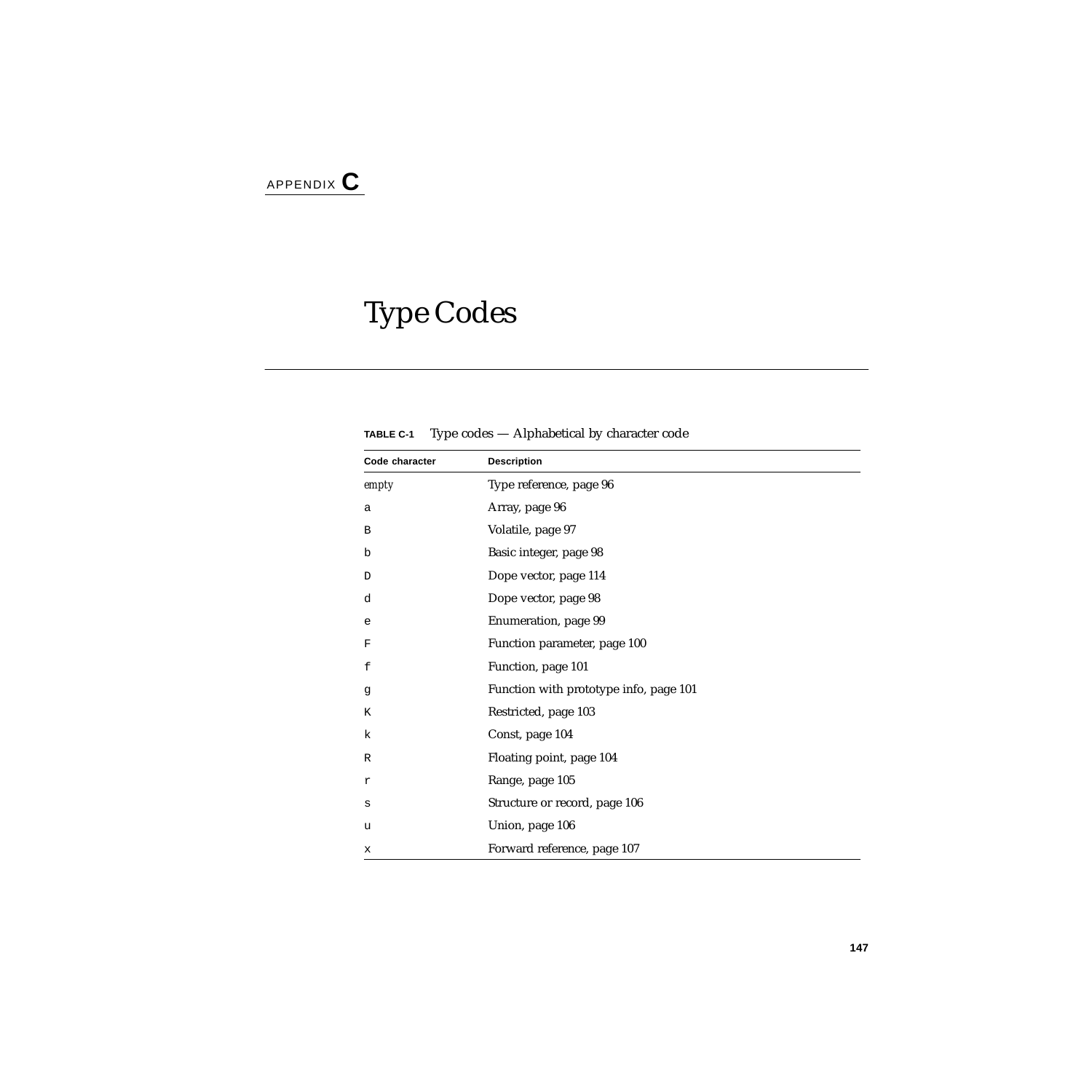APPENDIX **C**

# Type Codes

**TABLE C-1** Type codes — Alphabetical by character code

| Code character | Description |
|---|---|
| *empty* | Type reference, page 96 |
| a | Array, page 96 |
| B | Volatile, page 97 |
| b | Basic integer, page 98 |
| D | Dope vector, page 114 |
| d | Dope vector, page 98 |
| e | Enumeration, page 99 |
| F | Function parameter, page 100 |
| f | Function, page 101 |
| g | Function with prototype info, page 101 |
| K | Restricted, page 103 |
| k | Const, page 104 |
| R | Floating point, page 104 |
| r | Range, page 105 |
| s | Structure or record, page 106 |
| u | Union, page 106 |
| x | Forward reference, page 107 |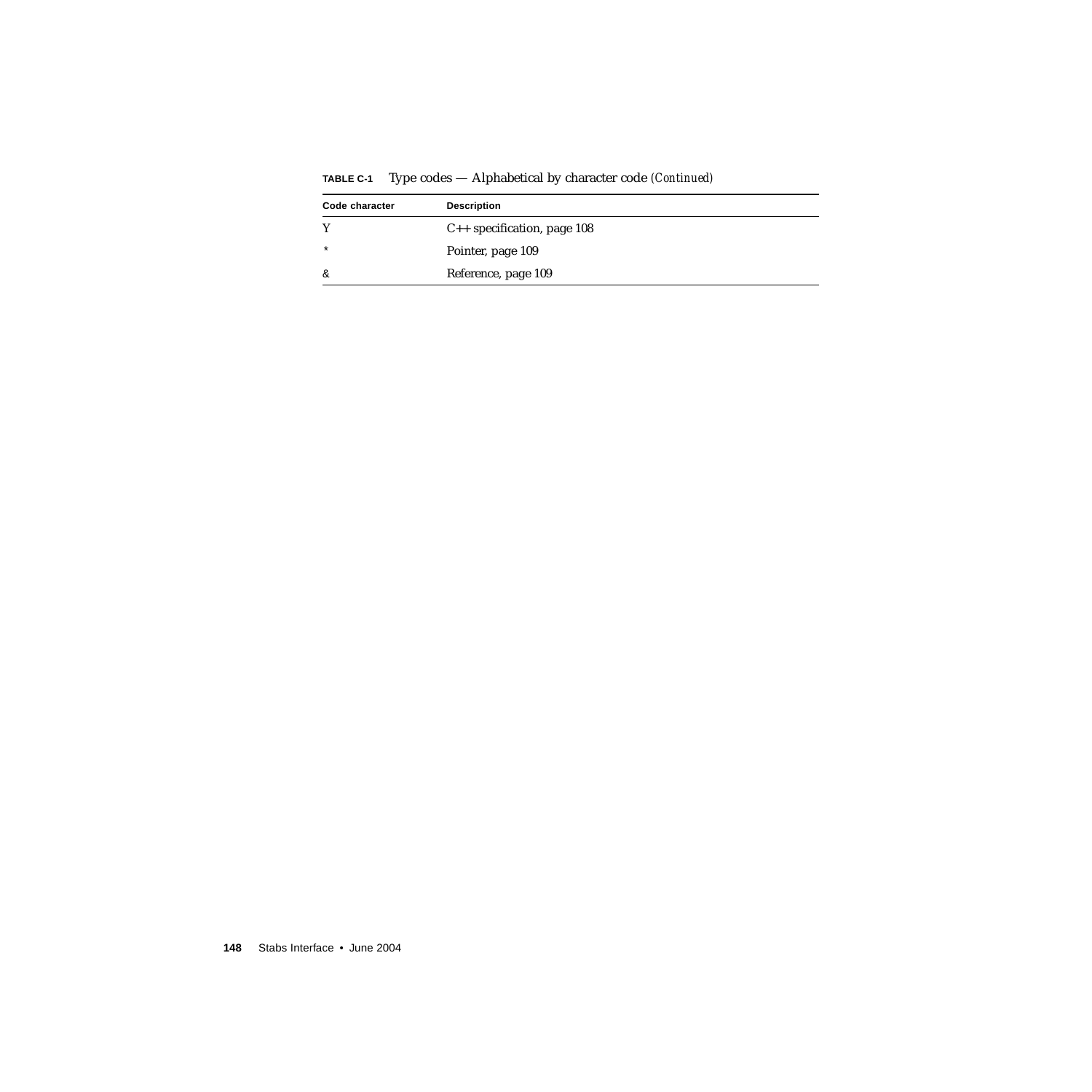**TABLE C-1** Type codes — Alphabetical by character code *(Continued)*

| Code character | Description |
|---|---|
| Y | C++ specification, page 108 |
| * | Pointer, page 109 |
| & | Reference, page 109 |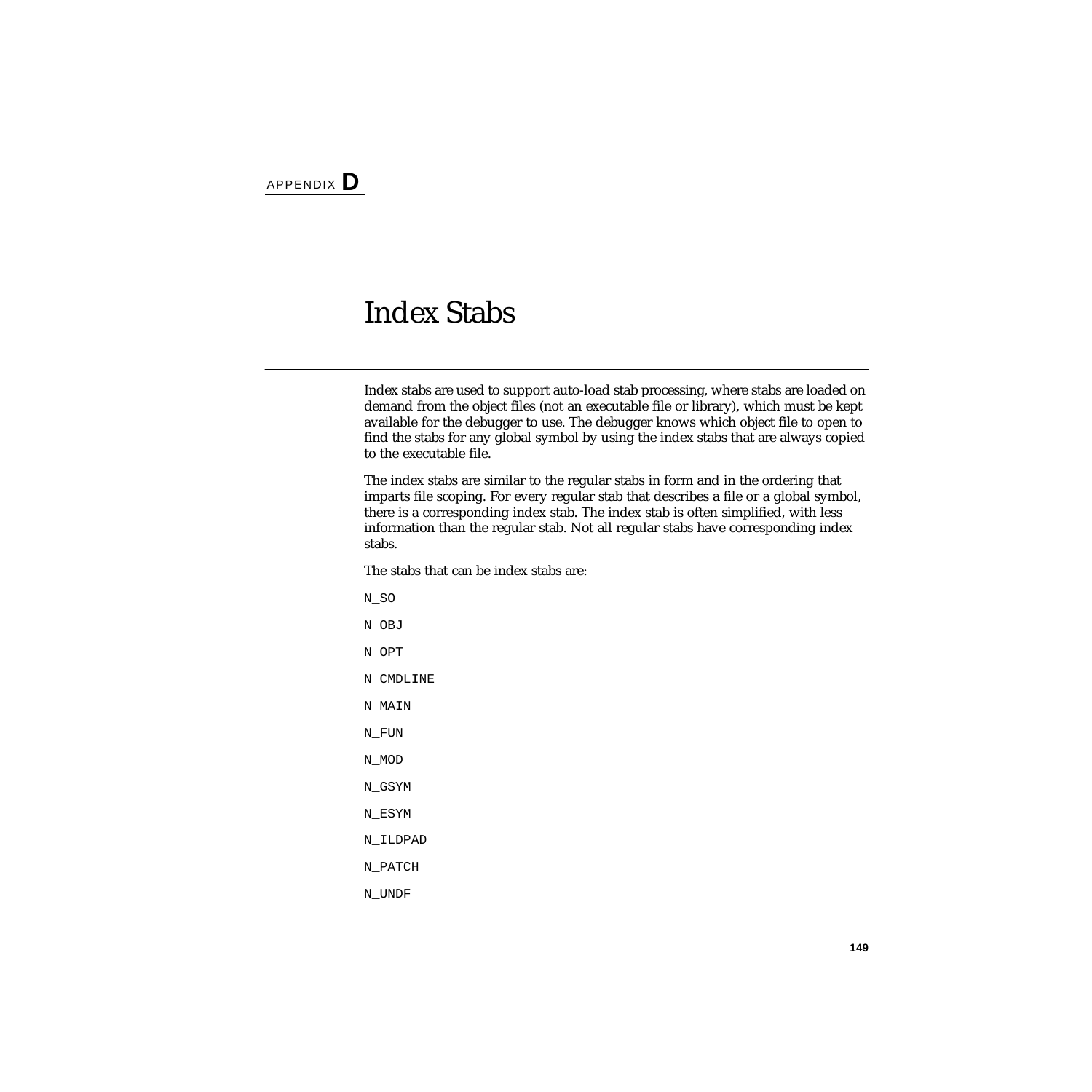APPENDIX **D**

# Index Stabs

Index stabs are used to support auto-load stab processing, where stabs are loaded on demand from the object files (not an executable file or library), which must be kept available for the debugger to use. The debugger knows which object file to open to find the stabs for any global symbol by using the index stabs that are always copied to the executable file.

The index stabs are similar to the regular stabs in form and in the ordering that imparts file scoping. For every regular stab that describes a file or a global symbol, there is a corresponding index stab. The index stab is often simplified, with less information than the regular stab. Not all regular stabs have corresponding index stabs.

The stabs that can be index stabs are:

`N_SO`

`N_OBJ`

`N_OPT`

`N_CMDLINE`

`N_MAIN`

`N_FUN`

`N_MOD`

`N_GSYM`

`N_ESYM`

`N_ILDPAD`

`N_PATCH`

`N_UNDF`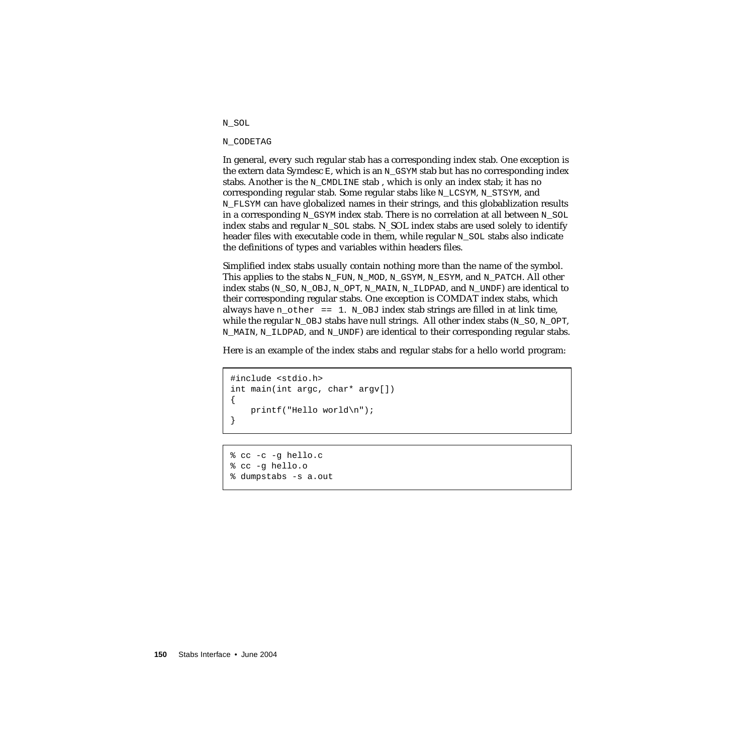N_SOL

N_CODETAG

In general, every such regular stab has a corresponding index stab. One exception is the extern data Symdesc E, which is an N_GSYM stab but has no corresponding index stabs. Another is the N_CMDLINE stab , which is only an index stab; it has no corresponding regular stab. Some regular stabs like N_LCSYM, N_STSYM, and N_FLSYM can have globalized names in their strings, and this globablization results in a corresponding N_GSYM index stab. There is no correlation at all between N_SOL index stabs and regular N_SOL stabs. N_SOL index stabs are used solely to identify header files with executable code in them, while regular N_SOL stabs also indicate the definitions of types and variables within headers files.

Simplified index stabs usually contain nothing more than the name of the symbol. This applies to the stabs N_FUN, N_MOD, N_GSYM, N_ESYM, and N_PATCH. All other index stabs (N_SO, N_OBJ, N_OPT, N_MAIN, N_ILDPAD, and N_UNDF) are identical to their corresponding regular stabs. One exception is COMDAT index stabs, which always have n_other == 1. N_OBJ index stab strings are filled in at link time, while the regular N_OBJ stabs have null strings. All other index stabs (N_SO, N_OPT, N_MAIN, N_ILDPAD, and N_UNDF) are identical to their corresponding regular stabs.

Here is an example of the index stabs and regular stabs for a hello world program:

```
#include <stdio.h>
int main(int argc, char* argv[])
{
    printf("Hello world\n");
}
```

```
% cc -c -g hello.c
% cc -g hello.o
% dumpstabs -s a.out
```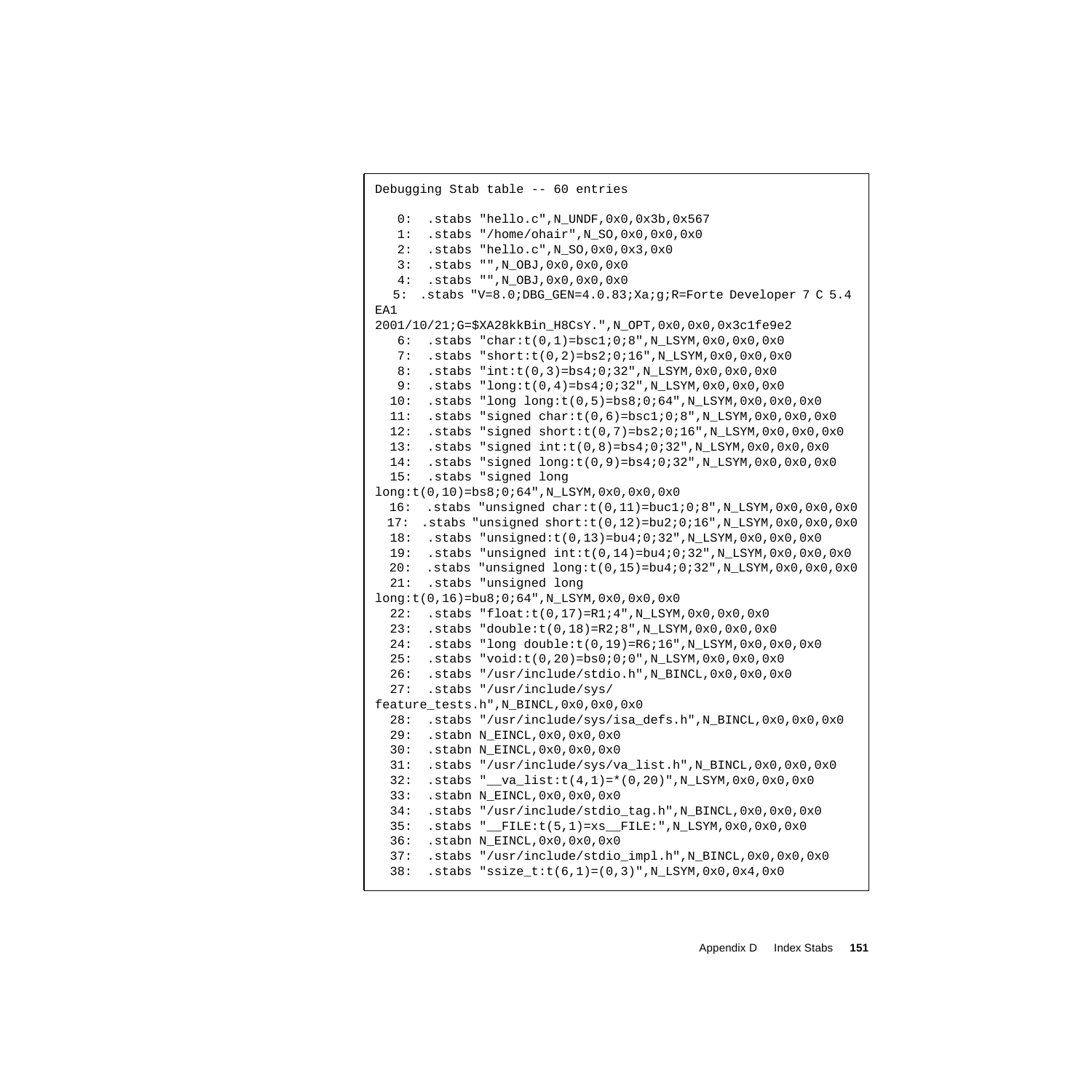```
Debugging Stab table -- 60 entries

   0:  .stabs "hello.c",N_UNDF,0x0,0x3b,0x567
   1:  .stabs "/home/ohair",N_SO,0x0,0x0,0x0
   2:  .stabs "hello.c",N_SO,0x0,0x3,0x0
   3:  .stabs "",N_OBJ,0x0,0x0,0x0
   4:  .stabs "",N_OBJ,0x0,0x0,0x0
   5:  .stabs "V=8.0;DBG_GEN=4.0.83;Xa;g;R=Forte Developer 7 C 5.4 
EA1 
2001/10/21;G=$XA28kkBin_H8CsY.",N_OPT,0x0,0x0,0x3c1fe9e2
   6:  .stabs "char:t(0,1)=bsc1;0;8",N_LSYM,0x0,0x0,0x0
   7:  .stabs "short:t(0,2)=bs2;0;16",N_LSYM,0x0,0x0,0x0
   8:  .stabs "int:t(0,3)=bs4;0;32",N_LSYM,0x0,0x0,0x0
   9:  .stabs "long:t(0,4)=bs4;0;32",N_LSYM,0x0,0x0,0x0
  10:  .stabs "long long:t(0,5)=bs8;0;64",N_LSYM,0x0,0x0,0x0
  11:  .stabs "signed char:t(0,6)=bsc1;0;8",N_LSYM,0x0,0x0,0x0
  12:  .stabs "signed short:t(0,7)=bs2;0;16",N_LSYM,0x0,0x0,0x0
  13:  .stabs "signed int:t(0,8)=bs4;0;32",N_LSYM,0x0,0x0,0x0
  14:  .stabs "signed long:t(0,9)=bs4;0;32",N_LSYM,0x0,0x0,0x0
  15:  .stabs "signed long 
long:t(0,10)=bs8;0;64",N_LSYM,0x0,0x0,0x0
  16:  .stabs "unsigned char:t(0,11)=buc1;0;8",N_LSYM,0x0,0x0,0x0
  17:  .stabs "unsigned short:t(0,12)=bu2;0;16",N_LSYM,0x0,0x0,0x0
  18:  .stabs "unsigned:t(0,13)=bu4;0;32",N_LSYM,0x0,0x0,0x0
  19:  .stabs "unsigned int:t(0,14)=bu4;0;32",N_LSYM,0x0,0x0,0x0
  20:  .stabs "unsigned long:t(0,15)=bu4;0;32",N_LSYM,0x0,0x0,0x0
  21:  .stabs "unsigned long 
long:t(0,16)=bu8;0;64",N_LSYM,0x0,0x0,0x0
  22:  .stabs "float:t(0,17)=R1;4",N_LSYM,0x0,0x0,0x0
  23:  .stabs "double:t(0,18)=R2;8",N_LSYM,0x0,0x0,0x0
  24:  .stabs "long double:t(0,19)=R6;16",N_LSYM,0x0,0x0,0x0
  25:  .stabs "void:t(0,20)=bs0;0;0",N_LSYM,0x0,0x0,0x0
  26:  .stabs "/usr/include/stdio.h",N_BINCL,0x0,0x0,0x0
  27:  .stabs "/usr/include/sys/
feature_tests.h",N_BINCL,0x0,0x0,0x0
  28:  .stabs "/usr/include/sys/isa_defs.h",N_BINCL,0x0,0x0,0x0
  29:  .stabn N_EINCL,0x0,0x0,0x0
  30:  .stabn N_EINCL,0x0,0x0,0x0
  31:  .stabs "/usr/include/sys/va_list.h",N_BINCL,0x0,0x0,0x0
  32:  .stabs "__va_list:t(4,1)=*(0,20)",N_LSYM,0x0,0x0,0x0
  33:  .stabn N_EINCL,0x0,0x0,0x0
  34:  .stabs "/usr/include/stdio_tag.h",N_BINCL,0x0,0x0,0x0
  35:  .stabs "__FILE:t(5,1)=xs__FILE:",N_LSYM,0x0,0x0,0x0
  36:  .stabn N_EINCL,0x0,0x0,0x0
  37:  .stabs "/usr/include/stdio_impl.h",N_BINCL,0x0,0x0,0x0
  38:  .stabs "ssize_t:t(6,1)=(0,3)",N_LSYM,0x0,0x4,0x0
```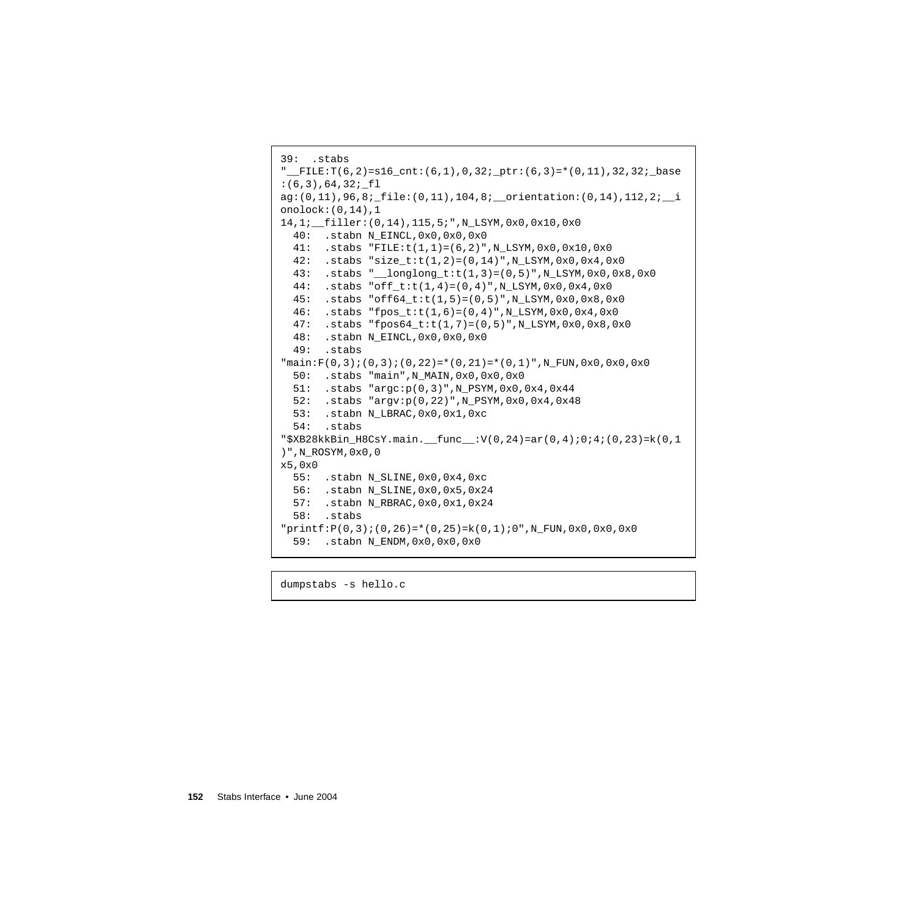```
39:  .stabs
"__FILE:T(6,2)=s16_cnt:(6,1),0,32;_ptr:(6,3)=*(0,11),32,32;_base
:(6,3),64,32;_fl
ag:(0,11),96,8;_file:(0,11),104,8;__orientation:(0,14),112,2;__i
onolock:(0,14),1
14,1;__filler:(0,14),115,5;",N_LSYM,0x0,0x10,0x0
  40:  .stabn N_EINCL,0x0,0x0,0x0
  41:  .stabs "FILE:t(1,1)=(6,2)",N_LSYM,0x0,0x10,0x0
  42:  .stabs "size_t:t(1,2)=(0,14)",N_LSYM,0x0,0x4,0x0
  43:  .stabs "__longlong_t:t(1,3)=(0,5)",N_LSYM,0x0,0x8,0x0
  44:  .stabs "off_t:t(1,4)=(0,4)",N_LSYM,0x0,0x4,0x0
  45:  .stabs "off64_t:t(1,5)=(0,5)",N_LSYM,0x0,0x8,0x0
  46:  .stabs "fpos_t:t(1,6)=(0,4)",N_LSYM,0x0,0x4,0x0
  47:  .stabs "fpos64_t:t(1,7)=(0,5)",N_LSYM,0x0,0x8,0x0
  48:  .stabn N_EINCL,0x0,0x0,0x0
  49:  .stabs
"main:F(0,3);(0,3);(0,22)=*(0,21)=*(0,1)",N_FUN,0x0,0x0,0x0
  50:  .stabs "main",N_MAIN,0x0,0x0,0x0
  51:  .stabs "argc:p(0,3)",N_PSYM,0x0,0x4,0x44
  52:  .stabs "argv:p(0,22)",N_PSYM,0x0,0x4,0x48
  53:  .stabn N_LBRAC,0x0,0x1,0xc
  54:  .stabs
"$XB28kkBin_H8CsY.main.__func__:V(0,24)=ar(0,4);0;4;(0,23)=k(0,1
)",N_ROSYM,0x0,0
x5,0x0
  55:  .stabn N_SLINE,0x0,0x4,0xc
  56:  .stabn N_SLINE,0x0,0x5,0x24
  57:  .stabn N_RBRAC,0x0,0x1,0x24
  58:  .stabs
"printf:P(0,3);(0,26)=*(0,25)=k(0,1);0",N_FUN,0x0,0x0,0x0
  59:  .stabn N_ENDM,0x0,0x0,0x0
```

```
dumpstabs -s hello.c
```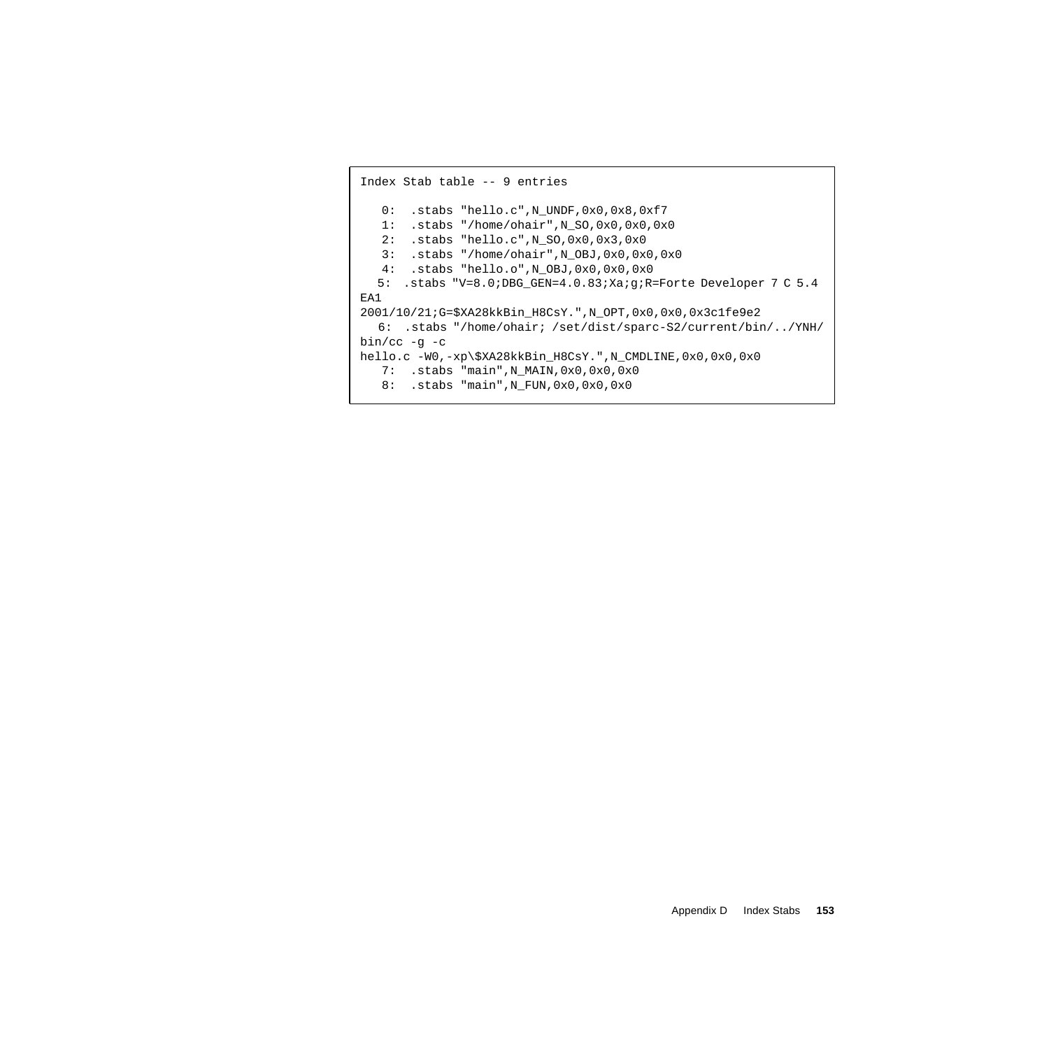```
Index Stab table -- 9 entries

   0:  .stabs "hello.c",N_UNDF,0x0,0x8,0xf7
   1:  .stabs "/home/ohair",N_SO,0x0,0x0,0x0
   2:  .stabs "hello.c",N_SO,0x0,0x3,0x0
   3:  .stabs "/home/ohair",N_OBJ,0x0,0x0,0x0
   4:  .stabs "hello.o",N_OBJ,0x0,0x0,0x0
  5:  .stabs "V=8.0;DBG_GEN=4.0.83;Xa;g;R=Forte Developer 7 C 5.4
EA1
2001/10/21;G=$XA28kkBin_H8CsY.",N_OPT,0x0,0x0,0x3c1fe9e2
  6:  .stabs "/home/ohair; /set/dist/sparc-S2/current/bin/../YNH/
bin/cc -g -c
hello.c -W0,-xp\$XA28kkBin_H8CsY.",N_CMDLINE,0x0,0x0,0x0
   7:  .stabs "main",N_MAIN,0x0,0x0,0x0
   8:  .stabs "main",N_FUN,0x0,0x0,0x0
```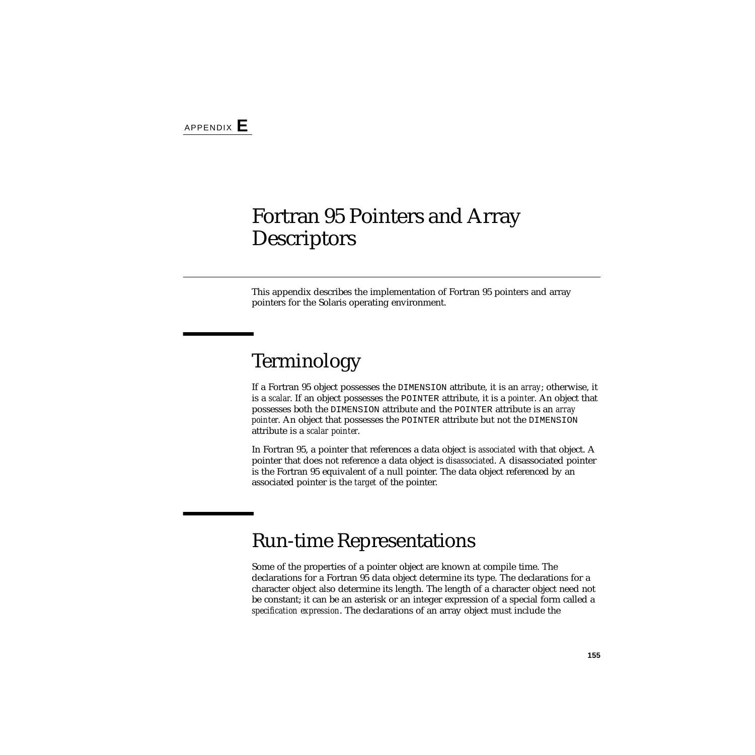APPENDIX **E**

# Fortran 95 Pointers and Array Descriptors

This appendix describes the implementation of Fortran 95 pointers and array pointers for the Solaris operating environment.

## Terminology

If a Fortran 95 object possesses the `DIMENSION` attribute, it is an *array*; otherwise, it is a *scalar*. If an object possesses the `POINTER` attribute, it is a *pointer*. An object that possesses both the `DIMENSION` attribute and the `POINTER` attribute is an *array pointer*. An object that possesses the `POINTER` attribute but not the `DIMENSION` attribute is a *scalar pointer*.

In Fortran 95, a pointer that references a data object is *associated* with that object. A pointer that does not reference a data object is *disassociated*. A disassociated pointer is the Fortran 95 equivalent of a null pointer. The data object referenced by an associated pointer is the *target* of the pointer.

## Run-time Representations

Some of the properties of a pointer object are known at compile time. The declarations for a Fortran 95 data object determine its type. The declarations for a character object also determine its length. The length of a character object need not be constant; it can be an asterisk or an integer expression of a special form called a *specification expression*. The declarations of an array object must include the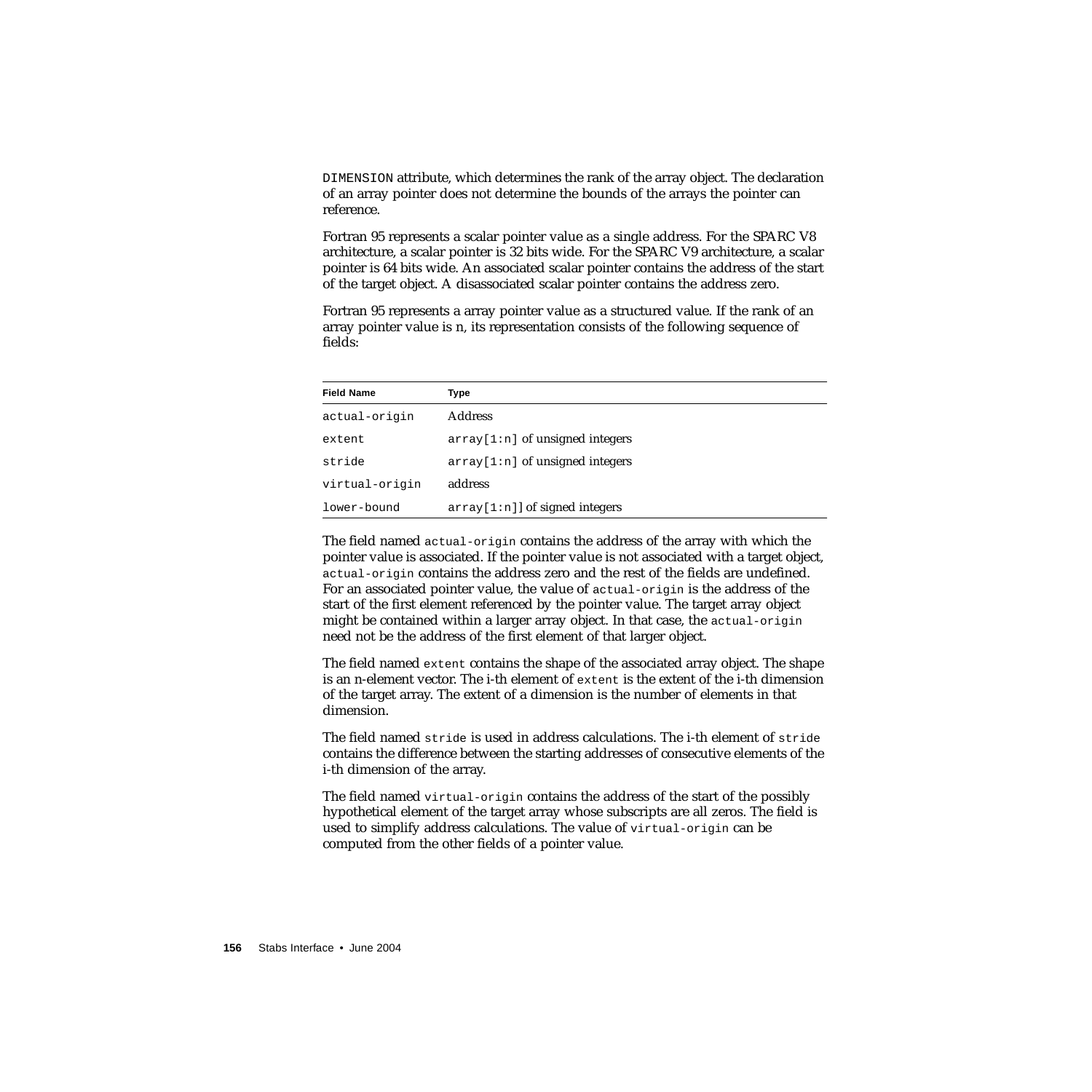`DIMENSION` attribute, which determines the rank of the array object. The declaration of an array pointer does not determine the bounds of the arrays the pointer can reference.

Fortran 95 represents a scalar pointer value as a single address. For the SPARC V8 architecture, a scalar pointer is 32 bits wide. For the SPARC V9 architecture, a scalar pointer is 64 bits wide. An associated scalar pointer contains the address of the start of the target object. A disassociated scalar pointer contains the address zero.

Fortran 95 represents a array pointer value as a structured value. If the rank of an array pointer value is n, its representation consists of the following sequence of fields:

| Field Name | Type |
|---|---|
| `actual-origin` | Address |
| `extent` | `array[1:n]` of unsigned integers |
| `stride` | `array[1:n]` of unsigned integers |
| `virtual-origin` | address |
| `lower-bound` | `array[1:n]]` of signed integers |

The field named `actual-origin` contains the address of the array with which the pointer value is associated. If the pointer value is not associated with a target object, `actual-origin` contains the address zero and the rest of the fields are undefined. For an associated pointer value, the value of `actual-origin` is the address of the start of the first element referenced by the pointer value. The target array object might be contained within a larger array object. In that case, the `actual-origin` need not be the address of the first element of that larger object.

The field named `extent` contains the shape of the associated array object. The shape is an n-element vector. The i-th element of `extent` is the extent of the i-th dimension of the target array. The extent of a dimension is the number of elements in that dimension.

The field named `stride` is used in address calculations. The i-th element of `stride` contains the difference between the starting addresses of consecutive elements of the i-th dimension of the array.

The field named `virtual-origin` contains the address of the start of the possibly hypothetical element of the target array whose subscripts are all zeros. The field is used to simplify address calculations. The value of `virtual-origin` can be computed from the other fields of a pointer value.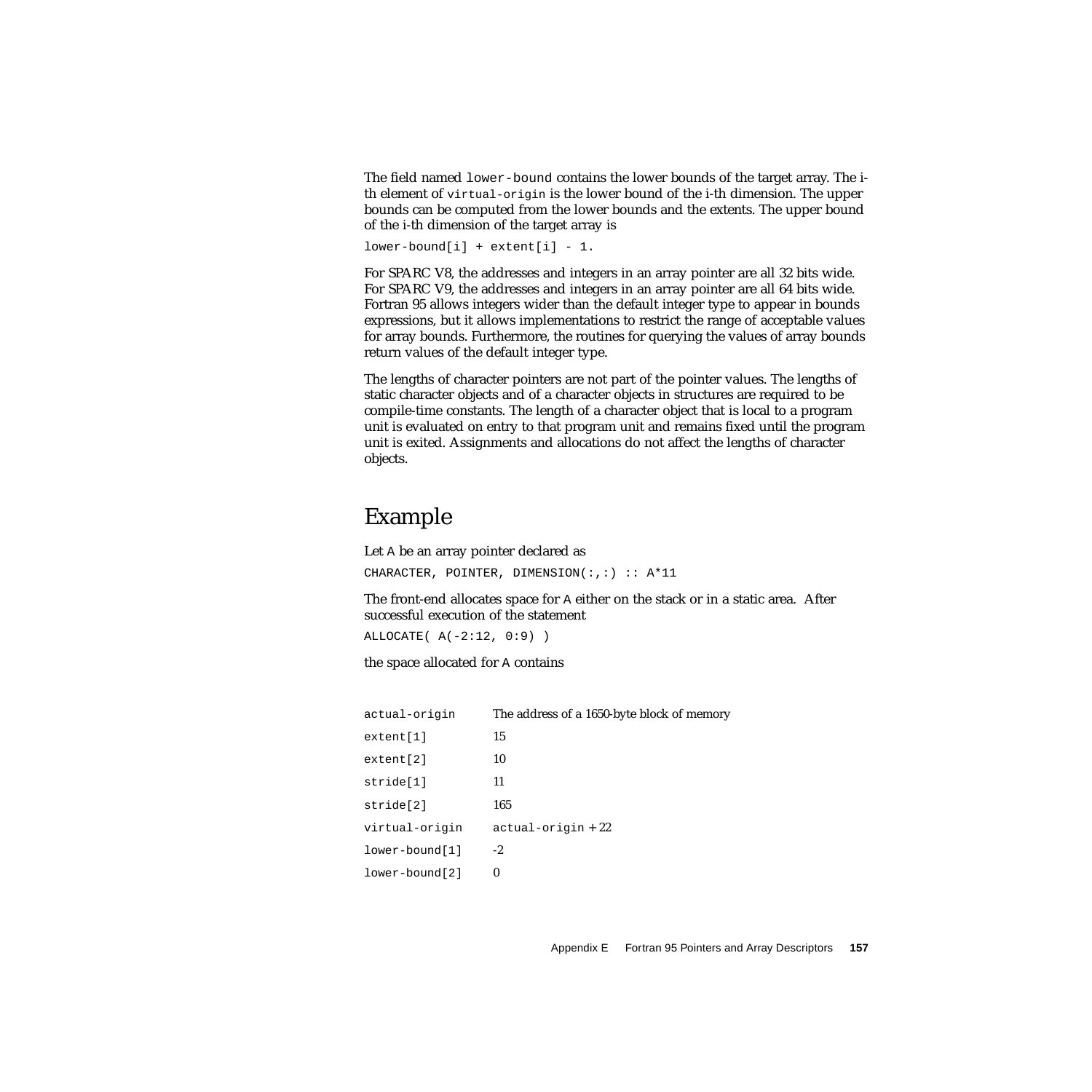The field named `lower-bound` contains the lower bounds of the target array. The i-th element of `virtual-origin` is the lower bound of the i-th dimension. The upper bounds can be computed from the lower bounds and the extents. The upper bound of the i-th dimension of the target array is

```
lower-bound[i] + extent[i] - 1.
```

For SPARC V8, the addresses and integers in an array pointer are all 32 bits wide. For SPARC V9, the addresses and integers in an array pointer are all 64 bits wide. Fortran 95 allows integers wider than the default integer type to appear in bounds expressions, but it allows implementations to restrict the range of acceptable values for array bounds. Furthermore, the routines for querying the values of array bounds return values of the default integer type.

The lengths of character pointers are not part of the pointer values. The lengths of static character objects and of a character objects in structures are required to be compile-time constants. The length of a character object that is local to a program unit is evaluated on entry to that program unit and remains fixed until the program unit is exited. Assignments and allocations do not affect the lengths of character objects.

## Example

Let `A` be an array pointer declared as

```
CHARACTER, POINTER, DIMENSION(:,:) :: A*11
```

The front-end allocates space for `A` either on the stack or in a static area. After successful execution of the statement

```
ALLOCATE( A(-2:12, 0:9) )
```

the space allocated for `A` contains

| | |
|---|---|
| `actual-origin` | The address of a 1650-byte block of memory |
| `extent[1]` | 15 |
| `extent[2]` | 10 |
| `stride[1]` | 11 |
| `stride[2]` | 165 |
| `virtual-origin` | `actual-origin` + 22 |
| `lower-bound[1]` | -2 |
| `lower-bound[2]` | 0 |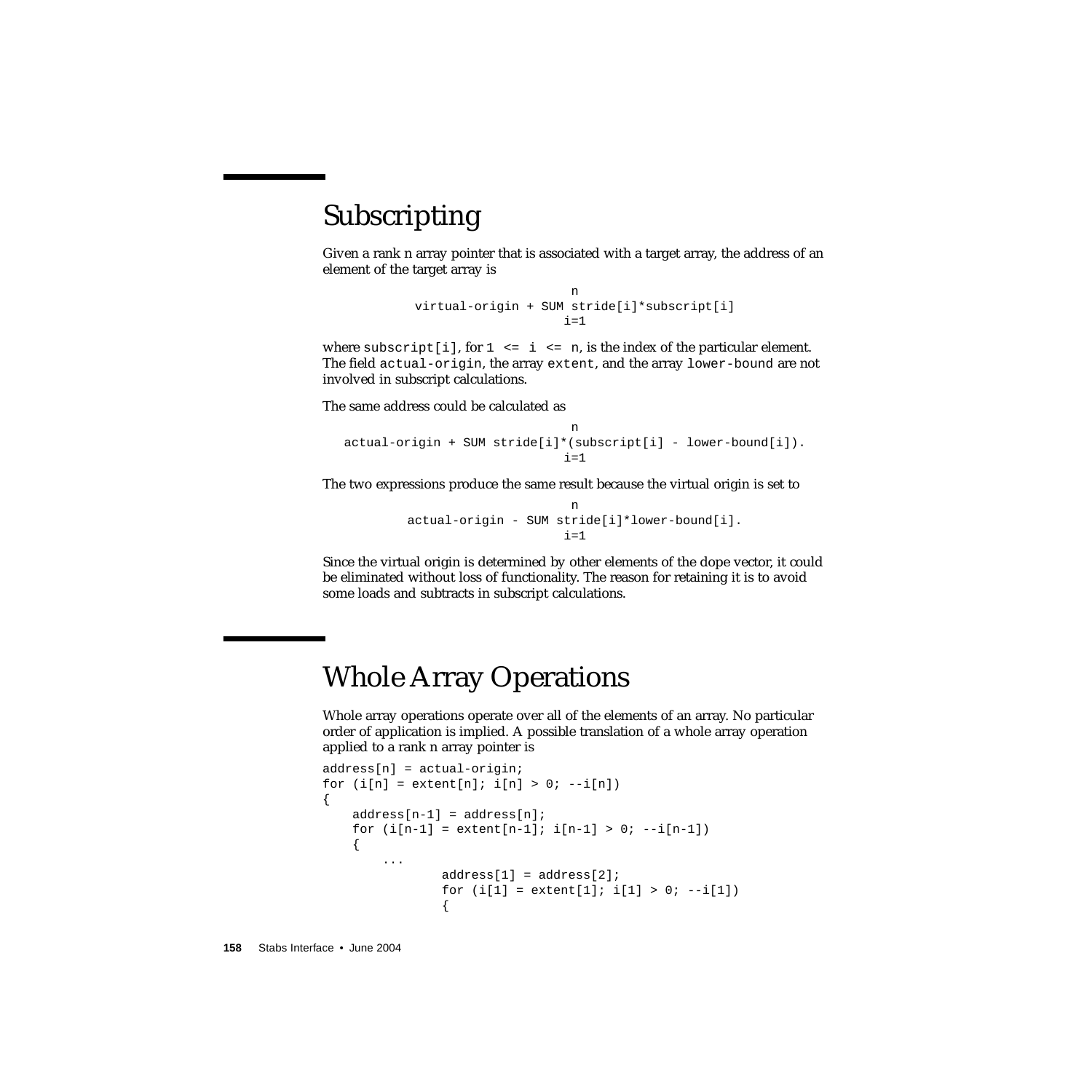## Subscripting

Given a rank n array pointer that is associated with a target array, the address of an element of the target array is

```
                          n
          virtual-origin + SUM stride[i]*subscript[i]
                         i=1
```

where `subscript[i]`, for `1 <= i <= n`, is the index of the particular element. The field `actual-origin`, the array `extent`, and the array `lower-bound` are not involved in subscript calculations.

The same address could be calculated as

```
                          n
  actual-origin + SUM stride[i]*(subscript[i] - lower-bound[i]).
                         i=1
```

The two expressions produce the same result because the virtual origin is set to

```
                          n
          actual-origin - SUM stride[i]*lower-bound[i].
                         i=1
```

Since the virtual origin is determined by other elements of the dope vector, it could be eliminated without loss of functionality. The reason for retaining it is to avoid some loads and subtracts in subscript calculations.

## Whole Array Operations

Whole array operations operate over all of the elements of an array. No particular order of application is implied. A possible translation of a whole array operation applied to a rank n array pointer is

```
address[n] = actual-origin;
for (i[n] = extent[n]; i[n] > 0; --i[n])
{
    address[n-1] = address[n];
    for (i[n-1] = extent[n-1]; i[n-1] > 0; --i[n-1])
    {
        ...
                address[1] = address[2];
                for (i[1] = extent[1]; i[1] > 0; --i[1])
                {
```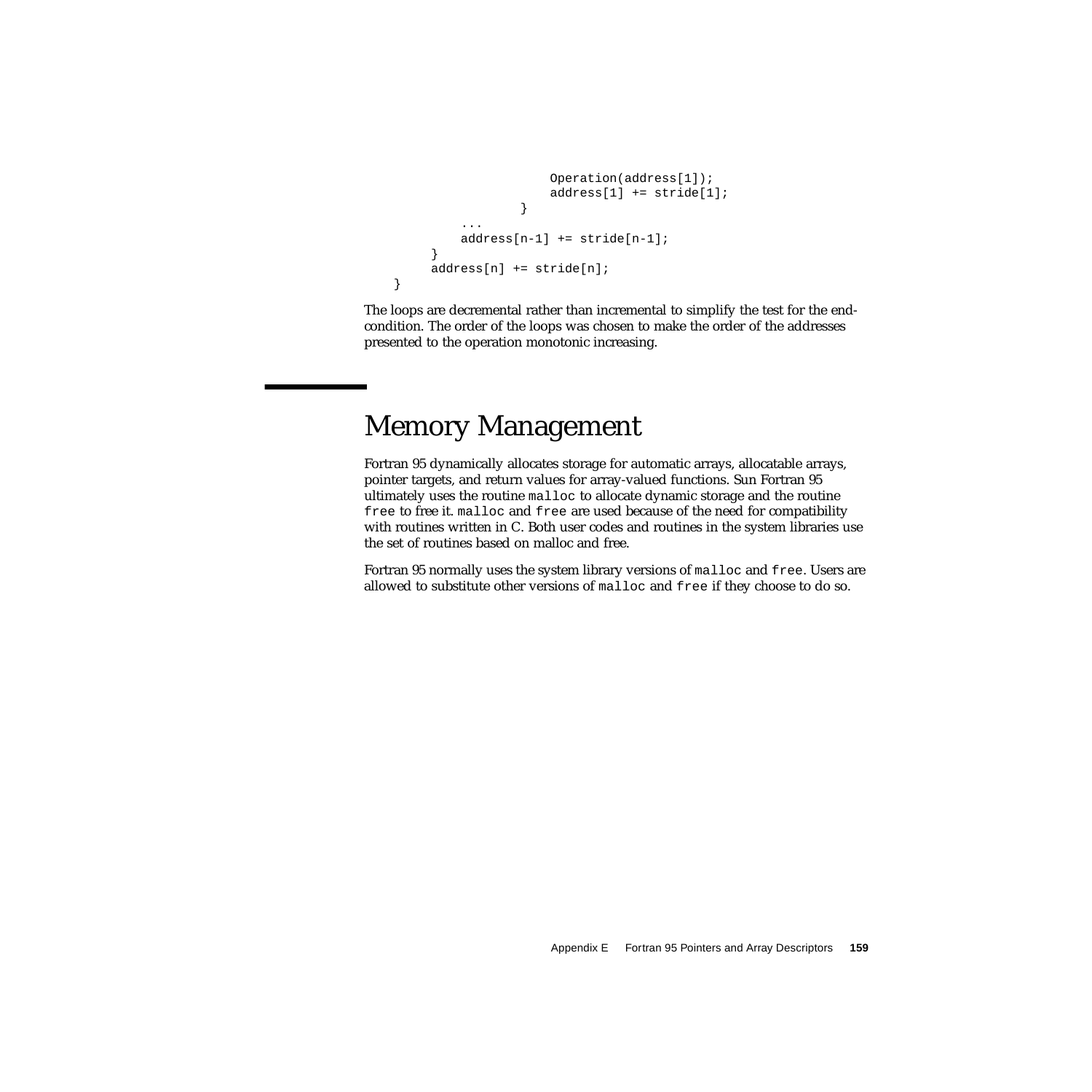```
                        Operation(address[1]);
                        address[1] += stride[1];
                    }
            ...
            address[n-1] += stride[n-1];
        }
        address[n] += stride[n];
    }
```

The loops are decremental rather than incremental to simplify the test for the end-condition. The order of the loops was chosen to make the order of the addresses presented to the operation monotonic increasing.

# Memory Management

Fortran 95 dynamically allocates storage for automatic arrays, allocatable arrays, pointer targets, and return values for array-valued functions. Sun Fortran 95 ultimately uses the routine `malloc` to allocate dynamic storage and the routine `free` to free it. `malloc` and `free` are used because of the need for compatibility with routines written in C. Both user codes and routines in the system libraries use the set of routines based on malloc and free.

Fortran 95 normally uses the system library versions of `malloc` and `free`. Users are allowed to substitute other versions of `malloc` and `free` if they choose to do so.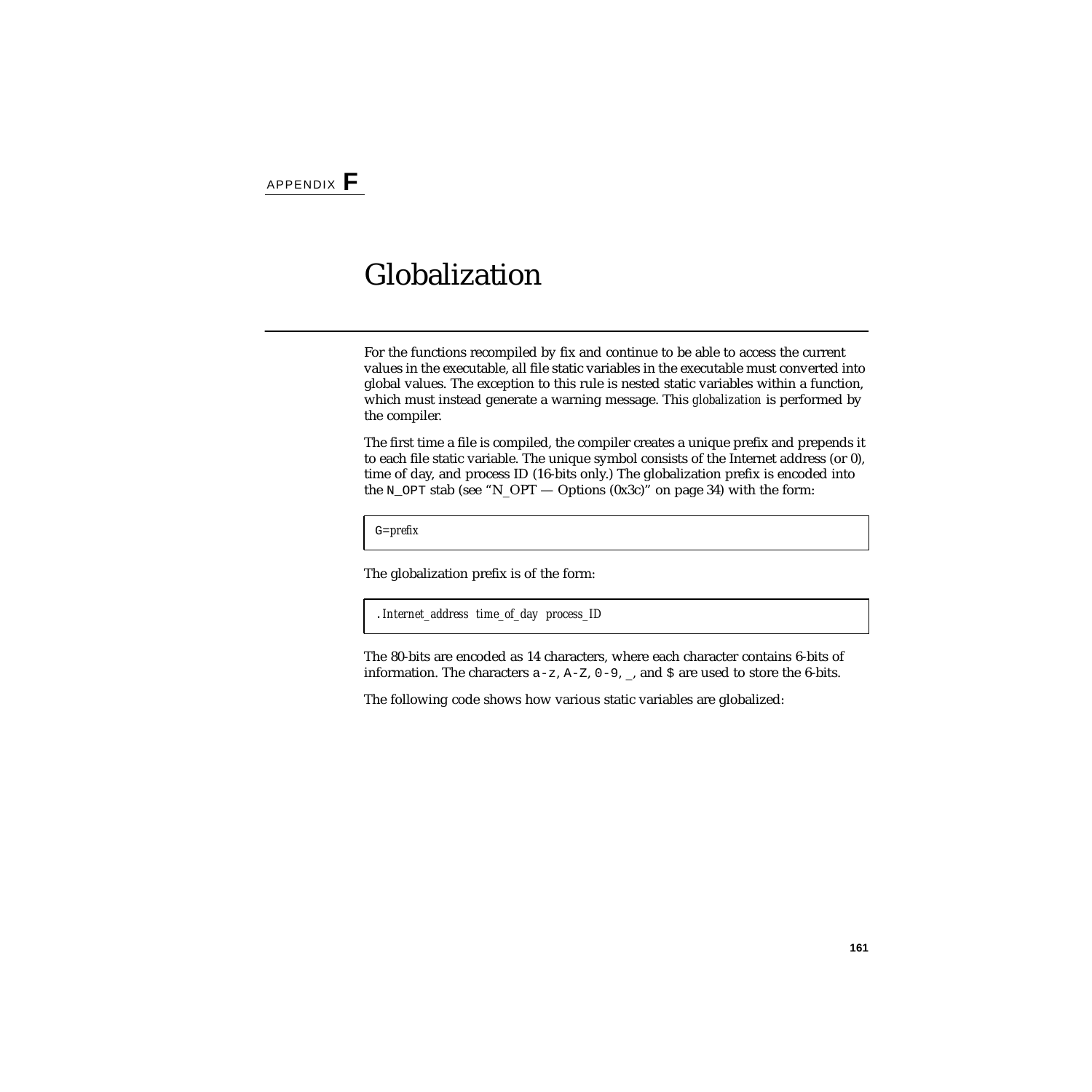# Appendix F

# Globalization

For the functions recompiled by fix and continue to be able to access the current values in the executable, all file static variables in the executable must converted into global values. The exception to this rule is nested static variables within a function, which must instead generate a warning message. This *globalization* is performed by the compiler.

The first time a file is compiled, the compiler creates a unique prefix and prepends it to each file static variable. The unique symbol consists of the Internet address (or 0), time of day, and process ID (16-bits only.) The globalization prefix is encoded into the `N_OPT` stab (see "N_OPT — Options (0x3c)" on page 34) with the form:

```
G=prefix
```

The globalization prefix is of the form:

```
.Internet_address time_of_day process_ID
```

The 80-bits are encoded as 14 characters, where each character contains 6-bits of information. The characters `a-z`, `A-Z`, `0-9`, `_`, and `$` are used to store the 6-bits.

The following code shows how various static variables are globalized: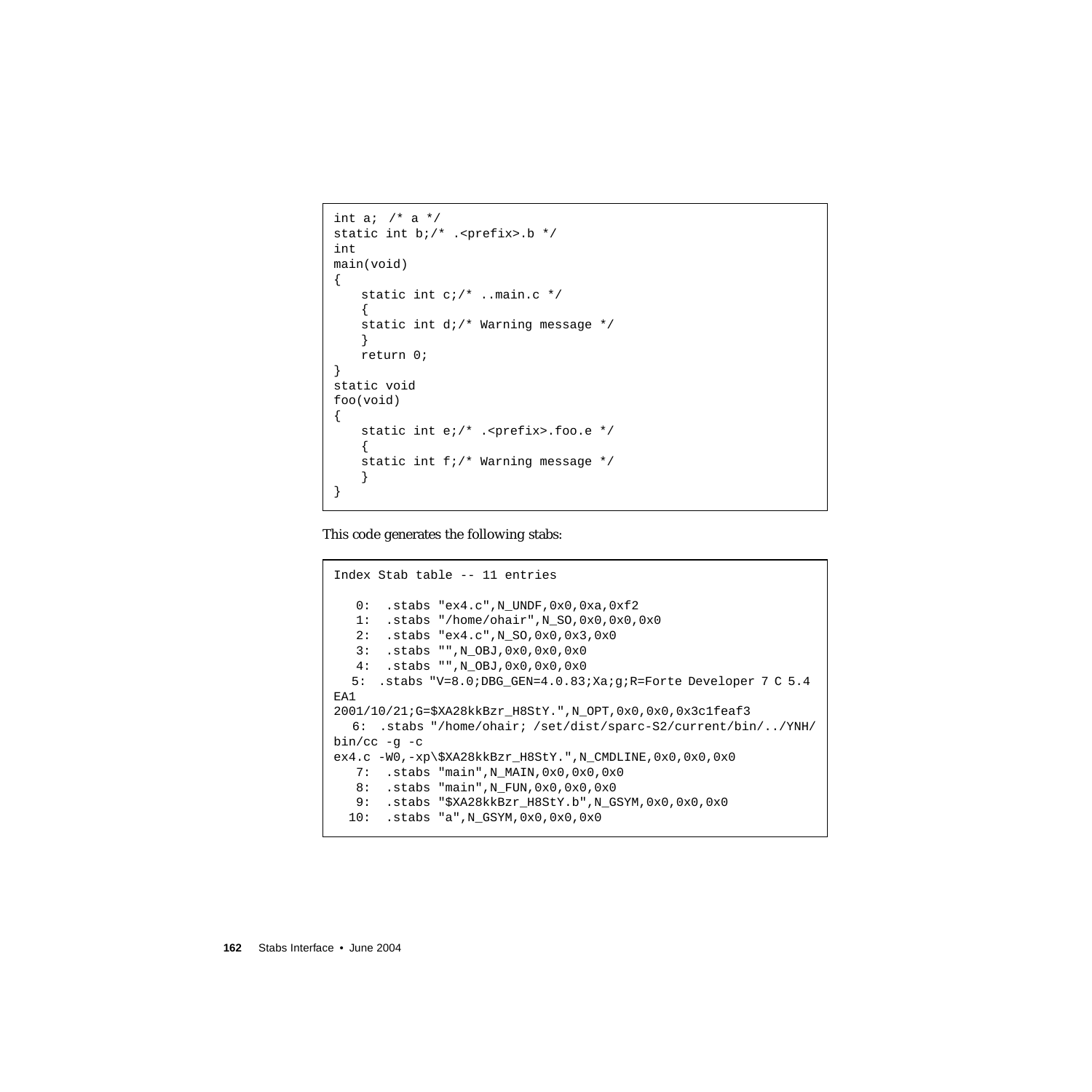```
int a;  /* a */
static int b;/* .<prefix>.b */
int
main(void)
{
    static int c;/* ..main.c */
    {
    static int d;/* Warning message */
    }
    return 0;
}
static void
foo(void)
{
    static int e;/* .<prefix>.foo.e */
    {
    static int f;/* Warning message */
    }
}
```

This code generates the following stabs:

```
Index Stab table -- 11 entries

   0:  .stabs "ex4.c",N_UNDF,0x0,0xa,0xf2
   1:  .stabs "/home/ohair",N_SO,0x0,0x0,0x0
   2:  .stabs "ex4.c",N_SO,0x0,0x3,0x0
   3:  .stabs "",N_OBJ,0x0,0x0,0x0
   4:  .stabs "",N_OBJ,0x0,0x0,0x0
  5:  .stabs "V=8.0;DBG_GEN=4.0.83;Xa;g;R=Forte Developer 7 C 5.4
EA1
2001/10/21;G=$XA28kkBzr_H8StY.",N_OPT,0x0,0x0,0x3c1feaf3
  6:  .stabs "/home/ohair; /set/dist/sparc-S2/current/bin/../YNH/
bin/cc -g -c
ex4.c -W0,-xp\$XA28kkBzr_H8StY.",N_CMDLINE,0x0,0x0,0x0
   7:  .stabs "main",N_MAIN,0x0,0x0,0x0
   8:  .stabs "main",N_FUN,0x0,0x0,0x0
   9:  .stabs "$XA28kkBzr_H8StY.b",N_GSYM,0x0,0x0,0x0
  10:  .stabs "a",N_GSYM,0x0,0x0,0x0
```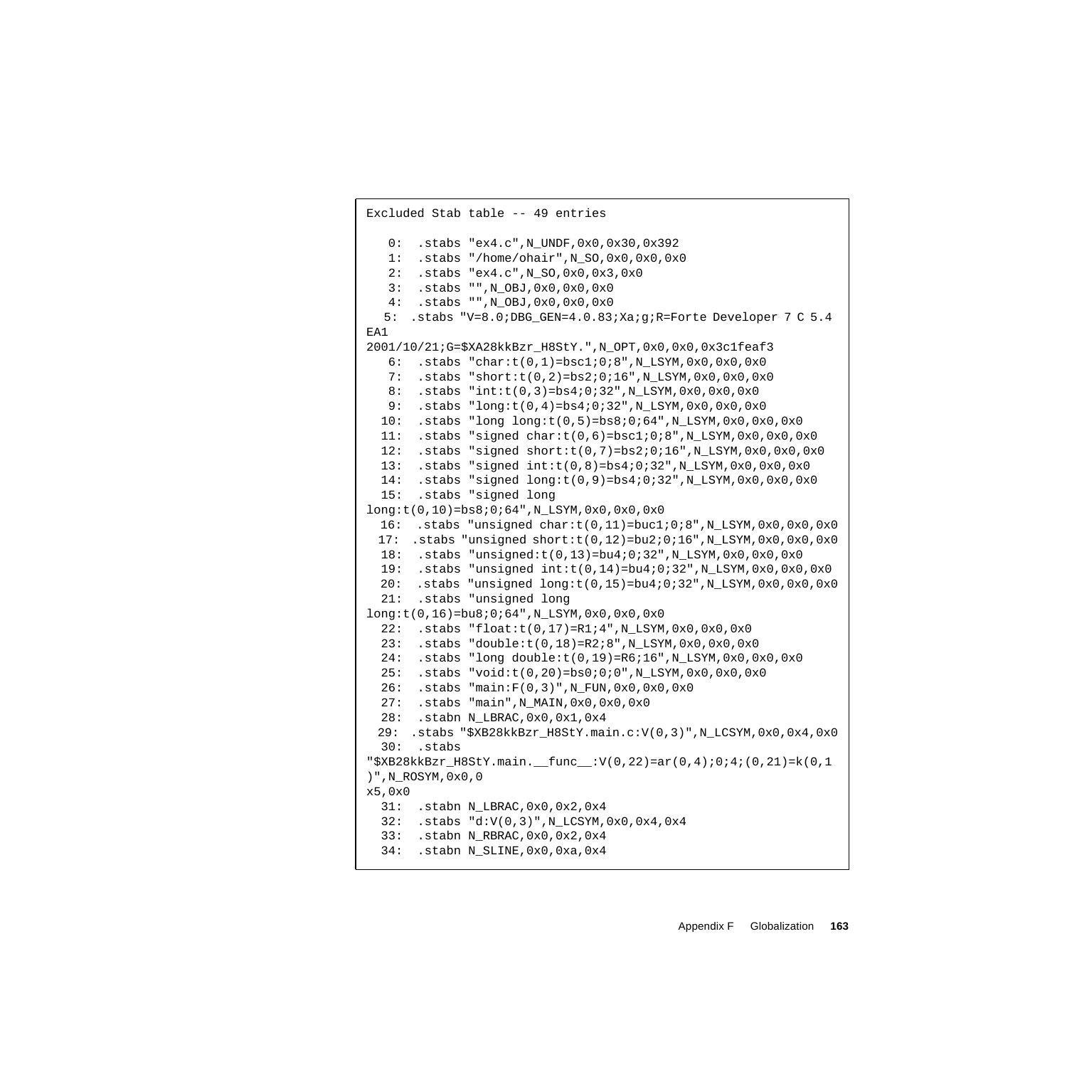```
Excluded Stab table -- 49 entries

   0:  .stabs "ex4.c",N_UNDF,0x0,0x30,0x392
   1:  .stabs "/home/ohair",N_SO,0x0,0x0,0x0
   2:  .stabs "ex4.c",N_SO,0x0,0x3,0x0
   3:  .stabs "",N_OBJ,0x0,0x0,0x0
   4:  .stabs "",N_OBJ,0x0,0x0,0x0
   5:  .stabs "V=8.0;DBG_GEN=4.0.83;Xa;g;R=Forte Developer 7 C 5.4
EA1
2001/10/21;G=$XA28kkBzr_H8StY.",N_OPT,0x0,0x0,0x3c1feaf3
   6:  .stabs "char:t(0,1)=bsc1;0;8",N_LSYM,0x0,0x0,0x0
   7:  .stabs "short:t(0,2)=bs2;0;16",N_LSYM,0x0,0x0,0x0
   8:  .stabs "int:t(0,3)=bs4;0;32",N_LSYM,0x0,0x0,0x0
   9:  .stabs "long:t(0,4)=bs4;0;32",N_LSYM,0x0,0x0,0x0
  10:  .stabs "long long:t(0,5)=bs8;0;64",N_LSYM,0x0,0x0,0x0
  11:  .stabs "signed char:t(0,6)=bsc1;0;8",N_LSYM,0x0,0x0,0x0
  12:  .stabs "signed short:t(0,7)=bs2;0;16",N_LSYM,0x0,0x0,0x0
  13:  .stabs "signed int:t(0,8)=bs4;0;32",N_LSYM,0x0,0x0,0x0
  14:  .stabs "signed long:t(0,9)=bs4;0;32",N_LSYM,0x0,0x0,0x0
  15:  .stabs "signed long
long:t(0,10)=bs8;0;64",N_LSYM,0x0,0x0,0x0
  16:  .stabs "unsigned char:t(0,11)=buc1;0;8",N_LSYM,0x0,0x0,0x0
  17:  .stabs "unsigned short:t(0,12)=bu2;0;16",N_LSYM,0x0,0x0,0x0
  18:  .stabs "unsigned:t(0,13)=bu4;0;32",N_LSYM,0x0,0x0,0x0
  19:  .stabs "unsigned int:t(0,14)=bu4;0;32",N_LSYM,0x0,0x0,0x0
  20:  .stabs "unsigned long:t(0,15)=bu4;0;32",N_LSYM,0x0,0x0,0x0
  21:  .stabs "unsigned long
long:t(0,16)=bu8;0;64",N_LSYM,0x0,0x0,0x0
  22:  .stabs "float:t(0,17)=R1;4",N_LSYM,0x0,0x0,0x0
  23:  .stabs "double:t(0,18)=R2;8",N_LSYM,0x0,0x0,0x0
  24:  .stabs "long double:t(0,19)=R6;16",N_LSYM,0x0,0x0,0x0
  25:  .stabs "void:t(0,20)=bs0;0;0",N_LSYM,0x0,0x0,0x0
  26:  .stabs "main:F(0,3)",N_FUN,0x0,0x0,0x0
  27:  .stabs "main",N_MAIN,0x0,0x0,0x0
  28:  .stabn N_LBRAC,0x0,0x1,0x4
  29:  .stabs "$XB28kkBzr_H8StY.main.c:V(0,3)",N_LCSYM,0x0,0x4,0x0
  30:  .stabs
"$XB28kkBzr_H8StY.main.__func__:V(0,22)=ar(0,4);0;4;(0,21)=k(0,1
)",N_ROSYM,0x0,0
x5,0x0
  31:  .stabn N_LBRAC,0x0,0x2,0x4
  32:  .stabs "d:V(0,3)",N_LCSYM,0x0,0x4,0x4
  33:  .stabn N_RBRAC,0x0,0x2,0x4
  34:  .stabn N_SLINE,0x0,0xa,0x4
```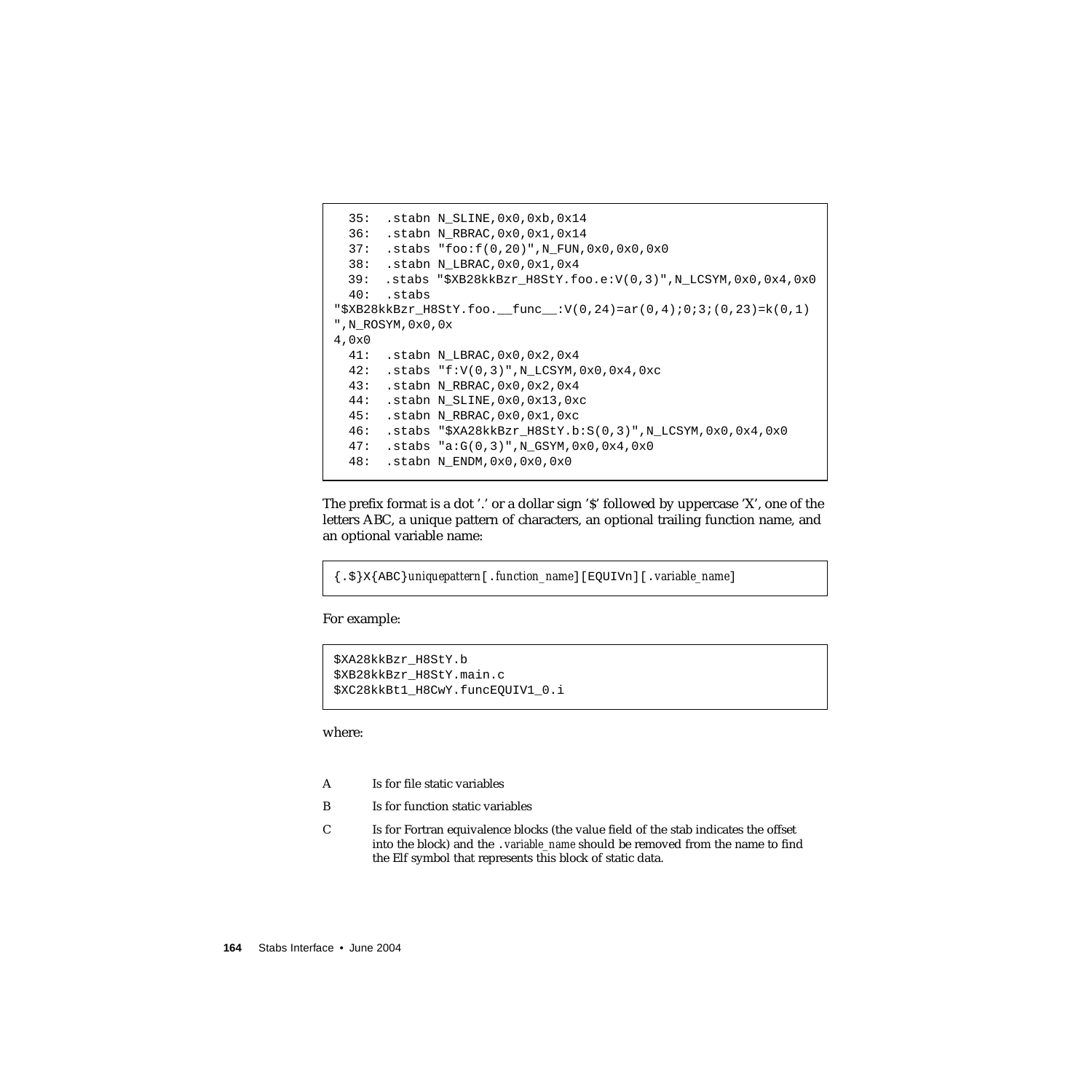```
  35:  .stabn N_SLINE,0x0,0xb,0x14
  36:  .stabn N_RBRAC,0x0,0x1,0x14
  37:  .stabs "foo:f(0,20)",N_FUN,0x0,0x0,0x0
  38:  .stabn N_LBRAC,0x0,0x1,0x4
  39:  .stabs "$XB28kkBzr_H8StY.foo.e:V(0,3)",N_LCSYM,0x0,0x4,0x0
  40:  .stabs
"$XB28kkBzr_H8StY.foo.__func__:V(0,24)=ar(0,4);0;3;(0,23)=k(0,1)
",N_ROSYM,0x0,0x
4,0x0
  41:  .stabn N_LBRAC,0x0,0x2,0x4
  42:  .stabs "f:V(0,3)",N_LCSYM,0x0,0x4,0xc
  43:  .stabn N_RBRAC,0x0,0x2,0x4
  44:  .stabn N_SLINE,0x0,0x13,0xc
  45:  .stabn N_RBRAC,0x0,0x1,0xc
  46:  .stabs "$XA28kkBzr_H8StY.b:S(0,3)",N_LCSYM,0x0,0x4,0x0
  47:  .stabs "a:G(0,3)",N_GSYM,0x0,0x4,0x0
  48:  .stabn N_ENDM,0x0,0x0,0x0
```

The prefix format is a dot '.' or a dollar sign '$' followed by uppercase 'X', one of the letters ABC, a unique pattern of characters, an optional trailing function name, and an optional variable name:

```
{.$}X{ABC}uniquepattern[.function_name][EQUIVn][.variable_name]
```

For example:

```
$XA28kkBzr_H8StY.b
$XB28kkBzr_H8StY.main.c
$XC28kkBt1_H8CwY.funcEQUIV1_0.i
```

where:

- A Is for file static variables
- B Is for function static variables
- C Is for Fortran equivalence blocks (the value field of the stab indicates the offset into the block) and the *.variable_name* should be removed from the name to find the Elf symbol that represents this block of static data.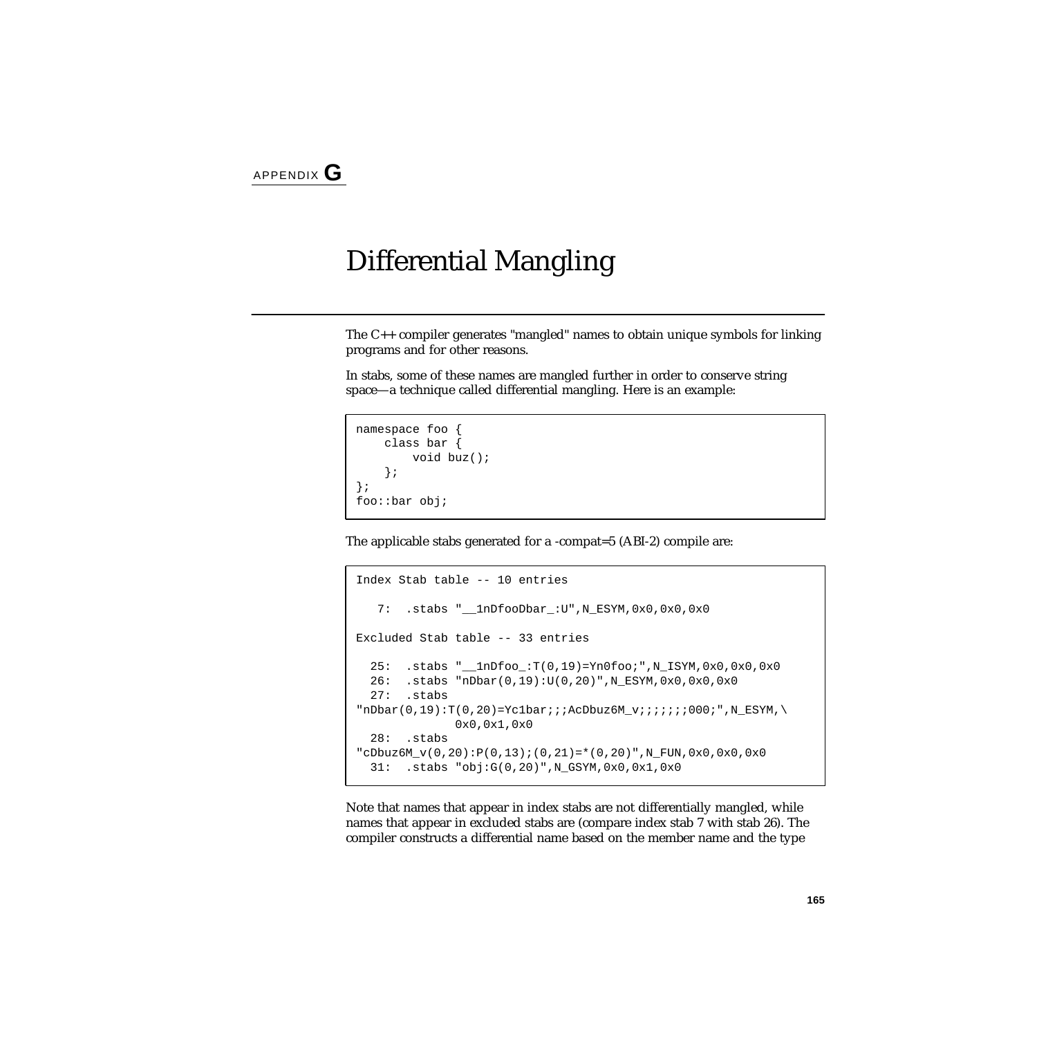APPENDIX **G**

# Differential Mangling

The C++ compiler generates "mangled" names to obtain unique symbols for linking programs and for other reasons.

In stabs, some of these names are mangled further in order to conserve string space—a technique called differential mangling. Here is an example:

```
namespace foo {
    class bar {
        void buz();
    };
};
foo::bar obj;
```

The applicable stabs generated for a -compat=5 (ABI-2) compile are:

```
Index Stab table -- 10 entries

   7:  .stabs "__1nDfooDbar_:U",N_ESYM,0x0,0x0,0x0

Excluded Stab table -- 33 entries

  25:  .stabs "__1nDfoo_:T(0,19)=Yn0foo;",N_ISYM,0x0,0x0,0x0
  26:  .stabs "nDbar(0,19):U(0,20)",N_ESYM,0x0,0x0,0x0
  27:  .stabs
"nDbar(0,19):T(0,20)=Yc1bar;;;AcDbuz6M_v;;;;;;;000;",N_ESYM,\
              0x0,0x1,0x0
  28:  .stabs
"cDbuz6M_v(0,20):P(0,13);(0,21)=*(0,20)",N_FUN,0x0,0x0,0x0
  31:  .stabs "obj:G(0,20)",N_GSYM,0x0,0x1,0x0
```

Note that names that appear in index stabs are not differentially mangled, while names that appear in excluded stabs are (compare index stab 7 with stab 26). The compiler constructs a differential name based on the member name and the type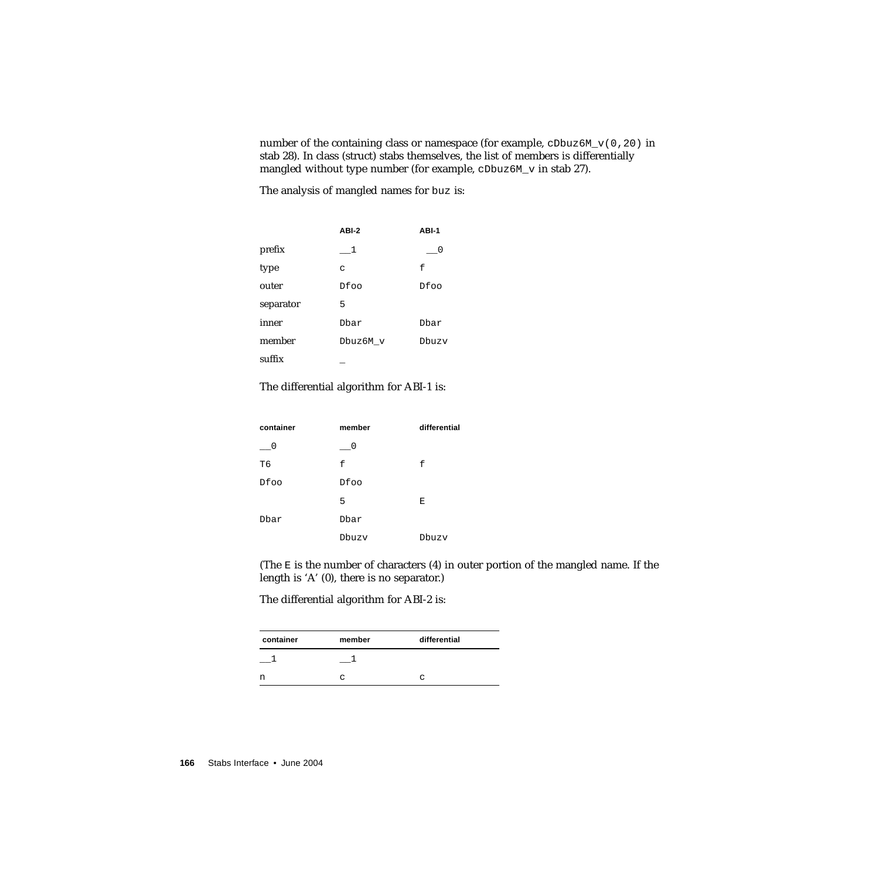number of the containing class or namespace (for example, `cDbuz6M_v(0,20)` in stab 28). In class (struct) stabs themselves, the list of members is differentially mangled without type number (for example, `cDbuz6M_v` in stab 27).

The analysis of mangled names for `buz` is:

| | ABI-2 | ABI-1 |
|---|---|---|
| prefix | `__1` | `__0` |
| type | `c` | `f` |
| outer | `Dfoo` | `Dfoo` |
| separator | `5` | |
| inner | `Dbar` | `Dbar` |
| member | `Dbuz6M_v` | `Dbuzv` |
| suffix | `_` | |

The differential algorithm for ABI-1 is:

| container | member | differential |
|---|---|---|
| `__0` | `__0` | |
| `T6` | `f` | `f` |
| `Dfoo` | `Dfoo` | |
| | `5` | `E` |
| `Dbar` | `Dbar` | |
| | `Dbuzv` | `Dbuzv` |

(The `E` is the number of characters (4) in outer portion of the mangled name. If the length is ‘A’ (0), there is no separator.)

The differential algorithm for ABI-2 is:

| container | member | differential |
|---|---|---|
| `__1` | `__1` | |
| `n` | `c` | `c` |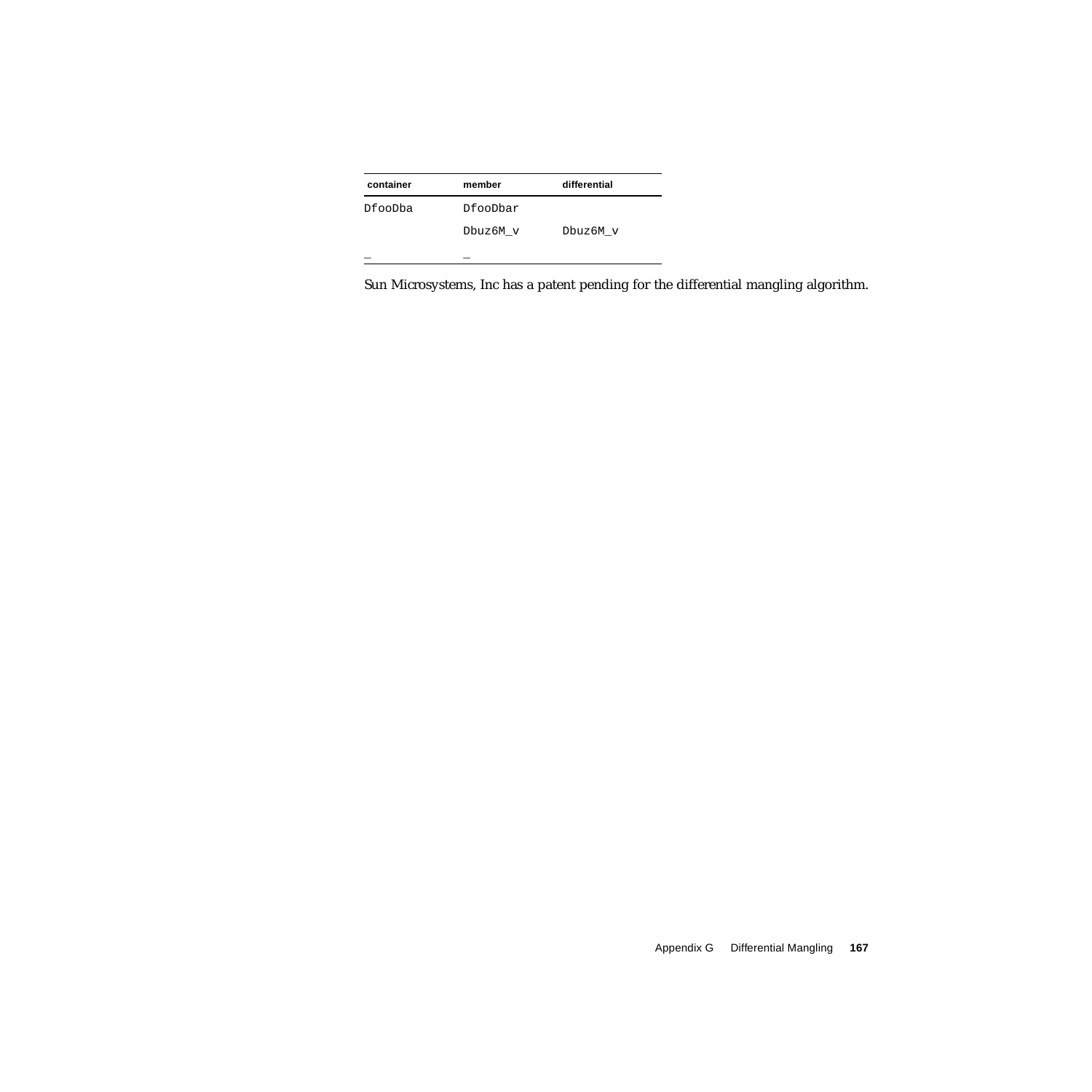| container | member | differential |
|---|---|---|
| DfooDba | DfooDbar | |
| | Dbuz6M_v | Dbuz6M_v |
| _ | _ | |

Sun Microsystems, Inc has a patent pending for the differential mangling algorithm.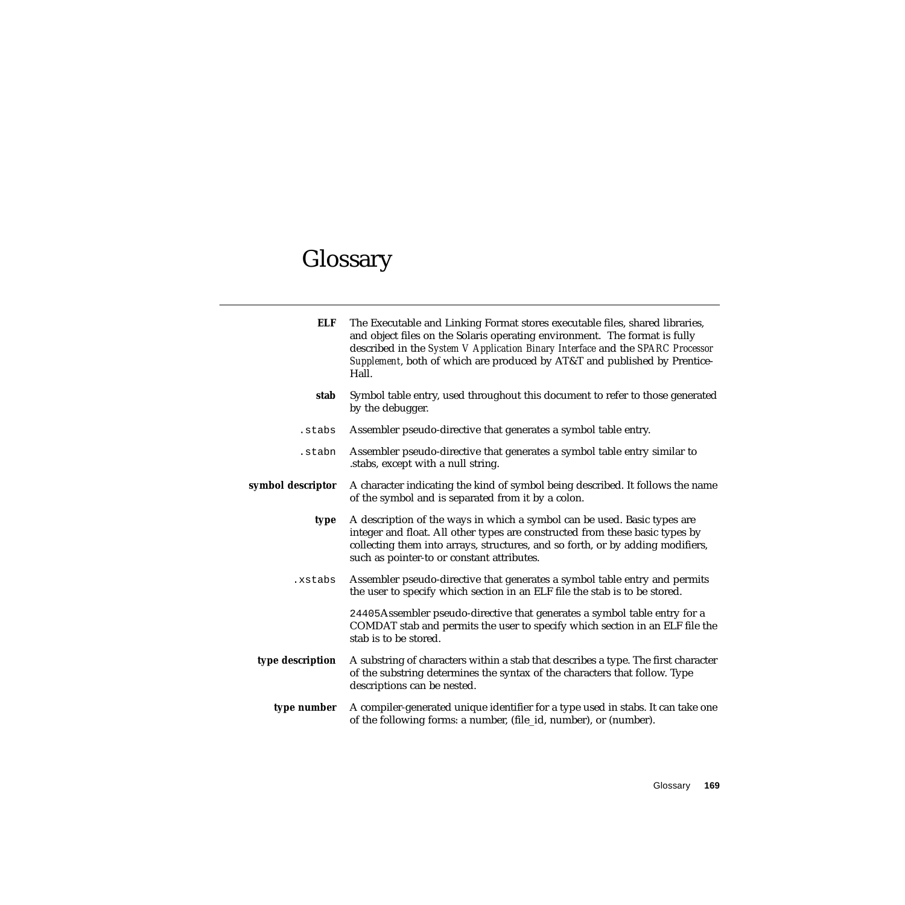# Glossary

---

**ELF** The Executable and Linking Format stores executable files, shared libraries, and object files on the Solaris operating environment. The format is fully described in the *System V Application Binary Interface* and the *SPARC Processor Supplement*, both of which are produced by AT&T and published by Prentice-Hall.

**stab** Symbol table entry, used throughout this document to refer to those generated by the debugger.

`.stabs` Assembler pseudo-directive that generates a symbol table entry.

`.stabn` Assembler pseudo-directive that generates a symbol table entry similar to .stabs, except with a null string.

**symbol descriptor** A character indicating the kind of symbol being described. It follows the name of the symbol and is separated from it by a colon.

**type** A description of the ways in which a symbol can be used. Basic types are integer and float. All other types are constructed from these basic types by collecting them into arrays, structures, and so forth, or by adding modifiers, such as pointer-to or constant attributes.

`.xstabs` Assembler pseudo-directive that generates a symbol table entry and permits the user to specify which section in an ELF file the stab is to be stored.

`24405`Assembler pseudo-directive that generates a symbol table entry for a COMDAT stab and permits the user to specify which section in an ELF file the stab is to be stored.

**type description** A substring of characters within a stab that describes a type. The first character of the substring determines the syntax of the characters that follow. Type descriptions can be nested.

**type number** A compiler-generated unique identifier for a type used in stabs. It can take one of the following forms: a number, (file_id, number), or (number).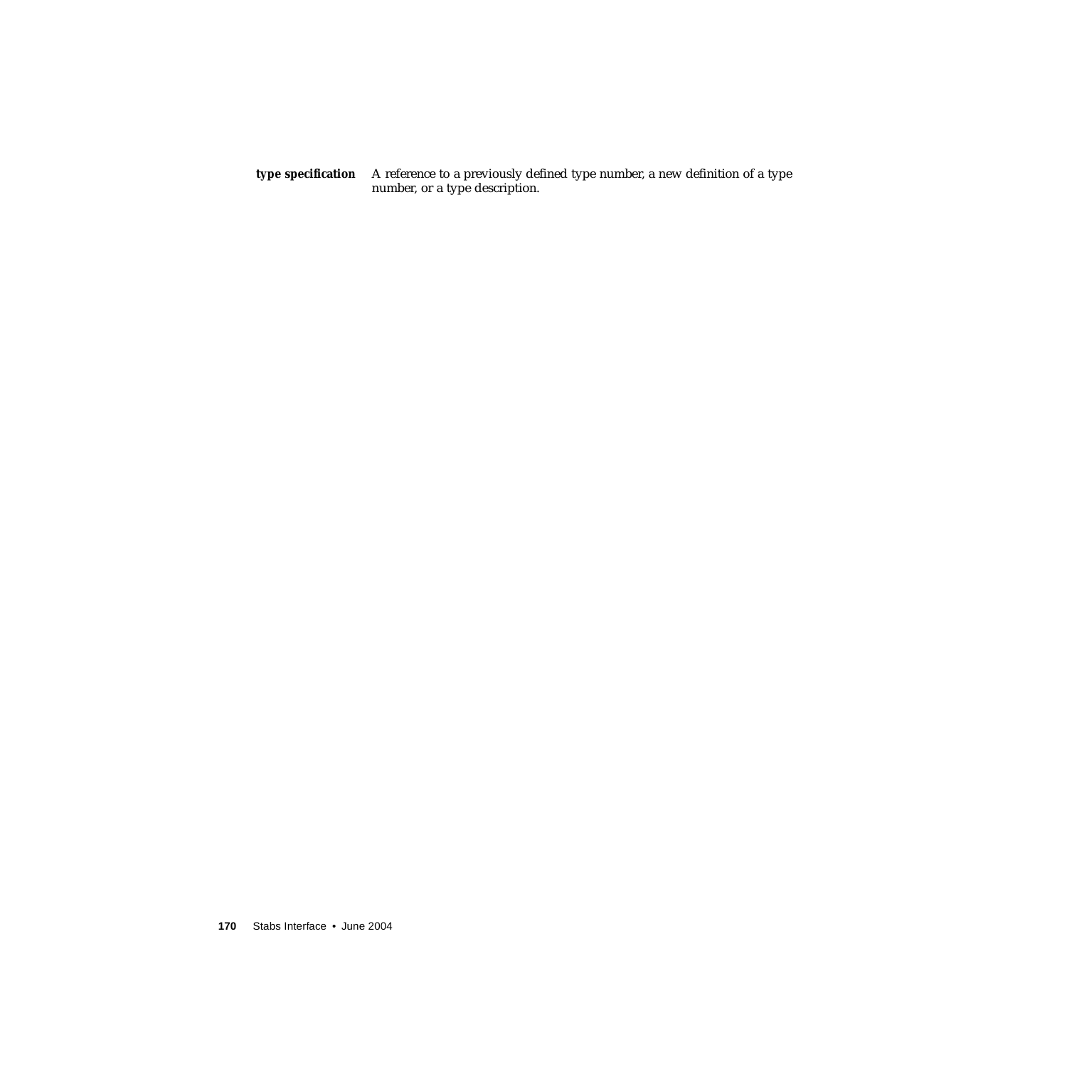**type specification** A reference to a previously defined type number, a new definition of a type number, or a type description.